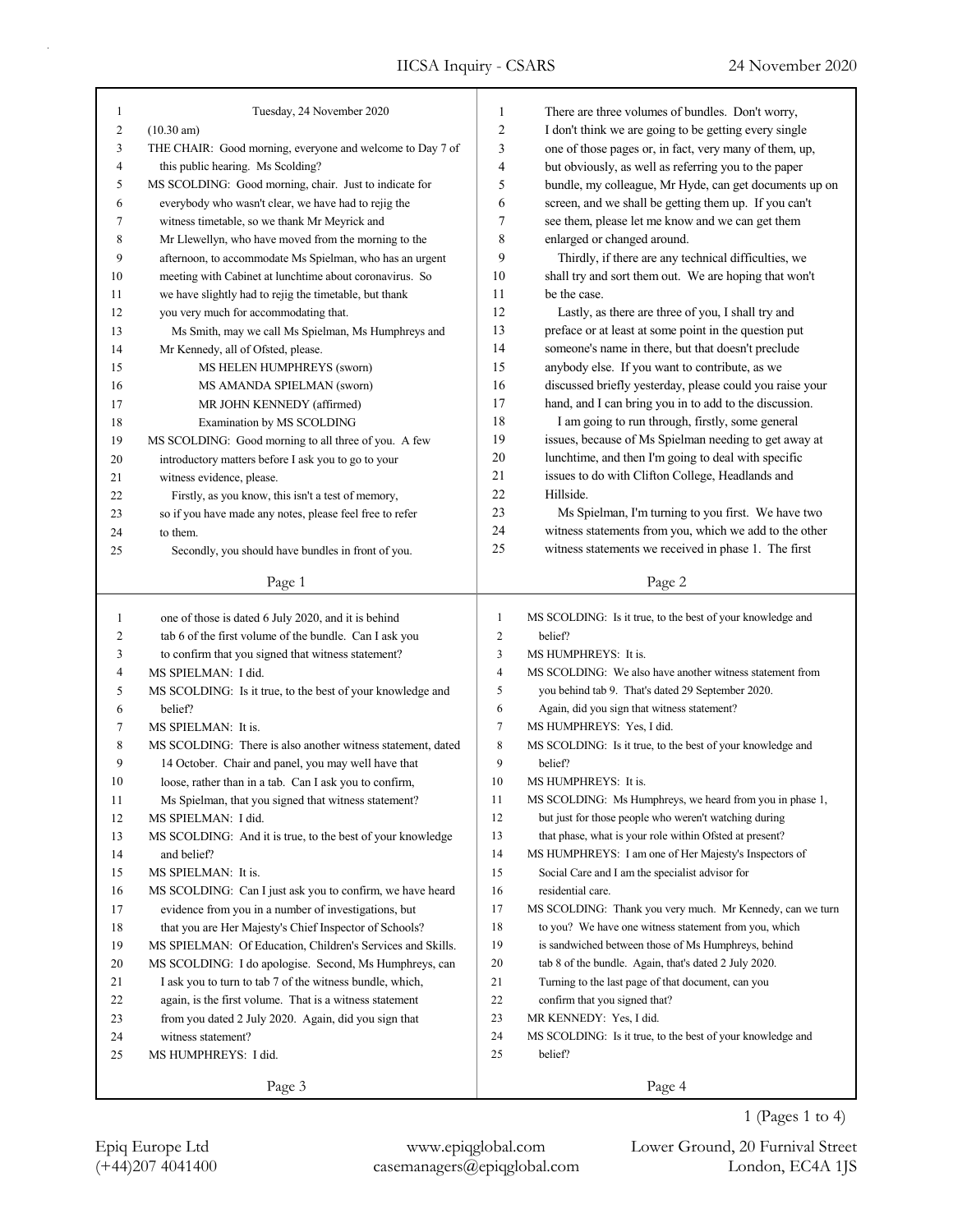Tuesday, 24 November 2020

(10.30 am)

THE CHAIR: Good morning, everyone and welcome to Day 7 of this public hearing. Ms Scolding?

MS SCOLDING: Good morning, chair. Just to indicate for everybody who wasn't clear, we have had to rejig the witness timetable, so we thank Mr Meyrick and Mr Llewellyn, who have moved from the morning to the afternoon, to accommodate Ms Spielman, who has an urgent meeting with Cabinet at lunchtime about coronavirus. So we have slightly had to rejig the timetable, but thank you very much for accommodating that.

Ms Smith, may we call Ms Spielman, Ms Humphreys and Mr Kennedy, all of Ofsted, please.

MS HELEN HUMPHREYS (sworn)

MS AMANDA SPIELMAN (sworn)

MR JOHN KENNEDY (affirmed)

Examination by MS SCOLDING

MS SCOLDING: Good morning to all three of you. A few introductory matters before I ask you to go to your witness evidence, please.

Firstly, as you know, this isn't a test of memory, so if you have made any notes, please feel free to refer to them.

Secondly, you should have bundles in front of you. There are three volumes of bundles. Don't worry, I don't think we are going to be getting every single one of those pages or, in fact, very many of them, up, but obviously, as well as referring you to the paper bundle, my colleague, Mr Hyde, can get documents up on screen, and we shall be getting them up. If you can't see them, please let me know and we can get them enlarged or changed around.

Thirdly, if there are any technical difficulties, we shall try and sort them out. We are hoping that won't be the case.

Lastly, as there are three of you, I shall try and preface or at least at some point in the question put someone's name in there, but that doesn't preclude anybody else. If you want to contribute, as we discussed briefly yesterday, please could you raise your hand, and I can bring you in to add to the discussion.

I am going to run through, firstly, some general issues, because of Ms Spielman needing to get away at lunchtime, and then I'm going to deal with specific issues to do with Clifton College, Headlands and Hillside.

Ms Spielman, I'm turning to you first. We have two witness statements from you, which we add to the other witness statements we received in phase 1. The first one of those is dated 6 July 2020, and it is behind tab 6 of the first volume of the bundle. Can I ask you to confirm that you signed that witness statement?

MS SPIELMAN: I did.

MS SCOLDING: Is it true, to the best of your knowledge and belief?

MS SPIELMAN: It is.

MS SCOLDING: There is also another witness statement, dated 14 October. Chair and panel, you may well have that loose, rather than in a tab. Can I ask you to confirm, Ms Spielman, that you signed that witness statement?

MS SPIELMAN: I did.

MS SCOLDING: And it is true, to the best of your knowledge and belief?

MS SPIELMAN: It is.

MS SCOLDING: Can I just ask you to confirm, we have heard evidence from you in a number of investigations, but that you are Her Majesty's Chief Inspector of Schools?

MS SPIELMAN: Of Education, Children's Services and Skills.

MS SCOLDING: I do apologise. Second, Ms Humphreys, can I ask you to turn to tab 7 of the witness bundle, which, again, is the first volume. That is a witness statement from you dated 2 July 2020. Again, did you sign that witness statement?

MS HUMPHREYS: I did.

MS SCOLDING: Is it true, to the best of your knowledge and belief?

MS HUMPHREYS: It is.

MS SCOLDING: We also have another witness statement from you behind tab 9. That's dated 29 September 2020. Again, did you sign that witness statement?

MS HUMPHREYS: Yes, I did.

MS SCOLDING: Is it true, to the best of your knowledge and belief?

MS HUMPHREYS: It is.

MS SCOLDING: Ms Humphreys, we heard from you in phase 1, but just for those people who weren't watching during that phase, what is your role within Ofsted at present?

MS HUMPHREYS: I am one of Her Majesty's Inspectors of Social Care and I am the specialist advisor for residential care.

MS SCOLDING: Thank you very much. Mr Kennedy, can we turn to you? We have one witness statement from you, which is sandwiched between those of Ms Humphreys, behind tab 8 of the bundle. Again, that's dated 2 July 2020. Turning to the last page of that document, can you confirm that you signed that?

MR KENNEDY: Yes, I did.

MS SCOLDING: Is it true, to the best of your knowledge and belief?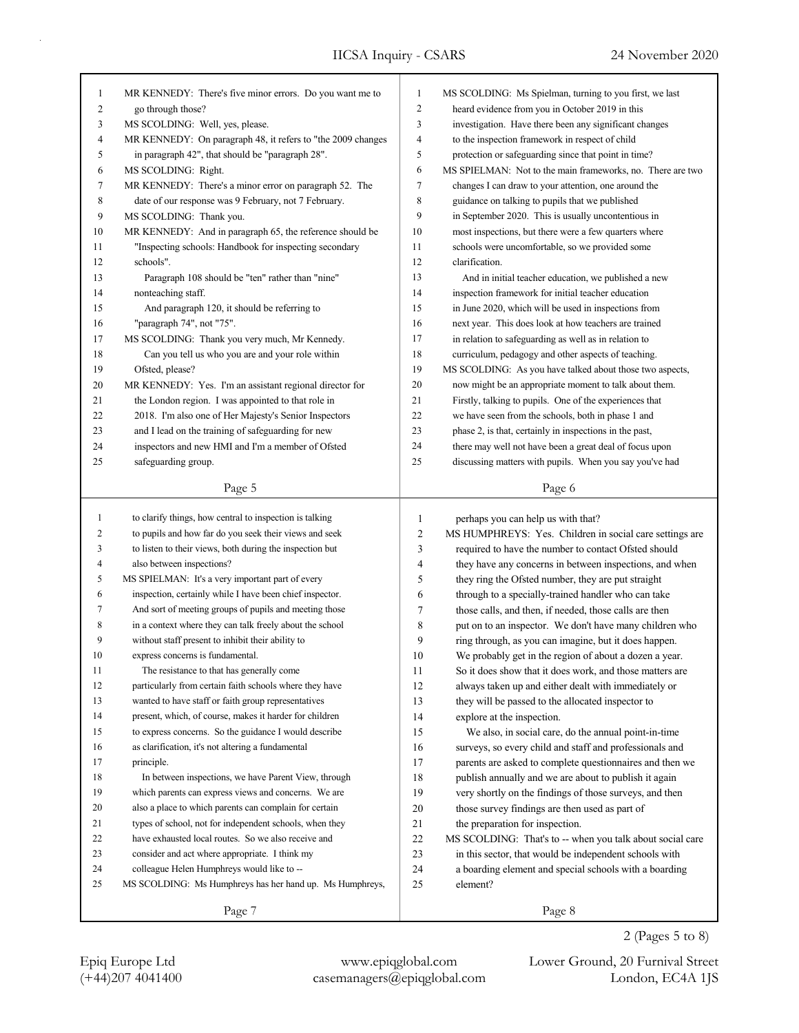MR KENNEDY: There's five minor errors. Do you want me to go through those?

MS SCOLDING: Well, yes, please.

MR KENNEDY: On paragraph 48, it refers to "the 2009 changes in paragraph 42", that should be "paragraph 28".

MS SCOLDING: Right.

MR KENNEDY: There's a minor error on paragraph 52. The date of our response was 9 February, not 7 February.

MS SCOLDING: Thank you.

MR KENNEDY: And in paragraph 65, the reference should be "Inspecting schools: Handbook for inspecting secondary schools".

Paragraph 108 should be "ten" rather than "nine" nonteaching staff.

And paragraph 120, it should be referring to "paragraph 74", not "75".

MS SCOLDING: Thank you very much, Mr Kennedy.

Can you tell us who you are and your role within Ofsted, please?

MR KENNEDY: Yes. I'm an assistant regional director for the London region. I was appointed to that role in 2018. I'm also one of Her Majesty's Senior Inspectors and I lead on the training of safeguarding for new inspectors and new HMI and I'm a member of Ofsted safeguarding group.

MS SCOLDING: Ms Spielman, turning to you first, we last heard evidence from you in October 2019 in this investigation. Have there been any significant changes to the inspection framework in respect of child protection or safeguarding since that point in time?

MS SPIELMAN: Not to the main frameworks, no. There are two changes I can draw to your attention, one around the guidance on talking to pupils that we published in September 2020. This is usually uncontentious in most inspections, but there were a few quarters where schools were uncomfortable, so we provided some clarification.

And in initial teacher education, we published a new inspection framework for initial teacher education in June 2020, which will be used in inspections from next year. This does look at how teachers are trained in relation to safeguarding as well as in relation to curriculum, pedagogy and other aspects of teaching.

MS SCOLDING: As you have talked about those two aspects, now might be an appropriate moment to talk about them. Firstly, talking to pupils. One of the experiences that we have seen from the schools, both in phase 1 and phase 2, is that, certainly in inspections in the past, there may well not have been a great deal of focus upon discussing matters with pupils. When you say you've had to clarify things, how central to inspection is talking to pupils and how far do you seek their views and seek to listen to their views, both during the inspection but also between inspections?

MS SPIELMAN: It's a very important part of every inspection, certainly while I have been chief inspector. And sort of meeting groups of pupils and meeting those in a context where they can talk freely about the school without staff present to inhibit their ability to express concerns is fundamental.

The resistance to that has generally come particularly from certain faith schools where they have wanted to have staff or faith group representatives present, which, of course, makes it harder for children to express concerns. So the guidance I would describe as clarification, it's not altering a fundamental principle.

In between inspections, we have Parent View, through which parents can express views and concerns. We are also a place to which parents can complain for certain types of school, not for independent schools, when they have exhausted local routes. So we also receive and consider and act where appropriate. I think my colleague Helen Humphreys would like to --

MS SCOLDING: Ms Humphreys has her hand up. Ms Humphreys, perhaps you can help us with that?

MS HUMPHREYS: Yes. Children in social care settings are required to have the number to contact Ofsted should they have any concerns in between inspections, and when they ring the Ofsted number, they are put straight through to a specially-trained handler who can take those calls, and then, if needed, those calls are then put on to an inspector. We don't have many children who ring through, as you can imagine, but it does happen. We probably get in the region of about a dozen a year. So it does show that it does work, and those matters are always taken up and either dealt with immediately or they will be passed to the allocated inspector to explore at the inspection.

We also, in social care, do the annual point-in-time surveys, so every child and staff and professionals and parents are asked to complete questionnaires and then we publish annually and we are about to publish it again very shortly on the findings of those surveys, and then those survey findings are then used as part of the preparation for inspection.

MS SCOLDING: That's to -- when you talk about social care in this sector, that would be independent schools with a boarding element and special schools with a boarding element?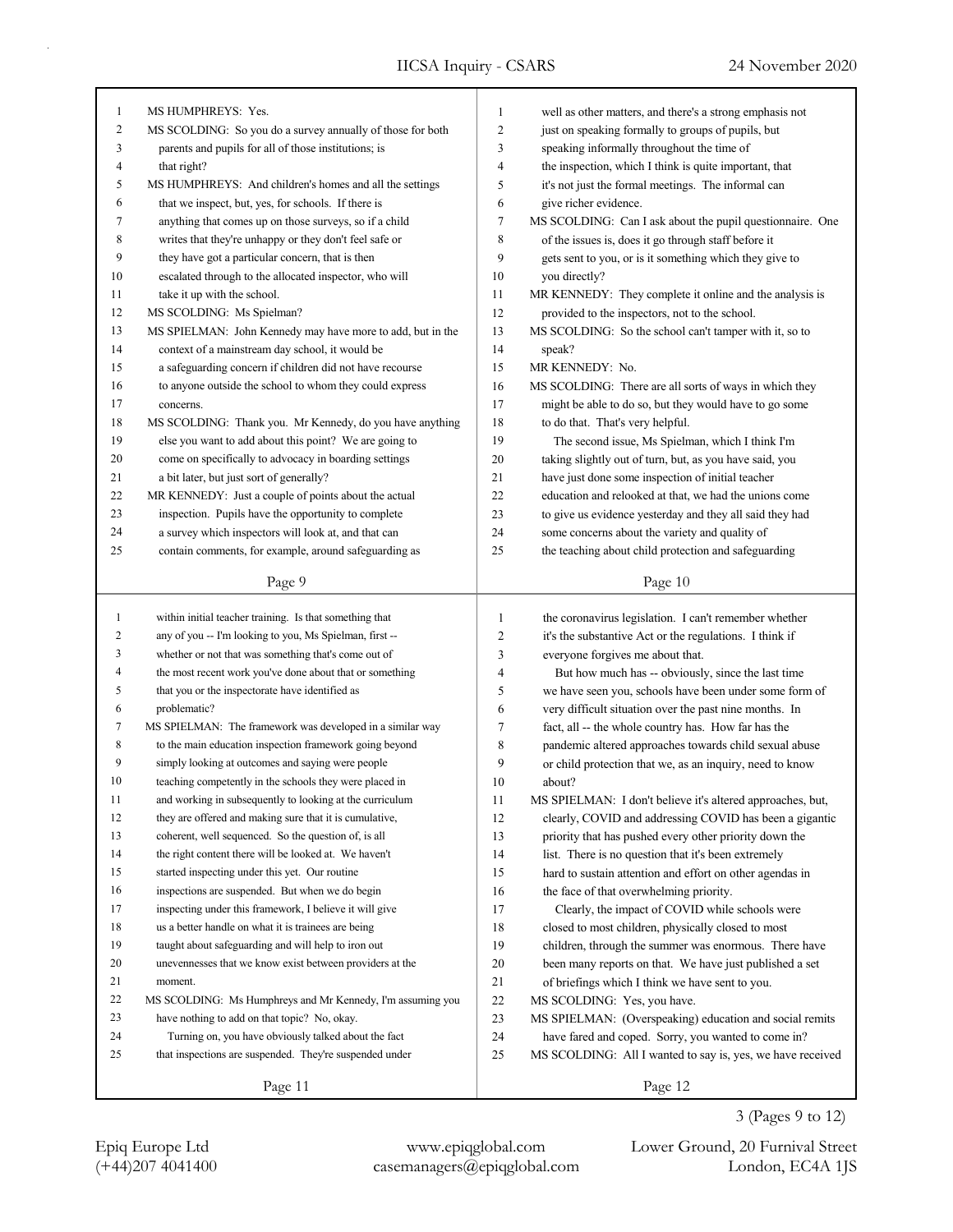MS HUMPHREYS: Yes.

MS SCOLDING: So you do a survey annually of those for both parents and pupils for all of those institutions; is that right?

MS HUMPHREYS: And children's homes and all the settings that we inspect, but, yes, for schools. If there is anything that comes up on those surveys, so if a child writes that they're unhappy or they don't feel safe or they have got a particular concern, that is then escalated through to the allocated inspector, who will take it up with the school.

MS SCOLDING: Ms Spielman?

MS SPIELMAN: John Kennedy may have more to add, but in the context of a mainstream day school, it would be a safeguarding concern if children did not have recourse to anyone outside the school to whom they could express concerns.

MS SCOLDING: Thank you. Mr Kennedy, do you have anything else you want to add about this point? We are going to come on specifically to advocacy in boarding settings a bit later, but just sort of generally?

MR KENNEDY: Just a couple of points about the actual inspection. Pupils have the opportunity to complete a survey which inspectors will look at, and that can contain comments, for example, around safeguarding as well as other matters, and there's a strong emphasis not just on speaking formally to groups of pupils, but speaking informally throughout the time of the inspection, which I think is quite important, that it's not just the formal meetings. The informal can give richer evidence.

MS SCOLDING: Can I ask about the pupil questionnaire. One of the issues is, does it go through staff before it gets sent to you, or is it something which they give to you directly?

MR KENNEDY: They complete it online and the analysis is provided to the inspectors, not to the school.

MS SCOLDING: So the school can't tamper with it, so to speak?

MR KENNEDY: No.

MS SCOLDING: There are all sorts of ways in which they might be able to do so, but they would have to go some to do that. That's very helpful.

The second issue, Ms Spielman, which I think I'm taking slightly out of turn, but, as you have said, you have just done some inspection of initial teacher education and relooked at that, we had the unions come to give us evidence yesterday and they all said they had some concerns about the variety and quality of the teaching about child protection and safeguarding within initial teacher training. Is that something that any of you -- I'm looking to you, Ms Spielman, first -- whether or not that was something that's come out of the most recent work you've done about that or something that you or the inspectorate have identified as problematic?

MS SPIELMAN: The framework was developed in a similar way to the main education inspection framework going beyond simply looking at outcomes and saying were people teaching competently in the schools they were placed in and working in subsequently to looking at the curriculum they are offered and making sure that it is cumulative, coherent, well sequenced. So the question of, is all the right content there will be looked at. We haven't started inspecting under this yet. Our routine inspections are suspended. But when we do begin inspecting under this framework, I believe it will give us a better handle on what it is trainees are being taught about safeguarding and will help to iron out unevennesses that we know exist between providers at the moment.

MS SCOLDING: Ms Humphreys and Mr Kennedy, I'm assuming you have nothing to add on that topic? No, okay.

Turning on, you have obviously talked about the fact that inspections are suspended. They're suspended under the coronavirus legislation. I can't remember whether it's the substantive Act or the regulations. I think if everyone forgives me about that.

But how much has -- obviously, since the last time we have seen you, schools have been under some form of very difficult situation over the past nine months. In fact, all -- the whole country has. How far has the pandemic altered approaches towards child sexual abuse or child protection that we, as an inquiry, need to know about?

MS SPIELMAN: I don't believe it's altered approaches, but, clearly, COVID and addressing COVID has been a gigantic priority that has pushed every other priority down the list. There is no question that it's been extremely hard to sustain attention and effort on other agendas in the face of that overwhelming priority.

Clearly, the impact of COVID while schools were closed to most children, physically closed to most children, through the summer was enormous. There have been many reports on that. We have just published a set of briefings which I think we have sent to you.

MS SCOLDING: Yes, you have.

MS SPIELMAN: (Overspeaking) education and social remits have fared and coped. Sorry, you wanted to come in?

MS SCOLDING: All I wanted to say is, yes, we have received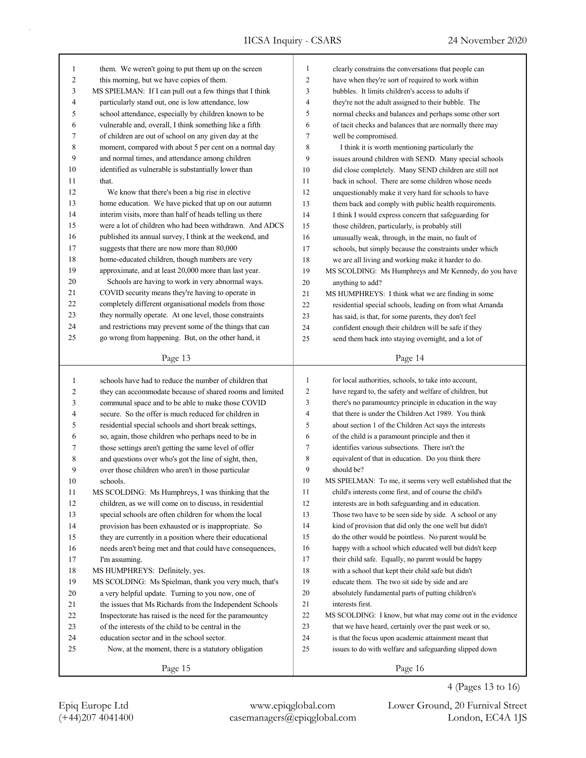them. We weren't going to put them up on the screen this morning, but we have copies of them.

MS SPIELMAN: If I can pull out a few things that I think particularly stand out, one is low attendance, low school attendance, especially by children known to be vulnerable and, overall, I think something like a fifth of children are out of school on any given day at the moment, compared with about 5 per cent on a normal day and normal times, and attendance among children identified as vulnerable is substantially lower than that.

We know that there's been a big rise in elective home education. We have picked that up on our autumn interim visits, more than half of heads telling us there were a lot of children who had been withdrawn. And ADCS published its annual survey, I think at the weekend, and suggests that there are now more than 80,000 home-educated children, though numbers are very approximate, and at least 20,000 more than last year.

Schools are having to work in very abnormal ways. COVID security means they're having to operate in completely different organisational models from those they normally operate. At one level, those constraints and restrictions may prevent some of the things that can go wrong from happening. But, on the other hand, it clearly constrains the conversations that people can have when they're sort of required to work within bubbles. It limits children's access to adults if they're not the adult assigned to their bubble. The normal checks and balances and perhaps some other sort of tacit checks and balances that are normally there may well be compromised.

I think it is worth mentioning particularly the issues around children with SEND. Many special schools did close completely. Many SEND children are still not back in school. There are some children whose needs unquestionably make it very hard for schools to have them back and comply with public health requirements. I think I would express concern that safeguarding for those children, particularly, is probably still unusually weak, through, in the main, no fault of schools, but simply because the constraints under which we are all living and working make it harder to do.

MS SCOLDING: Ms Humphreys and Mr Kennedy, do you have anything to add?

MS HUMPHREYS: I think what we are finding in some residential special schools, leading on from what Amanda has said, is that, for some parents, they don't feel confident enough their children will be safe if they send them back into staying overnight, and a lot of schools have had to reduce the number of children that they can accommodate because of shared rooms and limited communal space and to be able to make those COVID secure. So the offer is much reduced for children in residential special schools and short break settings, so, again, those children who perhaps need to be in those settings aren't getting the same level of offer and questions over who's got the line of sight, then, over those children who aren't in those particular schools.

MS SCOLDING: Ms Humphreys, I was thinking that the children, as we will come on to discuss, in residential special schools are often children for whom the local provision has been exhausted or is inappropriate. So they are currently in a position where their educational needs aren't being met and that could have consequences, I'm assuming.

MS HUMPHREYS: Definitely, yes.

MS SCOLDING: Ms Spielman, thank you very much, that's a very helpful update. Turning to you now, one of the issues that Ms Richards from the Independent Schools Inspectorate has raised is the need for the paramountcy of the interests of the child to be central in the education sector and in the school sector.

Now, at the moment, there is a statutory obligation for local authorities, schools, to take into account, have regard to, the safety and welfare of children, but there's no paramountcy principle in education in the way that there is under the Children Act 1989. You think about section 1 of the Children Act says the interests of the child is a paramount principle and then it identifies various subsections. There isn't the equivalent of that in education. Do you think there should be?

MS SPIELMAN: To me, it seems very well established that the child's interests come first, and of course the child's interests are in both safeguarding and in education. Those two have to be seen side by side. A school or any kind of provision that did only the one well but didn't do the other would be pointless. No parent would be happy with a school which educated well but didn't keep their child safe. Equally, no parent would be happy with a school that kept their child safe but didn't educate them. The two sit side by side and are absolutely fundamental parts of putting children's interests first.

MS SCOLDING: I know, but what may come out in the evidence that we have heard, certainly over the past week or so, is that the focus upon academic attainment meant that issues to do with welfare and safeguarding slipped down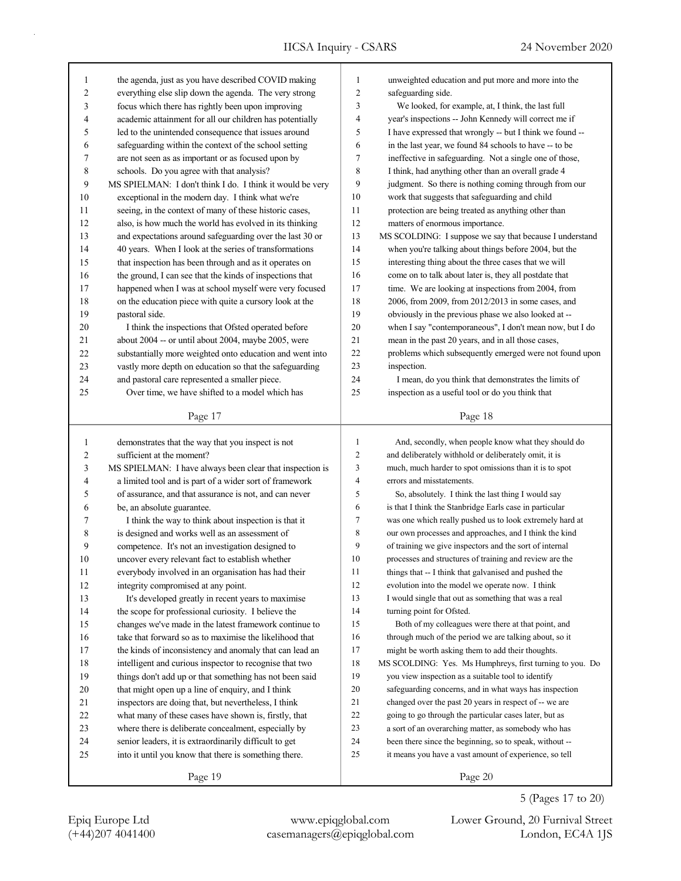the agenda, just as you have described COVID making everything else slip down the agenda. The very strong focus which there has rightly been upon improving academic attainment for all our children has potentially led to the unintended consequence that issues around safeguarding within the context of the school setting are not seen as as important or as focused upon by schools. Do you agree with that analysis?

MS SPIELMAN: I don't think I do. I think it would be very exceptional in the modern day. I think what we're seeing, in the context of many of these historic cases, also, is how much the world has evolved in its thinking and expectations around safeguarding over the last 30 or 40 years. When I look at the series of transformations that inspection has been through and as it operates on the ground, I can see that the kinds of inspections that happened when I was at school myself were very focused on the education piece with quite a cursory look at the pastoral side.

I think the inspections that Ofsted operated before about 2004 -- or until about 2004, maybe 2005, were substantially more weighted onto education and went into vastly more depth on education so that the safeguarding and pastoral care represented a smaller piece.

Over time, we have shifted to a model which has unweighted education and put more and more into the safeguarding side.

We looked, for example, at, I think, the last full year's inspections -- John Kennedy will correct me if I have expressed that wrongly -- but I think we found -- in the last year, we found 84 schools to have -- to be ineffective in safeguarding. Not a single one of those, I think, had anything other than an overall grade 4 judgment. So there is nothing coming through from our work that suggests that safeguarding and child protection are being treated as anything other than matters of enormous importance.

MS SCOLDING: I suppose we say that because I understand when you're talking about things before 2004, but the interesting thing about the three cases that we will come on to talk about later is, they all postdate that time. We are looking at inspections from 2004, from 2006, from 2009, from 2012/2013 in some cases, and obviously in the previous phase we also looked at -- when I say "contemporaneous", I don't mean now, but I do mean in the past 20 years, and in all those cases, problems which subsequently emerged were not found upon inspection.

I mean, do you think that demonstrates the limits of inspection as a useful tool or do you think that demonstrates that the way that you inspect is not sufficient at the moment?

MS SPIELMAN: I have always been clear that inspection is a limited tool and is part of a wider sort of framework of assurance, and that assurance is not, and can never be, an absolute guarantee.

I think the way to think about inspection is that it is designed and works well as an assessment of competence. It's not an investigation designed to uncover every relevant fact to establish whether everybody involved in an organisation has had their integrity compromised at any point.

It's developed greatly in recent years to maximise the scope for professional curiosity. I believe the changes we've made in the latest framework continue to take that forward so as to maximise the likelihood that the kinds of inconsistency and anomaly that can lead an intelligent and curious inspector to recognise that two things don't add up or that something has not been said that might open up a line of enquiry, and I think inspectors are doing that, but nevertheless, I think what many of these cases have shown is, firstly, that where there is deliberate concealment, especially by senior leaders, it is extraordinarily difficult to get into it until you know that there is something there.

And, secondly, when people know what they should do and deliberately withhold or deliberately omit, it is much, much harder to spot omissions than it is to spot errors and misstatements.

So, absolutely. I think the last thing I would say is that I think the Stanbridge Earls case in particular was one which really pushed us to look extremely hard at our own processes and approaches, and I think the kind of training we give inspectors and the sort of internal processes and structures of training and review are the things that -- I think that galvanised and pushed the evolution into the model we operate now. I think I would single that out as something that was a real turning point for Ofsted.

Both of my colleagues were there at that point, and through much of the period we are talking about, so it might be worth asking them to add their thoughts.

MS SCOLDING: Yes. Ms Humphreys, first turning to you. Do you view inspection as a suitable tool to identify safeguarding concerns, and in what ways has inspection changed over the past 20 years in respect of -- we are going to go through the particular cases later, but as a sort of an overarching matter, as somebody who has been there since the beginning, so to speak, without -- it means you have a vast amount of experience, so tell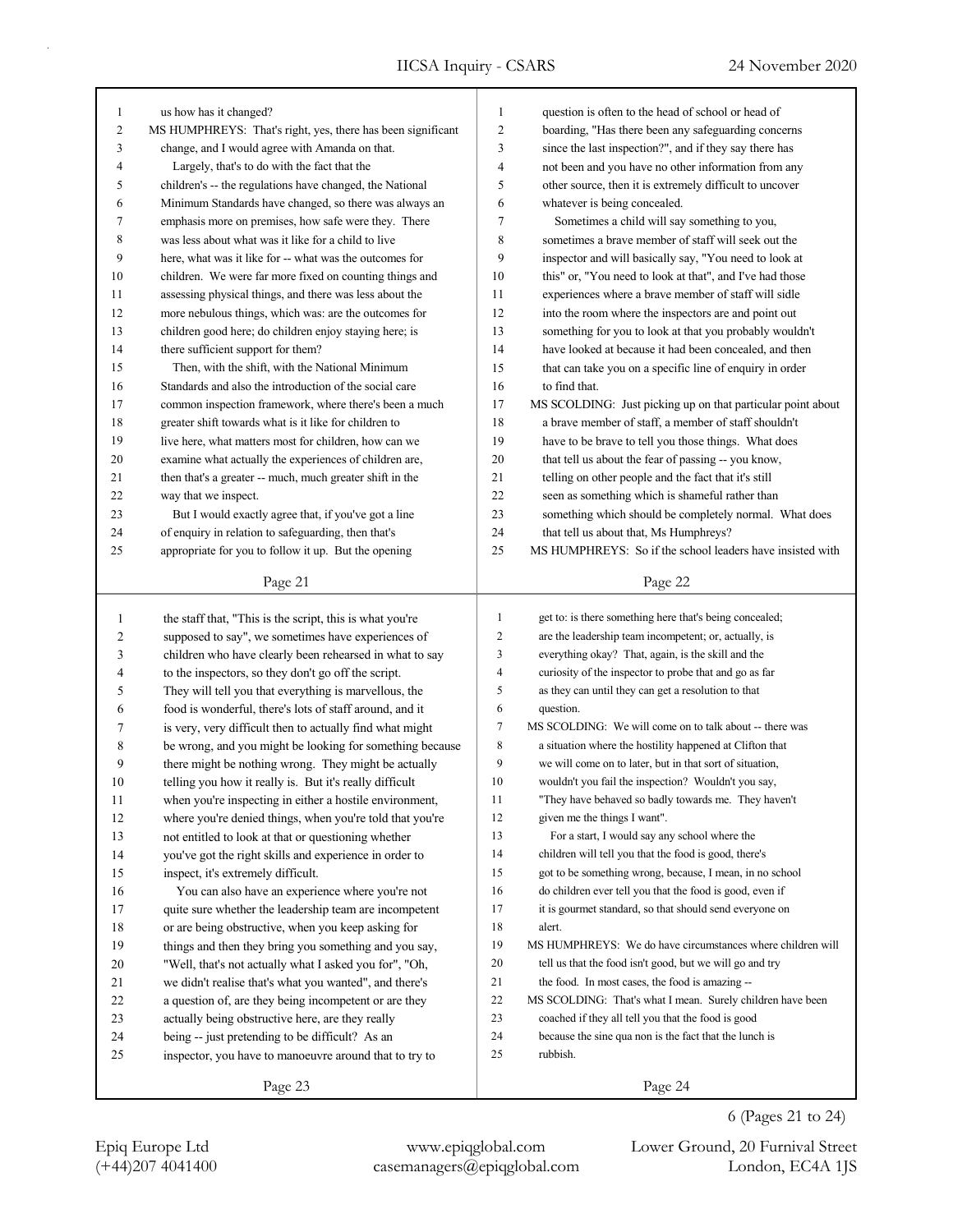us how has it changed?

MS HUMPHREYS: That's right, yes, there has been significant change, and I would agree with Amanda on that.

Largely, that's to do with the fact that the children's -- the regulations have changed, the National Minimum Standards have changed, so there was always an emphasis more on premises, how safe were they. There was less about what was it like for a child to live here, what was it like for -- what was the outcomes for children. We were far more fixed on counting things and assessing physical things, and there was less about the more nebulous things, which was: are the outcomes for children good here; do children enjoy staying here; is there sufficient support for them?

Then, with the shift, with the National Minimum Standards and also the introduction of the social care common inspection framework, where there's been a much greater shift towards what is it like for children to live here, what matters most for children, how can we examine what actually the experiences of children are, then that's a greater -- much, much greater shift in the way that we inspect.

But I would exactly agree that, if you've got a line of enquiry in relation to safeguarding, then that's appropriate for you to follow it up. But the opening question is often to the head of school or head of boarding, "Has there been any safeguarding concerns since the last inspection?", and if they say there has not been and you have no other information from any other source, then it is extremely difficult to uncover whatever is being concealed.

Sometimes a child will say something to you, sometimes a brave member of staff will seek out the inspector and will basically say, "You need to look at this" or, "You need to look at that", and I've had those experiences where a brave member of staff will sidle into the room where the inspectors are and point out something for you to look at that you probably wouldn't have looked at because it had been concealed, and then that can take you on a specific line of enquiry in order to find that.

MS SCOLDING: Just picking up on that particular point about a brave member of staff, a member of staff shouldn't have to be brave to tell you those things. What does that tell us about the fear of passing -- you know, telling on other people and the fact that it's still seen as something which is shameful rather than something which should be completely normal. What does that tell us about that, Ms Humphreys?

MS HUMPHREYS: So if the school leaders have insisted with the staff that, "This is the script, this is what you're supposed to say", we sometimes have experiences of children who have clearly been rehearsed in what to say to the inspectors, so they don't go off the script. They will tell you that everything is marvellous, the food is wonderful, there's lots of staff around, and it is very, very difficult then to actually find what might be wrong, and you might be looking for something because there might be nothing wrong. They might be actually telling you how it really is. But it's really difficult when you're inspecting in either a hostile environment, where you're denied things, when you're told that you're not entitled to look at that or questioning whether you've got the right skills and experience in order to inspect, it's extremely difficult.

You can also have an experience where you're not quite sure whether the leadership team are incompetent or are being obstructive, when you keep asking for things and then they bring you something and you say, "Well, that's not actually what I asked you for", "Oh, we didn't realise that's what you wanted", and there's a question of, are they being incompetent or are they actually being obstructive here, are they really being -- just pretending to be difficult? As an inspector, you have to manoeuvre around that to try to get to: is there something here that's being concealed; are the leadership team incompetent; or, actually, is everything okay? That, again, is the skill and the curiosity of the inspector to probe that and go as far as they can until they can get a resolution to that question.

MS SCOLDING: We will come on to talk about -- there was a situation where the hostility happened at Clifton that we will come on to later, but in that sort of situation, wouldn't you fail the inspection? Wouldn't you say, "They have behaved so badly towards me. They haven't given me the things I want".

For a start, I would say any school where the children will tell you that the food is good, there's got to be something wrong, because, I mean, in no school do children ever tell you that the food is good, even if it is gourmet standard, so that should send everyone on alert.

MS HUMPHREYS: We do have circumstances where children will tell us that the food isn't good, but we will go and try the food. In most cases, the food is amazing --

MS SCOLDING: That's what I mean. Surely children have been coached if they all tell you that the food is good because the sine qua non is the fact that the lunch is rubbish.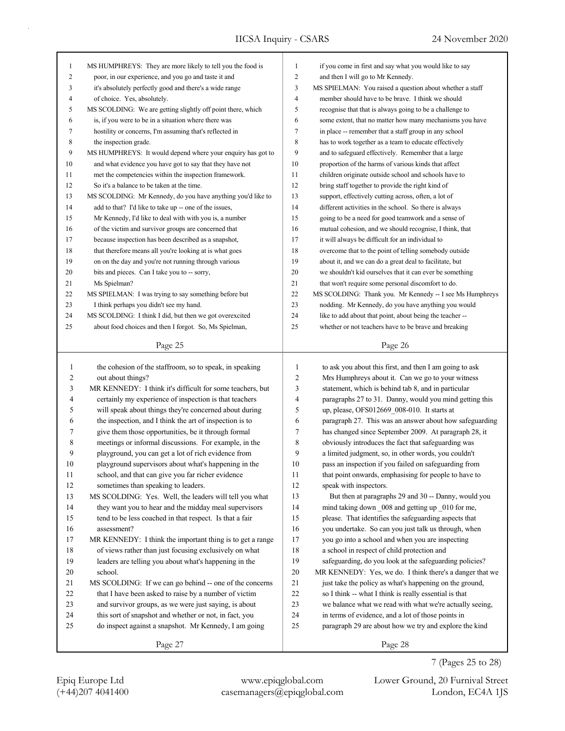MS HUMPHREYS: They are more likely to tell you the food is poor, in our experience, and you go and taste it and it's absolutely perfectly good and there's a wide range of choice. Yes, absolutely.

MS SCOLDING: We are getting slightly off point there, which is, if you were to be in a situation where there was hostility or concerns, I'm assuming that's reflected in the inspection grade.

MS HUMPHREYS: It would depend where your enquiry has got to and what evidence you have got to say that they have not met the competencies within the inspection framework. So it's a balance to be taken at the time.

MS SCOLDING: Mr Kennedy, do you have anything you'd like to add to that? I'd like to take up -- one of the issues, Mr Kennedy, I'd like to deal with with you is, a number of the victim and survivor groups are concerned that because inspection has been described as a snapshot, that therefore means all you're looking at is what goes on on the day and you're not running through various bits and pieces. Can I take you to -- sorry, Ms Spielman?

MS SPIELMAN: I was trying to say something before but I think perhaps you didn't see my hand.

MS SCOLDING: I think I did, but then we got overexcited about food choices and then I forgot. So, Ms Spielman, if you come in first and say what you would like to say and then I will go to Mr Kennedy.

MS SPIELMAN: You raised a question about whether a staff member should have to be brave. I think we should recognise that that is always going to be a challenge to some extent, that no matter how many mechanisms you have in place -- remember that a staff group in any school has to work together as a team to educate effectively and to safeguard effectively. Remember that a large proportion of the harms of various kinds that affect children originate outside school and schools have to bring staff together to provide the right kind of support, effectively cutting across, often, a lot of different activities in the school. So there is always going to be a need for good teamwork and a sense of mutual cohesion, and we should recognise, I think, that it will always be difficult for an individual to overcome that to the point of telling somebody outside about it, and we can do a great deal to facilitate, but we shouldn't kid ourselves that it can ever be something that won't require some personal discomfort to do.

MS SCOLDING: Thank you. Mr Kennedy -- I see Ms Humphreys nodding. Mr Kennedy, do you have anything you would like to add about that point, about being the teacher -- whether or not teachers have to be brave and breaking the cohesion of the staffroom, so to speak, in speaking out about things?

MR KENNEDY: I think it's difficult for some teachers, but certainly my experience of inspection is that teachers will speak about things they're concerned about during the inspection, and I think the art of inspection is to give them those opportunities, be it through formal meetings or informal discussions. For example, in the playground, you can get a lot of rich evidence from playground supervisors about what's happening in the school, and that can give you far richer evidence sometimes than speaking to leaders.

MS SCOLDING: Yes. Well, the leaders will tell you what they want you to hear and the midday meal supervisors tend to be less coached in that respect. Is that a fair assessment?

MR KENNEDY: I think the important thing is to get a range of views rather than just focusing exclusively on what leaders are telling you about what's happening in the school.

MS SCOLDING: If we can go behind -- one of the concerns that I have been asked to raise by a number of victim and survivor groups, as we were just saying, is about this sort of snapshot and whether or not, in fact, you do inspect against a snapshot. Mr Kennedy, I am going to ask you about this first, and then I am going to ask Mrs Humphreys about it. Can we go to your witness statement, which is behind tab 8, and in particular paragraphs 27 to 31. Danny, would you mind getting this up, please, OFS012669_008-010. It starts at paragraph 27. This was an answer about how safeguarding has changed since September 2009. At paragraph 28, it obviously introduces the fact that safeguarding was a limited judgment, so, in other words, you couldn't pass an inspection if you failed on safeguarding from that point onwards, emphasising for people to have to speak with inspectors.

But then at paragraphs 29 and 30 -- Danny, would you mind taking down _008 and getting up _010 for me, please. That identifies the safeguarding aspects that you undertake. So can you just talk us through, when you go into a school and when you are inspecting a school in respect of child protection and safeguarding, do you look at the safeguarding policies?

MR KENNEDY: Yes, we do. I think there's a danger that we just take the policy as what's happening on the ground, so I think -- what I think is really essential is that we balance what we read with what we're actually seeing, in terms of evidence, and a lot of those points in paragraph 29 are about how we try and explore the kind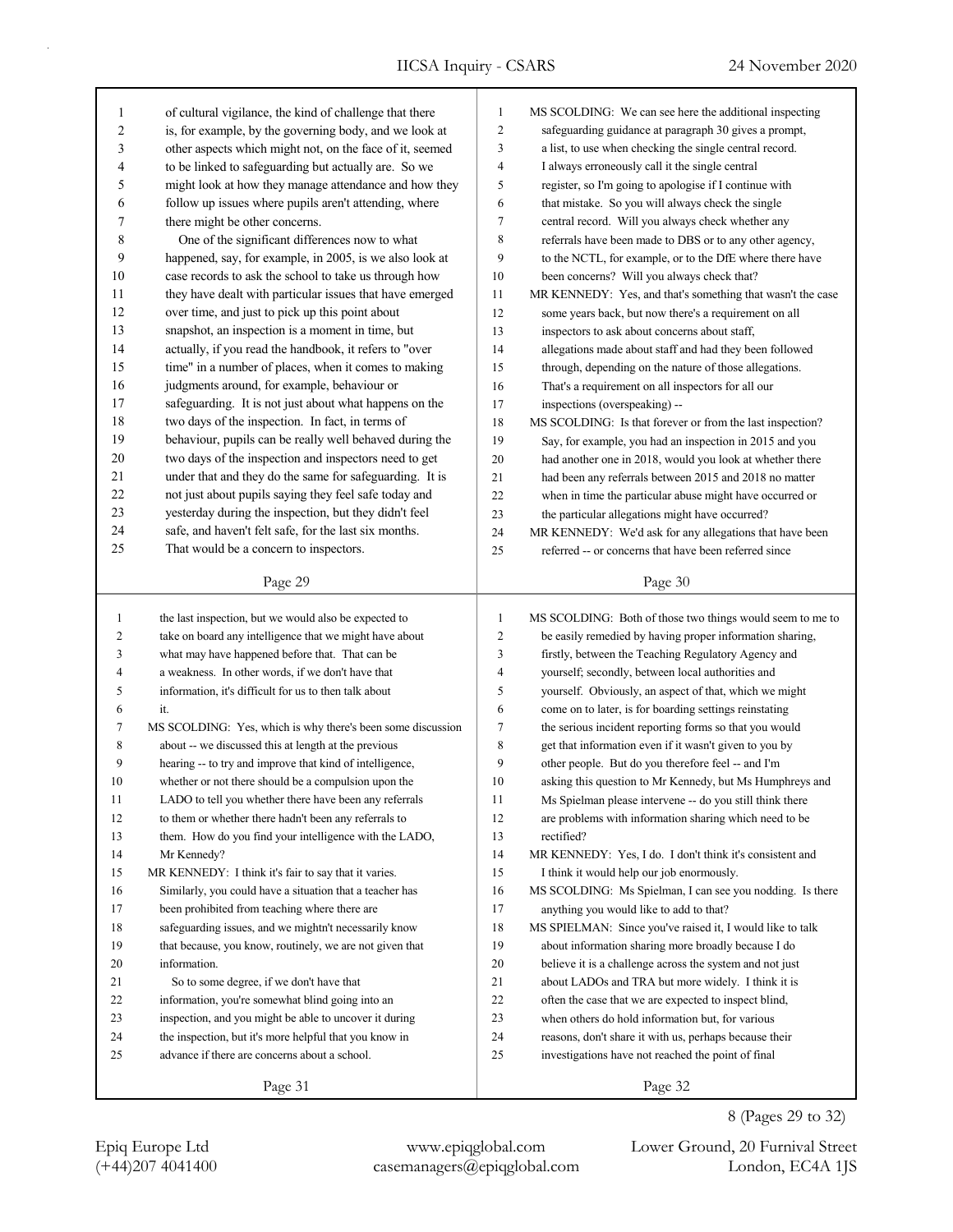of cultural vigilance, the kind of challenge that there is, for example, by the governing body, and we look at other aspects which might not, on the face of it, seemed to be linked to safeguarding but actually are. So we might look at how they manage attendance and how they follow up issues where pupils aren't attending, where there might be other concerns.

One of the significant differences now to what happened, say, for example, in 2005, is we also look at case records to ask the school to take us through how they have dealt with particular issues that have emerged over time, and just to pick up this point about snapshot, an inspection is a moment in time, but actually, if you read the handbook, it refers to "over time" in a number of places, when it comes to making judgments around, for example, behaviour or safeguarding. It is not just about what happens on the two days of the inspection. In fact, in terms of behaviour, pupils can be really well behaved during the two days of the inspection and inspectors need to get under that and they do the same for safeguarding. It is not just about pupils saying they feel safe today and yesterday during the inspection, but they didn't feel safe, and haven't felt safe, for the last six months. That would be a concern to inspectors.

MS SCOLDING: We can see here the additional inspecting safeguarding guidance at paragraph 30 gives a prompt, a list, to use when checking the single central record. I always erroneously call it the single central register, so I'm going to apologise if I continue with that mistake. So you will always check the single central record. Will you always check whether any referrals have been made to DBS or to any other agency, to the NCTL, for example, or to the DfE where there have been concerns? Will you always check that?

MR KENNEDY: Yes, and that's something that wasn't the case some years back, but now there's a requirement on all inspectors to ask about concerns about staff, allegations made about staff and had they been followed through, depending on the nature of those allegations. That's a requirement on all inspectors for all our inspections (overspeaking) --

MS SCOLDING: Is that forever or from the last inspection? Say, for example, you had an inspection in 2015 and you had another one in 2018, would you look at whether there had been any referrals between 2015 and 2018 no matter when in time the particular abuse might have occurred or the particular allegations might have occurred?

MR KENNEDY: We'd ask for any allegations that have been referred -- or concerns that have been referred since the last inspection, but we would also be expected to take on board any intelligence that we might have about what may have happened before that. That can be a weakness. In other words, if we don't have that information, it's difficult for us to then talk about it.

MS SCOLDING: Yes, which is why there's been some discussion about -- we discussed this at length at the previous hearing -- to try and improve that kind of intelligence, whether or not there should be a compulsion upon the LADO to tell you whether there have been any referrals to them or whether there hadn't been any referrals to them. How do you find your intelligence with the LADO, Mr Kennedy?

MR KENNEDY: I think it's fair to say that it varies. Similarly, you could have a situation that a teacher has been prohibited from teaching where there are safeguarding issues, and we mightn't necessarily know that because, you know, routinely, we are not given that information.

So to some degree, if we don't have that information, you're somewhat blind going into an inspection, and you might be able to uncover it during the inspection, but it's more helpful that you know in advance if there are concerns about a school.

MS SCOLDING: Both of those two things would seem to me to be easily remedied by having proper information sharing, firstly, between the Teaching Regulatory Agency and yourself; secondly, between local authorities and yourself. Obviously, an aspect of that, which we might come on to later, is for boarding settings reinstating the serious incident reporting forms so that you would get that information even if it wasn't given to you by other people. But do you therefore feel -- and I'm asking this question to Mr Kennedy, but Ms Humphreys and Ms Spielman please intervene -- do you still think there are problems with information sharing which need to be rectified?

MR KENNEDY: Yes, I do. I don't think it's consistent and I think it would help our job enormously.

MS SCOLDING: Ms Spielman, I can see you nodding. Is there anything you would like to add to that?

MS SPIELMAN: Since you've raised it, I would like to talk about information sharing more broadly because I do believe it is a challenge across the system and not just about LADOs and TRA but more widely. I think it is often the case that we are expected to inspect blind, when others do hold information but, for various reasons, don't share it with us, perhaps because their investigations have not reached the point of final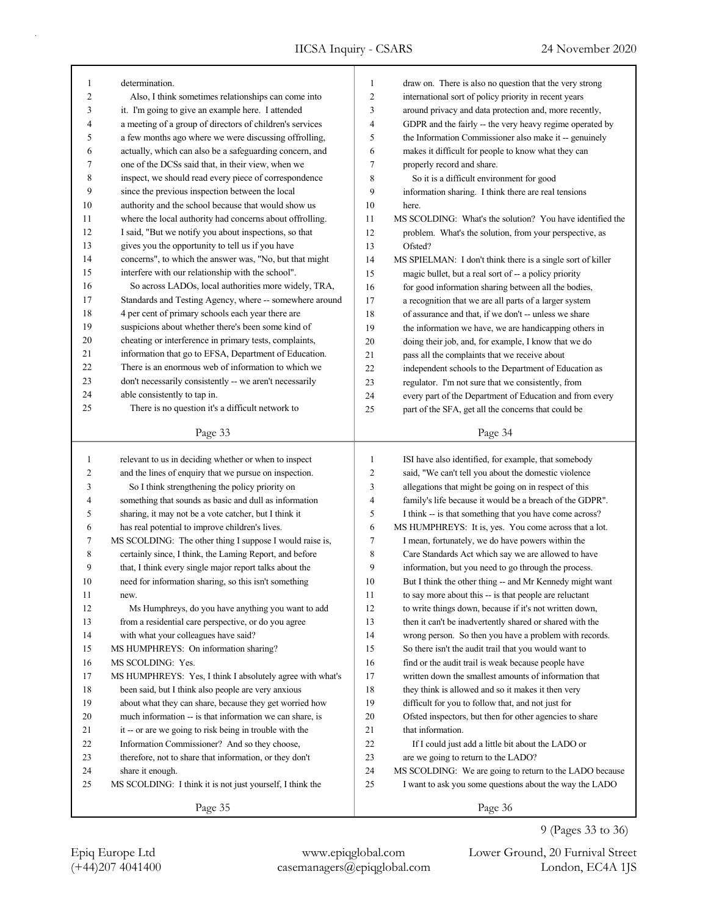determination.

Also, I think sometimes relationships can come into it. I'm going to give an example here. I attended a meeting of a group of directors of children's services a few months ago where we were discussing offrolling, actually, which can also be a safeguarding concern, and one of the DCSs said that, in their view, when we inspect, we should read every piece of correspondence since the previous inspection between the local authority and the school because that would show us where the local authority had concerns about offrolling. I said, "But we notify you about inspections, so that gives you the opportunity to tell us if you have concerns", to which the answer was, "No, but that might interfere with our relationship with the school".

So across LADOs, local authorities more widely, TRA, Standards and Testing Agency, where -- somewhere around 4 per cent of primary schools each year there are suspicions about whether there's been some kind of cheating or interference in primary tests, complaints, information that go to EFSA, Department of Education. There is an enormous web of information to which we don't necessarily consistently -- we aren't necessarily able consistently to tap in.

There is no question it's a difficult network to draw on. There is also no question that the very strong international sort of policy priority in recent years around privacy and data protection and, more recently, GDPR and the fairly -- the very heavy regime operated by the Information Commissioner also make it -- genuinely makes it difficult for people to know what they can properly record and share.

So it is a difficult environment for good information sharing. I think there are real tensions here.

MS SCOLDING: What's the solution? You have identified the problem. What's the solution, from your perspective, as Ofsted?

MS SPIELMAN: I don't think there is a single sort of killer magic bullet, but a real sort of -- a policy priority for good information sharing between all the bodies, a recognition that we are all parts of a larger system of assurance and that, if we don't -- unless we share the information we have, we are handicapping others in doing their job, and, for example, I know that we do pass all the complaints that we receive about independent schools to the Department of Education as regulator. I'm not sure that we consistently, from every part of the Department of Education and from every part of the SFA, get all the concerns that could be relevant to us in deciding whether or when to inspect and the lines of enquiry that we pursue on inspection.

So I think strengthening the policy priority on something that sounds as basic and dull as information sharing, it may not be a vote catcher, but I think it has real potential to improve children's lives.

MS SCOLDING: The other thing I suppose I would raise is, certainly since, I think, the Laming Report, and before that, I think every single major report talks about the need for information sharing, so this isn't something new.

Ms Humphreys, do you have anything you want to add from a residential care perspective, or do you agree with what your colleagues have said?

MS HUMPHREYS: On information sharing?

MS SCOLDING: Yes.

MS HUMPHREYS: Yes, I think I absolutely agree with what's been said, but I think also people are very anxious about what they can share, because they get worried how much information -- is that information we can share, is it -- or are we going to risk being in trouble with the Information Commissioner? And so they choose, therefore, not to share that information, or they don't share it enough.

MS SCOLDING: I think it is not just yourself, I think the ISI have also identified, for example, that somebody said, "We can't tell you about the domestic violence allegations that might be going on in respect of this family's life because it would be a breach of the GDPR". I think -- is that something that you have come across?

MS HUMPHREYS: It is, yes. You come across that a lot. I mean, fortunately, we do have powers within the Care Standards Act which say we are allowed to have information, but you need to go through the process. But I think the other thing -- and Mr Kennedy might want to say more about this -- is that people are reluctant to write things down, because if it's not written down, then it can't be inadvertently shared or shared with the wrong person. So then you have a problem with records. So there isn't the audit trail that you would want to find or the audit trail is weak because people have written down the smallest amounts of information that they think is allowed and so it makes it then very difficult for you to follow that, and not just for Ofsted inspectors, but then for other agencies to share that information.

If I could just add a little bit about the LADO or are we going to return to the LADO?

MS SCOLDING: We are going to return to the LADO because I want to ask you some questions about the way the LADO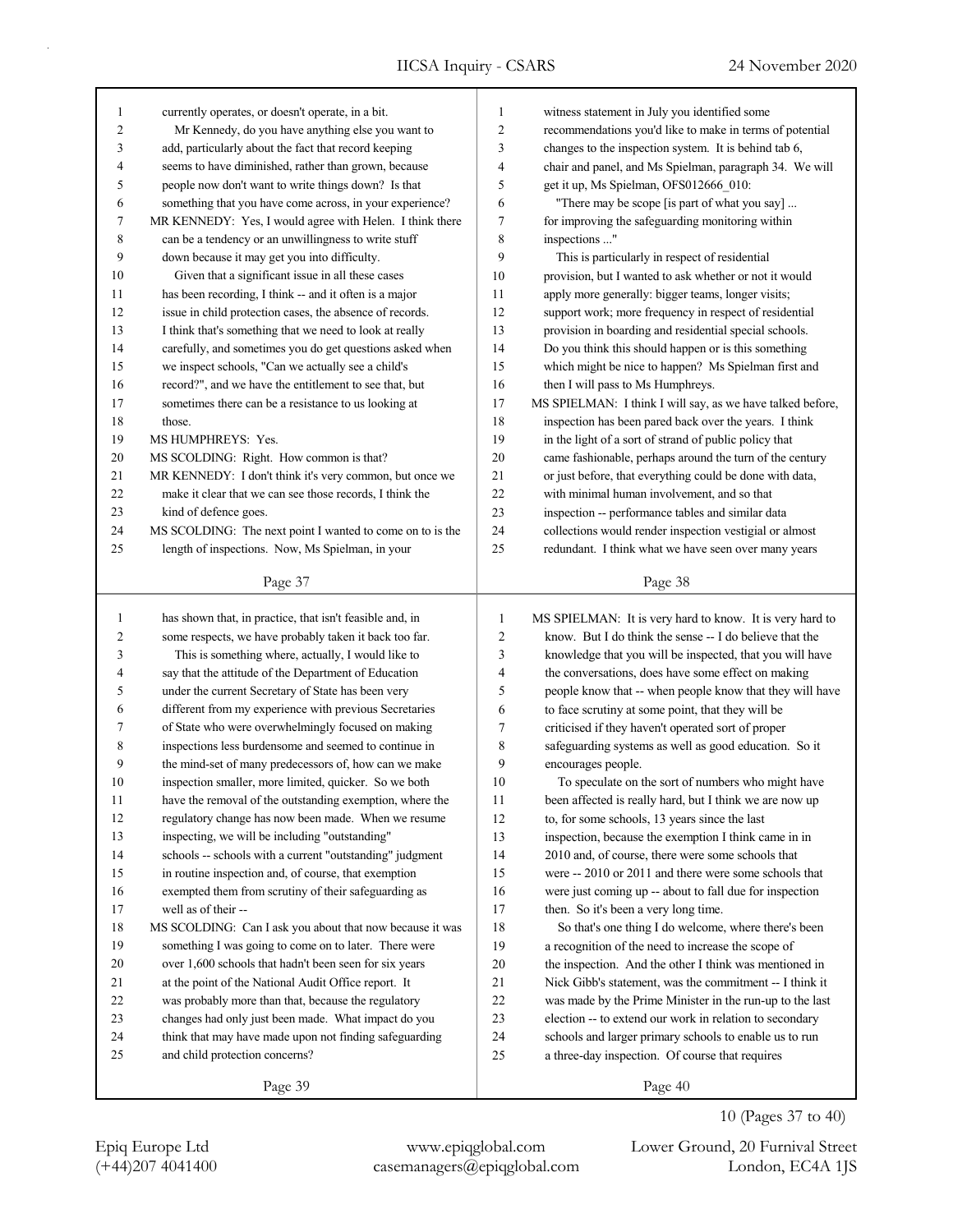currently operates, or doesn't operate, in a bit.

Mr Kennedy, do you have anything else you want to add, particularly about the fact that record keeping seems to have diminished, rather than grown, because people now don't want to write things down? Is that something that you have come across, in your experience?

MR KENNEDY: Yes, I would agree with Helen. I think there can be a tendency or an unwillingness to write stuff down because it may get you into difficulty.

Given that a significant issue in all these cases has been recording, I think -- and it often is a major issue in child protection cases, the absence of records. I think that's something that we need to look at really carefully, and sometimes you do get questions asked when we inspect schools, "Can we actually see a child's record?", and we have the entitlement to see that, but sometimes there can be a resistance to us looking at those.

MS HUMPHREYS: Yes.

MS SCOLDING: Right. How common is that?

MR KENNEDY: I don't think it's very common, but once we make it clear that we can see those records, I think the kind of defence goes.

MS SCOLDING: The next point I wanted to come on to is the length of inspections. Now, Ms Spielman, in your witness statement in July you identified some recommendations you'd like to make in terms of potential changes to the inspection system. It is behind tab 6, chair and panel, and Ms Spielman, paragraph 34. We will get it up, Ms Spielman, OFS012666_010:

"There may be scope [is part of what you say] ... for improving the safeguarding monitoring within inspections ..."

This is particularly in respect of residential provision, but I wanted to ask whether or not it would apply more generally: bigger teams, longer visits; support work; more frequency in respect of residential provision in boarding and residential special schools. Do you think this should happen or is this something which might be nice to happen? Ms Spielman first and then I will pass to Ms Humphreys.

MS SPIELMAN: I think I will say, as we have talked before, inspection has been pared back over the years. I think in the light of a sort of strand of public policy that came fashionable, perhaps around the turn of the century or just before, that everything could be done with data, with minimal human involvement, and so that inspection -- performance tables and similar data collections would render inspection vestigial or almost redundant. I think what we have seen over many years has shown that, in practice, that isn't feasible and, in some respects, we have probably taken it back too far.

This is something where, actually, I would like to say that the attitude of the Department of Education under the current Secretary of State has been very different from my experience with previous Secretaries of State who were overwhelmingly focused on making inspections less burdensome and seemed to continue in the mind-set of many predecessors of, how can we make inspection smaller, more limited, quicker. So we both have the removal of the outstanding exemption, where the regulatory change has now been made. When we resume inspecting, we will be including "outstanding" schools -- schools with a current "outstanding" judgment in routine inspection and, of course, that exemption exempted them from scrutiny of their safeguarding as well as of their --

MS SCOLDING: Can I ask you about that now because it was something I was going to come on to later. There were over 1,600 schools that hadn't been seen for six years at the point of the National Audit Office report. It was probably more than that, because the regulatory changes had only just been made. What impact do you think that may have made upon not finding safeguarding and child protection concerns?

MS SPIELMAN: It is very hard to know. It is very hard to know. But I do think the sense -- I do believe that the knowledge that you will be inspected, that you will have the conversations, does have some effect on making people know that -- when people know that they will have to face scrutiny at some point, that they will be criticised if they haven't operated sort of proper safeguarding systems as well as good education. So it encourages people.

To speculate on the sort of numbers who might have been affected is really hard, but I think we are now up to, for some schools, 13 years since the last inspection, because the exemption I think came in in 2010 and, of course, there were some schools that were -- 2010 or 2011 and there were some schools that were just coming up -- about to fall due for inspection then. So it's been a very long time.

So that's one thing I do welcome, where there's been a recognition of the need to increase the scope of the inspection. And the other I think was mentioned in Nick Gibb's statement, was the commitment -- I think it was made by the Prime Minister in the run-up to the last election -- to extend our work in relation to secondary schools and larger primary schools to enable us to run a three-day inspection. Of course that requires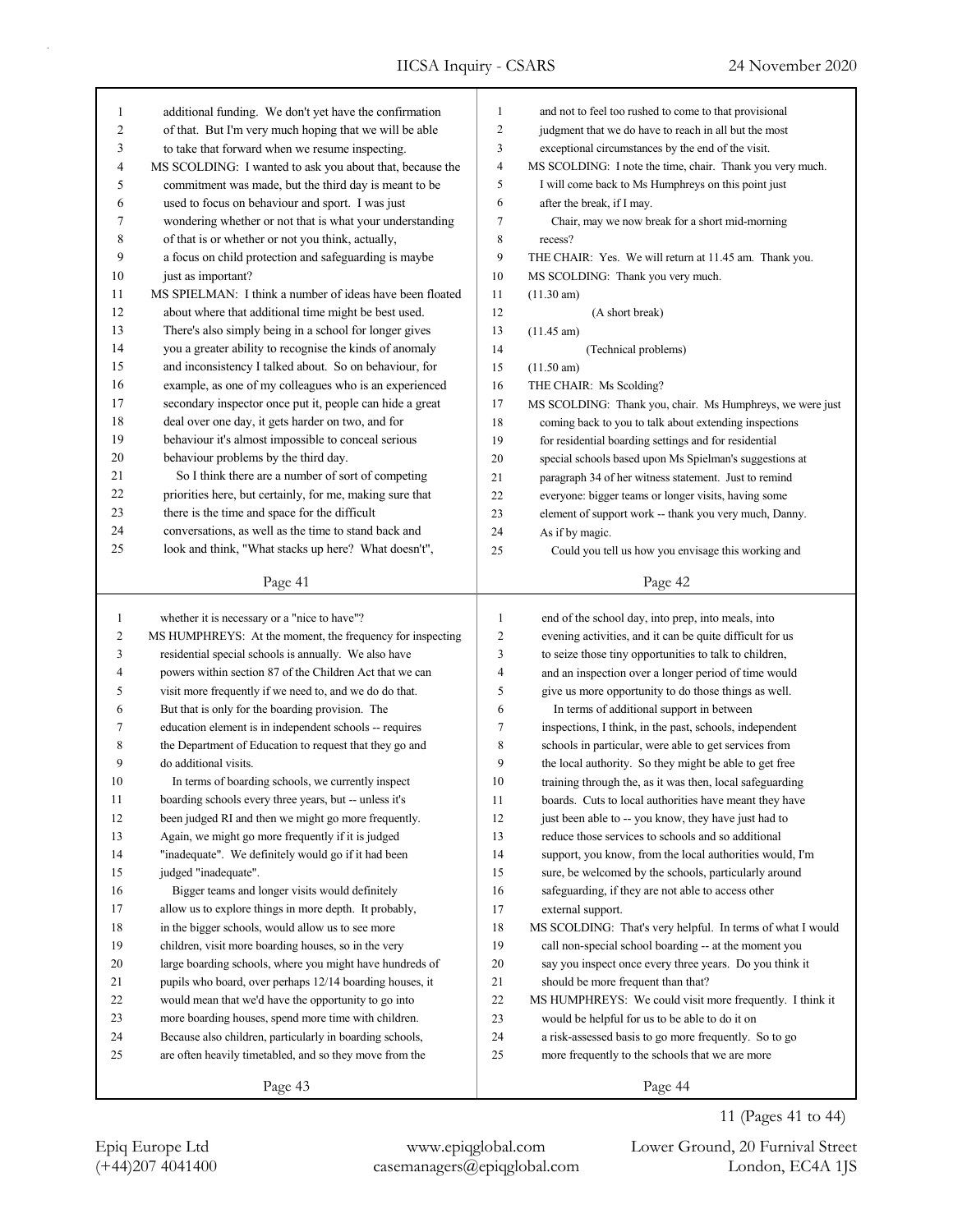additional funding. We don't yet have the confirmation of that. But I'm very much hoping that we will be able to take that forward when we resume inspecting.

MS SCOLDING: I wanted to ask you about that, because the commitment was made, but the third day is meant to be used to focus on behaviour and sport. I was just wondering whether or not that is what your understanding of that is or whether or not you think, actually, a focus on child protection and safeguarding is maybe just as important?

MS SPIELMAN: I think a number of ideas have been floated about where that additional time might be best used. There's also simply being in a school for longer gives you a greater ability to recognise the kinds of anomaly and inconsistency I talked about. So on behaviour, for example, as one of my colleagues who is an experienced secondary inspector once put it, people can hide a great deal over one day, it gets harder on two, and for behaviour it's almost impossible to conceal serious behaviour problems by the third day.

So I think there are a number of sort of competing priorities here, but certainly, for me, making sure that there is the time and space for the difficult conversations, as well as the time to stand back and look and think, "What stacks up here? What doesn't", and not to feel too rushed to come to that provisional judgment that we do have to reach in all but the most exceptional circumstances by the end of the visit.

MS SCOLDING: I note the time, chair. Thank you very much. I will come back to Ms Humphreys on this point just after the break, if I may.

Chair, may we now break for a short mid-morning recess?

THE CHAIR: Yes. We will return at 11.45 am. Thank you.

MS SCOLDING: Thank you very much.

(11.30 am)

(A short break)

(11.45 am)

(Technical problems)

(11.50 am)

THE CHAIR: Ms Scolding?

MS SCOLDING: Thank you, chair. Ms Humphreys, we were just coming back to you to talk about extending inspections for residential boarding settings and for residential special schools based upon Ms Spielman's suggestions at paragraph 34 of her witness statement. Just to remind everyone: bigger teams or longer visits, having some element of support work -- thank you very much, Danny. As if by magic.

Could you tell us how you envisage this working and whether it is necessary or a "nice to have"?

MS HUMPHREYS: At the moment, the frequency for inspecting residential special schools is annually. We also have powers within section 87 of the Children Act that we can visit more frequently if we need to, and we do do that. But that is only for the boarding provision. The education element is in independent schools -- requires the Department of Education to request that they go and do additional visits.

In terms of boarding schools, we currently inspect boarding schools every three years, but -- unless it's been judged RI and then we might go more frequently. Again, we might go more frequently if it is judged "inadequate". We definitely would go if it had been judged "inadequate".

Bigger teams and longer visits would definitely allow us to explore things in more depth. It probably, in the bigger schools, would allow us to see more children, visit more boarding houses, so in the very large boarding schools, where you might have hundreds of pupils who board, over perhaps 12/14 boarding houses, it would mean that we'd have the opportunity to go into more boarding houses, spend more time with children. Because also children, particularly in boarding schools, are often heavily timetabled, and so they move from the end of the school day, into prep, into meals, into evening activities, and it can be quite difficult for us to seize those tiny opportunities to talk to children, and an inspection over a longer period of time would give us more opportunity to do those things as well.

In terms of additional support in between inspections, I think, in the past, schools, independent schools in particular, were able to get services from the local authority. So they might be able to get free training through the, as it was then, local safeguarding boards. Cuts to local authorities have meant they have just been able to -- you know, they have just had to reduce those services to schools and so additional support, you know, from the local authorities would, I'm sure, be welcomed by the schools, particularly around safeguarding, if they are not able to access other external support.

MS SCOLDING: That's very helpful. In terms of what I would call non-special school boarding -- at the moment you say you inspect once every three years. Do you think it should be more frequent than that?

MS HUMPHREYS: We could visit more frequently. I think it would be helpful for us to be able to do it on a risk-assessed basis to go more frequently. So to go more frequently to the schools that we are more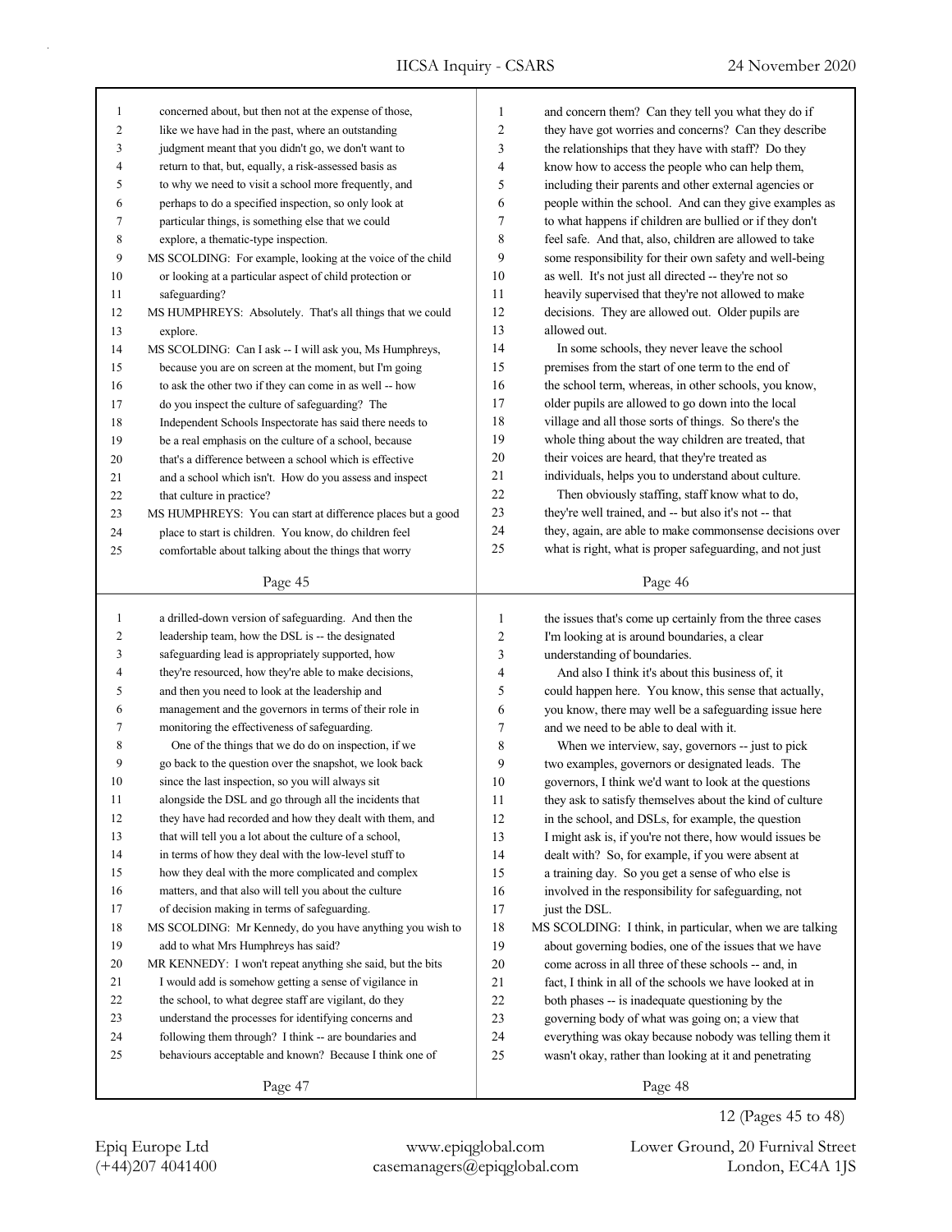concerned about, but then not at the expense of those, like we have had in the past, where an outstanding judgment meant that you didn't go, we don't want to return to that, but, equally, a risk-assessed basis as to why we need to visit a school more frequently, and perhaps to do a specified inspection, so only look at particular things, is something else that we could explore, a thematic-type inspection.

MS SCOLDING: For example, looking at the voice of the child or looking at a particular aspect of child protection or safeguarding?

MS HUMPHREYS: Absolutely. That's all things that we could explore.

MS SCOLDING: Can I ask -- I will ask you, Ms Humphreys, because you are on screen at the moment, but I'm going to ask the other two if they can come in as well -- how do you inspect the culture of safeguarding? The Independent Schools Inspectorate has said there needs to be a real emphasis on the culture of a school, because that's a difference between a school which is effective and a school which isn't. How do you assess and inspect that culture in practice?

MS HUMPHREYS: You can start at difference places but a good place to start is children. You know, do children feel comfortable about talking about the things that worry and concern them? Can they tell you what they do if they have got worries and concerns? Can they describe the relationships that they have with staff? Do they know how to access the people who can help them, including their parents and other external agencies or people within the school. And can they give examples as to what happens if children are bullied or if they don't feel safe. And that, also, children are allowed to take some responsibility for their own safety and well-being as well. It's not just all directed -- they're not so heavily supervised that they're not allowed to make decisions. They are allowed out. Older pupils are allowed out.

In some schools, they never leave the school premises from the start of one term to the end of the school term, whereas, in other schools, you know, older pupils are allowed to go down into the local village and all those sorts of things. So there's the whole thing about the way children are treated, that their voices are heard, that they're treated as individuals, helps you to understand about culture.

Then obviously staffing, staff know what to do, they're well trained, and -- but also it's not -- that they, again, are able to make commonsense decisions over what is right, what is proper safeguarding, and not just a drilled-down version of safeguarding. And then the leadership team, how the DSL is -- the designated safeguarding lead is appropriately supported, how they're resourced, how they're able to make decisions, and then you need to look at the leadership and management and the governors in terms of their role in monitoring the effectiveness of safeguarding.

One of the things that we do do on inspection, if we go back to the question over the snapshot, we look back since the last inspection, so you will always sit alongside the DSL and go through all the incidents that they have had recorded and how they dealt with them, and that will tell you a lot about the culture of a school, in terms of how they deal with the low-level stuff to how they deal with the more complicated and complex matters, and that also will tell you about the culture of decision making in terms of safeguarding.

MS SCOLDING: Mr Kennedy, do you have anything you wish to add to what Mrs Humphreys has said?

MR KENNEDY: I won't repeat anything she said, but the bits I would add is somehow getting a sense of vigilance in the school, to what degree staff are vigilant, do they understand the processes for identifying concerns and following them through? I think -- are boundaries and behaviours acceptable and known? Because I think one of the issues that's come up certainly from the three cases I'm looking at is around boundaries, a clear understanding of boundaries.

And also I think it's about this business of, it could happen here. You know, this sense that actually, you know, there may well be a safeguarding issue here and we need to be able to deal with it.

When we interview, say, governors -- just to pick two examples, governors or designated leads. The governors, I think we'd want to look at the questions they ask to satisfy themselves about the kind of culture in the school, and DSLs, for example, the question I might ask is, if you're not there, how would issues be dealt with? So, for example, if you were absent at a training day. So you get a sense of who else is involved in the responsibility for safeguarding, not just the DSL.

MS SCOLDING: I think, in particular, when we are talking about governing bodies, one of the issues that we have come across in all three of these schools -- and, in fact, I think in all of the schools we have looked at in both phases -- is inadequate questioning by the governing body of what was going on; a view that everything was okay because nobody was telling them it wasn't okay, rather than looking at it and penetrating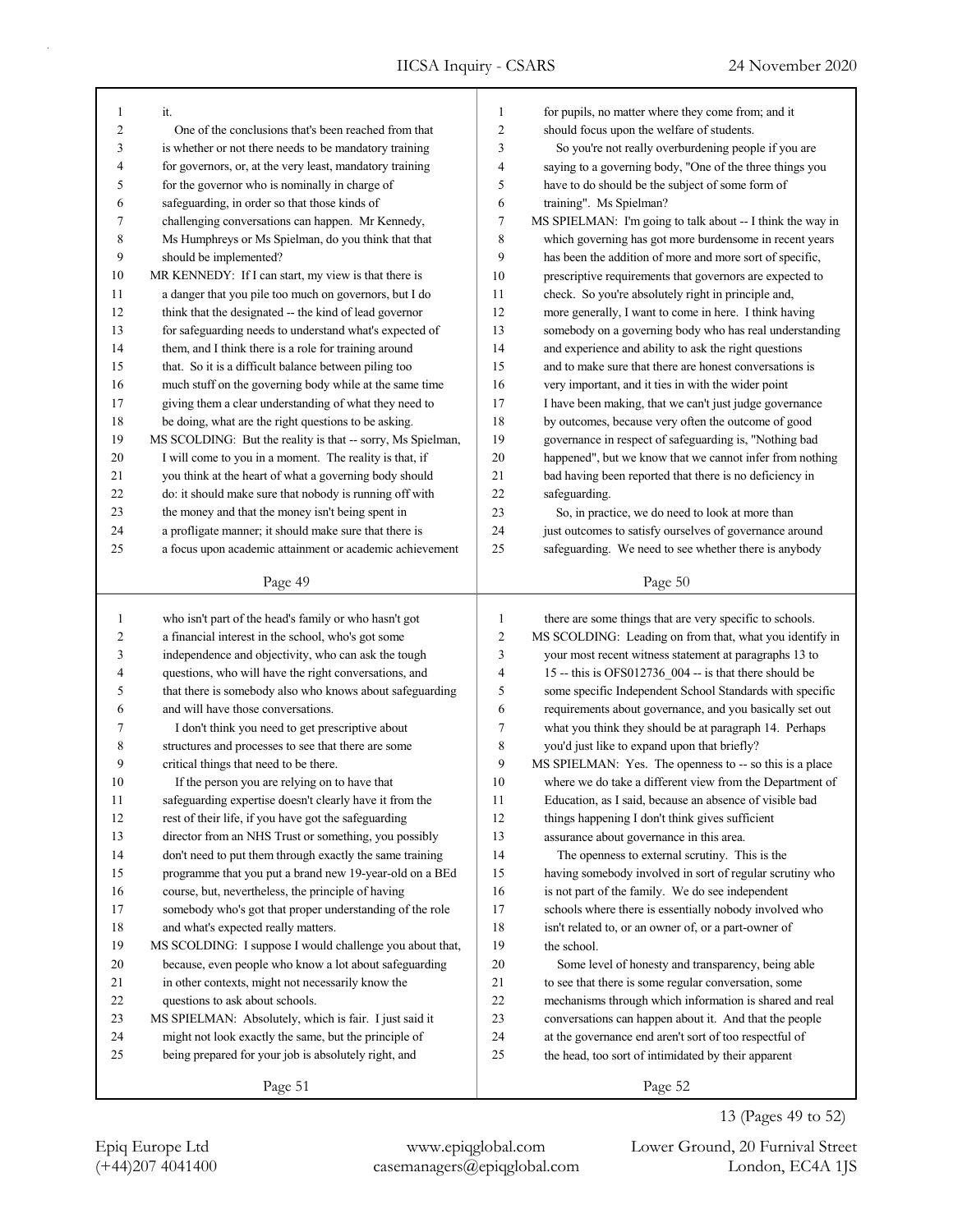it.

One of the conclusions that's been reached from that is whether or not there needs to be mandatory training for governors, or, at the very least, mandatory training for the governor who is nominally in charge of safeguarding, in order so that those kinds of challenging conversations can happen. Mr Kennedy, Ms Humphreys or Ms Spielman, do you think that that should be implemented?

MR KENNEDY: If I can start, my view is that there is a danger that you pile too much on governors, but I do think that the designated -- the kind of lead governor for safeguarding needs to understand what's expected of them, and I think there is a role for training around that. So it is a difficult balance between piling too much stuff on the governing body while at the same time giving them a clear understanding of what they need to be doing, what are the right questions to be asking.

MS SCOLDING: But the reality is that -- sorry, Ms Spielman, I will come to you in a moment. The reality is that, if you think at the heart of what a governing body should do: it should make sure that nobody is running off with the money and that the money isn't being spent in a profligate manner; it should make sure that there is a focus upon academic attainment or academic achievement for pupils, no matter where they come from; and it should focus upon the welfare of students.

So you're not really overburdening people if you are saying to a governing body, "One of the three things you have to do should be the subject of some form of training". Ms Spielman?

MS SPIELMAN: I'm going to talk about -- I think the way in which governing has got more burdensome in recent years has been the addition of more and more sort of specific, prescriptive requirements that governors are expected to check. So you're absolutely right in principle and, more generally, I want to come in here. I think having somebody on a governing body who has real understanding and experience and ability to ask the right questions and to make sure that there are honest conversations is very important, and it ties in with the wider point I have been making, that we can't just judge governance by outcomes, because very often the outcome of good governance in respect of safeguarding is, "Nothing bad happened", but we know that we cannot infer from nothing bad having been reported that there is no deficiency in safeguarding.

So, in practice, we do need to look at more than just outcomes to satisfy ourselves of governance around safeguarding. We need to see whether there is anybody who isn't part of the head's family or who hasn't got a financial interest in the school, who's got some independence and objectivity, who can ask the tough questions, who will have the right conversations, and that there is somebody also who knows about safeguarding and will have those conversations.

I don't think you need to get prescriptive about structures and processes to see that there are some critical things that need to be there.

If the person you are relying on to have that safeguarding expertise doesn't clearly have it from the rest of their life, if you have got the safeguarding director from an NHS Trust or something, you possibly don't need to put them through exactly the same training programme that you put a brand new 19-year-old on a BEd course, but, nevertheless, the principle of having somebody who's got that proper understanding of the role and what's expected really matters.

MS SCOLDING: I suppose I would challenge you about that, because, even people who know a lot about safeguarding in other contexts, might not necessarily know the questions to ask about schools.

MS SPIELMAN: Absolutely, which is fair. I just said it might not look exactly the same, but the principle of being prepared for your job is absolutely right, and there are some things that are very specific to schools.

MS SCOLDING: Leading on from that, what you identify in your most recent witness statement at paragraphs 13 to 15 -- this is OFS012736_004 -- is that there should be some specific Independent School Standards with specific requirements about governance, and you basically set out what you think they should be at paragraph 14. Perhaps you'd just like to expand upon that briefly?

MS SPIELMAN: Yes. The openness to -- so this is a place where we do take a different view from the Department of Education, as I said, because an absence of visible bad things happening I don't think gives sufficient assurance about governance in this area.

The openness to external scrutiny. This is the having somebody involved in sort of regular scrutiny who is not part of the family. We do see independent schools where there is essentially nobody involved who isn't related to, or an owner of, or a part-owner of the school.

Some level of honesty and transparency, being able to see that there is some regular conversation, some mechanisms through which information is shared and real conversations can happen about it. And that the people at the governance end aren't sort of too respectful of the head, too sort of intimidated by their apparent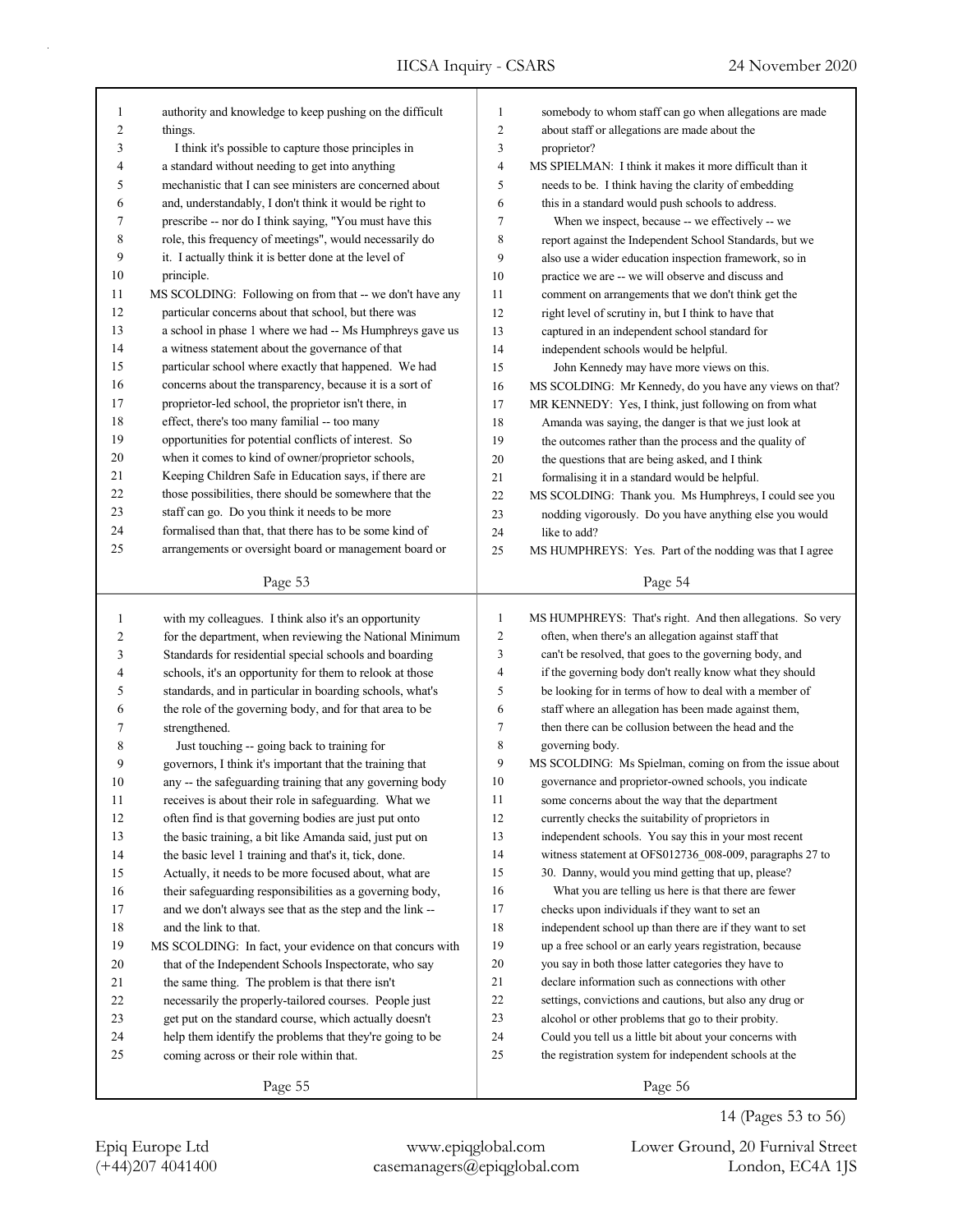authority and knowledge to keep pushing on the difficult things.

I think it's possible to capture those principles in a standard without needing to get into anything mechanistic that I can see ministers are concerned about and, understandably, I don't think it would be right to prescribe -- nor do I think saying, "You must have this role, this frequency of meetings", would necessarily do it. I actually think it is better done at the level of principle.

MS SCOLDING: Following on from that -- we don't have any particular concerns about that school, but there was a school in phase 1 where we had -- Ms Humphreys gave us a witness statement about the governance of that particular school where exactly that happened. We had concerns about the transparency, because it is a sort of proprietor-led school, the proprietor isn't there, in effect, there's too many familial -- too many opportunities for potential conflicts of interest. So when it comes to kind of owner/proprietor schools, Keeping Children Safe in Education says, if there are those possibilities, there should be somewhere that the staff can go. Do you think it needs to be more formalised than that, that there has to be some kind of arrangements or oversight board or management board or somebody to whom staff can go when allegations are made about staff or allegations are made about the proprietor?

MS SPIELMAN: I think it makes it more difficult than it needs to be. I think having the clarity of embedding this in a standard would push schools to address.

When we inspect, because -- we effectively -- we report against the Independent School Standards, but we also use a wider education inspection framework, so in practice we are -- we will observe and discuss and comment on arrangements that we don't think get the right level of scrutiny in, but I think to have that captured in an independent school standard for independent schools would be helpful.

John Kennedy may have more views on this.

MS SCOLDING: Mr Kennedy, do you have any views on that?

MR KENNEDY: Yes, I think, just following on from what Amanda was saying, the danger is that we just look at the outcomes rather than the process and the quality of the questions that are being asked, and I think formalising it in a standard would be helpful.

MS SCOLDING: Thank you. Ms Humphreys, I could see you nodding vigorously. Do you have anything else you would like to add?

MS HUMPHREYS: Yes. Part of the nodding was that I agree with my colleagues. I think also it's an opportunity for the department, when reviewing the National Minimum Standards for residential special schools and boarding schools, it's an opportunity for them to relook at those standards, and in particular in boarding schools, what's the role of the governing body, and for that area to be strengthened.

Just touching -- going back to training for governors, I think it's important that the training that any -- the safeguarding training that any governing body receives is about their role in safeguarding. What we often find is that governing bodies are just put onto the basic training, a bit like Amanda said, just put on the basic level 1 training and that's it, tick, done. Actually, it needs to be more focused about, what are their safeguarding responsibilities as a governing body, and we don't always see that as the step and the link -- and the link to that.

MS SCOLDING: In fact, your evidence on that concurs with that of the Independent Schools Inspectorate, who say the same thing. The problem is that there isn't necessarily the properly-tailored courses. People just get put on the standard course, which actually doesn't help them identify the problems that they're going to be coming across or their role within that.

MS HUMPHREYS: That's right. And then allegations. So very often, when there's an allegation against staff that can't be resolved, that goes to the governing body, and if the governing body don't really know what they should be looking for in terms of how to deal with a member of staff where an allegation has been made against them, then there can be collusion between the head and the governing body.

MS SCOLDING: Ms Spielman, coming on from the issue about governance and proprietor-owned schools, you indicate some concerns about the way that the department currently checks the suitability of proprietors in independent schools. You say this in your most recent witness statement at OFS012736_008-009, paragraphs 27 to 30. Danny, would you mind getting that up, please?

What you are telling us here is that there are fewer checks upon individuals if they want to set an independent school up than there are if they want to set up a free school or an early years registration, because you say in both those latter categories they have to declare information such as connections with other settings, convictions and cautions, but also any drug or alcohol or other problems that go to their probity. Could you tell us a little bit about your concerns with the registration system for independent schools at the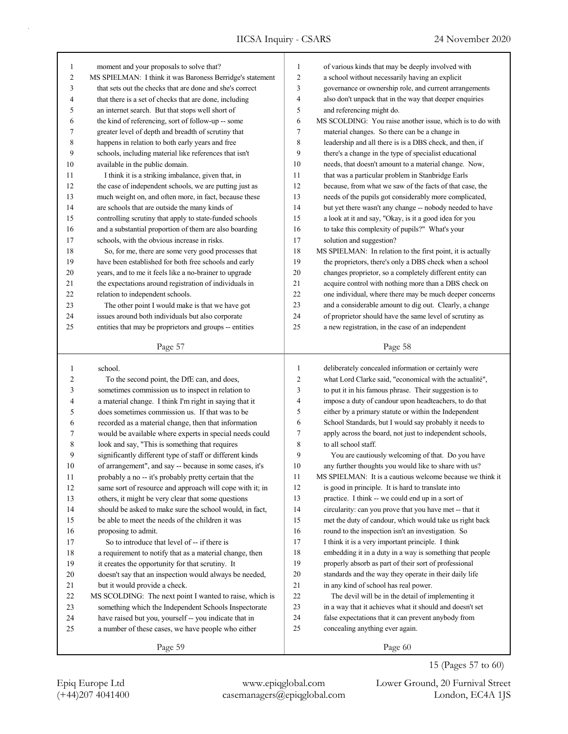moment and your proposals to solve that?

MS SPIELMAN: I think it was Baroness Berridge's statement that sets out the checks that are done and she's correct that there is a set of checks that are done, including an internet search. But that stops well short of the kind of referencing, sort of follow-up -- some greater level of depth and breadth of scrutiny that happens in relation to both early years and free schools, including material like references that isn't available in the public domain.

I think it is a striking imbalance, given that, in the case of independent schools, we are putting just as much weight on, and often more, in fact, because these are schools that are outside the many kinds of controlling scrutiny that apply to state-funded schools and a substantial proportion of them are also boarding schools, with the obvious increase in risks.

So, for me, there are some very good processes that have been established for both free schools and early years, and to me it feels like a no-brainer to upgrade the expectations around registration of individuals in relation to independent schools.

The other point I would make is that we have got issues around both individuals but also corporate entities that may be proprietors and groups -- entities of various kinds that may be deeply involved with a school without necessarily having an explicit governance or ownership role, and current arrangements also don't unpack that in the way that deeper enquiries and referencing might do.

MS SCOLDING: You raise another issue, which is to do with material changes. So there can be a change in leadership and all there is is a DBS check, and then, if there's a change in the type of specialist educational needs, that doesn't amount to a material change. Now, that was a particular problem in Stanbridge Earls because, from what we saw of the facts of that case, the needs of the pupils got considerably more complicated, but yet there wasn't any change -- nobody needed to have a look at it and say, "Okay, is it a good idea for you to take this complexity of pupils?" What's your solution and suggestion?

MS SPIELMAN: In relation to the first point, it is actually the proprietors, there's only a DBS check when a school changes proprietor, so a completely different entity can acquire control with nothing more than a DBS check on one individual, where there may be much deeper concerns and a considerable amount to dig out. Clearly, a change of proprietor should have the same level of scrutiny as a new registration, in the case of an independent school.

To the second point, the DfE can, and does, sometimes commission us to inspect in relation to a material change. I think I'm right in saying that it does sometimes commission us. If that was to be recorded as a material change, then that information would be available where experts in special needs could look and say, "This is something that requires significantly different type of staff or different kinds of arrangement", and say -- because in some cases, it's probably a no -- it's probably pretty certain that the same sort of resource and approach will cope with it; in others, it might be very clear that some questions should be asked to make sure the school would, in fact, be able to meet the needs of the children it was proposing to admit.

So to introduce that level of -- if there is a requirement to notify that as a material change, then it creates the opportunity for that scrutiny. It doesn't say that an inspection would always be needed, but it would provide a check.

MS SCOLDING: The next point I wanted to raise, which is something which the Independent Schools Inspectorate have raised but you, yourself -- you indicate that in a number of these cases, we have people who either deliberately concealed information or certainly were what Lord Clarke said, "economical with the actualité", to put it in his famous phrase. Their suggestion is to impose a duty of candour upon headteachers, to do that either by a primary statute or within the Independent School Standards, but I would say probably it needs to apply across the board, not just to independent schools, to all school staff.

You are cautiously welcoming of that. Do you have any further thoughts you would like to share with us?

MS SPIELMAN: It is a cautious welcome because we think it is good in principle. It is hard to translate into practice. I think -- we could end up in a sort of circularity: can you prove that you have met -- that it met the duty of candour, which would take us right back round to the inspection isn't an investigation. So I think it is a very important principle. I think embedding it in a duty in a way is something that people properly absorb as part of their sort of professional standards and the way they operate in their daily life in any kind of school has real power.

The devil will be in the detail of implementing it in a way that it achieves what it should and doesn't set false expectations that it can prevent anybody from concealing anything ever again.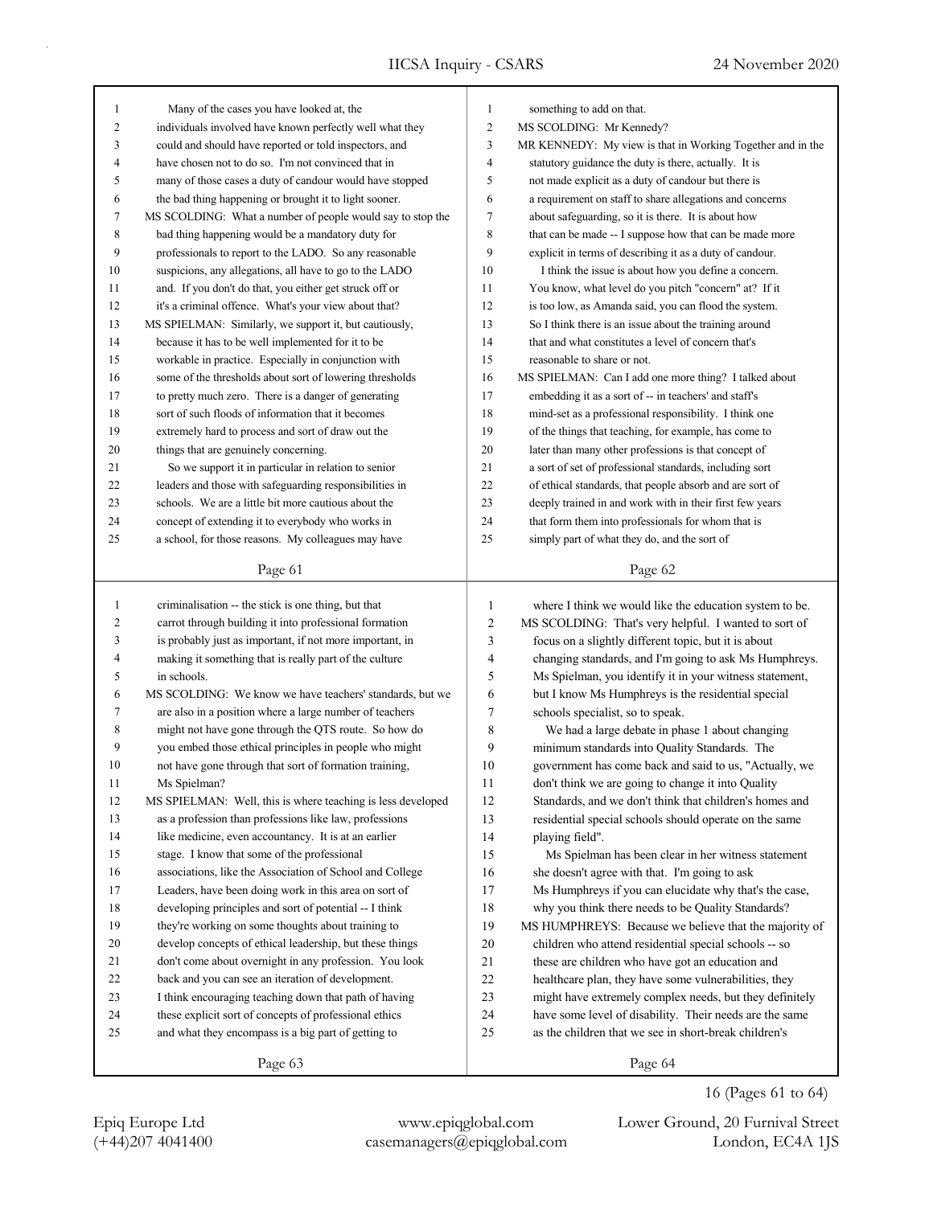Many of the cases you have looked at, the individuals involved have known perfectly well what they could and should have reported or told inspectors, and have chosen not to do so. I'm not convinced that in many of those cases a duty of candour would have stopped the bad thing happening or brought it to light sooner.

MS SCOLDING: What a number of people would say to stop the bad thing happening would be a mandatory duty for professionals to report to the LADO. So any reasonable suspicions, any allegations, all have to go to the LADO and. If you don't do that, you either get struck off or it's a criminal offence. What's your view about that?

MS SPIELMAN: Similarly, we support it, but cautiously, because it has to be well implemented for it to be workable in practice. Especially in conjunction with some of the thresholds about sort of lowering thresholds to pretty much zero. There is a danger of generating sort of such floods of information that it becomes extremely hard to process and sort of draw out the things that are genuinely concerning.

So we support it in particular in relation to senior leaders and those with safeguarding responsibilities in schools. We are a little bit more cautious about the concept of extending it to everybody who works in a school, for those reasons. My colleagues may have something to add on that.

MS SCOLDING: Mr Kennedy?

MR KENNEDY: My view is that in Working Together and in the statutory guidance the duty is there, actually. It is not made explicit as a duty of candour but there is a requirement on staff to share allegations and concerns about safeguarding, so it is there. It is about how that can be made -- I suppose how that can be made more explicit in terms of describing it as a duty of candour.

I think the issue is about how you define a concern. You know, what level do you pitch "concern" at? If it is too low, as Amanda said, you can flood the system. So I think there is an issue about the training around that and what constitutes a level of concern that's reasonable to share or not.

MS SPIELMAN: Can I add one more thing? I talked about embedding it as a sort of -- in teachers' and staff's mind-set as a professional responsibility. I think one of the things that teaching, for example, has come to later than many other professions is that concept of a sort of set of professional standards, including sort of ethical standards, that people absorb and are sort of deeply trained in and work with in their first few years that form them into professionals for whom that is simply part of what they do, and the sort of criminalisation -- the stick is one thing, but that carrot through building it into professional formation is probably just as important, if not more important, in making it something that is really part of the culture in schools.

MS SCOLDING: We know we have teachers' standards, but we are also in a position where a large number of teachers might not have gone through the QTS route. So how do you embed those ethical principles in people who might not have gone through that sort of formation training, Ms Spielman?

MS SPIELMAN: Well, this is where teaching is less developed as a profession than professions like law, professions like medicine, even accountancy. It is at an earlier stage. I know that some of the professional associations, like the Association of School and College Leaders, have been doing work in this area on sort of developing principles and sort of potential -- I think they're working on some thoughts about training to develop concepts of ethical leadership, but these things don't come about overnight in any profession. You look back and you can see an iteration of development. I think encouraging teaching down that path of having these explicit sort of concepts of professional ethics and what they encompass is a big part of getting to where I think we would like the education system to be.

MS SCOLDING: That's very helpful. I wanted to sort of focus on a slightly different topic, but it is about changing standards, and I'm going to ask Ms Humphreys. Ms Spielman, you identify it in your witness statement, but I know Ms Humphreys is the residential special schools specialist, so to speak.

We had a large debate in phase 1 about changing minimum standards into Quality Standards. The government has come back and said to us, "Actually, we don't think we are going to change it into Quality Standards, and we don't think that children's homes and residential special schools should operate on the same playing field".

Ms Spielman has been clear in her witness statement she doesn't agree with that. I'm going to ask Ms Humphreys if you can elucidate why that's the case, why you think there needs to be Quality Standards?

MS HUMPHREYS: Because we believe that the majority of children who attend residential special schools -- so these are children who have got an education and healthcare plan, they have some vulnerabilities, they might have extremely complex needs, but they definitely have some level of disability. Their needs are the same as the children that we see in short-break children's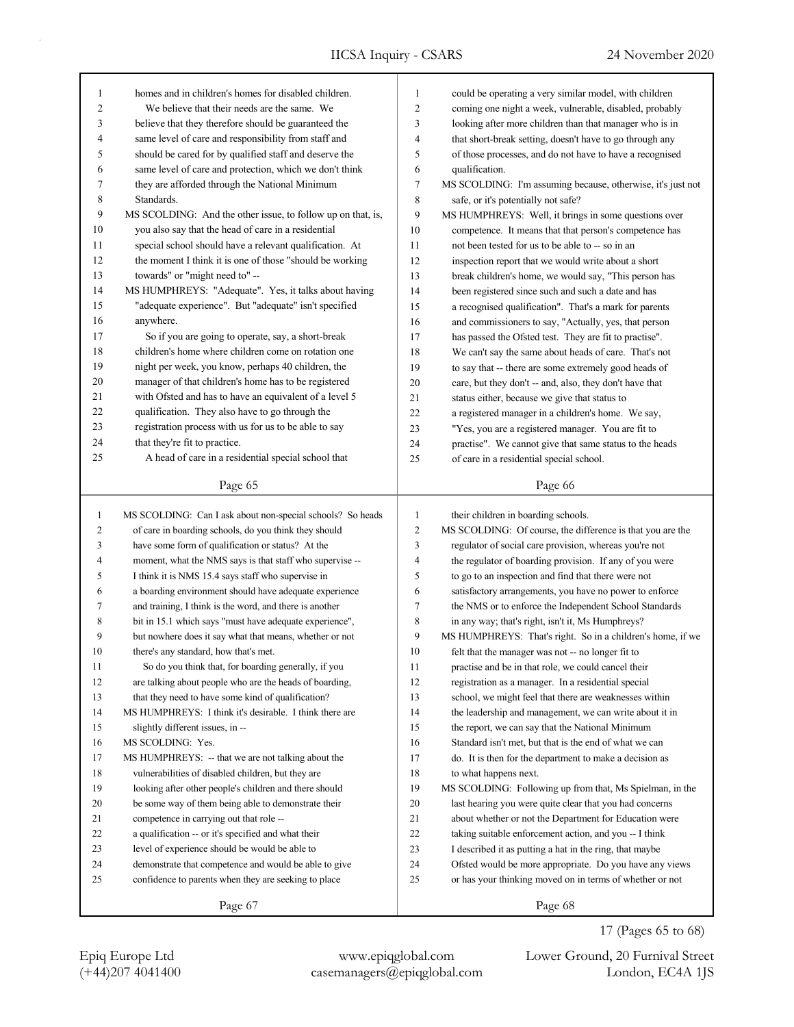homes and in children's homes for disabled children.

We believe that their needs are the same. We believe that they therefore should be guaranteed the same level of care and responsibility from staff and should be cared for by qualified staff and deserve the same level of care and protection, which we don't think they are afforded through the National Minimum Standards.

MS SCOLDING: And the other issue, to follow up on that, is, you also say that the head of care in a residential special school should have a relevant qualification. At the moment I think it is one of those "should be working towards" or "might need to" --

MS HUMPHREYS: "Adequate". Yes, it talks about having "adequate experience". But "adequate" isn't specified anywhere.

So if you are going to operate, say, a short-break children's home where children come on rotation one night per week, you know, perhaps 40 children, the manager of that children's home has to be registered with Ofsted and has to have an equivalent of a level 5 qualification. They also have to go through the registration process with us for us to be able to say that they're fit to practice.

A head of care in a residential special school that could be operating a very similar model, with children coming one night a week, vulnerable, disabled, probably looking after more children than that manager who is in that short-break setting, doesn't have to go through any of those processes, and do not have to have a recognised qualification.

MS SCOLDING: I'm assuming because, otherwise, it's just not safe, or it's potentially not safe?

MS HUMPHREYS: Well, it brings in some questions over competence. It means that that person's competence has not been tested for us to be able to -- so in an inspection report that we would write about a short break children's home, we would say, "This person has been registered since such and such a date and has a recognised qualification". That's a mark for parents and commissioners to say, "Actually, yes, that person has passed the Ofsted test. They are fit to practise". We can't say the same about heads of care. That's not to say that -- there are some extremely good heads of care, but they don't -- and, also, they don't have that status either, because we give that status to a registered manager in a children's home. We say, "Yes, you are a registered manager. You are fit to practise". We cannot give that same status to the heads of care in a residential special school.

MS SCOLDING: Can I ask about non-special schools? So heads of care in boarding schools, do you think they should have some form of qualification or status? At the moment, what the NMS says is that staff who supervise -- I think it is NMS 15.4 says staff who supervise in a boarding environment should have adequate experience and training, I think is the word, and there is another bit in 15.1 which says "must have adequate experience", but nowhere does it say what that means, whether or not there's any standard, how that's met.

So do you think that, for boarding generally, if you are talking about people who are the heads of boarding, that they need to have some kind of qualification?

MS HUMPHREYS: I think it's desirable. I think there are slightly different issues, in --

MS SCOLDING: Yes.

MS HUMPHREYS: -- that we are not talking about the vulnerabilities of disabled children, but they are looking after other people's children and there should be some way of them being able to demonstrate their competence in carrying out that role -- a qualification -- or it's specified and what their level of experience should be would be able to demonstrate that competence and would be able to give confidence to parents when they are seeking to place their children in boarding schools.

MS SCOLDING: Of course, the difference is that you are the regulator of social care provision, whereas you're not the regulator of boarding provision. If any of you were to go to an inspection and find that there were not satisfactory arrangements, you have no power to enforce the NMS or to enforce the Independent School Standards in any way; that's right, isn't it, Ms Humphreys?

MS HUMPHREYS: That's right. So in a children's home, if we felt that the manager was not -- no longer fit to practise and be in that role, we could cancel their registration as a manager. In a residential special school, we might feel that there are weaknesses within the leadership and management, we can write about it in the report, we can say that the National Minimum Standard isn't met, but that is the end of what we can do. It is then for the department to make a decision as to what happens next.

MS SCOLDING: Following up from that, Ms Spielman, in the last hearing you were quite clear that you had concerns about whether or not the Department for Education were taking suitable enforcement action, and you -- I think I described it as putting a hat in the ring, that maybe Ofsted would be more appropriate. Do you have any views or has your thinking moved on in terms of whether or not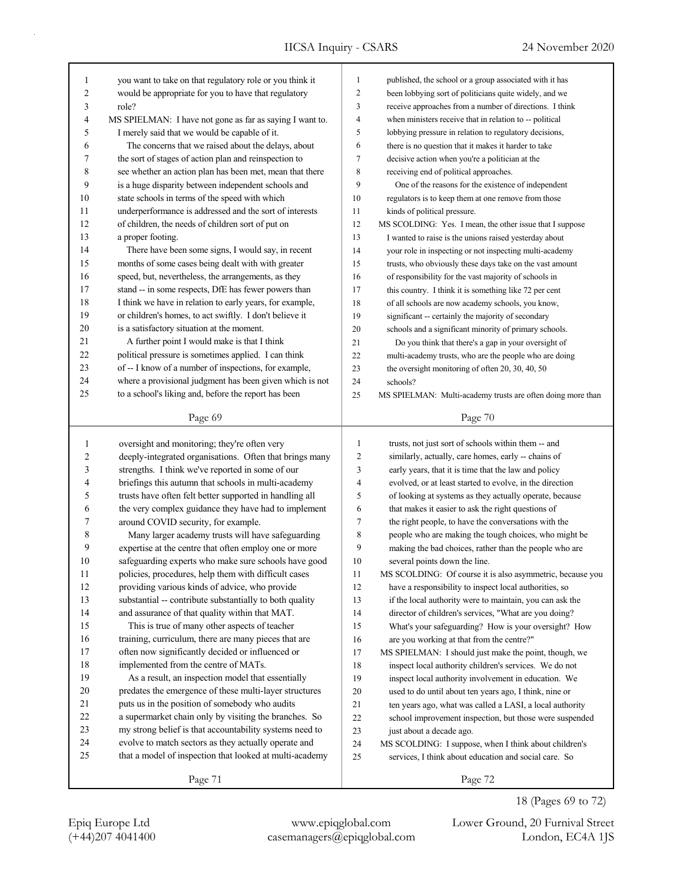you want to take on that regulatory role or you think it would be appropriate for you to have that regulatory role?

MS SPIELMAN: I have not gone as far as saying I want to. I merely said that we would be capable of it.

The concerns that we raised about the delays, about the sort of stages of action plan and reinspection to see whether an action plan has been met, mean that there is a huge disparity between independent schools and state schools in terms of the speed with which underperformance is addressed and the sort of interests of children, the needs of children sort of put on a proper footing.

There have been some signs, I would say, in recent months of some cases being dealt with with greater speed, but, nevertheless, the arrangements, as they stand -- in some respects, DfE has fewer powers than I think we have in relation to early years, for example, or children's homes, to act swiftly. I don't believe it is a satisfactory situation at the moment.

A further point I would make is that I think political pressure is sometimes applied. I can think of -- I know of a number of inspections, for example, where a provisional judgment has been given which is not to a school's liking and, before the report has been published, the school or a group associated with it has been lobbying sort of politicians quite widely, and we receive approaches from a number of directions. I think when ministers receive that in relation to -- political lobbying pressure in relation to regulatory decisions, there is no question that it makes it harder to take decisive action when you're a politician at the receiving end of political approaches.

One of the reasons for the existence of independent regulators is to keep them at one remove from those kinds of political pressure.

MS SCOLDING: Yes. I mean, the other issue that I suppose I wanted to raise is the unions raised yesterday about your role in inspecting or not inspecting multi-academy trusts, who obviously these days take on the vast amount of responsibility for the vast majority of schools in this country. I think it is something like 72 per cent of all schools are now academy schools, you know, significant -- certainly the majority of secondary schools and a significant minority of primary schools.

Do you think that there's a gap in your oversight of multi-academy trusts, who are the people who are doing the oversight monitoring of often 20, 30, 40, 50 schools?

MS SPIELMAN: Multi-academy trusts are often doing more than oversight and monitoring; they're often very deeply-integrated organisations. Often that brings many strengths. I think we've reported in some of our briefings this autumn that schools in multi-academy trusts have often felt better supported in handling all the very complex guidance they have had to implement around COVID security, for example.

Many larger academy trusts will have safeguarding expertise at the centre that often employ one or more safeguarding experts who make sure schools have good policies, procedures, help them with difficult cases providing various kinds of advice, who provide substantial -- contribute substantially to both quality and assurance of that quality within that MAT.

This is true of many other aspects of teacher training, curriculum, there are many pieces that are often now significantly decided or influenced or implemented from the centre of MATs.

As a result, an inspection model that essentially predates the emergence of these multi-layer structures puts us in the position of somebody who audits a supermarket chain only by visiting the branches. So my strong belief is that accountability systems need to evolve to match sectors as they actually operate and that a model of inspection that looked at multi-academy trusts, not just sort of schools within them -- and similarly, actually, care homes, early -- chains of early years, that it is time that the law and policy evolved, or at least started to evolve, in the direction of looking at systems as they actually operate, because that makes it easier to ask the right questions of the right people, to have the conversations with the people who are making the tough choices, who might be making the bad choices, rather than the people who are several points down the line.

MS SCOLDING: Of course it is also asymmetric, because you have a responsibility to inspect local authorities, so if the local authority were to maintain, you can ask the director of children's services, "What are you doing? What's your safeguarding? How is your oversight? How are you working at that from the centre?"

MS SPIELMAN: I should just make the point, though, we inspect local authority children's services. We do not inspect local authority involvement in education. We used to do until about ten years ago, I think, nine or ten years ago, what was called a LASI, a local authority school improvement inspection, but those were suspended just about a decade ago.

MS SCOLDING: I suppose, when I think about children's services, I think about education and social care. So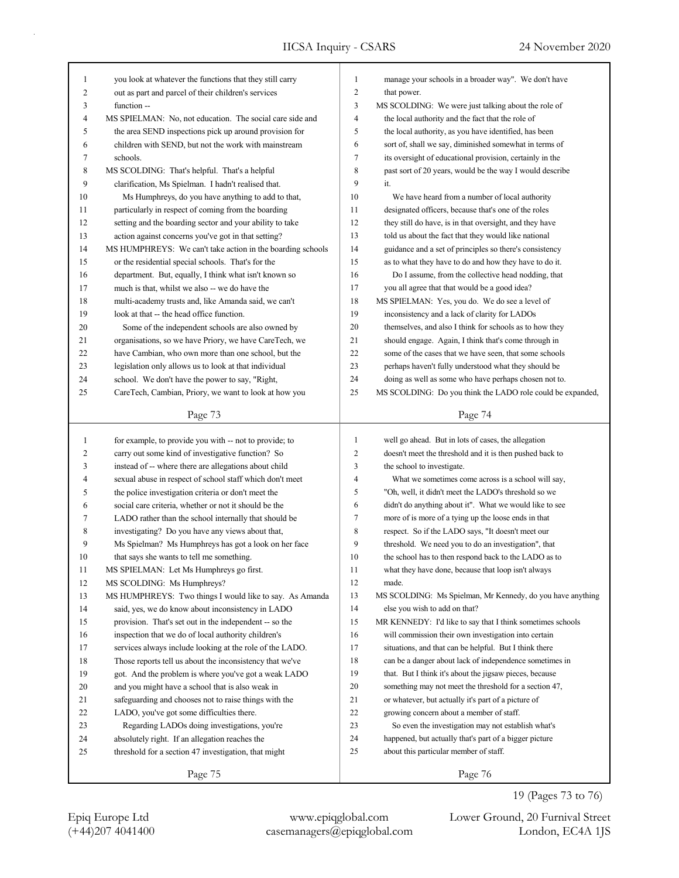you look at whatever the functions that they still carry out as part and parcel of their children's services function --

MS SPIELMAN: No, not education. The social care side and the area SEND inspections pick up around provision for children with SEND, but not the work with mainstream schools.

MS SCOLDING: That's helpful. That's a helpful clarification, Ms Spielman. I hadn't realised that.

Ms Humphreys, do you have anything to add to that, particularly in respect of coming from the boarding setting and the boarding sector and your ability to take action against concerns you've got in that setting?

MS HUMPHREYS: We can't take action in the boarding schools or the residential special schools. That's for the department. But, equally, I think what isn't known so much is that, whilst we also -- we do have the multi-academy trusts and, like Amanda said, we can't look at that -- the head office function.

Some of the independent schools are also owned by organisations, so we have Priory, we have CareTech, we have Cambian, who own more than one school, but the legislation only allows us to look at that individual school. We don't have the power to say, "Right, CareTech, Cambian, Priory, we want to look at how you manage your schools in a broader way". We don't have that power.

MS SCOLDING: We were just talking about the role of the local authority and the fact that the role of the local authority, as you have identified, has been sort of, shall we say, diminished somewhat in terms of its oversight of educational provision, certainly in the past sort of 20 years, would be the way I would describe it.

We have heard from a number of local authority designated officers, because that's one of the roles they still do have, is in that oversight, and they have told us about the fact that they would like national guidance and a set of principles so there's consistency as to what they have to do and how they have to do it.

Do I assume, from the collective head nodding, that you all agree that that would be a good idea?

MS SPIELMAN: Yes, you do. We do see a level of inconsistency and a lack of clarity for LADOs themselves, and also I think for schools as to how they should engage. Again, I think that's come through in some of the cases that we have seen, that some schools perhaps haven't fully understood what they should be doing as well as some who have perhaps chosen not to.

MS SCOLDING: Do you think the LADO role could be expanded, for example, to provide you with -- not to provide; to carry out some kind of investigative function? So instead of -- where there are allegations about child sexual abuse in respect of school staff which don't meet the police investigation criteria or don't meet the social care criteria, whether or not it should be the LADO rather than the school internally that should be investigating? Do you have any views about that, Ms Spielman? Ms Humphreys has got a look on her face that says she wants to tell me something.

MS SPIELMAN: Let Ms Humphreys go first.

MS SCOLDING: Ms Humphreys?

MS HUMPHREYS: Two things I would like to say. As Amanda said, yes, we do know about inconsistency in LADO provision. That's set out in the independent -- so the inspection that we do of local authority children's services always include looking at the role of the LADO. Those reports tell us about the inconsistency that we've got. And the problem is where you've got a weak LADO and you might have a school that is also weak in safeguarding and chooses not to raise things with the LADO, you've got some difficulties there.

Regarding LADOs doing investigations, you're absolutely right. If an allegation reaches the threshold for a section 47 investigation, that might well go ahead. But in lots of cases, the allegation doesn't meet the threshold and it is then pushed back to the school to investigate.

What we sometimes come across is a school will say, "Oh, well, it didn't meet the LADO's threshold so we didn't do anything about it". What we would like to see more of is more of a tying up the loose ends in that respect. So if the LADO says, "It doesn't meet our threshold. We need you to do an investigation", that the school has to then respond back to the LADO as to what they have done, because that loop isn't always made.

MS SCOLDING: Ms Spielman, Mr Kennedy, do you have anything else you wish to add on that?

MR KENNEDY: I'd like to say that I think sometimes schools will commission their own investigation into certain situations, and that can be helpful. But I think there can be a danger about lack of independence sometimes in that. But I think it's about the jigsaw pieces, because something may not meet the threshold for a section 47, or whatever, but actually it's part of a picture of growing concern about a member of staff.

So even the investigation may not establish what's happened, but actually that's part of a bigger picture about this particular member of staff.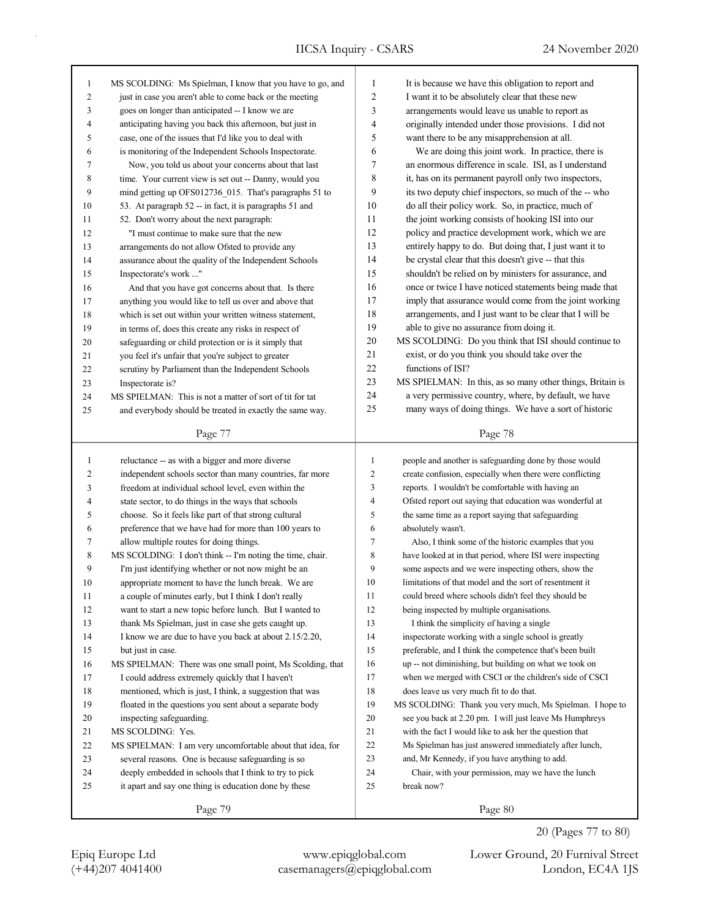MS SCOLDING: Ms Spielman, I know that you have to go, and just in case you aren't able to come back or the meeting goes on longer than anticipated -- I know we are anticipating having you back this afternoon, but just in case, one of the issues that I'd like you to deal with is monitoring of the Independent Schools Inspectorate.

Now, you told us about your concerns about that last time. Your current view is set out -- Danny, would you mind getting up OFS012736_015. That's paragraphs 51 to 53. At paragraph 52 -- in fact, it is paragraphs 51 and 52. Don't worry about the next paragraph:

"I must continue to make sure that the new arrangements do not allow Ofsted to provide any assurance about the quality of the Independent Schools Inspectorate's work ..."

And that you have got concerns about that. Is there anything you would like to tell us over and above that which is set out within your written witness statement, in terms of, does this create any risks in respect of safeguarding or child protection or is it simply that you feel it's unfair that you're subject to greater scrutiny by Parliament than the Independent Schools Inspectorate is?

MS SPIELMAN: This is not a matter of sort of tit for tat and everybody should be treated in exactly the same way. It is because we have this obligation to report and I want it to be absolutely clear that these new arrangements would leave us unable to report as originally intended under those provisions. I did not want there to be any misapprehension at all.

We are doing this joint work. In practice, there is an enormous difference in scale. ISI, as I understand it, has on its permanent payroll only two inspectors, its two deputy chief inspectors, so much of the -- who do all their policy work. So, in practice, much of the joint working consists of hooking ISI into our policy and practice development work, which we are entirely happy to do. But doing that, I just want it to be crystal clear that this doesn't give -- that this shouldn't be relied on by ministers for assurance, and once or twice I have noticed statements being made that imply that assurance would come from the joint working arrangements, and I just want to be clear that I will be able to give no assurance from doing it.

MS SCOLDING: Do you think that ISI should continue to exist, or do you think you should take over the functions of ISI?

MS SPIELMAN: In this, as so many other things, Britain is a very permissive country, where, by default, we have many ways of doing things. We have a sort of historic reluctance -- as with a bigger and more diverse independent schools sector than many countries, far more freedom at individual school level, even within the state sector, to do things in the ways that schools choose. So it feels like part of that strong cultural preference that we have had for more than 100 years to allow multiple routes for doing things.

MS SCOLDING: I don't think -- I'm noting the time, chair. I'm just identifying whether or not now might be an appropriate moment to have the lunch break. We are a couple of minutes early, but I think I don't really want to start a new topic before lunch. But I wanted to thank Ms Spielman, just in case she gets caught up. I know we are due to have you back at about 2.15/2.20, but just in case.

MS SPIELMAN: There was one small point, Ms Scolding, that I could address extremely quickly that I haven't mentioned, which is just, I think, a suggestion that was floated in the questions you sent about a separate body inspecting safeguarding.

MS SCOLDING: Yes.

MS SPIELMAN: I am very uncomfortable about that idea, for several reasons. One is because safeguarding is so deeply embedded in schools that I think to try to pick it apart and say one thing is education done by these people and another is safeguarding done by those would create confusion, especially when there were conflicting reports. I wouldn't be comfortable with having an Ofsted report out saying that education was wonderful at the same time as a report saying that safeguarding absolutely wasn't.

Also, I think some of the historic examples that you have looked at in that period, where ISI were inspecting some aspects and we were inspecting others, show the limitations of that model and the sort of resentment it could breed where schools didn't feel they should be being inspected by multiple organisations.

I think the simplicity of having a single inspectorate working with a single school is greatly preferable, and I think the competence that's been built up -- not diminishing, but building on what we took on when we merged with CSCI or the children's side of CSCI does leave us very much fit to do that.

MS SCOLDING: Thank you very much, Ms Spielman. I hope to see you back at 2.20 pm. I will just leave Ms Humphreys with the fact I would like to ask her the question that Ms Spielman has just answered immediately after lunch, and, Mr Kennedy, if you have anything to add.

Chair, with your permission, may we have the lunch break now?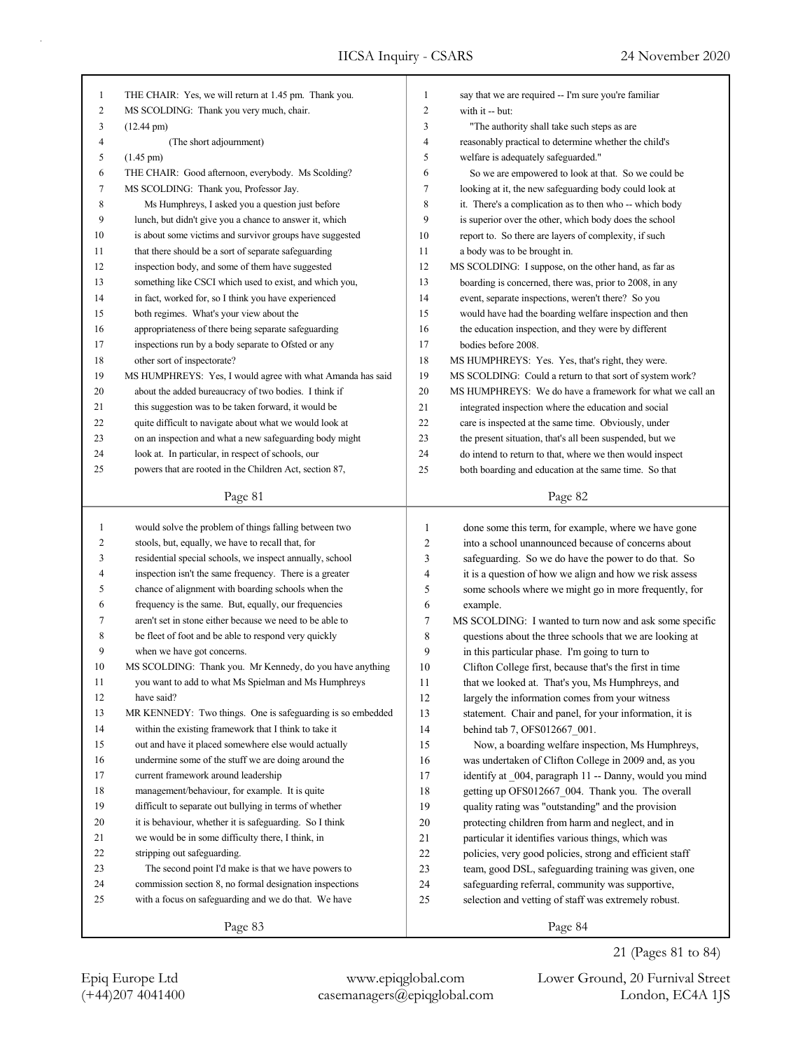THE CHAIR: Yes, we will return at 1.45 pm. Thank you.

MS SCOLDING: Thank you very much, chair.

(12.44 pm)

(The short adjournment)

(1.45 pm)

THE CHAIR: Good afternoon, everybody. Ms Scolding?

MS SCOLDING: Thank you, Professor Jay.

Ms Humphreys, I asked you a question just before lunch, but didn't give you a chance to answer it, which is about some victims and survivor groups have suggested that there should be a sort of separate safeguarding inspection body, and some of them have suggested something like CSCI which used to exist, and which you, in fact, worked for, so I think you have experienced both regimes. What's your view about the appropriateness of there being separate safeguarding inspections run by a body separate to Ofsted or any other sort of inspectorate?

MS HUMPHREYS: Yes, I would agree with what Amanda has said about the added bureaucracy of two bodies. I think if this suggestion was to be taken forward, it would be quite difficult to navigate about what we would look at on an inspection and what a new safeguarding body might look at. In particular, in respect of schools, our powers that are rooted in the Children Act, section 87, say that we are required -- I'm sure you're familiar with it -- but:

"The authority shall take such steps as are reasonably practical to determine whether the child's welfare is adequately safeguarded."

So we are empowered to look at that. So we could be looking at it, the new safeguarding body could look at it. There's a complication as to then who -- which body is superior over the other, which body does the school report to. So there are layers of complexity, if such a body was to be brought in.

MS SCOLDING: I suppose, on the other hand, as far as boarding is concerned, there was, prior to 2008, in any event, separate inspections, weren't there? So you would have had the boarding welfare inspection and then the education inspection, and they were by different bodies before 2008.

MS HUMPHREYS: Yes. Yes, that's right, they were.

MS SCOLDING: Could a return to that sort of system work?

MS HUMPHREYS: We do have a framework for what we call an integrated inspection where the education and social care is inspected at the same time. Obviously, under the present situation, that's all been suspended, but we do intend to return to that, where we then would inspect both boarding and education at the same time. So that would solve the problem of things falling between two stools, but, equally, we have to recall that, for residential special schools, we inspect annually, school inspection isn't the same frequency. There is a greater chance of alignment with boarding schools when the frequency is the same. But, equally, our frequencies aren't set in stone either because we need to be able to be fleet of foot and be able to respond very quickly when we have got concerns.

MS SCOLDING: Thank you. Mr Kennedy, do you have anything you want to add to what Ms Spielman and Ms Humphreys have said?

MR KENNEDY: Two things. One is safeguarding is so embedded within the existing framework that I think to take it out and have it placed somewhere else would actually undermine some of the stuff we are doing around the current framework around leadership management/behaviour, for example. It is quite difficult to separate out bullying in terms of whether it is behaviour, whether it is safeguarding. So I think we would be in some difficulty there, I think, in stripping out safeguarding.

The second point I'd make is that we have powers to commission section 8, no formal designation inspections with a focus on safeguarding and we do that. We have done some this term, for example, where we have gone into a school unannounced because of concerns about safeguarding. So we do have the power to do that. So it is a question of how we align and how we risk assess some schools where we might go in more frequently, for example.

MS SCOLDING: I wanted to turn now and ask some specific questions about the three schools that we are looking at in this particular phase. I'm going to turn to Clifton College first, because that's the first in time that we looked at. That's you, Ms Humphreys, and largely the information comes from your witness statement. Chair and panel, for your information, it is behind tab 7, OFS012667_001.

Now, a boarding welfare inspection, Ms Humphreys, was undertaken of Clifton College in 2009 and, as you identify at _004, paragraph 11 -- Danny, would you mind getting up OFS012667_004. Thank you. The overall quality rating was "outstanding" and the provision protecting children from harm and neglect, and in particular it identifies various things, which was policies, very good policies, strong and efficient staff team, good DSL, safeguarding training was given, one safeguarding referral, community was supportive, selection and vetting of staff was extremely robust.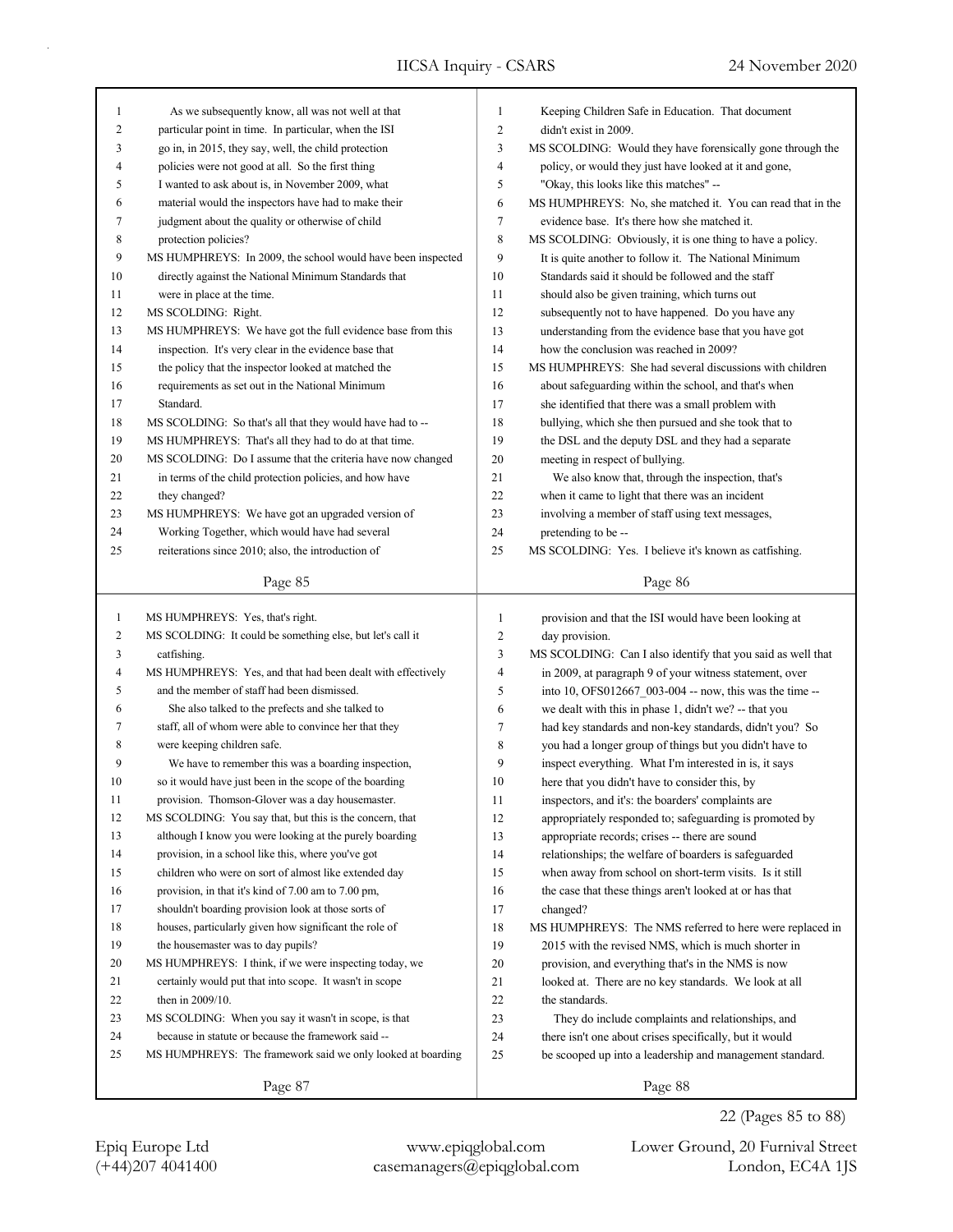As we subsequently know, all was not well at that particular point in time. In particular, when the ISI go in, in 2015, they say, well, the child protection policies were not good at all. So the first thing I wanted to ask about is, in November 2009, what material would the inspectors have had to make their judgment about the quality or otherwise of child protection policies?

MS HUMPHREYS: In 2009, the school would have been inspected directly against the National Minimum Standards that were in place at the time.

MS SCOLDING: Right.

MS HUMPHREYS: We have got the full evidence base from this inspection. It's very clear in the evidence base that the policy that the inspector looked at matched the requirements as set out in the National Minimum Standard.

MS SCOLDING: So that's all that they would have had to --

MS HUMPHREYS: That's all they had to do at that time.

MS SCOLDING: Do I assume that the criteria have now changed in terms of the child protection policies, and how have they changed?

MS HUMPHREYS: We have got an upgraded version of Working Together, which would have had several reiterations since 2010; also, the introduction of Keeping Children Safe in Education. That document didn't exist in 2009.

MS SCOLDING: Would they have forensically gone through the policy, or would they just have looked at it and gone, "Okay, this looks like this matches" --

MS HUMPHREYS: No, she matched it. You can read that in the evidence base. It's there how she matched it.

MS SCOLDING: Obviously, it is one thing to have a policy. It is quite another to follow it. The National Minimum Standards said it should be followed and the staff should also be given training, which turns out subsequently not to have happened. Do you have any understanding from the evidence base that you have got how the conclusion was reached in 2009?

MS HUMPHREYS: She had several discussions with children about safeguarding within the school, and that's when she identified that there was a small problem with bullying, which she then pursued and she took that to the DSL and the deputy DSL and they had a separate meeting in respect of bullying.

We also know that, through the inspection, that's when it came to light that there was an incident involving a member of staff using text messages, pretending to be --

MS SCOLDING: Yes. I believe it's known as catfishing.

MS HUMPHREYS: Yes, that's right.

MS SCOLDING: It could be something else, but let's call it catfishing.

MS HUMPHREYS: Yes, and that had been dealt with effectively and the member of staff had been dismissed.

She also talked to the prefects and she talked to staff, all of whom were able to convince her that they were keeping children safe.

We have to remember this was a boarding inspection, so it would have just been in the scope of the boarding provision. Thomson-Glover was a day housemaster.

MS SCOLDING: You say that, but this is the concern, that although I know you were looking at the purely boarding provision, in a school like this, where you've got children who were on sort of almost like extended day provision, in that it's kind of 7.00 am to 7.00 pm, shouldn't boarding provision look at those sorts of houses, particularly given how significant the role of the housemaster was to day pupils?

MS HUMPHREYS: I think, if we were inspecting today, we certainly would put that into scope. It wasn't in scope then in 2009/10.

MS SCOLDING: When you say it wasn't in scope, is that because in statute or because the framework said --

MS HUMPHREYS: The framework said we only looked at boarding provision and that the ISI would have been looking at day provision.

MS SCOLDING: Can I also identify that you said as well that in 2009, at paragraph 9 of your witness statement, over into 10, OFS012667_003-004 -- now, this was the time -- we dealt with this in phase 1, didn't we? -- that you had key standards and non-key standards, didn't you? So you had a longer group of things but you didn't have to inspect everything. What I'm interested in is, it says here that you didn't have to consider this, by inspectors, and it's: the boarders' complaints are appropriately responded to; safeguarding is promoted by appropriate records; crises -- there are sound relationships; the welfare of boarders is safeguarded when away from school on short-term visits. Is it still the case that these things aren't looked at or has that changed?

MS HUMPHREYS: The NMS referred to here were replaced in 2015 with the revised NMS, which is much shorter in provision, and everything that's in the NMS is now looked at. There are no key standards. We look at all the standards.

They do include complaints and relationships, and there isn't one about crises specifically, but it would be scooped up into a leadership and management standard.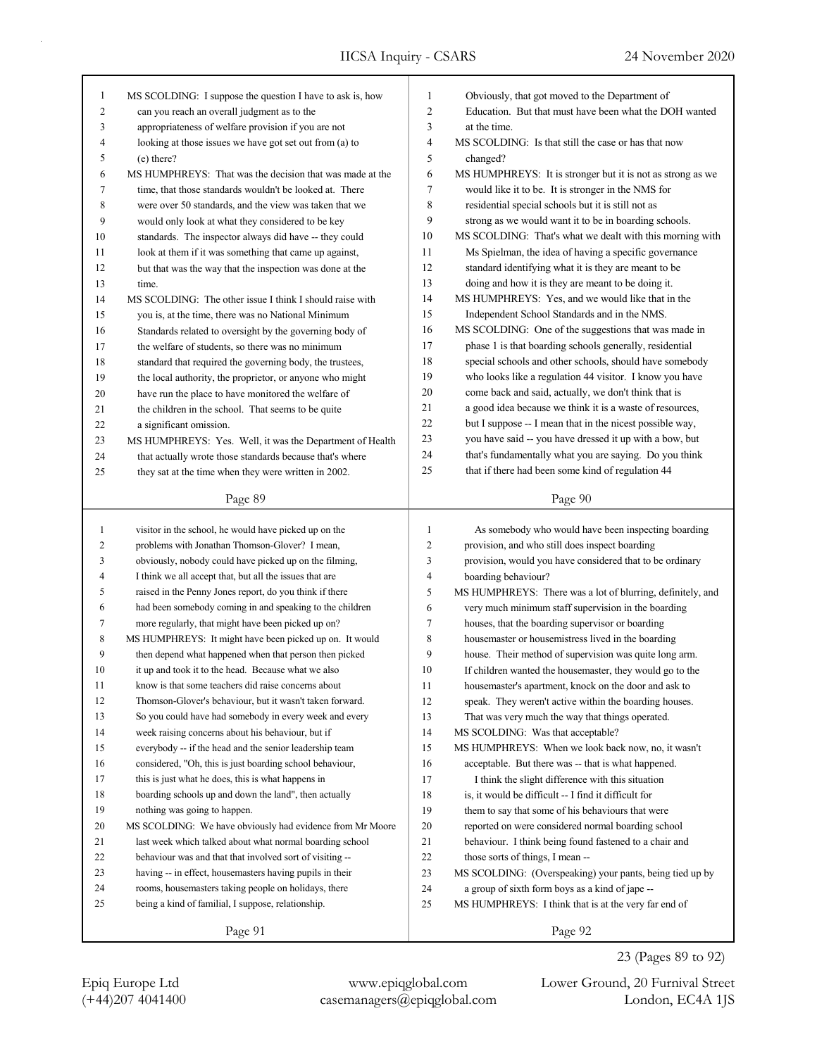MS SCOLDING: I suppose the question I have to ask is, how can you reach an overall judgment as to the appropriateness of welfare provision if you are not looking at those issues we have got set out from (a) to (e) there?

MS HUMPHREYS: That was the decision that was made at the time, that those standards wouldn't be looked at. There were over 50 standards, and the view was taken that we would only look at what they considered to be key standards. The inspector always did have -- they could look at them if it was something that came up against, but that was the way that the inspection was done at the time.

MS SCOLDING: The other issue I think I should raise with you is, at the time, there was no National Minimum Standards related to oversight by the governing body of the welfare of students, so there was no minimum standard that required the governing body, the trustees, the local authority, the proprietor, or anyone who might have run the place to have monitored the welfare of the children in the school. That seems to be quite a significant omission.

MS HUMPHREYS: Yes. Well, it was the Department of Health that actually wrote those standards because that's where they sat at the time when they were written in 2002. Obviously, that got moved to the Department of Education. But that must have been what the DOH wanted at the time.

MS SCOLDING: Is that still the case or has that now changed?

MS HUMPHREYS: It is stronger but it is not as strong as we would like it to be. It is stronger in the NMS for residential special schools but it is still not as strong as we would want it to be in boarding schools.

MS SCOLDING: That's what we dealt with this morning with Ms Spielman, the idea of having a specific governance standard identifying what it is they are meant to be doing and how it is they are meant to be doing it.

MS HUMPHREYS: Yes, and we would like that in the Independent School Standards and in the NMS.

MS SCOLDING: One of the suggestions that was made in phase 1 is that boarding schools generally, residential special schools and other schools, should have somebody who looks like a regulation 44 visitor. I know you have come back and said, actually, we don't think that is a good idea because we think it is a waste of resources, but I suppose -- I mean that in the nicest possible way, you have said -- you have dressed it up with a bow, but that's fundamentally what you are saying. Do you think that if there had been some kind of regulation 44 visitor in the school, he would have picked up on the problems with Jonathan Thomson-Glover? I mean, obviously, nobody could have picked up on the filming, I think we all accept that, but all the issues that are raised in the Penny Jones report, do you think if there had been somebody coming in and speaking to the children more regularly, that might have been picked up on?

MS HUMPHREYS: It might have been picked up on. It would then depend what happened when that person then picked it up and took it to the head. Because what we also know is that some teachers did raise concerns about Thomson-Glover's behaviour, but it wasn't taken forward. So you could have had somebody in every week and every week raising concerns about his behaviour, but if everybody -- if the head and the senior leadership team considered, "Oh, this is just boarding school behaviour, this is just what he does, this is what happens in boarding schools up and down the land", then actually nothing was going to happen.

MS SCOLDING: We have obviously had evidence from Mr Moore last week which talked about what normal boarding school behaviour was and that that involved sort of visiting -- having -- in effect, housemasters having pupils in their rooms, housemasters taking people on holidays, there being a kind of familial, I suppose, relationship.

As somebody who would have been inspecting boarding provision, and who still does inspect boarding provision, would you have considered that to be ordinary boarding behaviour?

MS HUMPHREYS: There was a lot of blurring, definitely, and very much minimum staff supervision in the boarding houses, that the boarding supervisor or boarding housemaster or housemistress lived in the boarding house. Their method of supervision was quite long arm. If children wanted the housemaster, they would go to the housemaster's apartment, knock on the door and ask to speak. They weren't active within the boarding houses. That was very much the way that things operated.

MS SCOLDING: Was that acceptable?

MS HUMPHREYS: When we look back now, no, it wasn't acceptable. But there was -- that is what happened.

I think the slight difference with this situation is, it would be difficult -- I find it difficult for them to say that some of his behaviours that were reported on were considered normal boarding school behaviour. I think being found fastened to a chair and those sorts of things, I mean --

MS SCOLDING: (Overspeaking) your pants, being tied up by a group of sixth form boys as a kind of jape --

MS HUMPHREYS: I think that is at the very far end of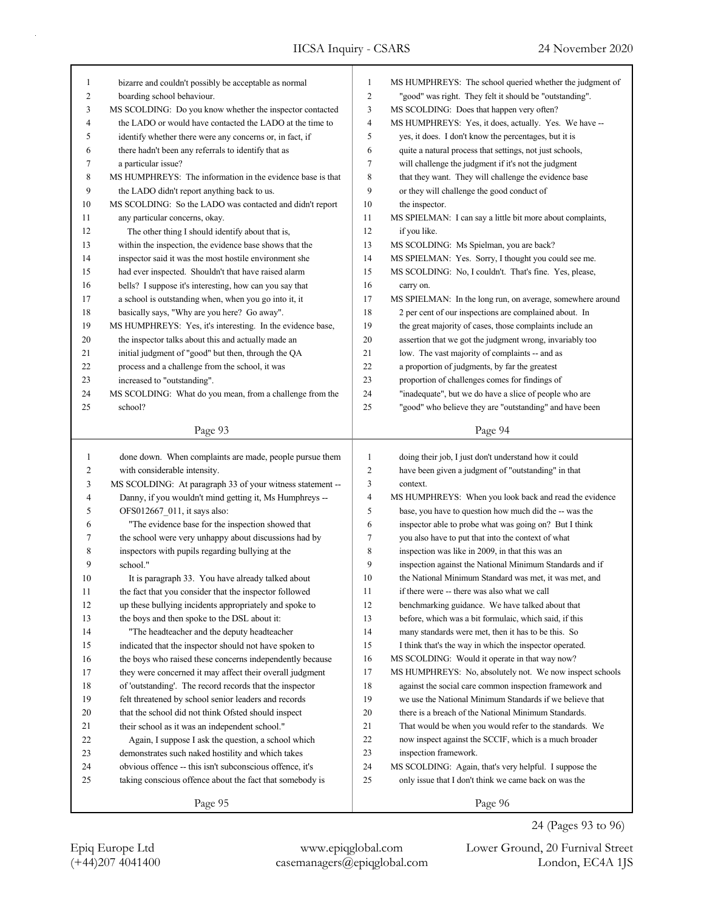bizarre and couldn't possibly be acceptable as normal boarding school behaviour.

MS SCOLDING: Do you know whether the inspector contacted the LADO or would have contacted the LADO at the time to identify whether there were any concerns or, in fact, if there hadn't been any referrals to identify that as a particular issue?

MS HUMPHREYS: The information in the evidence base is that the LADO didn't report anything back to us.

MS SCOLDING: So the LADO was contacted and didn't report any particular concerns, okay.

The other thing I should identify about that is, within the inspection, the evidence base shows that the inspector said it was the most hostile environment she had ever inspected. Shouldn't that have raised alarm bells? I suppose it's interesting, how can you say that a school is outstanding when, when you go into it, it basically says, "Why are you here? Go away".

MS HUMPHREYS: Yes, it's interesting. In the evidence base, the inspector talks about this and actually made an initial judgment of "good" but then, through the QA process and a challenge from the school, it was increased to "outstanding".

MS SCOLDING: What do you mean, from a challenge from the school?

MS HUMPHREYS: The school queried whether the judgment of "good" was right. They felt it should be "outstanding".

MS SCOLDING: Does that happen very often?

MS HUMPHREYS: Yes, it does, actually. Yes. We have -- yes, it does. I don't know the percentages, but it is quite a natural process that settings, not just schools, will challenge the judgment if it's not the judgment that they want. They will challenge the evidence base or they will challenge the good conduct of the inspector.

MS SPIELMAN: I can say a little bit more about complaints, if you like.

MS SCOLDING: Ms Spielman, you are back?

MS SPIELMAN: Yes. Sorry, I thought you could see me.

MS SCOLDING: No, I couldn't. That's fine. Yes, please, carry on.

MS SPIELMAN: In the long run, on average, somewhere around 2 per cent of our inspections are complained about. In the great majority of cases, those complaints include an assertion that we got the judgment wrong, invariably too low. The vast majority of complaints -- and as a proportion of judgments, by far the greatest proportion of challenges comes for findings of "inadequate", but we do have a slice of people who are "good" who believe they are "outstanding" and have been done down. When complaints are made, people pursue them with considerable intensity.

MS SCOLDING: At paragraph 33 of your witness statement -- Danny, if you wouldn't mind getting it, Ms Humphreys -- OFS012667_011, it says also:

"The evidence base for the inspection showed that the school were very unhappy about discussions had by inspectors with pupils regarding bullying at the school."

It is paragraph 33. You have already talked about the fact that you consider that the inspector followed up these bullying incidents appropriately and spoke to the boys and then spoke to the DSL about it:

"The headteacher and the deputy headteacher indicated that the inspector should not have spoken to the boys who raised these concerns independently because they were concerned it may affect their overall judgment of 'outstanding'. The record records that the inspector felt threatened by school senior leaders and records that the school did not think Ofsted should inspect their school as it was an independent school."

Again, I suppose I ask the question, a school which demonstrates such naked hostility and which takes obvious offence -- this isn't subconscious offence, it's taking conscious offence about the fact that somebody is doing their job, I just don't understand how it could have been given a judgment of "outstanding" in that context.

MS HUMPHREYS: When you look back and read the evidence base, you have to question how much did the -- was the inspector able to probe what was going on? But I think you also have to put that into the context of what inspection was like in 2009, in that this was an inspection against the National Minimum Standards and if the National Minimum Standard was met, it was met, and if there were -- there was also what we call benchmarking guidance. We have talked about that before, which was a bit formulaic, which said, if this many standards were met, then it has to be this. So I think that's the way in which the inspector operated.

MS SCOLDING: Would it operate in that way now?

MS HUMPHREYS: No, absolutely not. We now inspect schools against the social care common inspection framework and we use the National Minimum Standards if we believe that there is a breach of the National Minimum Standards. That would be when you would refer to the standards. We now inspect against the SCCIF, which is a much broader inspection framework.

MS SCOLDING: Again, that's very helpful. I suppose the only issue that I don't think we came back on was the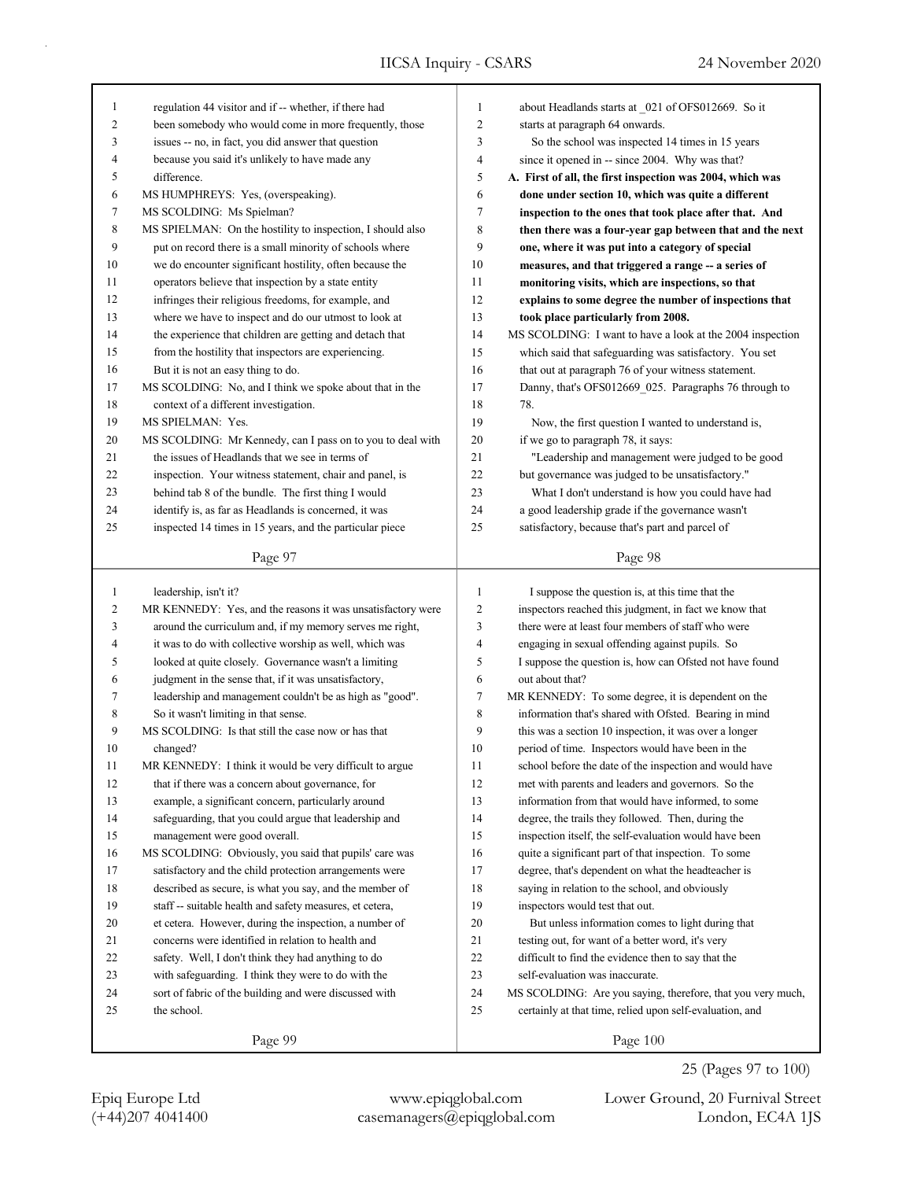regulation 44 visitor and if -- whether, if there had been somebody who would come in more frequently, those issues -- no, in fact, you did answer that question because you said it's unlikely to have made any difference.

MS HUMPHREYS: Yes, (overspeaking).

MS SCOLDING: Ms Spielman?

MS SPIELMAN: On the hostility to inspection, I should also put on record there is a small minority of schools where we do encounter significant hostility, often because the operators believe that inspection by a state entity infringes their religious freedoms, for example, and where we have to inspect and do our utmost to look at the experience that children are getting and detach that from the hostility that inspectors are experiencing. But it is not an easy thing to do.

MS SCOLDING: No, and I think we spoke about that in the context of a different investigation.

MS SPIELMAN: Yes.

MS SCOLDING: Mr Kennedy, can I pass on to you to deal with the issues of Headlands that we see in terms of inspection. Your witness statement, chair and panel, is behind tab 8 of the bundle. The first thing I would identify is, as far as Headlands is concerned, it was inspected 14 times in 15 years, and the particular piece about Headlands starts at _021 of OFS012669. So it starts at paragraph 64 onwards.

So the school was inspected 14 times in 15 years since it opened in -- since 2004. Why was that?

**A. First of all, the first inspection was 2004, which was done under section 10, which was quite a different inspection to the ones that took place after that. And then there was a four-year gap between that and the next one, where it was put into a category of special measures, and that triggered a range -- a series of monitoring visits, which are inspections, so that explains to some degree the number of inspections that took place particularly from 2008.**

MS SCOLDING: I want to have a look at the 2004 inspection which said that safeguarding was satisfactory. You set that out at paragraph 76 of your witness statement. Danny, that's OFS012669_025. Paragraphs 76 through to 78.

Now, the first question I wanted to understand is, if we go to paragraph 78, it says:

"Leadership and management were judged to be good but governance was judged to be unsatisfactory."

What I don't understand is how you could have had a good leadership grade if the governance wasn't satisfactory, because that's part and parcel of leadership, isn't it?

MR KENNEDY: Yes, and the reasons it was unsatisfactory were around the curriculum and, if my memory serves me right, it was to do with collective worship as well, which was looked at quite closely. Governance wasn't a limiting judgment in the sense that, if it was unsatisfactory, leadership and management couldn't be as high as "good". So it wasn't limiting in that sense.

MS SCOLDING: Is that still the case now or has that changed?

MR KENNEDY: I think it would be very difficult to argue that if there was a concern about governance, for example, a significant concern, particularly around safeguarding, that you could argue that leadership and management were good overall.

MS SCOLDING: Obviously, you said that pupils' care was satisfactory and the child protection arrangements were described as secure, is what you say, and the member of staff -- suitable health and safety measures, et cetera, et cetera. However, during the inspection, a number of concerns were identified in relation to health and safety. Well, I don't think they had anything to do with safeguarding. I think they were to do with the sort of fabric of the building and were discussed with the school.

I suppose the question is, at this time that the inspectors reached this judgment, in fact we know that there were at least four members of staff who were engaging in sexual offending against pupils. So I suppose the question is, how can Ofsted not have found out about that?

MR KENNEDY: To some degree, it is dependent on the information that's shared with Ofsted. Bearing in mind this was a section 10 inspection, it was over a longer period of time. Inspectors would have been in the school before the date of the inspection and would have met with parents and leaders and governors. So the information from that would have informed, to some degree, the trails they followed. Then, during the inspection itself, the self-evaluation would have been quite a significant part of that inspection. To some degree, that's dependent on what the headteacher is saying in relation to the school, and obviously inspectors would test that out.

But unless information comes to light during that testing out, for want of a better word, it's very difficult to find the evidence then to say that the self-evaluation was inaccurate.

MS SCOLDING: Are you saying, therefore, that you very much, certainly at that time, relied upon self-evaluation, and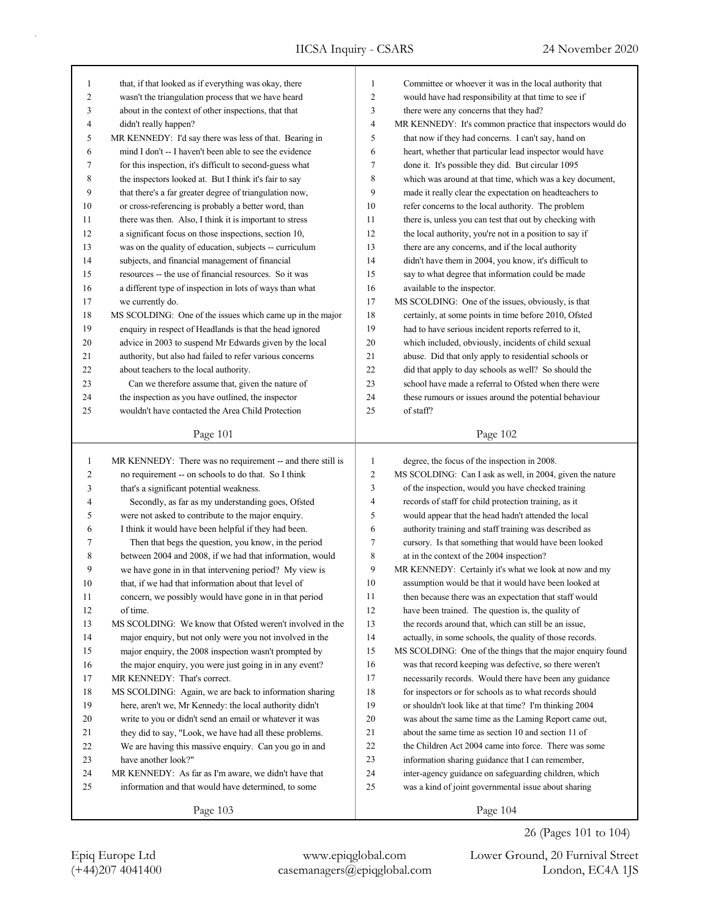that, if that looked as if everything was okay, there wasn't the triangulation process that we have heard about in the context of other inspections, that that didn't really happen?

MR KENNEDY: I'd say there was less of that. Bearing in mind I don't -- I haven't been able to see the evidence for this inspection, it's difficult to second-guess what the inspectors looked at. But I think it's fair to say that there's a far greater degree of triangulation now, or cross-referencing is probably a better word, than there was then. Also, I think it is important to stress a significant focus on those inspections, section 10, was on the quality of education, subjects -- curriculum subjects, and financial management of financial resources -- the use of financial resources. So it was a different type of inspection in lots of ways than what we currently do.

MS SCOLDING: One of the issues which came up in the major enquiry in respect of Headlands is that the head ignored advice in 2003 to suspend Mr Edwards given by the local authority, but also had failed to refer various concerns about teachers to the local authority.

Can we therefore assume that, given the nature of the inspection as you have outlined, the inspector wouldn't have contacted the Area Child Protection Committee or whoever it was in the local authority that would have had responsibility at that time to see if there were any concerns that they had?

MR KENNEDY: It's common practice that inspectors would do that now if they had concerns. I can't say, hand on heart, whether that particular lead inspector would have done it. It's possible they did. But circular 1095 which was around at that time, which was a key document, made it really clear the expectation on headteachers to refer concerns to the local authority. The problem there is, unless you can test that out by checking with the local authority, you're not in a position to say if there are any concerns, and if the local authority didn't have them in 2004, you know, it's difficult to say to what degree that information could be made available to the inspector.

MS SCOLDING: One of the issues, obviously, is that certainly, at some points in time before 2010, Ofsted had to have serious incident reports referred to it, which included, obviously, incidents of child sexual abuse. Did that only apply to residential schools or did that apply to day schools as well? So should the school have made a referral to Ofsted when there were these rumours or issues around the potential behaviour of staff?

MR KENNEDY: There was no requirement -- and there still is no requirement -- on schools to do that. So I think that's a significant potential weakness.

Secondly, as far as my understanding goes, Ofsted were not asked to contribute to the major enquiry. I think it would have been helpful if they had been.

Then that begs the question, you know, in the period between 2004 and 2008, if we had that information, would we have gone in in that intervening period? My view is that, if we had that information about that level of concern, we possibly would have gone in in that period of time.

MS SCOLDING: We know that Ofsted weren't involved in the major enquiry, but not only were you not involved in the major enquiry, the 2008 inspection wasn't prompted by the major enquiry, you were just going in in any event?

MR KENNEDY: That's correct.

MS SCOLDING: Again, we are back to information sharing here, aren't we, Mr Kennedy: the local authority didn't write to you or didn't send an email or whatever it was they did to say, "Look, we have had all these problems. We are having this massive enquiry. Can you go in and have another look?"

MR KENNEDY: As far as I'm aware, we didn't have that information and that would have determined, to some degree, the focus of the inspection in 2008.

MS SCOLDING: Can I ask as well, in 2004, given the nature of the inspection, would you have checked training records of staff for child protection training, as it would appear that the head hadn't attended the local authority training and staff training was described as cursory. Is that something that would have been looked at in the context of the 2004 inspection?

MR KENNEDY: Certainly it's what we look at now and my assumption would be that it would have been looked at then because there was an expectation that staff would have been trained. The question is, the quality of the records around that, which can still be an issue, actually, in some schools, the quality of those records.

MS SCOLDING: One of the things that the major enquiry found was that record keeping was defective, so there weren't necessarily records. Would there have been any guidance for inspectors or for schools as to what records should or shouldn't look like at that time? I'm thinking 2004 was about the same time as the Laming Report came out, about the same time as section 10 and section 11 of the Children Act 2004 came into force. There was some information sharing guidance that I can remember, inter-agency guidance on safeguarding children, which was a kind of joint governmental issue about sharing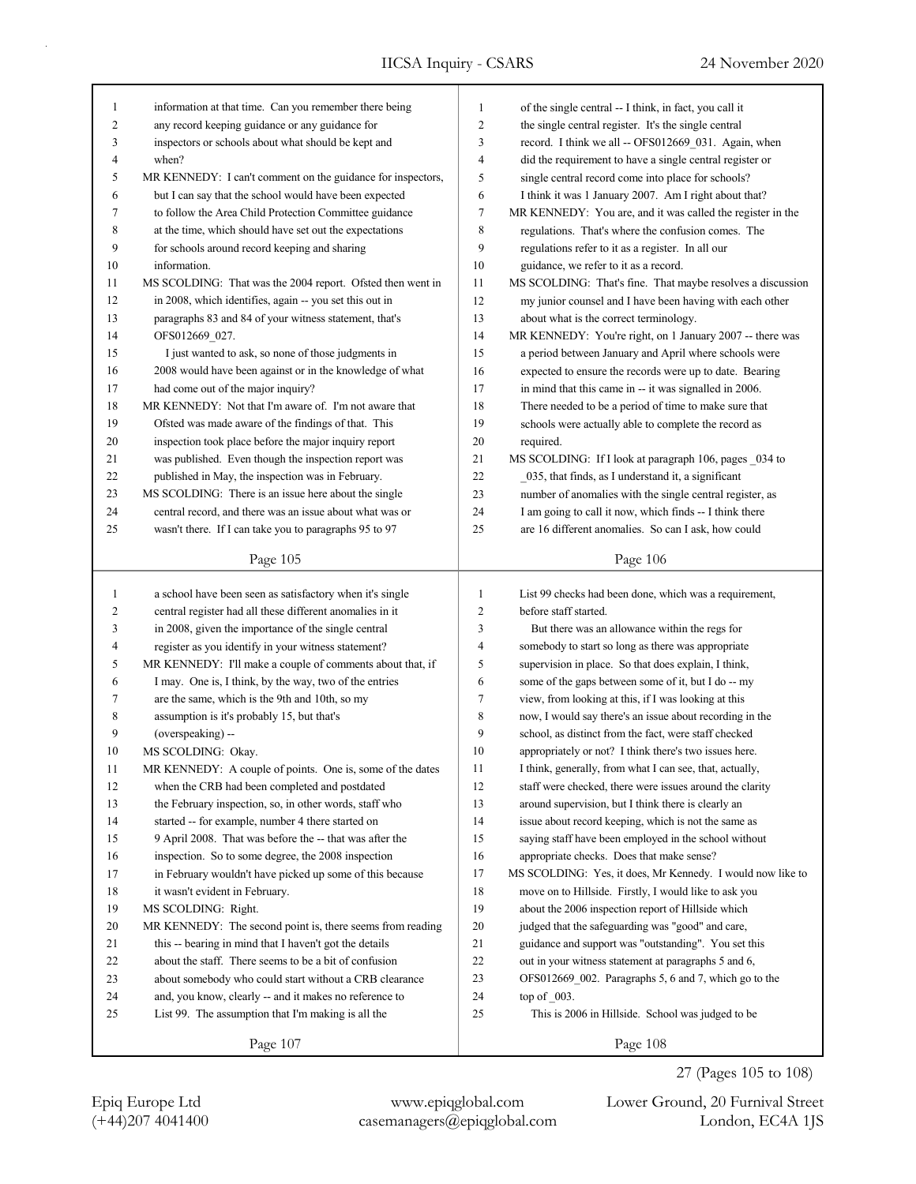information at that time. Can you remember there being any record keeping guidance or any guidance for inspectors or schools about what should be kept and when?

MR KENNEDY: I can't comment on the guidance for inspectors, but I can say that the school would have been expected to follow the Area Child Protection Committee guidance at the time, which should have set out the expectations for schools around record keeping and sharing information.

MS SCOLDING: That was the 2004 report. Ofsted then went in in 2008, which identifies, again -- you set this out in paragraphs 83 and 84 of your witness statement, that's OFS012669_027.

I just wanted to ask, so none of those judgments in 2008 would have been against or in the knowledge of what had come out of the major inquiry?

MR KENNEDY: Not that I'm aware of. I'm not aware that Ofsted was made aware of the findings of that. This inspection took place before the major inquiry report was published. Even though the inspection report was published in May, the inspection was in February.

MS SCOLDING: There is an issue here about the single central record, and there was an issue about what was or wasn't there. If I can take you to paragraphs 95 to 97 of the single central -- I think, in fact, you call it the single central register. It's the single central record. I think we all -- OFS012669_031. Again, when did the requirement to have a single central register or single central record come into place for schools? I think it was 1 January 2007. Am I right about that?

MR KENNEDY: You are, and it was called the register in the regulations. That's where the confusion comes. The regulations refer to it as a register. In all our guidance, we refer to it as a record.

MS SCOLDING: That's fine. That maybe resolves a discussion my junior counsel and I have been having with each other about what is the correct terminology.

MR KENNEDY: You're right, on 1 January 2007 -- there was a period between January and April where schools were expected to ensure the records were up to date. Bearing in mind that this came in -- it was signalled in 2006. There needed to be a period of time to make sure that schools were actually able to complete the record as required.

MS SCOLDING: If I look at paragraph 106, pages _034 to _035, that finds, as I understand it, a significant number of anomalies with the single central register, as I am going to call it now, which finds -- I think there are 16 different anomalies. So can I ask, how could a school have been seen as satisfactory when it's single central register had all these different anomalies in it in 2008, given the importance of the single central register as you identify in your witness statement?

MR KENNEDY: I'll make a couple of comments about that, if I may. One is, I think, by the way, two of the entries are the same, which is the 9th and 10th, so my assumption is it's probably 15, but that's (overspeaking) --

MS SCOLDING: Okay.

MR KENNEDY: A couple of points. One is, some of the dates when the CRB had been completed and postdated the February inspection, so, in other words, staff who started -- for example, number 4 there started on 9 April 2008. That was before the -- that was after the inspection. So to some degree, the 2008 inspection in February wouldn't have picked up some of this because it wasn't evident in February.

MS SCOLDING: Right.

MR KENNEDY: The second point is, there seems from reading this -- bearing in mind that I haven't got the details about the staff. There seems to be a bit of confusion about somebody who could start without a CRB clearance and, you know, clearly -- and it makes no reference to List 99. The assumption that I'm making is all the List 99 checks had been done, which was a requirement, before staff started.

But there was an allowance within the regs for somebody to start so long as there was appropriate supervision in place. So that does explain, I think, some of the gaps between some of it, but I do -- my view, from looking at this, if I was looking at this now, I would say there's an issue about recording in the school, as distinct from the fact, were staff checked appropriately or not? I think there's two issues here. I think, generally, from what I can see, that, actually, staff were checked, there were issues around the clarity around supervision, but I think there is clearly an issue about record keeping, which is not the same as saying staff have been employed in the school without appropriate checks. Does that make sense?

MS SCOLDING: Yes, it does, Mr Kennedy. I would now like to move on to Hillside. Firstly, I would like to ask you about the 2006 inspection report of Hillside which judged that the safeguarding was "good" and care, guidance and support was "outstanding". You set this out in your witness statement at paragraphs 5 and 6, OFS012669_002. Paragraphs 5, 6 and 7, which go to the top of _003.

This is 2006 in Hillside. School was judged to be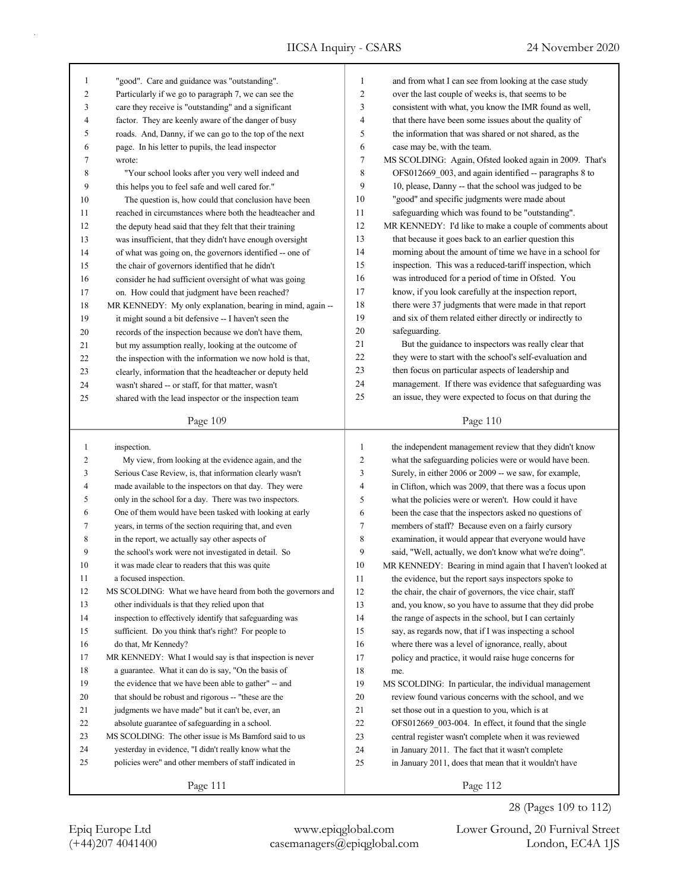"good". Care and guidance was "outstanding". Particularly if we go to paragraph 7, we can see the care they receive is "outstanding" and a significant factor. They are keenly aware of the danger of busy roads. And, Danny, if we can go to the top of the next page. In his letter to pupils, the lead inspector wrote:

"Your school looks after you very well indeed and this helps you to feel safe and well cared for."

The question is, how could that conclusion have been reached in circumstances where both the headteacher and the deputy head said that they felt that their training was insufficient, that they didn't have enough oversight of what was going on, the governors identified -- one of the chair of governors identified that he didn't consider he had sufficient oversight of what was going on. How could that judgment have been reached?

MR KENNEDY: My only explanation, bearing in mind, again -- it might sound a bit defensive -- I haven't seen the records of the inspection because we don't have them, but my assumption really, looking at the outcome of the inspection with the information we now hold is that, clearly, information that the headteacher or deputy held wasn't shared -- or staff, for that matter, wasn't shared with the lead inspector or the inspection team and from what I can see from looking at the case study over the last couple of weeks is, that seems to be consistent with what, you know the IMR found as well, that there have been some issues about the quality of the information that was shared or not shared, as the case may be, with the team.

MS SCOLDING: Again, Ofsted looked again in 2009. That's OFS012669_003, and again identified -- paragraphs 8 to 10, please, Danny -- that the school was judged to be "good" and specific judgments were made about safeguarding which was found to be "outstanding".

MR KENNEDY: I'd like to make a couple of comments about that because it goes back to an earlier question this morning about the amount of time we have in a school for inspection. This was a reduced-tariff inspection, which was introduced for a period of time in Ofsted. You know, if you look carefully at the inspection report, there were 37 judgments that were made in that report and six of them related either directly or indirectly to safeguarding.

But the guidance to inspectors was really clear that they were to start with the school's self-evaluation and then focus on particular aspects of leadership and management. If there was evidence that safeguarding was an issue, they were expected to focus on that during the inspection.

My view, from looking at the evidence again, and the Serious Case Review, is, that information clearly wasn't made available to the inspectors on that day. They were only in the school for a day. There was two inspectors. One of them would have been tasked with looking at early years, in terms of the section requiring that, and even in the report, we actually say other aspects of the school's work were not investigated in detail. So it was made clear to readers that this was quite a focused inspection.

MS SCOLDING: What we have heard from both the governors and other individuals is that they relied upon that inspection to effectively identify that safeguarding was sufficient. Do you think that's right? For people to do that, Mr Kennedy?

MR KENNEDY: What I would say is that inspection is never a guarantee. What it can do is say, "On the basis of the evidence that we have been able to gather" -- and that should be robust and rigorous -- "these are the judgments we have made" but it can't be, ever, an absolute guarantee of safeguarding in a school.

MS SCOLDING: The other issue is Ms Bamford said to us yesterday in evidence, "I didn't really know what the policies were" and other members of staff indicated in the independent management review that they didn't know what the safeguarding policies were or would have been. Surely, in either 2006 or 2009 -- we saw, for example, in Clifton, which was 2009, that there was a focus upon what the policies were or weren't. How could it have been the case that the inspectors asked no questions of members of staff? Because even on a fairly cursory examination, it would appear that everyone would have said, "Well, actually, we don't know what we're doing".

MR KENNEDY: Bearing in mind again that I haven't looked at the evidence, but the report says inspectors spoke to the chair, the chair of governors, the vice chair, staff and, you know, so you have to assume that they did probe the range of aspects in the school, but I can certainly say, as regards now, that if I was inspecting a school where there was a level of ignorance, really, about policy and practice, it would raise huge concerns for me.

MS SCOLDING: In particular, the individual management review found various concerns with the school, and we set those out in a question to you, which is at OFS012669_003-004. In effect, it found that the single central register wasn't complete when it was reviewed in January 2011. The fact that it wasn't complete in January 2011, does that mean that it wouldn't have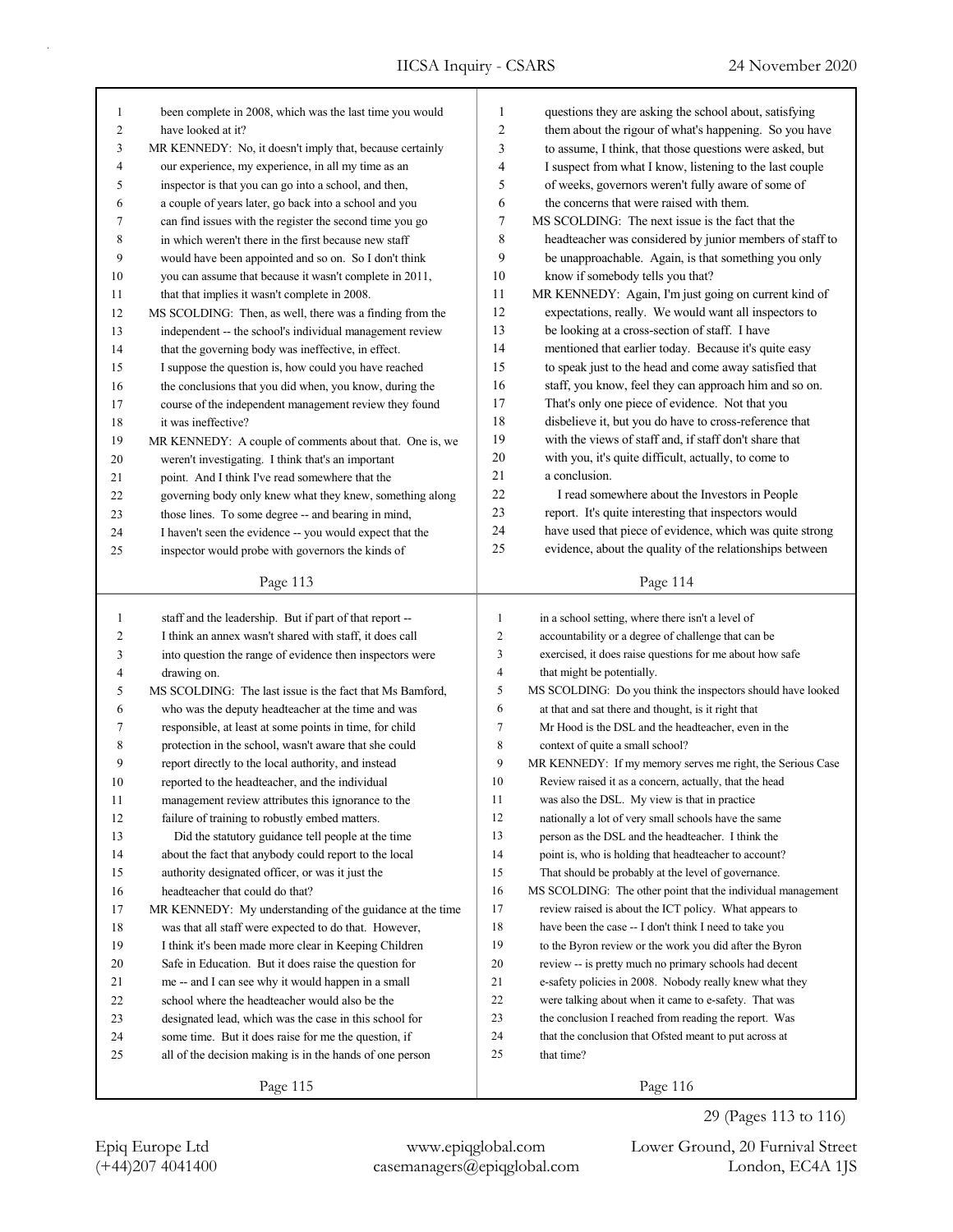been complete in 2008, which was the last time you would have looked at it?

MR KENNEDY: No, it doesn't imply that, because certainly our experience, my experience, in all my time as an inspector is that you can go into a school, and then, a couple of years later, go back into a school and you can find issues with the register the second time you go in which weren't there in the first because new staff would have been appointed and so on. So I don't think you can assume that because it wasn't complete in 2011, that that implies it wasn't complete in 2008.

MS SCOLDING: Then, as well, there was a finding from the independent -- the school's individual management review that the governing body was ineffective, in effect. I suppose the question is, how could you have reached the conclusions that you did when, you know, during the course of the independent management review they found it was ineffective?

MR KENNEDY: A couple of comments about that. One is, we weren't investigating. I think that's an important point. And I think I've read somewhere that the governing body only knew what they knew, something along those lines. To some degree -- and bearing in mind, I haven't seen the evidence -- you would expect that the inspector would probe with governors the kinds of questions they are asking the school about, satisfying them about the rigour of what's happening. So you have to assume, I think, that those questions were asked, but I suspect from what I know, listening to the last couple of weeks, governors weren't fully aware of some of the concerns that were raised with them.

MS SCOLDING: The next issue is the fact that the headteacher was considered by junior members of staff to be unapproachable. Again, is that something you only know if somebody tells you that?

MR KENNEDY: Again, I'm just going on current kind of expectations, really. We would want all inspectors to be looking at a cross-section of staff. I have mentioned that earlier today. Because it's quite easy to speak just to the head and come away satisfied that staff, you know, feel they can approach him and so on. That's only one piece of evidence. Not that you disbelieve it, but you do have to cross-reference that with the views of staff and, if staff don't share that with you, it's quite difficult, actually, to come to a conclusion.

I read somewhere about the Investors in People report. It's quite interesting that inspectors would have used that piece of evidence, which was quite strong evidence, about the quality of the relationships between staff and the leadership. But if part of that report -- I think an annex wasn't shared with staff, it does call into question the range of evidence then inspectors were drawing on.

MS SCOLDING: The last issue is the fact that Ms Bamford, who was the deputy headteacher at the time and was responsible, at least at some points in time, for child protection in the school, wasn't aware that she could report directly to the local authority, and instead reported to the headteacher, and the individual management review attributes this ignorance to the failure of training to robustly embed matters.

Did the statutory guidance tell people at the time about the fact that anybody could report to the local authority designated officer, or was it just the headteacher that could do that?

MR KENNEDY: My understanding of the guidance at the time was that all staff were expected to do that. However, I think it's been made more clear in Keeping Children Safe in Education. But it does raise the question for me -- and I can see why it would happen in a small school where the headteacher would also be the designated lead, which was the case in this school for some time. But it does raise for me the question, if all of the decision making is in the hands of one person in a school setting, where there isn't a level of accountability or a degree of challenge that can be exercised, it does raise questions for me about how safe that might be potentially.

MS SCOLDING: Do you think the inspectors should have looked at that and sat there and thought, is it right that Mr Hood is the DSL and the headteacher, even in the context of quite a small school?

MR KENNEDY: If my memory serves me right, the Serious Case Review raised it as a concern, actually, that the head was also the DSL. My view is that in practice nationally a lot of very small schools have the same person as the DSL and the headteacher. I think the point is, who is holding that headteacher to account? That should be probably at the level of governance.

MS SCOLDING: The other point that the individual management review raised is about the ICT policy. What appears to have been the case -- I don't think I need to take you to the Byron review or the work you did after the Byron review -- is pretty much no primary schools had decent e-safety policies in 2008. Nobody really knew what they were talking about when it came to e-safety. That was the conclusion I reached from reading the report. Was that the conclusion that Ofsted meant to put across at that time?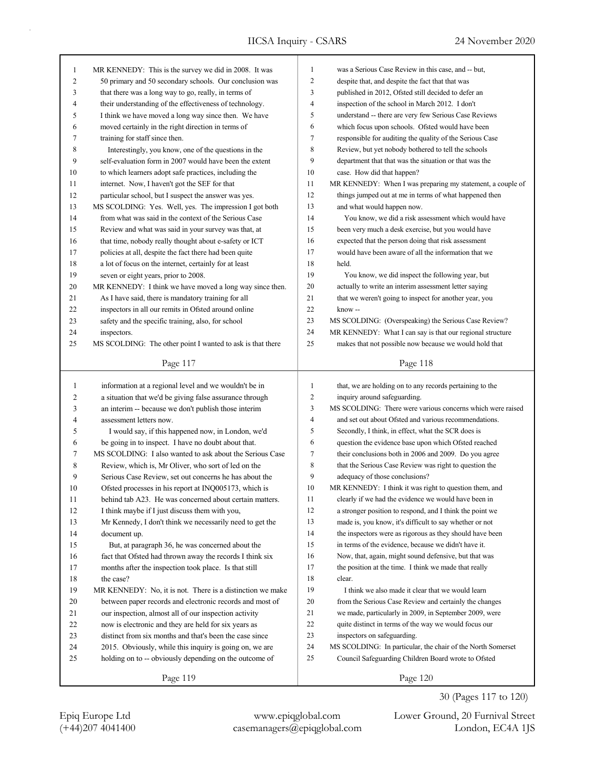MR KENNEDY: This is the survey we did in 2008. It was 50 primary and 50 secondary schools. Our conclusion was that there was a long way to go, really, in terms of their understanding of the effectiveness of technology. I think we have moved a long way since then. We have moved certainly in the right direction in terms of training for staff since then.

Interestingly, you know, one of the questions in the self-evaluation form in 2007 would have been the extent to which learners adopt safe practices, including the internet. Now, I haven't got the SEF for that particular school, but I suspect the answer was yes.

MS SCOLDING: Yes. Well, yes. The impression I got both from what was said in the context of the Serious Case Review and what was said in your survey was that, at that time, nobody really thought about e-safety or ICT policies at all, despite the fact there had been quite a lot of focus on the internet, certainly for at least seven or eight years, prior to 2008.

MR KENNEDY: I think we have moved a long way since then. As I have said, there is mandatory training for all inspectors in all our remits in Ofsted around online safety and the specific training, also, for school inspectors.

MS SCOLDING: The other point I wanted to ask is that there was a Serious Case Review in this case, and -- but, despite that, and despite the fact that that was published in 2012, Ofsted still decided to defer an inspection of the school in March 2012. I don't understand -- there are very few Serious Case Reviews which focus upon schools. Ofsted would have been responsible for auditing the quality of the Serious Case Review, but yet nobody bothered to tell the schools department that that was the situation or that was the case. How did that happen?

MR KENNEDY: When I was preparing my statement, a couple of things jumped out at me in terms of what happened then and what would happen now.

You know, we did a risk assessment which would have been very much a desk exercise, but you would have expected that the person doing that risk assessment would have been aware of all the information that we held.

You know, we did inspect the following year, but actually to write an interim assessment letter saying that we weren't going to inspect for another year, you know --

MS SCOLDING: (Overspeaking) the Serious Case Review?

MR KENNEDY: What I can say is that our regional structure makes that not possible now because we would hold that information at a regional level and we wouldn't be in a situation that we'd be giving false assurance through an interim -- because we don't publish those interim assessment letters now.

I would say, if this happened now, in London, we'd be going in to inspect. I have no doubt about that.

MS SCOLDING: I also wanted to ask about the Serious Case Review, which is, Mr Oliver, who sort of led on the Serious Case Review, set out concerns he has about the Ofsted processes in his report at INQ005173, which is behind tab A23. He was concerned about certain matters. I think maybe if I just discuss them with you, Mr Kennedy, I don't think we necessarily need to get the document up.

But, at paragraph 36, he was concerned about the fact that Ofsted had thrown away the records I think six months after the inspection took place. Is that still the case?

MR KENNEDY: No, it is not. There is a distinction we make between paper records and electronic records and most of our inspection, almost all of our inspection activity now is electronic and they are held for six years as distinct from six months and that's been the case since 2015. Obviously, while this inquiry is going on, we are holding on to -- obviously depending on the outcome of that, we are holding on to any records pertaining to the inquiry around safeguarding.

MS SCOLDING: There were various concerns which were raised and set out about Ofsted and various recommendations. Secondly, I think, in effect, what the SCR does is question the evidence base upon which Ofsted reached their conclusions both in 2006 and 2009. Do you agree that the Serious Case Review was right to question the adequacy of those conclusions?

MR KENNEDY: I think it was right to question them, and clearly if we had the evidence we would have been in a stronger position to respond, and I think the point we made is, you know, it's difficult to say whether or not the inspectors were as rigorous as they should have been in terms of the evidence, because we didn't have it. Now, that, again, might sound defensive, but that was the position at the time. I think we made that really clear.

I think we also made it clear that we would learn from the Serious Case Review and certainly the changes we made, particularly in 2009, in September 2009, were quite distinct in terms of the way we would focus our inspectors on safeguarding.

MS SCOLDING: In particular, the chair of the North Somerset Council Safeguarding Children Board wrote to Ofsted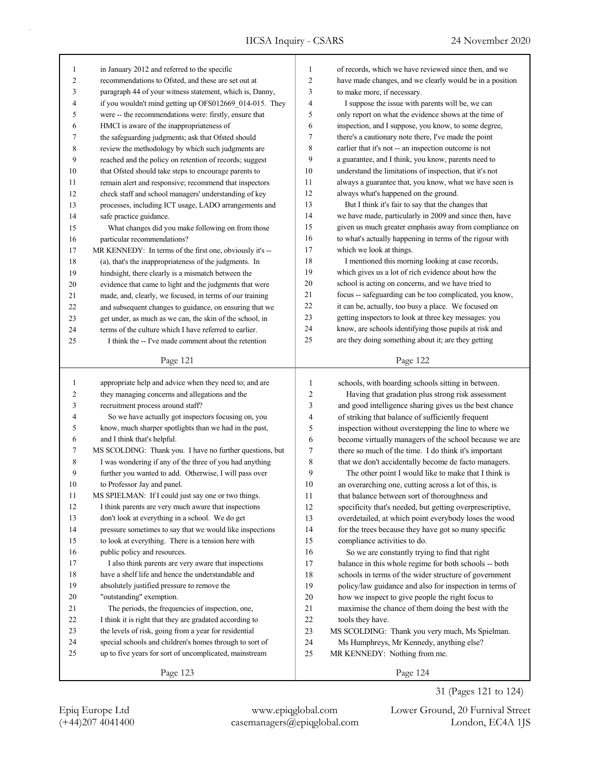in January 2012 and referred to the specific recommendations to Ofsted, and these are set out at paragraph 44 of your witness statement, which is, Danny, if you wouldn't mind getting up OFS012669_014-015. They were -- the recommendations were: firstly, ensure that HMCI is aware of the inappropriateness of the safeguarding judgments; ask that Ofsted should review the methodology by which such judgments are reached and the policy on retention of records; suggest that Ofsted should take steps to encourage parents to remain alert and responsive; recommend that inspectors check staff and school managers' understanding of key processes, including ICT usage, LADO arrangements and safe practice guidance.

What changes did you make following on from those particular recommendations?

MR KENNEDY: In terms of the first one, obviously it's -- (a), that's the inappropriateness of the judgments. In hindsight, there clearly is a mismatch between the evidence that came to light and the judgments that were made, and, clearly, we focused, in terms of our training and subsequent changes to guidance, on ensuring that we get under, as much as we can, the skin of the school, in terms of the culture which I have referred to earlier.

I think the -- I've made comment about the retention of records, which we have reviewed since then, and we have made changes, and we clearly would be in a position to make more, if necessary.

I suppose the issue with parents will be, we can only report on what the evidence shows at the time of inspection, and I suppose, you know, to some degree, there's a cautionary note there, I've made the point earlier that it's not -- an inspection outcome is not a guarantee, and I think, you know, parents need to understand the limitations of inspection, that it's not always a guarantee that, you know, what we have seen is always what's happened on the ground.

But I think it's fair to say that the changes that we have made, particularly in 2009 and since then, have given us much greater emphasis away from compliance on to what's actually happening in terms of the rigour with which we look at things.

I mentioned this morning looking at case records, which gives us a lot of rich evidence about how the school is acting on concerns, and we have tried to focus -- safeguarding can be too complicated, you know, it can be, actually, too busy a place. We focused on getting inspectors to look at three key messages: you know, are schools identifying those pupils at risk and are they doing something about it; are they getting appropriate help and advice when they need to; and are they managing concerns and allegations and the recruitment process around staff?

So we have actually got inspectors focusing on, you know, much sharper spotlights than we had in the past, and I think that's helpful.

MS SCOLDING: Thank you. I have no further questions, but I was wondering if any of the three of you had anything further you wanted to add. Otherwise, I will pass over to Professor Jay and panel.

MS SPIELMAN: If I could just say one or two things. I think parents are very much aware that inspections don't look at everything in a school. We do get pressure sometimes to say that we would like inspections to look at everything. There is a tension here with public policy and resources.

I also think parents are very aware that inspections have a shelf life and hence the understandable and absolutely justified pressure to remove the "outstanding" exemption.

The periods, the frequencies of inspection, one, I think it is right that they are gradated according to the levels of risk, going from a year for residential special schools and children's homes through to sort of up to five years for sort of uncomplicated, mainstream schools, with boarding schools sitting in between.

Having that gradation plus strong risk assessment and good intelligence sharing gives us the best chance of striking that balance of sufficiently frequent inspection without overstepping the line to where we become virtually managers of the school because we are there so much of the time. I do think it's important that we don't accidentally become de facto managers.

The other point I would like to make that I think is an overarching one, cutting across a lot of this, is that balance between sort of thoroughness and specificity that's needed, but getting overprescriptive, overdetailed, at which point everybody loses the wood for the trees because they have got so many specific compliance activities to do.

So we are constantly trying to find that right balance in this whole regime for both schools -- both schools in terms of the wider structure of government policy/law guidance and also for inspection in terms of how we inspect to give people the right focus to maximise the chance of them doing the best with the tools they have.

MS SCOLDING: Thank you very much, Ms Spielman. Ms Humphreys, Mr Kennedy, anything else?

MR KENNEDY: Nothing from me.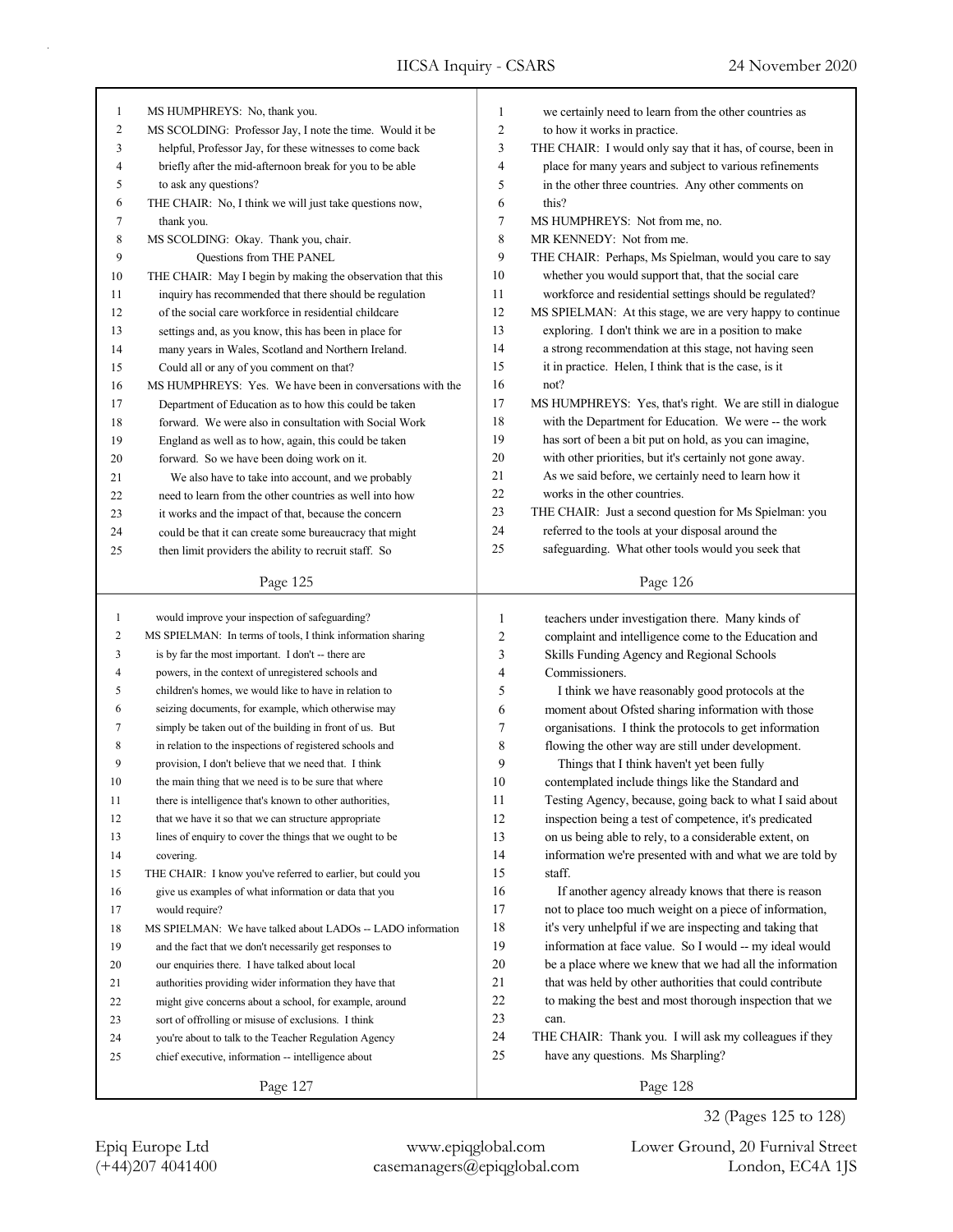MS HUMPHREYS: No, thank you.

MS SCOLDING: Professor Jay, I note the time. Would it be helpful, Professor Jay, for these witnesses to come back briefly after the mid-afternoon break for you to be able to ask any questions?

THE CHAIR: No, I think we will just take questions now, thank you.

MS SCOLDING: Okay. Thank you, chair.

## Questions from THE PANEL

THE CHAIR: May I begin by making the observation that this inquiry has recommended that there should be regulation of the social care workforce in residential childcare settings and, as you know, this has been in place for many years in Wales, Scotland and Northern Ireland. Could all or any of you comment on that?

MS HUMPHREYS: Yes. We have been in conversations with the Department of Education as to how this could be taken forward. We were also in consultation with Social Work England as well as to how, again, this could be taken forward. So we have been doing work on it.

We also have to take into account, and we probably need to learn from the other countries as well into how it works and the impact of that, because the concern could be that it can create some bureaucracy that might then limit providers the ability to recruit staff. So we certainly need to learn from the other countries as to how it works in practice.

THE CHAIR: I would only say that it has, of course, been in place for many years and subject to various refinements in the other three countries. Any other comments on this?

MS HUMPHREYS: Not from me, no.

MR KENNEDY: Not from me.

THE CHAIR: Perhaps, Ms Spielman, would you care to say whether you would support that, that the social care workforce and residential settings should be regulated?

MS SPIELMAN: At this stage, we are very happy to continue exploring. I don't think we are in a position to make a strong recommendation at this stage, not having seen it in practice. Helen, I think that is the case, is it not?

MS HUMPHREYS: Yes, that's right. We are still in dialogue with the Department for Education. We were -- the work has sort of been a bit put on hold, as you can imagine, with other priorities, but it's certainly not gone away. As we said before, we certainly need to learn how it works in the other countries.

THE CHAIR: Just a second question for Ms Spielman: you referred to the tools at your disposal around the safeguarding. What other tools would you seek that would improve your inspection of safeguarding?

MS SPIELMAN: In terms of tools, I think information sharing is by far the most important. I don't -- there are powers, in the context of unregistered schools and children's homes, we would like to have in relation to seizing documents, for example, which otherwise may simply be taken out of the building in front of us. But in relation to the inspections of registered schools and provision, I don't believe that we need that. I think the main thing that we need is to be sure that where there is intelligence that's known to other authorities, that we have it so that we can structure appropriate lines of enquiry to cover the things that we ought to be covering.

THE CHAIR: I know you've referred to earlier, but could you give us examples of what information or data that you would require?

MS SPIELMAN: We have talked about LADOs -- LADO information and the fact that we don't necessarily get responses to our enquiries there. I have talked about local authorities providing wider information they have that might give concerns about a school, for example, around sort of offrolling or misuse of exclusions. I think you're about to talk to the Teacher Regulation Agency chief executive, information -- intelligence about teachers under investigation there. Many kinds of complaint and intelligence come to the Education and Skills Funding Agency and Regional Schools Commissioners.

I think we have reasonably good protocols at the moment about Ofsted sharing information with those organisations. I think the protocols to get information flowing the other way are still under development.

Things that I think haven't yet been fully contemplated include things like the Standard and Testing Agency, because, going back to what I said about inspection being a test of competence, it's predicated on us being able to rely, to a considerable extent, on information we're presented with and what we are told by staff.

If another agency already knows that there is reason not to place too much weight on a piece of information, it's very unhelpful if we are inspecting and taking that information at face value. So I would -- my ideal would be a place where we knew that we had all the information that was held by other authorities that could contribute to making the best and most thorough inspection that we can.

THE CHAIR: Thank you. I will ask my colleagues if they have any questions. Ms Sharpling?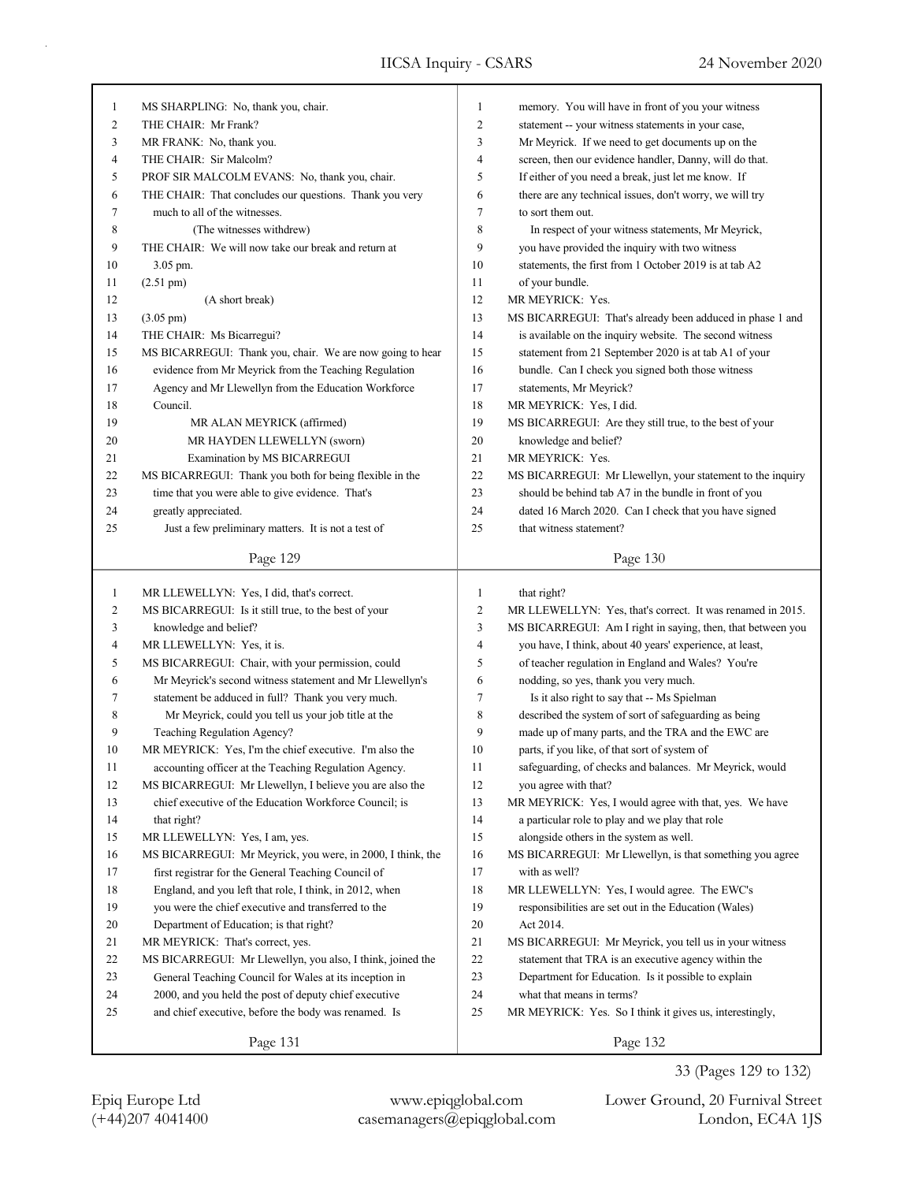MS SHARPLING: No, thank you, chair.

THE CHAIR: Mr Frank?

MR FRANK: No, thank you.

THE CHAIR: Sir Malcolm?

PROF SIR MALCOLM EVANS: No, thank you, chair.

THE CHAIR: That concludes our questions. Thank you very much to all of the witnesses.

(The witnesses withdrew)

THE CHAIR: We will now take our break and return at 3.05 pm.

(2.51 pm)

(A short break)

(3.05 pm)

THE CHAIR: Ms Bicarregui?

MS BICARREGUI: Thank you, chair. We are now going to hear evidence from Mr Meyrick from the Teaching Regulation Agency and Mr Llewellyn from the Education Workforce Council.

MR ALAN MEYRICK (affirmed)

MR HAYDEN LLEWELLYN (sworn)

Examination by MS BICARREGUI

MS BICARREGUI: Thank you both for being flexible in the time that you were able to give evidence. That's greatly appreciated.

Just a few preliminary matters. It is not a test of memory. You will have in front of you your witness statement -- your witness statements in your case, Mr Meyrick. If we need to get documents up on the screen, then our evidence handler, Danny, will do that. If either of you need a break, just let me know. If there are any technical issues, don't worry, we will try to sort them out.

In respect of your witness statements, Mr Meyrick, you have provided the inquiry with two witness statements, the first from 1 October 2019 is at tab A2 of your bundle.

MR MEYRICK: Yes.

MS BICARREGUI: That's already been adduced in phase 1 and is available on the inquiry website. The second witness statement from 21 September 2020 is at tab A1 of your bundle. Can I check you signed both those witness statements, Mr Meyrick?

MR MEYRICK: Yes, I did.

MS BICARREGUI: Are they still true, to the best of your knowledge and belief?

MR MEYRICK: Yes.

MS BICARREGUI: Mr Llewellyn, your statement to the inquiry should be behind tab A7 in the bundle in front of you dated 16 March 2020. Can I check that you have signed that witness statement?

MR LLEWELLYN: Yes, I did, that's correct.

MS BICARREGUI: Is it still true, to the best of your knowledge and belief?

MR LLEWELLYN: Yes, it is.

MS BICARREGUI: Chair, with your permission, could Mr Meyrick's second witness statement and Mr Llewellyn's statement be adduced in full? Thank you very much.

Mr Meyrick, could you tell us your job title at the Teaching Regulation Agency?

MR MEYRICK: Yes, I'm the chief executive. I'm also the accounting officer at the Teaching Regulation Agency.

MS BICARREGUI: Mr Llewellyn, I believe you are also the chief executive of the Education Workforce Council; is that right?

MR LLEWELLYN: Yes, I am, yes.

MS BICARREGUI: Mr Meyrick, you were, in 2000, I think, the first registrar for the General Teaching Council of England, and you left that role, I think, in 2012, when you were the chief executive and transferred to the Department of Education; is that right?

MR MEYRICK: That's correct, yes.

MS BICARREGUI: Mr Llewellyn, you also, I think, joined the General Teaching Council for Wales at its inception in 2000, and you held the post of deputy chief executive and chief executive, before the body was renamed. Is that right?

MR LLEWELLYN: Yes, that's correct. It was renamed in 2015.

MS BICARREGUI: Am I right in saying, then, that between you you have, I think, about 40 years' experience, at least, of teacher regulation in England and Wales? You're nodding, so yes, thank you very much.

Is it also right to say that -- Ms Spielman described the system of sort of safeguarding as being made up of many parts, and the TRA and the EWC are parts, if you like, of that sort of system of safeguarding, of checks and balances. Mr Meyrick, would you agree with that?

MR MEYRICK: Yes, I would agree with that, yes. We have a particular role to play and we play that role alongside others in the system as well.

MS BICARREGUI: Mr Llewellyn, is that something you agree with as well?

MR LLEWELLYN: Yes, I would agree. The EWC's responsibilities are set out in the Education (Wales) Act 2014.

MS BICARREGUI: Mr Meyrick, you tell us in your witness statement that TRA is an executive agency within the Department for Education. Is it possible to explain what that means in terms?

MR MEYRICK: Yes. So I think it gives us, interestingly,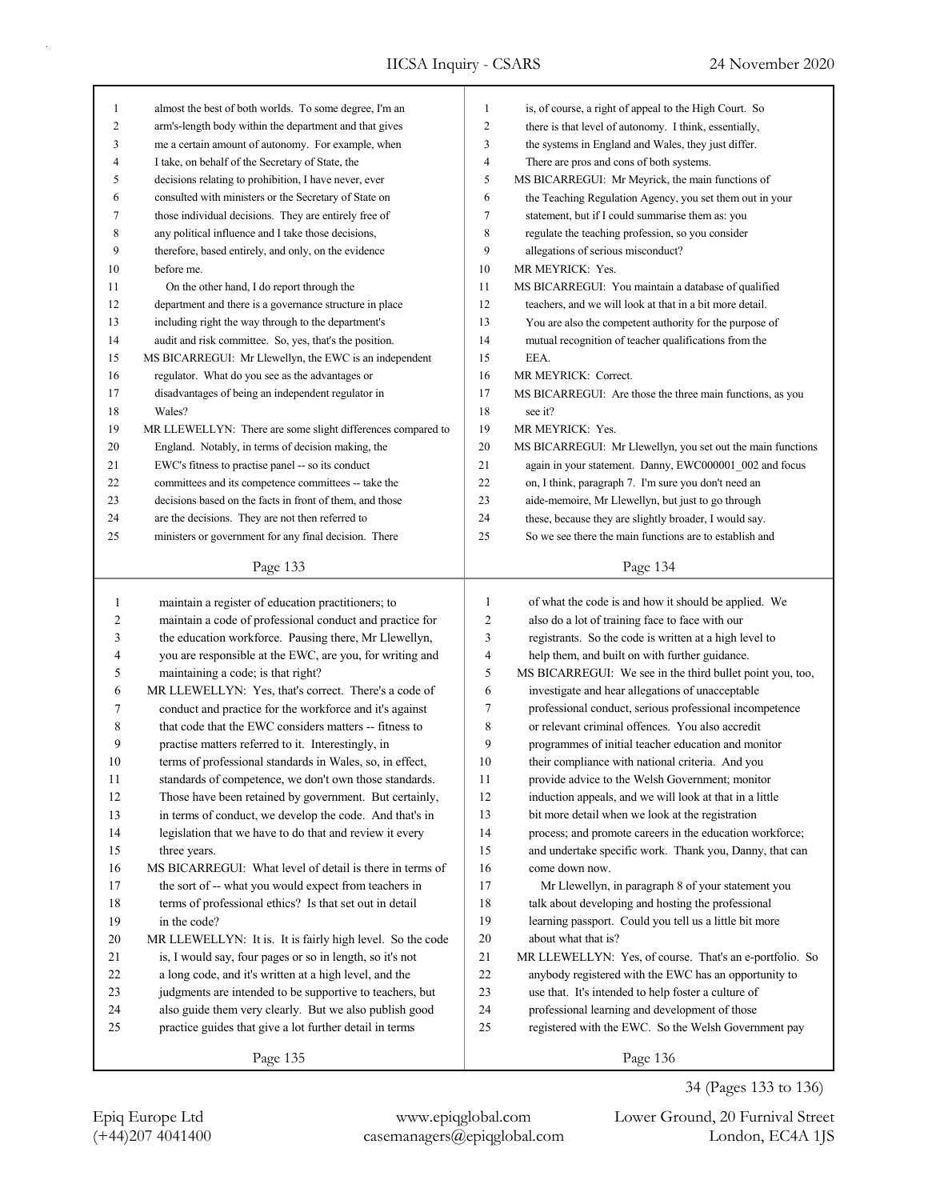almost the best of both worlds. To some degree, I'm an arm's-length body within the department and that gives me a certain amount of autonomy. For example, when I take, on behalf of the Secretary of State, the decisions relating to prohibition, I have never, ever consulted with ministers or the Secretary of State on those individual decisions. They are entirely free of any political influence and I take those decisions, therefore, based entirely, and only, on the evidence before me.

On the other hand, I do report through the department and there is a governance structure in place including right the way through to the department's audit and risk committee. So, yes, that's the position.

MS BICARREGUI: Mr Llewellyn, the EWC is an independent regulator. What do you see as the advantages or disadvantages of being an independent regulator in Wales?

MR LLEWELLYN: There are some slight differences compared to England. Notably, in terms of decision making, the EWC's fitness to practise panel -- so its conduct committees and its competence committees -- take the decisions based on the facts in front of them, and those are the decisions. They are not then referred to ministers or government for any final decision. There is, of course, a right of appeal to the High Court. So there is that level of autonomy. I think, essentially, the systems in England and Wales, they just differ. There are pros and cons of both systems.

MS BICARREGUI: Mr Meyrick, the main functions of the Teaching Regulation Agency, you set them out in your statement, but if I could summarise them as: you regulate the teaching profession, so you consider allegations of serious misconduct?

MR MEYRICK: Yes.

MS BICARREGUI: You maintain a database of qualified teachers, and we will look at that in a bit more detail. You are also the competent authority for the purpose of mutual recognition of teacher qualifications from the EEA.

MR MEYRICK: Correct.

MS BICARREGUI: Are those the three main functions, as you see it?

MR MEYRICK: Yes.

MS BICARREGUI: Mr Llewellyn, you set out the main functions again in your statement. Danny, EWC000001_002 and focus on, I think, paragraph 7. I'm sure you don't need an aide-memoire, Mr Llewellyn, but just to go through these, because they are slightly broader, I would say. So we see there the main functions are to establish and maintain a register of education practitioners; to maintain a code of professional conduct and practice for the education workforce. Pausing there, Mr Llewellyn, you are responsible at the EWC, are you, for writing and maintaining a code; is that right?

MR LLEWELLYN: Yes, that's correct. There's a code of conduct and practice for the workforce and it's against that code that the EWC considers matters -- fitness to practise matters referred to it. Interestingly, in terms of professional standards in Wales, so, in effect, standards of competence, we don't own those standards. Those have been retained by government. But certainly, in terms of conduct, we develop the code. And that's in legislation that we have to do that and review it every three years.

MS BICARREGUI: What level of detail is there in terms of the sort of -- what you would expect from teachers in terms of professional ethics? Is that set out in detail in the code?

MR LLEWELLYN: It is. It is fairly high level. So the code is, I would say, four pages or so in length, so it's not a long code, and it's written at a high level, and the judgments are intended to be supportive to teachers, but also guide them very clearly. But we also publish good practice guides that give a lot further detail in terms of what the code is and how it should be applied. We also do a lot of training face to face with our registrants. So the code is written at a high level to help them, and built on with further guidance.

MS BICARREGUI: We see in the third bullet point you, too, investigate and hear allegations of unacceptable professional conduct, serious professional incompetence or relevant criminal offences. You also accredit programmes of initial teacher education and monitor their compliance with national criteria. And you provide advice to the Welsh Government; monitor induction appeals, and we will look at that in a little bit more detail when we look at the registration process; and promote careers in the education workforce; and undertake specific work. Thank you, Danny, that can come down now.

Mr Llewellyn, in paragraph 8 of your statement you talk about developing and hosting the professional learning passport. Could you tell us a little bit more about what that is?

MR LLEWELLYN: Yes, of course. That's an e-portfolio. So anybody registered with the EWC has an opportunity to use that. It's intended to help foster a culture of professional learning and development of those registered with the EWC. So the Welsh Government pay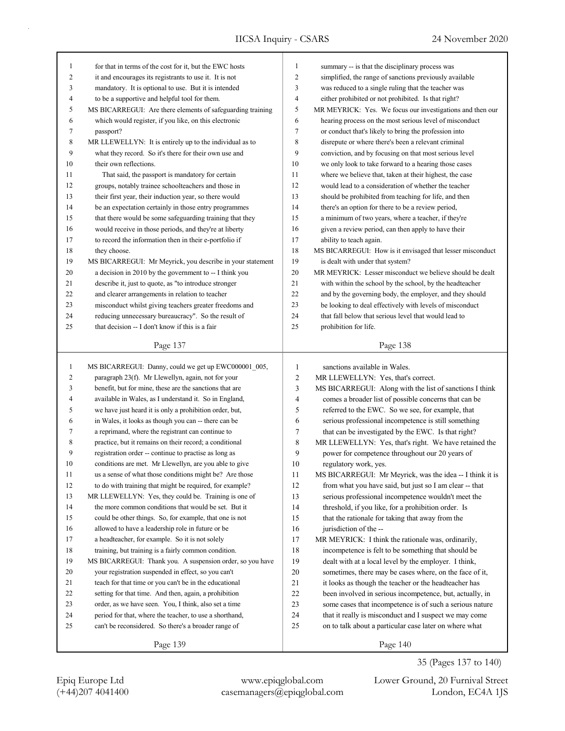for that in terms of the cost for it, but the EWC hosts it and encourages its registrants to use it. It is not mandatory. It is optional to use. But it is intended to be a supportive and helpful tool for them.

MS BICARREGUI: Are there elements of safeguarding training which would register, if you like, on this electronic passport?

MR LLEWELLYN: It is entirely up to the individual as to what they record. So it's there for their own use and their own reflections.

That said, the passport is mandatory for certain groups, notably trainee schoolteachers and those in their first year, their induction year, so there would be an expectation certainly in those entry programmes that there would be some safeguarding training that they would receive in those periods, and they're at liberty to record the information then in their e-portfolio if they choose.

MS BICARREGUI: Mr Meyrick, you describe in your statement a decision in 2010 by the government to -- I think you describe it, just to quote, as "to introduce stronger and clearer arrangements in relation to teacher misconduct whilst giving teachers greater freedoms and reducing unnecessary bureaucracy". So the result of that decision -- I don't know if this is a fair summary -- is that the disciplinary process was simplified, the range of sanctions previously available was reduced to a single ruling that the teacher was either prohibited or not prohibited. Is that right?

MR MEYRICK: Yes. We focus our investigations and then our hearing process on the most serious level of misconduct or conduct that's likely to bring the profession into disrepute or where there's been a relevant criminal conviction, and by focusing on that most serious level we only look to take forward to a hearing those cases where we believe that, taken at their highest, the case would lead to a consideration of whether the teacher should be prohibited from teaching for life, and then there's an option for there to be a review period, a minimum of two years, where a teacher, if they're given a review period, can then apply to have their ability to teach again.

MS BICARREGUI: How is it envisaged that lesser misconduct is dealt with under that system?

MR MEYRICK: Lesser misconduct we believe should be dealt with within the school by the school, by the headteacher and by the governing body, the employer, and they should be looking to deal effectively with levels of misconduct that fall below that serious level that would lead to prohibition for life.

MS BICARREGUI: Danny, could we get up EWC000001_005, paragraph 23(f). Mr Llewellyn, again, not for your benefit, but for mine, these are the sanctions that are available in Wales, as I understand it. So in England, we have just heard it is only a prohibition order, but, in Wales, it looks as though you can -- there can be a reprimand, where the registrant can continue to practice, but it remains on their record; a conditional registration order -- continue to practise as long as conditions are met. Mr Llewellyn, are you able to give us a sense of what those conditions might be? Are those to do with training that might be required, for example?

MR LLEWELLYN: Yes, they could be. Training is one of the more common conditions that would be set. But it could be other things. So, for example, that one is not allowed to have a leadership role in future or be a headteacher, for example. So it is not solely training, but training is a fairly common condition.

MS BICARREGUI: Thank you. A suspension order, so you have your registration suspended in effect, so you can't teach for that time or you can't be in the educational setting for that time. And then, again, a prohibition order, as we have seen. You, I think, also set a time period for that, where the teacher, to use a shorthand, can't be reconsidered. So there's a broader range of sanctions available in Wales.

MR LLEWELLYN: Yes, that's correct.

MS BICARREGUI: Along with the list of sanctions I think comes a broader list of possible concerns that can be referred to the EWC. So we see, for example, that serious professional incompetence is still something that can be investigated by the EWC. Is that right?

MR LLEWELLYN: Yes, that's right. We have retained the power for competence throughout our 20 years of regulatory work, yes.

MS BICARREGUI: Mr Meyrick, was the idea -- I think it is from what you have said, but just so I am clear -- that serious professional incompetence wouldn't meet the threshold, if you like, for a prohibition order. Is that the rationale for taking that away from the jurisdiction of the --

MR MEYRICK: I think the rationale was, ordinarily, incompetence is felt to be something that should be dealt with at a local level by the employer. I think, sometimes, there may be cases where, on the face of it, it looks as though the teacher or the headteacher has been involved in serious incompetence, but, actually, in some cases that incompetence is of such a serious nature that it really is misconduct and I suspect we may come on to talk about a particular case later on where what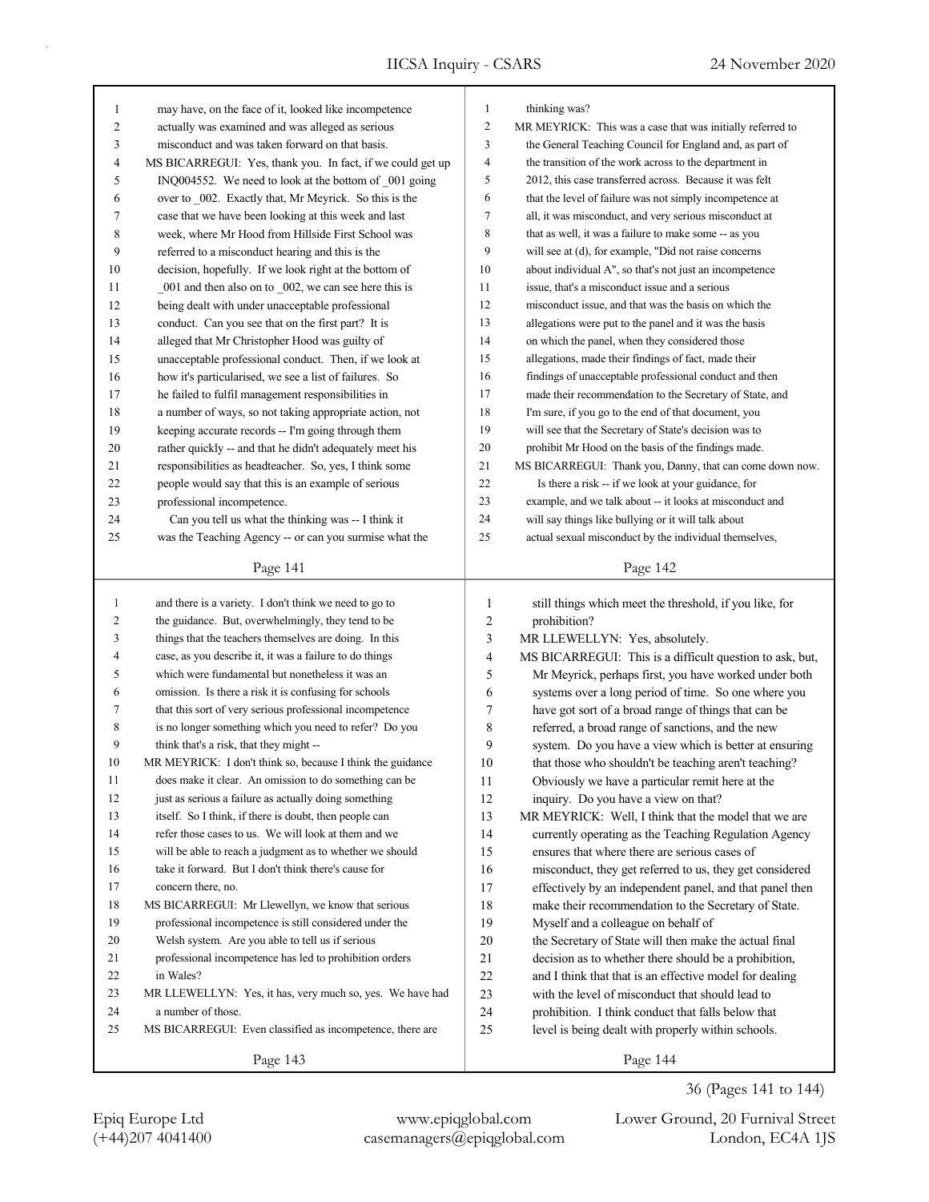may have, on the face of it, looked like incompetence actually was examined and was alleged as serious misconduct and was taken forward on that basis.

MS BICARREGUI: Yes, thank you. In fact, if we could get up INQ004552. We need to look at the bottom of _001 going over to _002. Exactly that, Mr Meyrick. So this is the case that we have been looking at this week and last week, where Mr Hood from Hillside First School was referred to a misconduct hearing and this is the decision, hopefully. If we look right at the bottom of _001 and then also on to _002, we can see here this is being dealt with under unacceptable professional conduct. Can you see that on the first part? It is alleged that Mr Christopher Hood was guilty of unacceptable professional conduct. Then, if we look at how it's particularised, we see a list of failures. So he failed to fulfil management responsibilities in a number of ways, so not taking appropriate action, not keeping accurate records -- I'm going through them rather quickly -- and that he didn't adequately meet his responsibilities as headteacher. So, yes, I think some people would say that this is an example of serious professional incompetence.

Can you tell us what the thinking was -- I think it was the Teaching Agency -- or can you surmise what the thinking was?

MR MEYRICK: This was a case that was initially referred to the General Teaching Council for England and, as part of the transition of the work across to the department in 2012, this case transferred across. Because it was felt that the level of failure was not simply incompetence at all, it was misconduct, and very serious misconduct at that as well, it was a failure to make some -- as you will see at (d), for example, "Did not raise concerns about individual A", so that's not just an incompetence issue, that's a misconduct issue and a serious misconduct issue, and that was the basis on which the allegations were put to the panel and it was the basis on which the panel, when they considered those allegations, made their findings of fact, made their findings of unacceptable professional conduct and then made their recommendation to the Secretary of State, and I'm sure, if you go to the end of that document, you will see that the Secretary of State's decision was to prohibit Mr Hood on the basis of the findings made.

MS BICARREGUI: Thank you, Danny, that can come down now.

Is there a risk -- if we look at your guidance, for example, and we talk about -- it looks at misconduct and will say things like bullying or it will talk about actual sexual misconduct by the individual themselves, and there is a variety. I don't think we need to go to the guidance. But, overwhelmingly, they tend to be things that the teachers themselves are doing. In this case, as you describe it, it was a failure to do things which were fundamental but nonetheless it was an omission. Is there a risk it is confusing for schools that this sort of very serious professional incompetence is no longer something which you need to refer? Do you think that's a risk, that they might --

MR MEYRICK: I don't think so, because I think the guidance does make it clear. An omission to do something can be just as serious a failure as actually doing something itself. So I think, if there is doubt, then people can refer those cases to us. We will look at them and we will be able to reach a judgment as to whether we should take it forward. But I don't think there's cause for concern there, no.

MS BICARREGUI: Mr Llewellyn, we know that serious professional incompetence is still considered under the Welsh system. Are you able to tell us if serious professional incompetence has led to prohibition orders in Wales?

MR LLEWELLYN: Yes, it has, very much so, yes. We have had a number of those.

MS BICARREGUI: Even classified as incompetence, there are still things which meet the threshold, if you like, for prohibition?

MR LLEWELLYN: Yes, absolutely.

MS BICARREGUI: This is a difficult question to ask, but, Mr Meyrick, perhaps first, you have worked under both systems over a long period of time. So one where you have got sort of a broad range of things that can be referred, a broad range of sanctions, and the new system. Do you have a view which is better at ensuring that those who shouldn't be teaching aren't teaching? Obviously we have a particular remit here at the inquiry. Do you have a view on that?

MR MEYRICK: Well, I think that the model that we are currently operating as the Teaching Regulation Agency ensures that where there are serious cases of misconduct, they get referred to us, they get considered effectively by an independent panel, and that panel then make their recommendation to the Secretary of State. Myself and a colleague on behalf of the Secretary of State will then make the actual final decision as to whether there should be a prohibition, and I think that that is an effective model for dealing with the level of misconduct that should lead to prohibition. I think conduct that falls below that level is being dealt with properly within schools.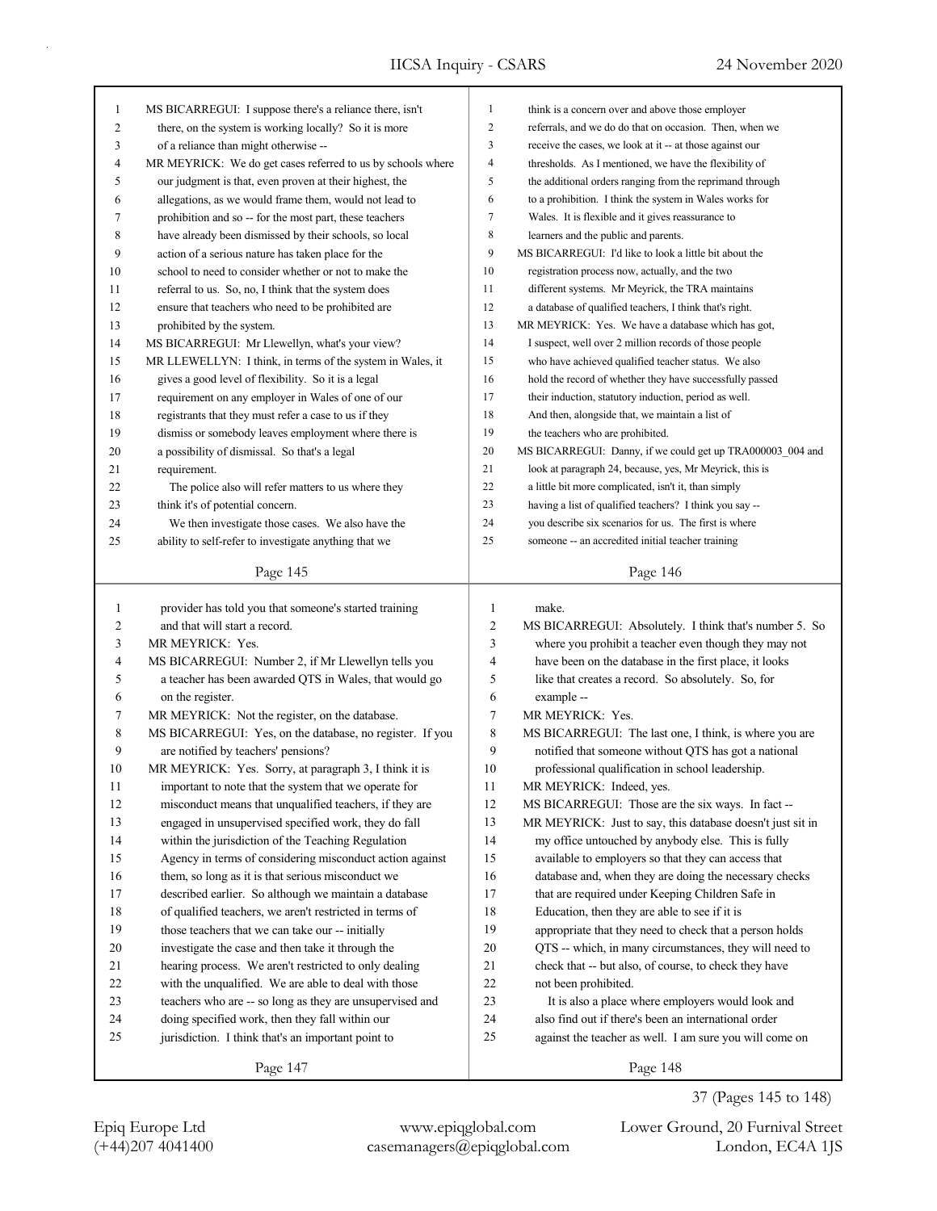MS BICARREGUI: I suppose there's a reliance there, isn't there, on the system is working locally? So it is more of a reliance than might otherwise --

MR MEYRICK: We do get cases referred to us by schools where our judgment is that, even proven at their highest, the allegations, as we would frame them, would not lead to prohibition and so -- for the most part, these teachers have already been dismissed by their schools, so local action of a serious nature has taken place for the school to need to consider whether or not to make the referral to us. So, no, I think that the system does ensure that teachers who need to be prohibited are prohibited by the system.

MS BICARREGUI: Mr Llewellyn, what's your view?

MR LLEWELLYN: I think, in terms of the system in Wales, it gives a good level of flexibility. So it is a legal requirement on any employer in Wales of one of our registrants that they must refer a case to us if they dismiss or somebody leaves employment where there is a possibility of dismissal. So that's a legal requirement.

The police also will refer matters to us where they think it's of potential concern.

We then investigate those cases. We also have the ability to self-refer to investigate anything that we think is a concern over and above those employer referrals, and we do do that on occasion. Then, when we receive the cases, we look at it -- at those against our thresholds. As I mentioned, we have the flexibility of the additional orders ranging from the reprimand through to a prohibition. I think the system in Wales works for Wales. It is flexible and it gives reassurance to learners and the public and parents.

MS BICARREGUI: I'd like to look a little bit about the registration process now, actually, and the two different systems. Mr Meyrick, the TRA maintains a database of qualified teachers, I think that's right.

MR MEYRICK: Yes. We have a database which has got, I suspect, well over 2 million records of those people who have achieved qualified teacher status. We also hold the record of whether they have successfully passed their induction, statutory induction, period as well. And then, alongside that, we maintain a list of the teachers who are prohibited.

MS BICARREGUI: Danny, if we could get up TRA000003_004 and look at paragraph 24, because, yes, Mr Meyrick, this is a little bit more complicated, isn't it, than simply having a list of qualified teachers? I think you say -- you describe six scenarios for us. The first is where someone -- an accredited initial teacher training provider has told you that someone's started training and that will start a record.

MR MEYRICK: Yes.

MS BICARREGUI: Number 2, if Mr Llewellyn tells you a teacher has been awarded QTS in Wales, that would go on the register.

MR MEYRICK: Not the register, on the database.

MS BICARREGUI: Yes, on the database, no register. If you are notified by teachers' pensions?

MR MEYRICK: Yes. Sorry, at paragraph 3, I think it is important to note that the system that we operate for misconduct means that unqualified teachers, if they are engaged in unsupervised specified work, they do fall within the jurisdiction of the Teaching Regulation Agency in terms of considering misconduct action against them, so long as it is that serious misconduct we described earlier. So although we maintain a database of qualified teachers, we aren't restricted in terms of those teachers that we can take our -- initially investigate the case and then take it through the hearing process. We aren't restricted to only dealing with the unqualified. We are able to deal with those teachers who are -- so long as they are unsupervised and doing specified work, then they fall within our jurisdiction. I think that's an important point to make.

MS BICARREGUI: Absolutely. I think that's number 5. So where you prohibit a teacher even though they may not have been on the database in the first place, it looks like that creates a record. So absolutely. So, for example --

MR MEYRICK: Yes.

MS BICARREGUI: The last one, I think, is where you are notified that someone without QTS has got a national professional qualification in school leadership.

MR MEYRICK: Indeed, yes.

MS BICARREGUI: Those are the six ways. In fact --

MR MEYRICK: Just to say, this database doesn't just sit in my office untouched by anybody else. This is fully available to employers so that they can access that database and, when they are doing the necessary checks that are required under Keeping Children Safe in Education, then they are able to see if it is appropriate that they need to check that a person holds QTS -- which, in many circumstances, they will need to check that -- but also, of course, to check they have not been prohibited.

It is also a place where employers would look and also find out if there's been an international order against the teacher as well. I am sure you will come on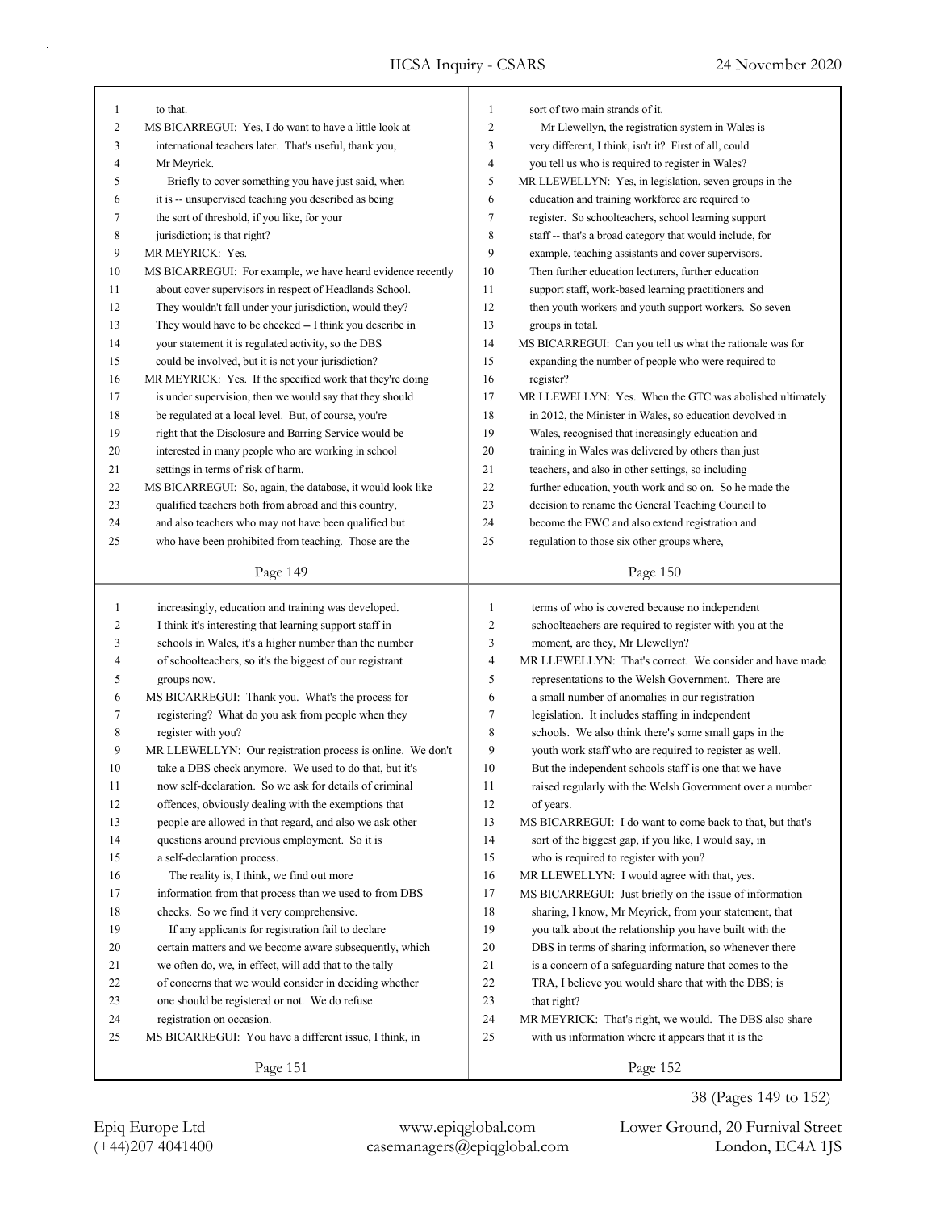to that.

MS BICARREGUI: Yes, I do want to have a little look at international teachers later. That's useful, thank you, Mr Meyrick.

Briefly to cover something you have just said, when it is -- unsupervised teaching you described as being the sort of threshold, if you like, for your jurisdiction; is that right?

MR MEYRICK: Yes.

MS BICARREGUI: For example, we have heard evidence recently about cover supervisors in respect of Headlands School. They wouldn't fall under your jurisdiction, would they? They would have to be checked -- I think you describe in your statement it is regulated activity, so the DBS could be involved, but it is not your jurisdiction?

MR MEYRICK: Yes. If the specified work that they're doing is under supervision, then we would say that they should be regulated at a local level. But, of course, you're right that the Disclosure and Barring Service would be interested in many people who are working in school settings in terms of risk of harm.

MS BICARREGUI: So, again, the database, it would look like qualified teachers both from abroad and this country, and also teachers who may not have been qualified but who have been prohibited from teaching. Those are the sort of two main strands of it.

Mr Llewellyn, the registration system in Wales is very different, I think, isn't it? First of all, could you tell us who is required to register in Wales?

MR LLEWELLYN: Yes, in legislation, seven groups in the education and training workforce are required to register. So schoolteachers, school learning support staff -- that's a broad category that would include, for example, teaching assistants and cover supervisors. Then further education lecturers, further education support staff, work-based learning practitioners and then youth workers and youth support workers. So seven groups in total.

MS BICARREGUI: Can you tell us what the rationale was for expanding the number of people who were required to register?

MR LLEWELLYN: Yes. When the GTC was abolished ultimately in 2012, the Minister in Wales, so education devolved in Wales, recognised that increasingly education and training in Wales was delivered by others than just teachers, and also in other settings, so including further education, youth work and so on. So he made the decision to rename the General Teaching Council to become the EWC and also extend registration and regulation to those six other groups where, increasingly, education and training was developed. I think it's interesting that learning support staff in schools in Wales, it's a higher number than the number of schoolteachers, so it's the biggest of our registrant groups now.

MS BICARREGUI: Thank you. What's the process for registering? What do you ask from people when they register with you?

MR LLEWELLYN: Our registration process is online. We don't take a DBS check anymore. We used to do that, but it's now self-declaration. So we ask for details of criminal offences, obviously dealing with the exemptions that people are allowed in that regard, and also we ask other questions around previous employment. So it is a self-declaration process.

The reality is, I think, we find out more information from that process than we used to from DBS checks. So we find it very comprehensive.

If any applicants for registration fail to declare certain matters and we become aware subsequently, which we often do, we, in effect, will add that to the tally of concerns that we would consider in deciding whether one should be registered or not. We do refuse registration on occasion.

MS BICARREGUI: You have a different issue, I think, in terms of who is covered because no independent schoolteachers are required to register with you at the moment, are they, Mr Llewellyn?

MR LLEWELLYN: That's correct. We consider and have made representations to the Welsh Government. There are a small number of anomalies in our registration legislation. It includes staffing in independent schools. We also think there's some small gaps in the youth work staff who are required to register as well. But the independent schools staff is one that we have raised regularly with the Welsh Government over a number of years.

MS BICARREGUI: I do want to come back to that, but that's sort of the biggest gap, if you like, I would say, in who is required to register with you?

MR LLEWELLYN: I would agree with that, yes.

MS BICARREGUI: Just briefly on the issue of information sharing, I know, Mr Meyrick, from your statement, that you talk about the relationship you have built with the DBS in terms of sharing information, so whenever there is a concern of a safeguarding nature that comes to the TRA, I believe you would share that with the DBS; is that right?

MR MEYRICK: That's right, we would. The DBS also share with us information where it appears that it is the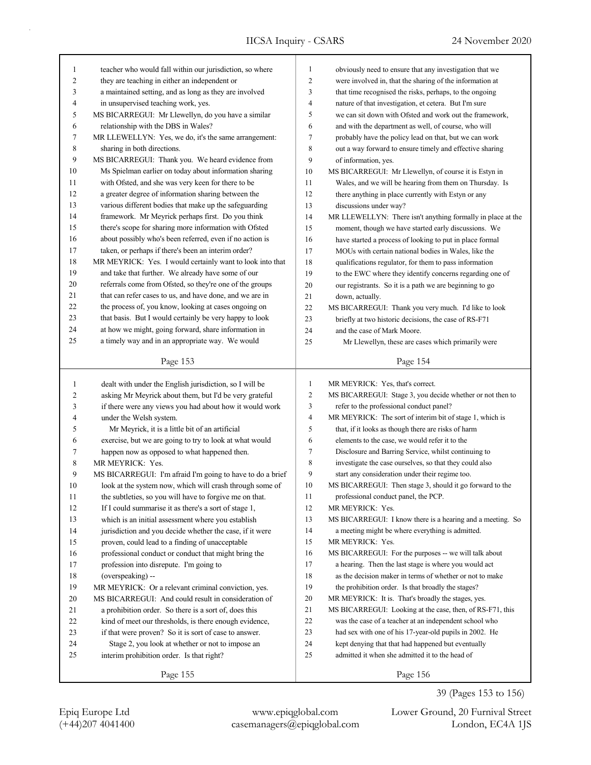teacher who would fall within our jurisdiction, so where they are teaching in either an independent or a maintained setting, and as long as they are involved in unsupervised teaching work, yes.

MS BICARREGUI: Mr Llewellyn, do you have a similar relationship with the DBS in Wales?

MR LLEWELLYN: Yes, we do, it's the same arrangement: sharing in both directions.

MS BICARREGUI: Thank you. We heard evidence from Ms Spielman earlier on today about information sharing with Ofsted, and she was very keen for there to be a greater degree of information sharing between the various different bodies that make up the safeguarding framework. Mr Meyrick perhaps first. Do you think there's scope for sharing more information with Ofsted about possibly who's been referred, even if no action is taken, or perhaps if there's been an interim order?

MR MEYRICK: Yes. I would certainly want to look into that and take that further. We already have some of our referrals come from Ofsted, so they're one of the groups that can refer cases to us, and have done, and we are in the process of, you know, looking at cases ongoing on that basis. But I would certainly be very happy to look at how we might, going forward, share information in a timely way and in an appropriate way. We would obviously need to ensure that any investigation that we were involved in, that the sharing of the information at that time recognised the risks, perhaps, to the ongoing nature of that investigation, et cetera. But I'm sure we can sit down with Ofsted and work out the framework, and with the department as well, of course, who will probably have the policy lead on that, but we can work out a way forward to ensure timely and effective sharing of information, yes.

MS BICARREGUI: Mr Llewellyn, of course it is Estyn in Wales, and we will be hearing from them on Thursday. Is there anything in place currently with Estyn or any discussions under way?

MR LLEWELLYN: There isn't anything formally in place at the moment, though we have started early discussions. We have started a process of looking to put in place formal MOUs with certain national bodies in Wales, like the qualifications regulator, for them to pass information to the EWC where they identify concerns regarding one of our registrants. So it is a path we are beginning to go down, actually.

MS BICARREGUI: Thank you very much. I'd like to look briefly at two historic decisions, the case of RS-F71 and the case of Mark Moore.

Mr Llewellyn, these are cases which primarily were dealt with under the English jurisdiction, so I will be asking Mr Meyrick about them, but I'd be very grateful if there were any views you had about how it would work under the Welsh system.

Mr Meyrick, it is a little bit of an artificial exercise, but we are going to try to look at what would happen now as opposed to what happened then.

MR MEYRICK: Yes.

MS BICARREGUI: I'm afraid I'm going to have to do a brief look at the system now, which will crash through some of the subtleties, so you will have to forgive me on that. If I could summarise it as there's a sort of stage 1, which is an initial assessment where you establish jurisdiction and you decide whether the case, if it were proven, could lead to a finding of unacceptable professional conduct or conduct that might bring the profession into disrepute. I'm going to (overspeaking) --

MR MEYRICK: Or a relevant criminal conviction, yes.

MS BICARREGUI: And could result in consideration of a prohibition order. So there is a sort of, does this kind of meet our thresholds, is there enough evidence, if that were proven? So it is sort of case to answer.

Stage 2, you look at whether or not to impose an interim prohibition order. Is that right?

MR MEYRICK: Yes, that's correct.

MS BICARREGUI: Stage 3, you decide whether or not then to refer to the professional conduct panel?

MR MEYRICK: The sort of interim bit of stage 1, which is that, if it looks as though there are risks of harm elements to the case, we would refer it to the Disclosure and Barring Service, whilst continuing to investigate the case ourselves, so that they could also start any consideration under their regime too.

MS BICARREGUI: Then stage 3, should it go forward to the professional conduct panel, the PCP.

MR MEYRICK: Yes.

MS BICARREGUI: I know there is a hearing and a meeting. So a meeting might be where everything is admitted.

MR MEYRICK: Yes.

MS BICARREGUI: For the purposes -- we will talk about a hearing. Then the last stage is where you would act as the decision maker in terms of whether or not to make the prohibition order. Is that broadly the stages?

MR MEYRICK: It is. That's broadly the stages, yes.

MS BICARREGUI: Looking at the case, then, of RS-F71, this was the case of a teacher at an independent school who had sex with one of his 17-year-old pupils in 2002. He kept denying that that had happened but eventually admitted it when she admitted it to the head of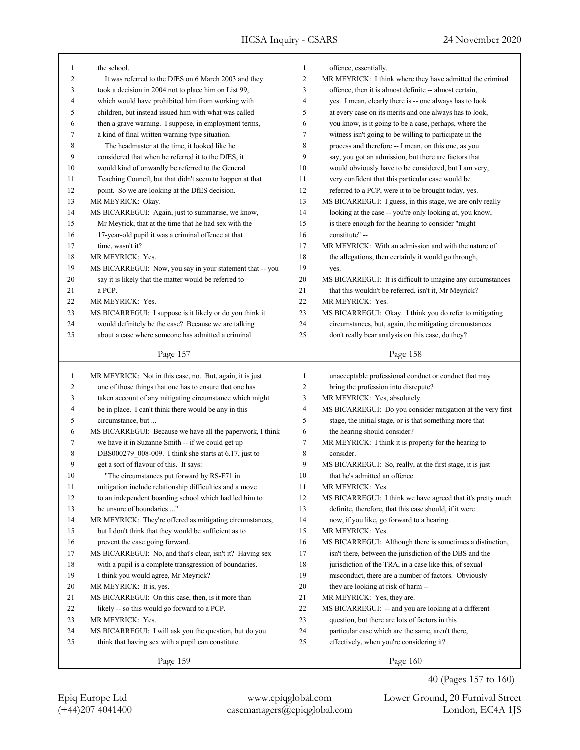the school.

It was referred to the DfES on 6 March 2003 and they took a decision in 2004 not to place him on List 99, which would have prohibited him from working with children, but instead issued him with what was called then a grave warning. I suppose, in employment terms, a kind of final written warning type situation.

The headmaster at the time, it looked like he considered that when he referred it to the DfES, it would kind of onwardly be referred to the General Teaching Council, but that didn't seem to happen at that point. So we are looking at the DfES decision.

MR MEYRICK: Okay.

MS BICARREGUI: Again, just to summarise, we know, Mr Meyrick, that at the time that he had sex with the 17-year-old pupil it was a criminal offence at that time, wasn't it?

MR MEYRICK: Yes.

MS BICARREGUI: Now, you say in your statement that -- you say it is likely that the matter would be referred to a PCP.

MR MEYRICK: Yes.

MS BICARREGUI: I suppose is it likely or do you think it would definitely be the case? Because we are talking about a case where someone has admitted a criminal offence, essentially.

MR MEYRICK: I think where they have admitted the criminal offence, then it is almost definite -- almost certain, yes. I mean, clearly there is -- one always has to look at every case on its merits and one always has to look, you know, is it going to be a case, perhaps, where the witness isn't going to be willing to participate in the process and therefore -- I mean, on this one, as you say, you got an admission, but there are factors that would obviously have to be considered, but I am very, very confident that this particular case would be referred to a PCP, were it to be brought today, yes.

MS BICARREGUI: I guess, in this stage, we are only really looking at the case -- you're only looking at, you know, is there enough for the hearing to consider "might constitute" --

MR MEYRICK: With an admission and with the nature of the allegations, then certainly it would go through, yes.

MS BICARREGUI: It is difficult to imagine any circumstances that this wouldn't be referred, isn't it, Mr Meyrick?

MR MEYRICK: Yes.

MS BICARREGUI: Okay. I think you do refer to mitigating circumstances, but, again, the mitigating circumstances don't really bear analysis on this case, do they?

MR MEYRICK: Not in this case, no. But, again, it is just one of those things that one has to ensure that one has taken account of any mitigating circumstance which might be in place. I can't think there would be any in this circumstance, but ...

MS BICARREGUI: Because we have all the paperwork, I think we have it in Suzanne Smith -- if we could get up DBS000279_008-009. I think she starts at 6.17, just to get a sort of flavour of this. It says:

"The circumstances put forward by RS-F71 in mitigation include relationship difficulties and a move to an independent boarding school which had led him to be unsure of boundaries ..."

MR MEYRICK: They're offered as mitigating circumstances, but I don't think that they would be sufficient as to prevent the case going forward.

MS BICARREGUI: No, and that's clear, isn't it? Having sex with a pupil is a complete transgression of boundaries. I think you would agree, Mr Meyrick?

MR MEYRICK: It is, yes.

MS BICARREGUI: On this case, then, is it more than likely -- so this would go forward to a PCP.

MR MEYRICK: Yes.

MS BICARREGUI: I will ask you the question, but do you think that having sex with a pupil can constitute unacceptable professional conduct or conduct that may bring the profession into disrepute?

MR MEYRICK: Yes, absolutely.

MS BICARREGUI: Do you consider mitigation at the very first stage, the initial stage, or is that something more that the hearing should consider?

MR MEYRICK: I think it is properly for the hearing to consider.

MS BICARREGUI: So, really, at the first stage, it is just that he's admitted an offence.

MR MEYRICK: Yes.

MS BICARREGUI: I think we have agreed that it's pretty much definite, therefore, that this case should, if it were now, if you like, go forward to a hearing.

MR MEYRICK: Yes.

MS BICARREGUI: Although there is sometimes a distinction, isn't there, between the jurisdiction of the DBS and the jurisdiction of the TRA, in a case like this, of sexual misconduct, there are a number of factors. Obviously they are looking at risk of harm --

MR MEYRICK: Yes, they are.

MS BICARREGUI: -- and you are looking at a different question, but there are lots of factors in this particular case which are the same, aren't there, effectively, when you're considering it?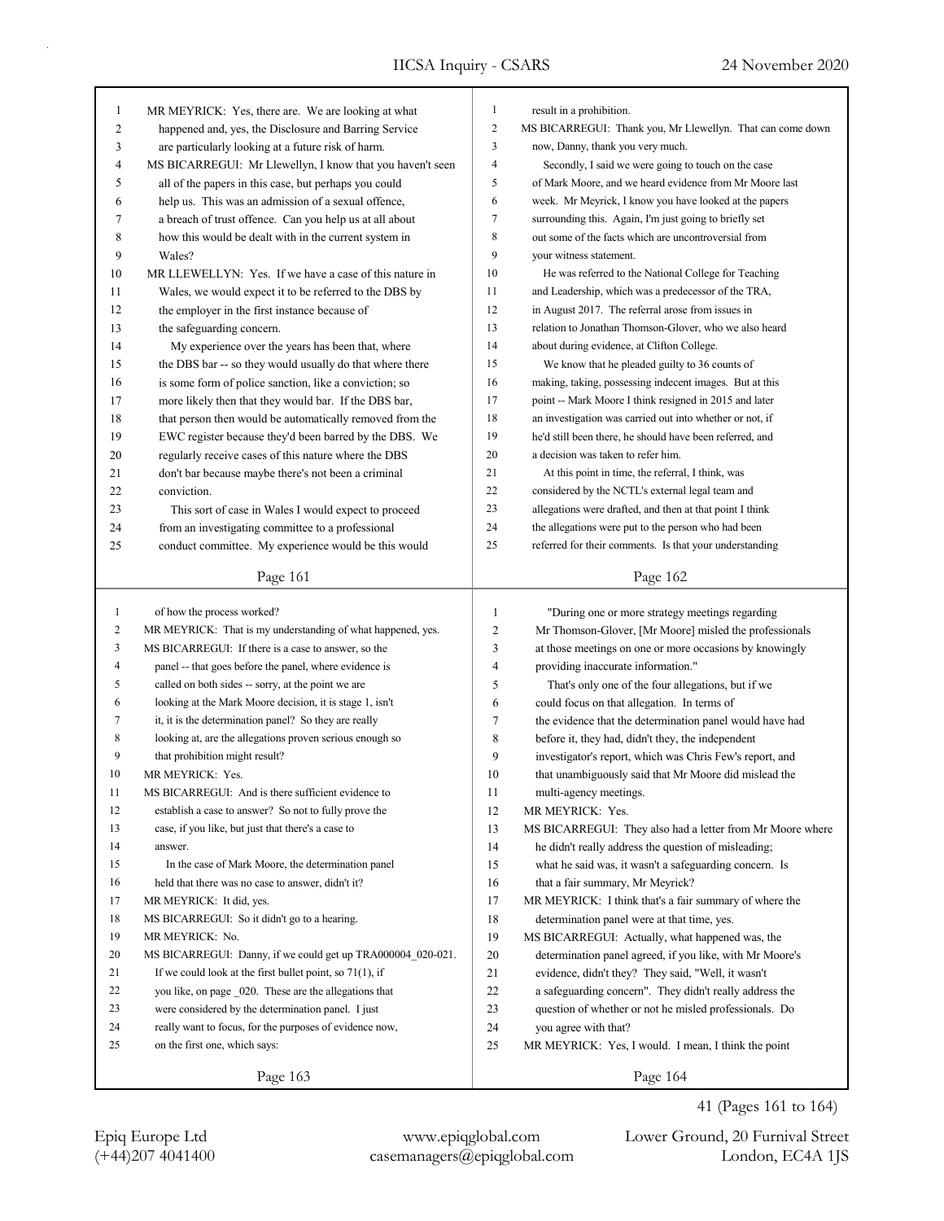MR MEYRICK: Yes, there are. We are looking at what happened and, yes, the Disclosure and Barring Service are particularly looking at a future risk of harm.

MS BICARREGUI: Mr Llewellyn, I know that you haven't seen all of the papers in this case, but perhaps you could help us. This was an admission of a sexual offence, a breach of trust offence. Can you help us at all about how this would be dealt with in the current system in Wales?

MR LLEWELLYN: Yes. If we have a case of this nature in Wales, we would expect it to be referred to the DBS by the employer in the first instance because of the safeguarding concern.

My experience over the years has been that, where the DBS bar -- so they would usually do that where there is some form of police sanction, like a conviction; so more likely then that they would bar. If the DBS bar, that person then would be automatically removed from the EWC register because they'd been barred by the DBS. We regularly receive cases of this nature where the DBS don't bar because maybe there's not been a criminal conviction.

This sort of case in Wales I would expect to proceed from an investigating committee to a professional conduct committee. My experience would be this would result in a prohibition.

MS BICARREGUI: Thank you, Mr Llewellyn. That can come down now, Danny, thank you very much.

Secondly, I said we were going to touch on the case of Mark Moore, and we heard evidence from Mr Moore last week. Mr Meyrick, I know you have looked at the papers surrounding this. Again, I'm just going to briefly set out some of the facts which are uncontroversial from your witness statement.

He was referred to the National College for Teaching and Leadership, which was a predecessor of the TRA, in August 2017. The referral arose from issues in relation to Jonathan Thomson-Glover, who we also heard about during evidence, at Clifton College.

We know that he pleaded guilty to 36 counts of making, taking, possessing indecent images. But at this point -- Mark Moore I think resigned in 2015 and later an investigation was carried out into whether or not, if he'd still been there, he should have been referred, and a decision was taken to refer him.

At this point in time, the referral, I think, was considered by the NCTL's external legal team and allegations were drafted, and then at that point I think the allegations were put to the person who had been referred for their comments. Is that your understanding of how the process worked?

MR MEYRICK: That is my understanding of what happened, yes.

MS BICARREGUI: If there is a case to answer, so the panel -- that goes before the panel, where evidence is called on both sides -- sorry, at the point we are looking at the Mark Moore decision, it is stage 1, isn't it, it is the determination panel? So they are really looking at, are the allegations proven serious enough so that prohibition might result?

MR MEYRICK: Yes.

MS BICARREGUI: And is there sufficient evidence to establish a case to answer? So not to fully prove the case, if you like, but just that there's a case to answer.

In the case of Mark Moore, the determination panel held that there was no case to answer, didn't it?

MR MEYRICK: It did, yes.

MS BICARREGUI: So it didn't go to a hearing.

MR MEYRICK: No.

MS BICARREGUI: Danny, if we could get up TRA000004_020-021. If we could look at the first bullet point, so 71(1), if you like, on page _020. These are the allegations that were considered by the determination panel. I just really want to focus, for the purposes of evidence now, on the first one, which says:

"During one or more strategy meetings regarding Mr Thomson-Glover, [Mr Moore] misled the professionals at those meetings on one or more occasions by knowingly providing inaccurate information."

That's only one of the four allegations, but if we could focus on that allegation. In terms of the evidence that the determination panel would have had before it, they had, didn't they, the independent investigator's report, which was Chris Few's report, and that unambiguously said that Mr Moore did mislead the multi-agency meetings.

MR MEYRICK: Yes.

MS BICARREGUI: They also had a letter from Mr Moore where he didn't really address the question of misleading; what he said was, it wasn't a safeguarding concern. Is that a fair summary, Mr Meyrick?

MR MEYRICK: I think that's a fair summary of where the determination panel were at that time, yes.

MS BICARREGUI: Actually, what happened was, the determination panel agreed, if you like, with Mr Moore's evidence, didn't they? They said, "Well, it wasn't a safeguarding concern". They didn't really address the question of whether or not he misled professionals. Do you agree with that?

MR MEYRICK: Yes, I would. I mean, I think the point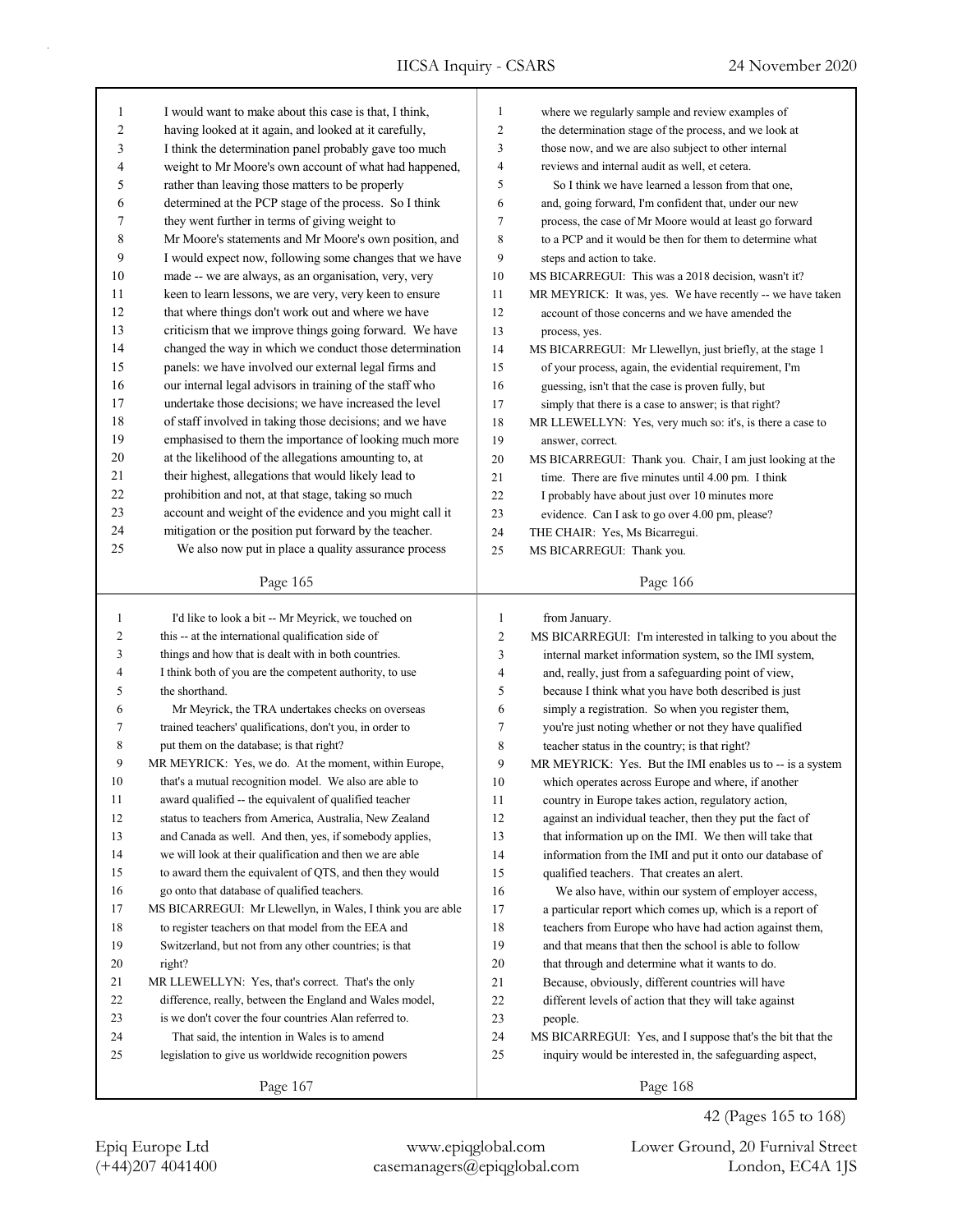I would want to make about this case is that, I think, having looked at it again, and looked at it carefully, I think the determination panel probably gave too much weight to Mr Moore's own account of what had happened, rather than leaving those matters to be properly determined at the PCP stage of the process. So I think they went further in terms of giving weight to Mr Moore's statements and Mr Moore's own position, and I would expect now, following some changes that we have made -- we are always, as an organisation, very, very keen to learn lessons, we are very, very keen to ensure that where things don't work out and where we have criticism that we improve things going forward. We have changed the way in which we conduct those determination panels: we have involved our external legal firms and our internal legal advisors in training of the staff who undertake those decisions; we have increased the level of staff involved in taking those decisions; and we have emphasised to them the importance of looking much more at the likelihood of the allegations amounting to, at their highest, allegations that would likely lead to prohibition and not, at that stage, taking so much account and weight of the evidence and you might call it mitigation or the position put forward by the teacher.

We also now put in place a quality assurance process where we regularly sample and review examples of the determination stage of the process, and we look at those now, and we are also subject to other internal reviews and internal audit as well, et cetera.

So I think we have learned a lesson from that one, and, going forward, I'm confident that, under our new process, the case of Mr Moore would at least go forward to a PCP and it would be then for them to determine what steps and action to take.

MS BICARREGUI: This was a 2018 decision, wasn't it?

MR MEYRICK: It was, yes. We have recently -- we have taken account of those concerns and we have amended the process, yes.

MS BICARREGUI: Mr Llewellyn, just briefly, at the stage 1 of your process, again, the evidential requirement, I'm guessing, isn't that the case is proven fully, but simply that there is a case to answer; is that right?

MR LLEWELLYN: Yes, very much so: it's, is there a case to answer, correct.

MS BICARREGUI: Thank you. Chair, I am just looking at the time. There are five minutes until 4.00 pm. I think I probably have about just over 10 minutes more evidence. Can I ask to go over 4.00 pm, please?

THE CHAIR: Yes, Ms Bicarregui.

MS BICARREGUI: Thank you.

I'd like to look a bit -- Mr Meyrick, we touched on this -- at the international qualification side of things and how that is dealt with in both countries. I think both of you are the competent authority, to use the shorthand.

Mr Meyrick, the TRA undertakes checks on overseas trained teachers' qualifications, don't you, in order to put them on the database; is that right?

MR MEYRICK: Yes, we do. At the moment, within Europe, that's a mutual recognition model. We also are able to award qualified -- the equivalent of qualified teacher status to teachers from America, Australia, New Zealand and Canada as well. And then, yes, if somebody applies, we will look at their qualification and then we are able to award them the equivalent of QTS, and then they would go onto that database of qualified teachers.

MS BICARREGUI: Mr Llewellyn, in Wales, I think you are able to register teachers on that model from the EEA and Switzerland, but not from any other countries; is that right?

MR LLEWELLYN: Yes, that's correct. That's the only difference, really, between the England and Wales model, is we don't cover the four countries Alan referred to.

That said, the intention in Wales is to amend legislation to give us worldwide recognition powers from January.

MS BICARREGUI: I'm interested in talking to you about the internal market information system, so the IMI system, and, really, just from a safeguarding point of view, because I think what you have both described is just simply a registration. So when you register them, you're just noting whether or not they have qualified teacher status in the country; is that right?

MR MEYRICK: Yes. But the IMI enables us to -- is a system which operates across Europe and where, if another country in Europe takes action, regulatory action, against an individual teacher, then they put the fact of that information up on the IMI. We then will take that information from the IMI and put it onto our database of qualified teachers. That creates an alert.

We also have, within our system of employer access, a particular report which comes up, which is a report of teachers from Europe who have had action against them, and that means that then the school is able to follow that through and determine what it wants to do. Because, obviously, different countries will have different levels of action that they will take against people.

MS BICARREGUI: Yes, and I suppose that's the bit that the inquiry would be interested in, the safeguarding aspect,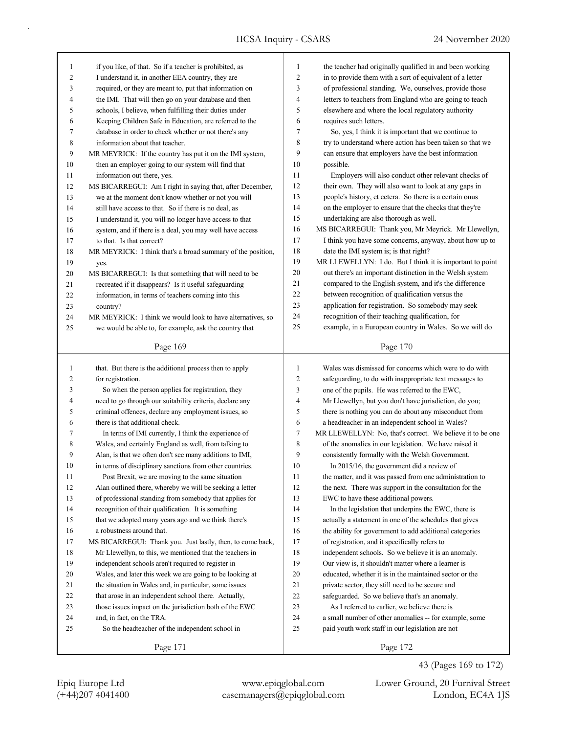if you like, of that. So if a teacher is prohibited, as I understand it, in another EEA country, they are required, or they are meant to, put that information on the IMI. That will then go on your database and then schools, I believe, when fulfilling their duties under Keeping Children Safe in Education, are referred to the database in order to check whether or not there's any information about that teacher.

MR MEYRICK: If the country has put it on the IMI system, then an employer going to our system will find that information out there, yes.

MS BICARREGUI: Am I right in saying that, after December, we at the moment don't know whether or not you will still have access to that. So if there is no deal, as I understand it, you will no longer have access to that system, and if there is a deal, you may well have access to that. Is that correct?

MR MEYRICK: I think that's a broad summary of the position, yes.

MS BICARREGUI: Is that something that will need to be recreated if it disappears? Is it useful safeguarding information, in terms of teachers coming into this country?

MR MEYRICK: I think we would look to have alternatives, so we would be able to, for example, ask the country that the teacher had originally qualified in and been working in to provide them with a sort of equivalent of a letter of professional standing. We, ourselves, provide those letters to teachers from England who are going to teach elsewhere and where the local regulatory authority requires such letters.

So, yes, I think it is important that we continue to try to understand where action has been taken so that we can ensure that employers have the best information possible.

Employers will also conduct other relevant checks of their own. They will also want to look at any gaps in people's history, et cetera. So there is a certain onus on the employer to ensure that the checks that they're undertaking are also thorough as well.

MS BICARREGUI: Thank you, Mr Meyrick. Mr Llewellyn, I think you have some concerns, anyway, about how up to date the IMI system is; is that right?

MR LLEWELLYN: I do. But I think it is important to point out there's an important distinction in the Welsh system compared to the English system, and it's the difference between recognition of qualification versus the application for registration. So somebody may seek recognition of their teaching qualification, for example, in a European country in Wales. So we will do that. But there is the additional process then to apply for registration.

So when the person applies for registration, they need to go through our suitability criteria, declare any criminal offences, declare any employment issues, so there is that additional check.

In terms of IMI currently, I think the experience of Wales, and certainly England as well, from talking to Alan, is that we often don't see many additions to IMI, in terms of disciplinary sanctions from other countries.

Post Brexit, we are moving to the same situation Alan outlined there, whereby we will be seeking a letter of professional standing from somebody that applies for recognition of their qualification. It is something that we adopted many years ago and we think there's a robustness around that.

MS BICARREGUI: Thank you. Just lastly, then, to come back, Mr Llewellyn, to this, we mentioned that the teachers in independent schools aren't required to register in Wales, and later this week we are going to be looking at the situation in Wales and, in particular, some issues that arose in an independent school there. Actually, those issues impact on the jurisdiction both of the EWC and, in fact, on the TRA.

So the headteacher of the independent school in Wales was dismissed for concerns which were to do with safeguarding, to do with inappropriate text messages to one of the pupils. He was referred to the EWC, Mr Llewellyn, but you don't have jurisdiction, do you; there is nothing you can do about any misconduct from a headteacher in an independent school in Wales?

MR LLEWELLYN: No, that's correct. We believe it to be one of the anomalies in our legislation. We have raised it consistently formally with the Welsh Government.

In 2015/16, the government did a review of the matter, and it was passed from one administration to the next. There was support in the consultation for the EWC to have these additional powers.

In the legislation that underpins the EWC, there is actually a statement in one of the schedules that gives the ability for government to add additional categories of registration, and it specifically refers to independent schools. So we believe it is an anomaly. Our view is, it shouldn't matter where a learner is educated, whether it is in the maintained sector or the private sector, they still need to be secure and safeguarded. So we believe that's an anomaly.

As I referred to earlier, we believe there is a small number of other anomalies -- for example, some paid youth work staff in our legislation are not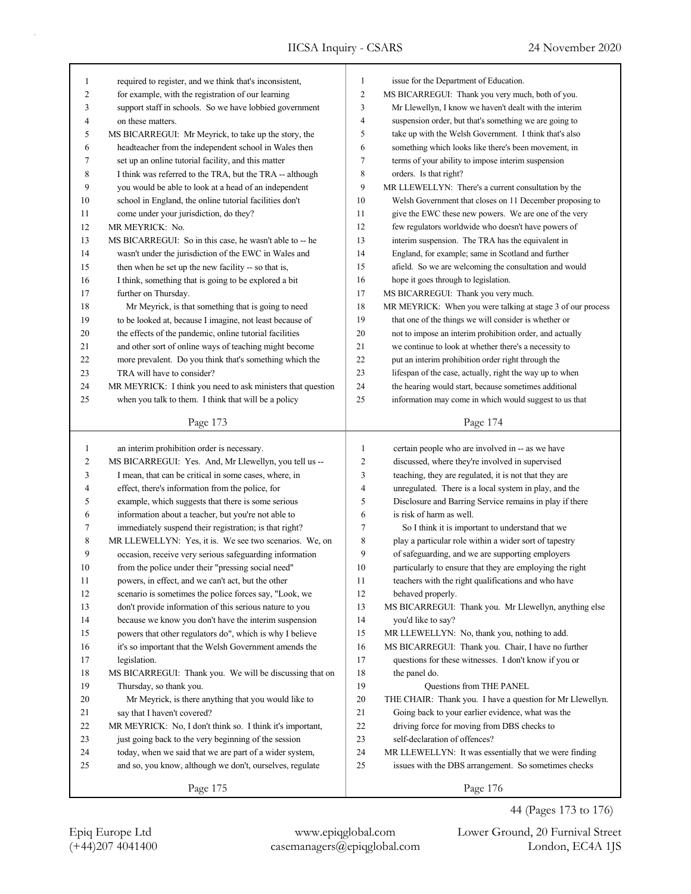required to register, and we think that's inconsistent, for example, with the registration of our learning support staff in schools. So we have lobbied government on these matters.

MS BICARREGUI: Mr Meyrick, to take up the story, the headteacher from the independent school in Wales then set up an online tutorial facility, and this matter I think was referred to the TRA, but the TRA -- although you would be able to look at a head of an independent school in England, the online tutorial facilities don't come under your jurisdiction, do they?

MR MEYRICK: No.

MS BICARREGUI: So in this case, he wasn't able to -- he wasn't under the jurisdiction of the EWC in Wales and then when he set up the new facility -- so that is, I think, something that is going to be explored a bit further on Thursday.

Mr Meyrick, is that something that is going to need to be looked at, because I imagine, not least because of the effects of the pandemic, online tutorial facilities and other sort of online ways of teaching might become more prevalent. Do you think that's something which the TRA will have to consider?

MR MEYRICK: I think you need to ask ministers that question when you talk to them. I think that will be a policy issue for the Department of Education.

MS BICARREGUI: Thank you very much, both of you.

Mr Llewellyn, I know we haven't dealt with the interim suspension order, but that's something we are going to take up with the Welsh Government. I think that's also something which looks like there's been movement, in terms of your ability to impose interim suspension orders. Is that right?

MR LLEWELLYN: There's a current consultation by the Welsh Government that closes on 11 December proposing to give the EWC these new powers. We are one of the very few regulators worldwide who doesn't have powers of interim suspension. The TRA has the equivalent in England, for example; same in Scotland and further afield. So we are welcoming the consultation and would hope it goes through to legislation.

MS BICARREGUI: Thank you very much.

MR MEYRICK: When you were talking at stage 3 of our process that one of the things we will consider is whether or not to impose an interim prohibition order, and actually we continue to look at whether there's a necessity to put an interim prohibition order right through the lifespan of the case, actually, right the way up to when the hearing would start, because sometimes additional information may come in which would suggest to us that an interim prohibition order is necessary.

MS BICARREGUI: Yes. And, Mr Llewellyn, you tell us -- I mean, that can be critical in some cases, where, in effect, there's information from the police, for example, which suggests that there is some serious information about a teacher, but you're not able to immediately suspend their registration; is that right?

MR LLEWELLYN: Yes, it is. We see two scenarios. We, on occasion, receive very serious safeguarding information from the police under their "pressing social need" powers, in effect, and we can't act, but the other scenario is sometimes the police forces say, "Look, we don't provide information of this serious nature to you because we know you don't have the interim suspension powers that other regulators do", which is why I believe it's so important that the Welsh Government amends the legislation.

MS BICARREGUI: Thank you. We will be discussing that on Thursday, so thank you.

Mr Meyrick, is there anything that you would like to say that I haven't covered?

MR MEYRICK: No, I don't think so. I think it's important, just going back to the very beginning of the session today, when we said that we are part of a wider system, and so, you know, although we don't, ourselves, regulate certain people who are involved in -- as we have discussed, where they're involved in supervised teaching, they are regulated, it is not that they are unregulated. There is a local system in play, and the Disclosure and Barring Service remains in play if there is risk of harm as well.

So I think it is important to understand that we play a particular role within a wider sort of tapestry of safeguarding, and we are supporting employers particularly to ensure that they are employing the right teachers with the right qualifications and who have behaved properly.

MS BICARREGUI: Thank you. Mr Llewellyn, anything else you'd like to say?

MR LLEWELLYN: No, thank you, nothing to add.

MS BICARREGUI: Thank you. Chair, I have no further questions for these witnesses. I don't know if you or the panel do.

## Questions from THE PANEL

THE CHAIR: Thank you. I have a question for Mr Llewellyn. Going back to your earlier evidence, what was the driving force for moving from DBS checks to self-declaration of offences?

MR LLEWELLYN: It was essentially that we were finding issues with the DBS arrangement. So sometimes checks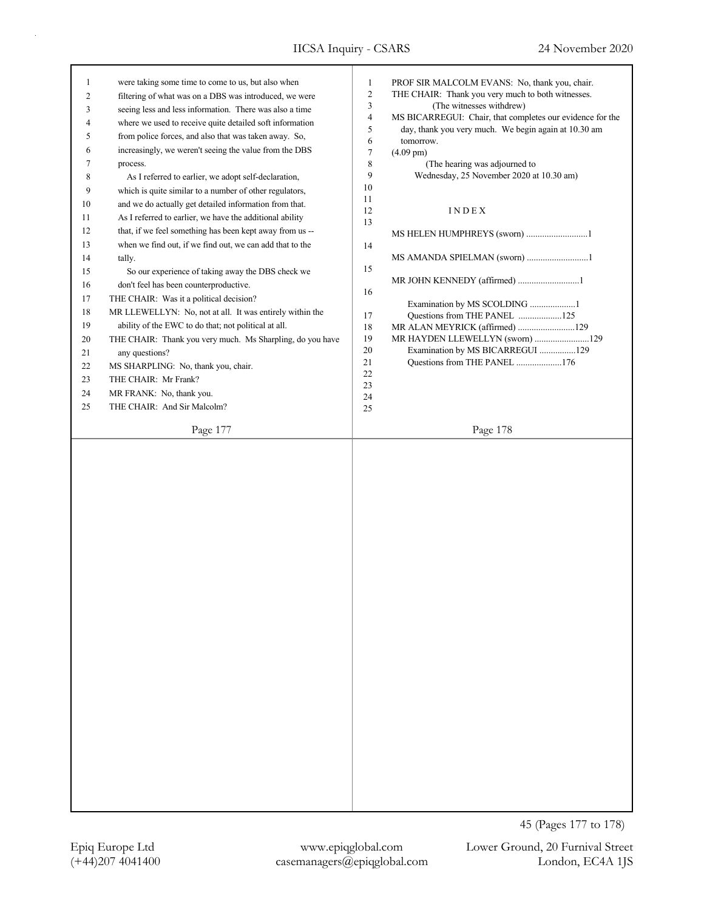were taking some time to come to us, but also when filtering of what was on a DBS was introduced, we were seeing less and less information. There was also a time where we used to receive quite detailed soft information from police forces, and also that was taken away. So, increasingly, we weren't seeing the value from the DBS process.

As I referred to earlier, we adopt self-declaration, which is quite similar to a number of other regulators, and we do actually get detailed information from that. As I referred to earlier, we have the additional ability that, if we feel something has been kept away from us -- when we find out, if we find out, we can add that to the tally.

So our experience of taking away the DBS check we don't feel has been counterproductive.

THE CHAIR: Was it a political decision?

MR LLEWELLYN: No, not at all. It was entirely within the ability of the EWC to do that; not political at all.

THE CHAIR: Thank you very much. Ms Sharpling, do you have any questions?

MS SHARPLING: No, thank you, chair.

THE CHAIR: Mr Frank?

MR FRANK: No, thank you.

THE CHAIR: And Sir Malcolm?

PROF SIR MALCOLM EVANS: No, thank you, chair.

THE CHAIR: Thank you very much to both witnesses.

(The witnesses withdrew)

MS BICARREGUI: Chair, that completes our evidence for the day, thank you very much. We begin again at 10.30 am tomorrow.

(4.09 pm)

(The hearing was adjourned to Wednesday, 25 November 2020 at 10.30 am)

## INDEX

MS HELEN HUMPHREYS (sworn) ...........................1

MS AMANDA SPIELMAN (sworn) ...........................1

MR JOHN KENNEDY (affirmed) ...........................1

Examination by MS SCOLDING ....................1

Questions from THE PANEL ...................125

MR ALAN MEYRICK (affirmed) .........................129

MR HAYDEN LLEWELLYN (sworn) ........................129

Examination by MS BICARREGUI ................129

Questions from THE PANEL ....................176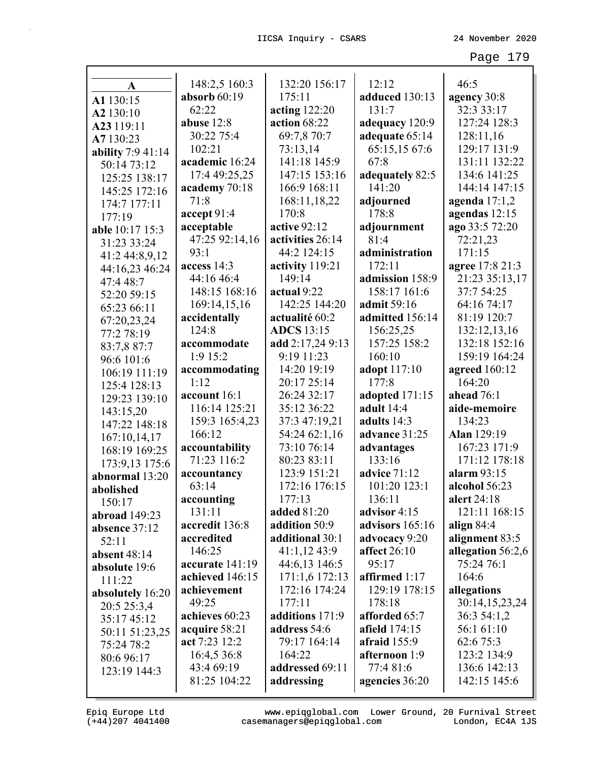**A**

**A1** 130:15
**A2** 130:10
**A23** 119:11
**A7** 130:23
**ability** 7:9 41:14 50:14 73:12 125:25 138:17 145:25 172:16 174:7 177:11 177:19
**able** 10:17 15:3 31:23 33:24 41:2 44:8,9,12 44:16,23 46:24 47:4 48:7 52:20 59:15 65:23 66:11 67:20,23,24 77:2 78:19 83:7,8 87:7 96:6 101:6 106:19 111:19 125:4 128:13 129:23 139:10 143:15,20 147:22 148:18 167:10,14,17 168:19 169:25 173:9,13 175:6
**abnormal** 13:20
**abolished** 150:17
**abroad** 149:23
**absence** 37:12 52:11
**absent** 48:14
**absolute** 19:6 111:22
**absolutely** 16:20 20:5 25:3,4 35:17 45:12 50:11 51:23,25 75:24 78:2 80:6 96:17 123:19 144:3 148:2,5 160:3
**absorb** 60:19 62:22
**abuse** 12:8 30:22 75:4 102:21
**academic** 16:24 17:4 49:25,25
**academy** 70:18 71:8
**accept** 91:4
**acceptable** 47:25 92:14,16 93:1
**access** 14:3 44:16 46:4 148:15 168:16 169:14,15,16
**accidentally** 124:8
**accommodate** 1:9 15:2
**accommodating** 1:12
**account** 16:1 116:14 125:21 159:3 165:4,23 166:12
**accountability** 71:23 116:2
**accountancy** 63:14
**accounting** 131:11
**accredit** 136:8
**accredited** 146:25
**accurate** 141:19
**achieved** 146:15
**achievement** 49:25
**achieves** 60:23
**acquire** 58:21
**act** 7:23 12:2 16:4,5 36:8 43:4 69:19 81:25 104:22 132:20 156:17 175:11
**acting** 122:20
**action** 68:22 69:7,8 70:7 73:13,14 141:18 145:9 147:15 153:16 166:9 168:11 168:11,18,22 170:8
**active** 92:12
**activities** 26:14 44:2 124:15
**activity** 119:21 149:14
**actual** 9:22 142:25 144:20
**actualité** 60:2
**ADCS** 13:15
**add** 2:17,24 9:13 9:19 11:23 14:20 19:19 20:17 25:14 26:24 32:17 35:12 36:22 37:3 47:19,21 54:24 62:1,16 73:10 76:14 80:23 83:11 123:9 151:21 172:16 176:15 177:13
**added** 81:20
**addition** 50:9
**additional** 30:1 41:1,12 43:9 44:6,13 146:5 171:1,6 172:13 172:16 174:24 177:11
**additions** 171:9
**address** 54:6 79:17 164:14 164:22
**addressed** 69:11
**addressing** 12:12
**adduced** 130:13 131:7
**adequacy** 120:9
**adequate** 65:14 65:15,15 67:6 67:8
**adequately** 82:5 141:20
**adjourned** 178:8
**adjournment** 81:4
**administration** 172:11
**admission** 158:9 158:17 161:6
**admit** 59:16
**admitted** 156:14 156:25,25 157:25 158:2 160:10
**adopt** 117:10 177:8
**adopted** 171:15
**adult** 14:4
**adults** 14:3
**advance** 31:25
**advantages** 133:16
**advice** 71:12 101:20 123:1 136:11
**advisor** 4:15
**advisors** 165:16
**advocacy** 9:20
**affect** 26:10 95:17
**affirmed** 1:17 129:19 178:15 178:18
**afforded** 65:7
**afield** 174:15
**afraid** 155:9
**afternoon** 1:9 77:4 81:6
**agencies** 36:20 46:5
**agency** 30:8 32:3 33:17 127:24 128:3 128:11,16 129:17 131:9 131:11 132:22 134:6 141:25 144:14 147:15
**agenda** 17:1,2
**agendas** 12:15
**ago** 33:5 72:20 72:21,23 171:15
**agree** 17:8 21:3 21:23 35:13,17 37:7 54:25 64:16 74:17 81:19 120:7 132:12,13,16 132:18 152:16 159:19 164:24
**agreed** 160:12 164:20
**ahead** 76:1
**aide-memoire** 134:23
**Alan** 129:19 167:23 171:9 171:12 178:18
**alarm** 93:15
**alcohol** 56:23
**alert** 24:18 121:11 168:15
**align** 84:4
**alignment** 83:5
**allegation** 56:2,6 75:24 76:1 164:6
**allegations** 30:14,15,23,24 36:3 54:1,2 56:1 61:10 62:6 75:3 123:2 134:9 136:6 142:13 142:15 145:6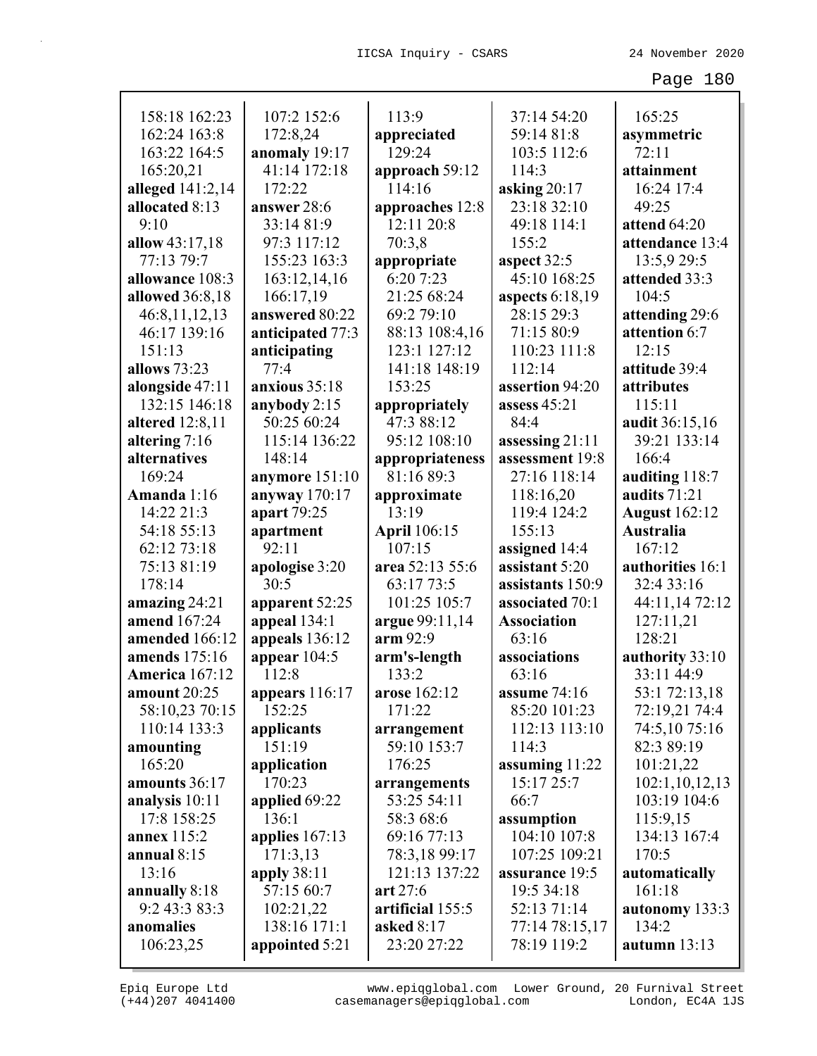158:18 162:23
162:24 163:8
163:22 164:5
165:20,21
**alleged** 141:2,14
**allocated** 8:13
9:10
**allow** 43:17,18
77:13 79:7
**allowance** 108:3
**allowed** 36:8,18
46:8,11,12,13
46:17 139:16
151:13
**allows** 73:23
**alongside** 47:11
132:15 146:18
**altered** 12:8,11
**altering** 7:16
**alternatives**
169:24
**Amanda** 1:16
14:22 21:3
54:18 55:13
62:12 73:18
75:13 81:19
178:14
**amazing** 24:21
**amend** 167:24
**amended** 166:12
**amends** 175:16
**America** 167:12
**amount** 20:25
58:10,23 70:15
110:14 133:3
**amounting**
165:20
**amounts** 36:17
**analysis** 10:11
17:8 158:25
**annex** 115:2
**annual** 8:15
13:16
**annually** 8:18
9:2 43:3 83:3
**anomalies**
106:23,25

107:2 152:6
172:8,24
**anomaly** 19:17
41:14 172:18
172:22
**answer** 28:6
33:14 81:9
97:3 117:12
155:23 163:3
163:12,14,16
166:17,19
**answered** 80:22
**anticipated** 77:3
**anticipating**
77:4
**anxious** 35:18
**anybody** 2:15
50:25 60:24
115:14 136:22
148:14
**anymore** 151:10
**anyway** 170:17
**apart** 79:25
**apartment**
92:11
**apologise** 3:20
30:5
**apparent** 52:25
**appeal** 134:1
**appeals** 136:12
**appear** 104:5
112:8
**appears** 116:17
152:25
**applicants**
151:19
**application**
170:23
**applied** 69:22
136:1
**applies** 167:13
171:3,13
**apply** 38:11
57:15 60:7
102:21,22
138:16 171:1
**appointed** 5:21

113:9
**appreciated**
129:24
**approach** 59:12
114:16
**approaches** 12:8
12:11 20:8
70:3,8
**appropriate**
6:20 7:23
21:25 68:24
69:2 79:10
88:13 108:4,16
123:1 127:12
141:18 148:19
153:25
**appropriately**
47:3 88:12
95:12 108:10
**appropriateness**
81:16 89:3
**approximate**
13:19
**April** 106:15
107:15
**area** 52:13 55:6
63:17 73:5
101:25 105:7
**argue** 99:11,14
**arm** 92:9
**arm's-length**
133:2
**arose** 162:12
171:22
**arrangement**
59:10 153:7
176:25
**arrangements**
53:25 54:11
58:3 68:6
69:16 77:13
78:3,18 99:17
121:13 137:22
**art** 27:6
**artificial** 155:5
**asked** 8:17
23:20 27:22

37:14 54:20
59:14 81:8
103:5 112:6
114:3
**asking** 20:17
23:18 32:10
49:18 114:1
155:2
**aspect** 32:5
45:10 168:25
**aspects** 6:18,19
28:15 29:3
71:15 80:9
110:23 111:8
112:14
**assertion** 94:20
**assess** 45:21
84:4
**assessing** 21:11
**assessment** 19:8
27:16 118:14
118:16,20
119:4 124:2
155:13
**assigned** 14:4
**assistant** 5:20
**assistants** 150:9
**associated** 70:1
**Association**
63:16
**associations**
63:16
**assume** 74:16
85:20 101:23
112:13 113:10
114:3
**assuming** 11:22
15:17 25:7
66:7
**assumption**
104:10 107:8
107:25 109:21
**assurance** 19:5
34:18
52:13 71:14
77:14 78:15,17
78:19 119:2

165:25
**asymmetric**
72:11
**attainment**
16:24 17:4
49:25
**attend** 64:20
**attendance** 13:4
13:5,9 29:5
**attended** 33:3
104:5
**attending** 29:6
**attention** 6:7
12:15
**attitude** 39:4
**attributes**
115:11
**audit** 36:15,16
39:21 133:14
166:4
**auditing** 118:7
**audits** 71:21
**August** 162:12
**Australia**
167:12
**authorities** 16:1
32:4 33:16
44:11,14 72:12
127:11,21
128:21
**authority** 33:10
33:11 44:9
53:1 72:13,18
72:19,21 74:4
74:5,10 75:16
82:3 89:19
101:21,22
102:1,10,12,13
103:19 104:6
115:9,15
134:13 167:4
170:5
**automatically**
161:18
**autonomy** 133:3
134:2
**autumn** 13:13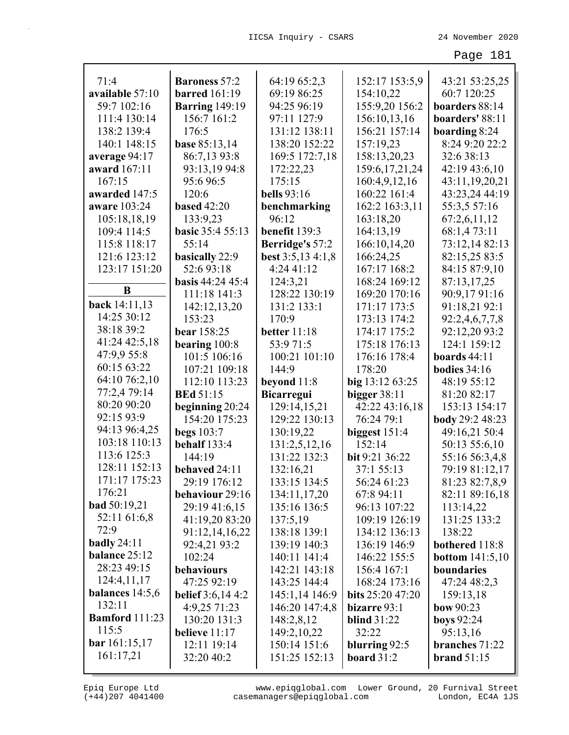71:4
**available** 57:10 59:7 102:16 111:4 130:14 138:2 139:4 140:1 148:15
**average** 94:17
**award** 167:11 167:15
**awarded** 147:5
**aware** 103:24 105:18,18,19 109:4 114:5 115:8 118:17 121:6 123:12 123:17 151:20

**B**

**back** 14:11,13 14:25 30:12 38:18 39:2 41:24 42:5,18 47:9,9 55:8 60:15 63:22 64:10 76:2,10 77:2,4 79:14 80:20 90:20 92:15 93:9 94:13 96:4,25 103:18 110:13 113:6 125:3 128:11 152:13 171:17 175:23 176:21
**bad** 50:19,21 52:11 61:6,8 72:9
**badly** 24:11
**balance** 25:12 28:23 49:15 124:4,11,17
**balances** 14:5,6 132:11
**Bamford** 111:23 115:5
**bar** 161:15,17 161:17,21
**Baroness** 57:2
**barred** 161:19
**Barring** 149:19 156:7 161:2 176:5
**base** 85:13,14 86:7,13 93:8 93:13,19 94:8 95:6 96:5 120:6
**based** 42:20 133:9,23
**basic** 35:4 55:13 55:14
**basically** 22:9 52:6 93:18
**basis** 44:24 45:4 111:18 141:3 142:12,13,20 153:23
**bear** 158:25
**bearing** 100:8 101:5 106:16 107:21 109:18 112:10 113:23
**BEd** 51:15
**beginning** 20:24 154:20 175:23
**begs** 103:7
**behalf** 133:4 144:19
**behaved** 24:11 29:19 176:12
**behaviour** 29:16 29:19 41:6,15 41:19,20 83:20 91:12,14,16,22 92:4,21 93:2 102:24
**behaviours** 47:25 92:19
**belief** 3:6,14 4:2 4:9,25 71:23 130:20 131:3
**believe** 11:17 12:11 19:14 32:20 40:2 64:19 65:2,3 69:19 86:25 94:25 96:19 97:11 127:9 131:12 138:11 138:20 152:22 169:5 172:7,18 172:22,23 175:15
**bells** 93:16
**benchmarking** 96:12
**benefit** 139:3
**Berridge's** 57:2
**best** 3:5,13 4:1,8 4:24 41:12 124:3,21 128:22 130:19 131:2 133:1 170:9
**better** 11:18 53:9 71:5 100:21 101:10 144:9
**beyond** 11:8
**Bicarregui** 129:14,15,21 129:22 130:13 130:19,22 131:2,5,12,16 131:22 132:3 132:16,21 133:15 134:5 134:11,17,20 135:16 136:5 137:5,19 138:18 139:1 139:19 140:3 140:11 141:4 142:21 143:18 143:25 144:4 145:1,14 146:9 146:20 147:4,8 148:2,8,12 149:2,10,22 150:14 151:6 151:25 152:13 152:17 153:5,9 154:10,22 155:9,20 156:2 156:10,13,16 156:21 157:14 157:19,23 158:13,20,23 159:6,17,21,24 160:4,9,12,16 160:22 161:4 162:2 163:3,11 163:18,20 164:13,19 166:10,14,20 166:24,25 167:17 168:2 168:24 169:12 169:20 170:16 171:17 173:5 173:13 174:2 174:17 175:2 175:18 176:13 176:16 178:4 178:20
**big** 13:12 63:25
**bigger** 38:11 42:22 43:16,18 76:24 79:1
**biggest** 151:4 152:14
**bit** 9:21 36:22 37:1 55:13 56:24 61:23 67:8 94:11 96:13 107:22 109:19 126:19 134:12 136:13 136:19 146:9 146:22 155:5 156:4 167:1 168:24 173:16
**bits** 25:20 47:20
**bizarre** 93:1
**blind** 31:22 32:22
**blurring** 92:5
**board** 31:2 43:21 53:25,25 60:7 120:25
**boarders** 88:14
**boarders'** 88:11
**boarding** 8:24 8:24 9:20 22:2 32:6 38:13 42:19 43:6,10 43:11,19,20,21 43:23,24 44:19 55:3,5 57:16 67:2,6,11,12 68:1,4 73:11 73:12,14 82:13 82:15,25 83:5 84:15 87:9,10 87:13,17,25 90:9,17 91:16 91:18,21 92:1 92:2,4,6,7,7,8 92:12,20 93:2 124:1 159:12
**boards** 44:11
**bodies** 34:16 48:19 55:12 81:20 82:17 153:13 154:17
**body** 29:2 48:23 49:16,21 50:4 50:13 55:6,10 55:16 56:3,4,8 79:19 81:12,17 81:23 82:7,8,9 82:11 89:16,18 113:14,22 131:25 133:2 138:22
**bothered** 118:8
**bottom** 141:5,10
**boundaries** 47:24 48:2,3 159:13,18
**bow** 90:23
**boys** 92:24 95:13,16
**branches** 71:22
**brand** 51:15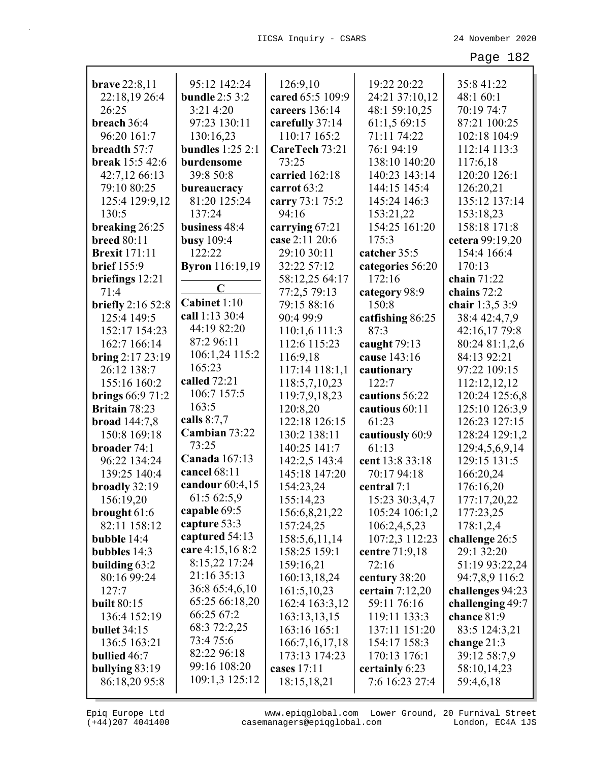**brave** 22:8,11 22:18,19 26:4 26:25
**breach** 36:4 96:20 161:7
**breadth** 57:7
**break** 15:5 42:6 42:7,12 66:13 79:10 80:25 125:4 129:9,12 130:5
**breaking** 26:25
**breed** 80:11
**Brexit** 171:11
**brief** 155:9
**briefings** 12:21 71:4
**briefly** 2:16 52:8 125:4 149:5 152:17 154:23 162:7 166:14
**bring** 2:17 23:19 26:12 138:7 155:16 160:2
**brings** 66:9 71:2
**Britain** 78:23
**broad** 144:7,8 150:8 169:18
**broader** 74:1 96:22 134:24 139:25 140:4
**broadly** 32:19 156:19,20
**brought** 61:6 82:11 158:12
**bubble** 14:4
**bubbles** 14:3
**building** 63:2 80:16 99:24 127:7
**built** 80:15 136:4 152:19
**bullet** 34:15 136:5 163:21
**bullied** 46:7
**bullying** 83:19 86:18,20 95:8 95:12 142:24
**bundle** 2:5 3:2 3:21 4:20 97:23 130:11 130:16,23
**bundles** 1:25 2:1
**burdensome** 39:8 50:8
**bureaucracy** 81:20 125:24 137:24
**business** 48:4
**busy** 109:4 122:22
**Byron** 116:19,19

**C**

**Cabinet** 1:10
**call** 1:13 30:4 44:19 82:20 87:2 96:11 106:1,24 115:2 165:23
**called** 72:21 106:7 157:5 163:5
**calls** 8:7,7
**Cambian** 73:22 73:25
**Canada** 167:13
**cancel** 68:11
**candour** 60:4,15 61:5 62:5,9
**capable** 69:5
**capture** 53:3
**captured** 54:13
**care** 4:15,16 8:2 8:15,22 17:24 21:16 35:13 36:8 65:4,6,10 65:25 66:18,20 66:25 67:2 68:3 72:2,25 73:4 75:6 82:22 96:18 99:16 108:20 109:1,3 125:12 126:9,10
**cared** 65:5 109:9
**careers** 136:14
**carefully** 37:14 110:17 165:2
**CareTech** 73:21 73:25
**carried** 162:18
**carrot** 63:2
**carry** 73:1 75:2 94:16
**carrying** 67:21
**case** 2:11 20:6 29:10 30:11 32:22 57:12 58:12,25 64:17 77:2,5 79:13 79:15 88:16 90:4 99:9 110:1,6 111:3 112:6 115:23 116:9,18 117:14 118:1,1 118:5,7,10,23 119:7,9,18,23 120:8,20 122:18 126:15 130:2 138:11 140:25 141:7 142:2,5 143:4 145:18 147:20 154:23,24 155:14,23 156:6,8,21,22 157:24,25 158:5,6,11,14 158:25 159:1 159:16,21 160:13,18,24 161:5,10,23 162:4 163:3,12 163:13,13,15 163:16 165:1 166:7,16,17,18 173:13 174:23
**cases** 17:11 18:15,18,21 19:22 20:22 24:21 37:10,12 48:1 59:10,25 61:1,5 69:15 71:11 74:22 76:1 94:19 138:10 140:20 140:23 143:14 144:15 145:4 145:24 146:3 153:21,22 154:25 161:20 175:3
**catcher** 35:5
**categories** 56:20 172:16
**category** 98:9 150:8
**catfishing** 86:25 87:3
**caught** 79:13
**cause** 143:16
**cautionary** 122:7
**cautions** 56:22
**cautious** 60:11 61:23
**cautiously** 60:9 61:13
**cent** 13:8 33:18 70:17 94:18
**central** 7:1 15:23 30:3,4,7 105:24 106:1,2 106:2,4,5,23 107:2,3 112:23
**centre** 71:9,18 72:16
**century** 38:20
**certain** 7:12,20 59:11 76:16 119:11 133:3 137:11 151:20 154:17 158:3 170:13 176:1
**certainly** 6:23 7:6 16:23 27:4 35:8 41:22 48:1 60:1 70:19 74:7 87:21 100:25 102:18 104:9 112:14 113:3 117:6,18 120:20 126:1 126:20,21 135:12 137:14 153:18,23 158:18 171:8
**cetera** 99:19,20 154:4 166:4 170:13
**chain** 71:22
**chains** 72:2
**chair** 1:3,5 3:9 38:4 42:4,7,9 42:16,17 79:8 80:24 81:1,2,6 84:13 92:21 97:22 109:15 112:12,12,12 120:24 125:6,8 125:10 126:3,9 126:23 127:15 128:24 129:1,2 129:4,5,6,9,14 129:15 131:5 166:20,24 176:16,20 177:17,20,22 177:23,25 178:1,2,4
**challenge** 26:5 29:1 32:20 51:19 93:22,24 94:7,8,9 116:2
**challenges** 94:23
**challenging** 49:7
**chance** 81:9 83:5 124:3,21
**change** 21:3 39:12 58:7,9 58:10,14,23 59:4,6,18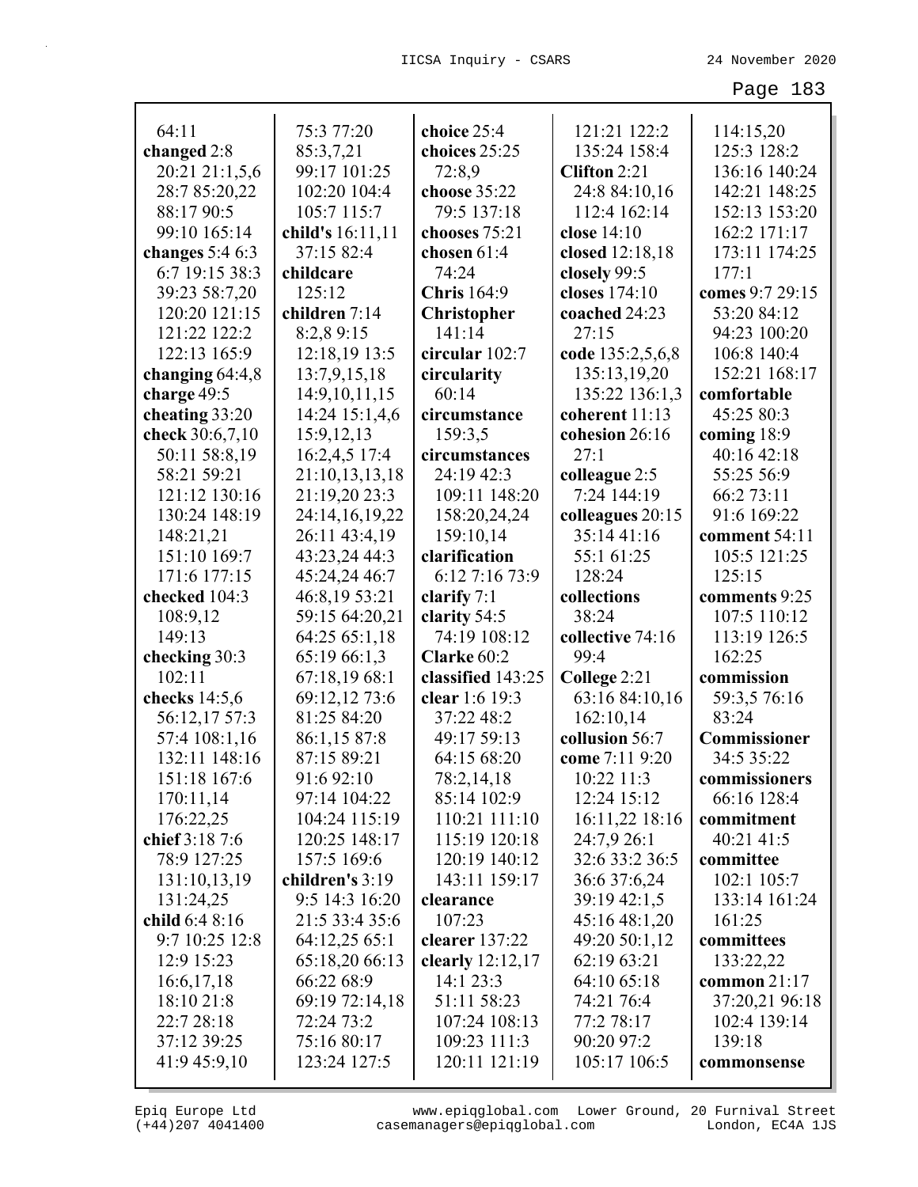64:11
**changed** 2:8
20:21 21:1,5,6
28:7 85:20,22
88:17 90:5
99:10 165:14
**changes** 5:4 6:3
6:7 19:15 38:3
39:23 58:7,20
120:20 121:15
121:22 122:2
122:13 165:9
**changing** 64:4,8
**charge** 49:5
**cheating** 33:20
**check** 30:6,7,10
50:11 58:8,19
58:21 59:21
121:12 130:16
130:24 148:19
148:21,21
151:10 169:7
171:6 177:15
**checked** 104:3
108:9,12
149:13
**checking** 30:3
102:11
**checks** 14:5,6
56:12,17 57:3
57:4 108:1,16
132:11 148:16
151:18 167:6
170:11,14
176:22,25
**chief** 3:18 7:6
78:9 127:25
131:10,13,19
131:24,25
**child** 6:4 8:16
9:7 10:25 12:8
12:9 15:23
16:6,17,18
18:10 21:8
22:7 28:18
37:12 39:25
41:9 45:9,10
75:3 77:20
85:3,7,21
99:17 101:25
102:20 104:4
105:7 115:7
**child's** 16:11,11
37:15 82:4
**childcare**
125:12
**children** 7:14
8:2,8 9:15
12:18,19 13:5
13:7,9,15,18
14:9,10,11,15
14:24 15:1,4,6
15:9,12,13
16:2,4,5 17:4
21:10,13,13,18
21:19,20 23:3
24:14,16,19,22
26:11 43:4,19
43:23,24 44:3
45:24,24 46:7
46:8,19 53:21
59:15 64:20,21
64:25 65:1,18
65:19 66:1,3
67:18,19 68:1
69:12,12 73:6
81:25 84:20
86:1,15 87:8
87:15 89:21
91:6 92:10
97:14 104:22
104:24 115:19
120:25 148:17
157:5 169:6
**children's** 3:19
9:5 14:3 16:20
21:5 33:4 35:6
64:12,25 65:1
65:18,20 66:13
66:22 68:9
69:19 72:14,18
72:24 73:2
75:16 80:17
123:24 127:5
**choice** 25:4
**choices** 25:25
72:8,9
**choose** 35:22
79:5 137:18
**chooses** 75:21
**chosen** 61:4
74:24
**Chris** 164:9
**Christopher**
141:14
**circular** 102:7
**circularity**
60:14
**circumstance**
159:3,5
**circumstances**
24:19 42:3
109:11 148:20
158:20,24,24
159:10,14
**clarification**
6:12 7:16 73:9
**clarify** 7:1
**clarity** 54:5
74:19 108:12
**Clarke** 60:2
**classified** 143:25
**clear** 1:6 19:3
37:22 48:2
49:17 59:13
64:15 68:20
78:2,14,18
85:14 102:9
110:21 111:10
115:19 120:18
120:19 140:12
143:11 159:17
**clearance**
107:23
**clearer** 137:22
**clearly** 12:12,17
14:1 23:3
51:11 58:23
107:24 108:13
109:23 111:3
120:11 121:19
121:21 122:2
135:24 158:4
**Clifton** 2:21
24:8 84:10,16
112:4 162:14
**close** 14:10
**closed** 12:18,18
**closely** 99:5
**closes** 174:10
**coached** 24:23
27:15
**code** 135:2,5,6,8
135:13,19,20
135:22 136:1,3
**coherent** 11:13
**cohesion** 26:16
27:1
**colleague** 2:5
7:24 144:19
**colleagues** 20:15
35:14 41:16
55:1 61:25
128:24
**collections**
38:24
**collective** 74:16
99:4
**College** 2:21
63:16 84:10,16
162:10,14
**collusion** 56:7
**come** 7:11 9:20
10:22 11:3
12:24 15:12
16:11,22 18:16
24:7,9 26:1
32:6 33:2 36:5
36:6 37:6,24
39:19 42:1,5
45:16 48:1,20
49:20 50:1,12
62:19 63:21
64:10 65:18
74:21 76:4
77:2 78:17
90:20 97:2
105:17 106:5
114:15,20
125:3 128:2
136:16 140:24
142:21 148:25
152:13 153:20
162:2 171:17
173:11 174:25
177:1
**comes** 9:7 29:15
53:20 84:12
94:23 100:20
106:8 140:4
152:21 168:17
**comfortable**
45:25 80:3
**coming** 18:9
40:16 42:18
55:25 56:9
66:2 73:11
91:6 169:22
**comment** 54:11
105:5 121:25
125:15
**comments** 9:25
107:5 110:12
113:19 126:5
162:25
**commission**
59:3,5 76:16
83:24
**Commissioner**
34:5 35:22
**commissioners**
66:16 128:4
**commitment**
40:21 41:5
**committee**
102:1 105:7
133:14 161:24
161:25
**committees**
133:22,22
**common** 21:17
37:20,21 96:18
102:4 139:14
139:18
**commonsense**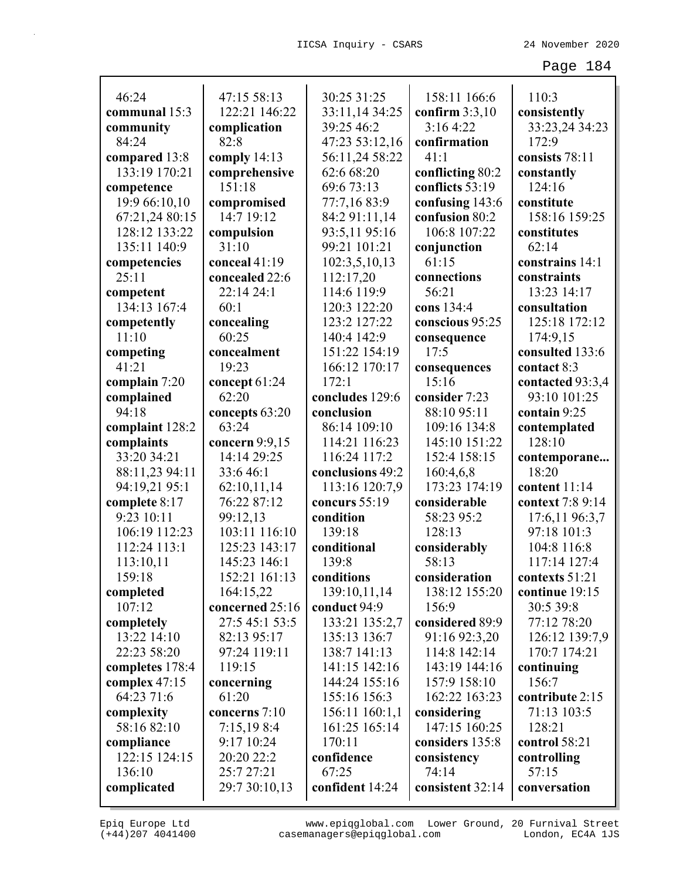46:24
**communal** 15:3
**community** 84:24
**compared** 13:8 133:19 170:21
**competence** 19:9 66:10,10 67:21,24 80:15 128:12 133:22 135:11 140:9
**competencies** 25:11
**competent** 134:13 167:4
**competently** 11:10
**competing** 41:21
**complain** 7:20
**complained** 94:18
**complaint** 128:2
**complaints** 33:20 34:21 88:11,23 94:11 94:19,21 95:1
**complete** 8:17 9:23 10:11 106:19 112:23 112:24 113:1 113:10,11 159:18
**completed** 107:12
**completely** 13:22 14:10 22:23 58:20
**completes** 178:4
**complex** 47:15 64:23 71:6
**complexity** 58:16 82:10
**compliance** 122:15 124:15 136:10
**complicated** 47:15 58:13 122:21 146:22
**complication** 82:8
**comply** 14:13
**comprehensive** 151:18
**compromised** 14:7 19:12
**compulsion** 31:10
**conceal** 41:19
**concealed** 22:6 22:14 24:1 60:1
**concealing** 60:25
**concealment** 19:23
**concept** 61:24 62:20
**concepts** 63:20 63:24
**concern** 9:9,15 14:14 29:25 33:6 46:1 62:10,11,14 76:22 87:12 99:12,13 103:11 116:10 125:23 143:17 145:23 146:1 152:21 161:13 164:15,22
**concerned** 25:16 27:5 45:1 53:5 82:13 95:17 97:24 119:11 119:15
**concerning** 61:20
**concerns** 7:10 7:15,19 8:4 9:17 10:24 20:20 22:2 25:7 27:21 29:7 30:10,13 30:25 31:25 33:11,14 34:25 39:25 46:2 47:23 53:12,16 56:11,24 58:22 62:6 68:20 69:6 73:13 77:7,16 83:9 84:2 91:11,14 93:5,11 95:16 99:21 101:21 102:3,5,10,13 112:17,20 114:6 119:9 120:3 122:20 123:2 127:22 140:4 142:9 151:22 154:19 166:12 170:17 172:1
**concludes** 129:6
**conclusion** 86:14 109:10 114:21 116:23 116:24 117:2
**conclusions** 49:2 113:16 120:7,9
**concurs** 55:19
**condition** 139:18
**conditional** 139:8
**conditions** 139:10,11,14
**conduct** 94:9 133:21 135:2,7 135:13 136:7 138:7 141:13 141:15 142:16 144:24 155:16 155:16 156:3 156:11 160:1,1 161:25 165:14 170:11
**confidence** 67:25
**confident** 14:24 158:11 166:6
**confirm** 3:3,10 3:16 4:22
**confirmation** 41:1
**conflicting** 80:2
**conflicts** 53:19
**confusing** 143:6
**confusion** 80:2 106:8 107:22
**conjunction** 61:15
**connections** 56:21
**cons** 134:4
**conscious** 95:25
**consequence** 17:5
**consequences** 15:16
**consider** 7:23 88:10 95:11 109:16 134:8 145:10 151:22 152:4 158:15 160:4,6,8 173:23 174:19
**considerable** 58:23 95:2 128:13
**considerably** 58:13
**consideration** 138:12 155:20 156:9
**considered** 89:9 91:16 92:3,20 114:8 142:14 143:19 144:16 157:9 158:10 162:22 163:23
**considering** 147:15 160:25
**considers** 135:8
**consistency** 74:14
**consistent** 32:14 110:3
**consistently** 33:23,24 34:23 172:9
**consists** 78:11
**constantly** 124:16
**constitute** 158:16 159:25
**constitutes** 62:14
**constrains** 14:1
**constraints** 13:23 14:17
**consultation** 125:18 172:12 174:9,15
**consulted** 133:6
**contact** 8:3
**contacted** 93:3,4 93:10 101:25
**contain** 9:25
**contemplated** 128:10
**contemporane...** 18:20
**content** 11:14
**context** 7:8 9:14 17:6,11 96:3,7 97:18 101:3 104:8 116:8 117:14 127:4
**contexts** 51:21
**continue** 19:15 30:5 39:8 77:12 78:20 126:12 139:7,9 170:7 174:21
**continuing** 156:7
**contribute** 2:15 71:13 103:5 128:21
**control** 58:21
**controlling** 57:15
**conversation**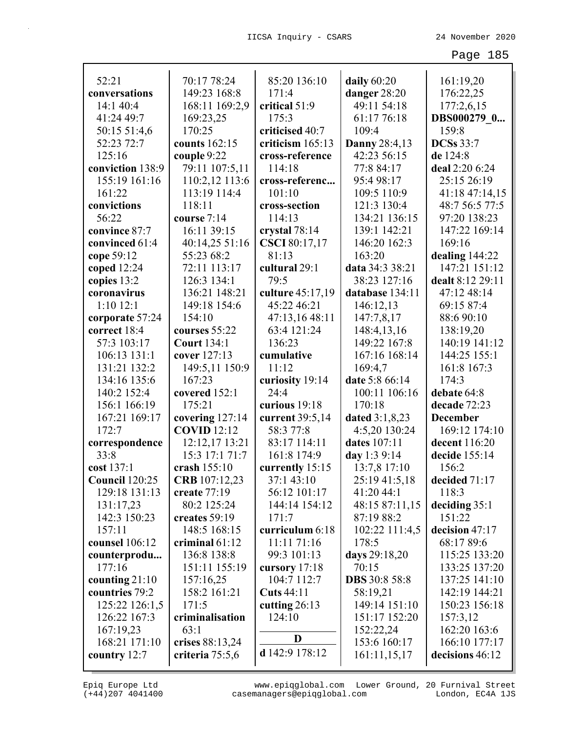52:21
**conversations** 14:1 40:4 41:24 49:7 50:15 51:4,6 52:23 72:7 125:16
**conviction** 138:9 155:19 161:16 161:22
**convictions** 56:22
**convince** 87:7
**convinced** 61:4
**cope** 59:12
**coped** 12:24
**copies** 13:2
**coronavirus** 1:10 12:1
**corporate** 57:24
**correct** 18:4 57:3 103:17 106:13 131:1 131:21 132:2 134:16 135:6 140:2 152:4 156:1 166:19 167:21 169:17 172:7
**correspondence** 33:8
**cost** 137:1
**Council** 120:25 129:18 131:13 131:17,23 142:3 150:23 157:11
**counsel** 106:12
**counterprodu...** 177:16
**counting** 21:10
**countries** 79:2 125:22 126:1,5 126:22 167:3 167:19,23 168:21 171:10
**country** 12:7

70:17 78:24 149:23 168:8 168:11 169:2,9 169:23,25 170:25
**counts** 162:15
**couple** 9:22 79:11 107:5,11 110:2,12 113:6 113:19 114:4 118:11
**course** 7:14 16:11 39:15 40:14,25 51:16 55:23 68:2 72:11 113:17 126:3 134:1 136:21 148:21 149:18 154:6 154:10
**courses** 55:22
**Court** 134:1
**cover** 127:13 149:5,11 150:9 167:23
**covered** 152:1 175:21
**covering** 127:14
**COVID** 12:12 12:12,17 13:21 15:3 17:1 71:7
**crash** 155:10
**CRB** 107:12,23
**create** 77:19 80:2 125:24
**creates** 59:19 148:5 168:15
**criminal** 61:12 136:8 138:8 151:11 155:19 157:16,25 158:2 161:21 171:5
**criminalisation** 63:1
**crises** 88:13,24
**criteria** 75:5,6

85:20 136:10 171:4
**critical** 51:9 175:3
**criticised** 40:7
**criticism** 165:13
**cross-reference** 114:18
**cross-referenc...** 101:10
**cross-section** 114:13
**crystal** 78:14
**CSCI** 80:17,17 81:13
**cultural** 29:1 79:5
**culture** 45:17,19 45:22 46:21 47:13,16 48:11 63:4 121:24 136:23
**cumulative** 11:12
**curiosity** 19:14 24:4
**curious** 19:18
**current** 39:5,14 58:3 77:8 83:17 114:11 161:8 174:9
**currently** 15:15 37:1 43:10 56:12 101:17 144:14 154:12 171:7
**curriculum** 6:18 11:11 71:16 99:3 101:13
**cursory** 17:18 104:7 112:7
**Cuts** 44:11
**cutting** 26:13 124:10

## D

**d** 142:9 178:12

**daily** 60:20
**danger** 28:20 49:11 54:18 61:17 76:18 109:4
**Danny** 28:4,13 42:23 56:15 77:8 84:17 95:4 98:17 109:5 110:9 121:3 130:4 134:21 136:15 139:1 142:21 146:20 162:3 163:20
**data** 34:3 38:21 38:23 127:16
**database** 134:11 146:12,13 147:7,8,17 148:4,13,16 149:22 167:8 167:16 168:14 169:4,7
**date** 5:8 66:14 100:11 106:16 170:18
**dated** 3:1,8,23 4:5,20 130:24
**dates** 107:11
**day** 1:3 9:14 13:7,8 17:10 25:19 41:5,18 41:20 44:1 48:15 87:11,15 87:19 88:2 102:22 111:4,5 178:5
**days** 29:18,20 70:15
**DBS** 30:8 58:8 58:19,21 149:14 151:10 151:17 152:20 152:22,24 153:6 160:17 161:11,15,17

161:19,20 176:22,25 177:2,6,15
**DBS000279_0...** 159:8
**DCSs** 33:7
**de** 124:8
**deal** 2:20 6:24 25:15 26:19 41:18 47:14,15 48:7 56:5 77:5 97:20 138:23 147:22 169:14 169:16
**dealing** 144:22 147:21 151:12
**dealt** 8:12 29:11 47:12 48:14 69:15 87:4 88:6 90:10 138:19,20 140:19 141:12 144:25 155:1 161:8 167:3 174:3
**debate** 64:8
**decade** 72:23
**December** 169:12 174:10
**decent** 116:20
**decide** 155:14 156:2
**decided** 71:17 118:3
**deciding** 35:1 151:22
**decision** 47:17 68:17 89:6 115:25 133:20 133:25 137:20 137:25 141:10 142:19 144:21 150:23 156:18 157:3,12 162:20 163:6 166:10 177:17
**decisions** 46:12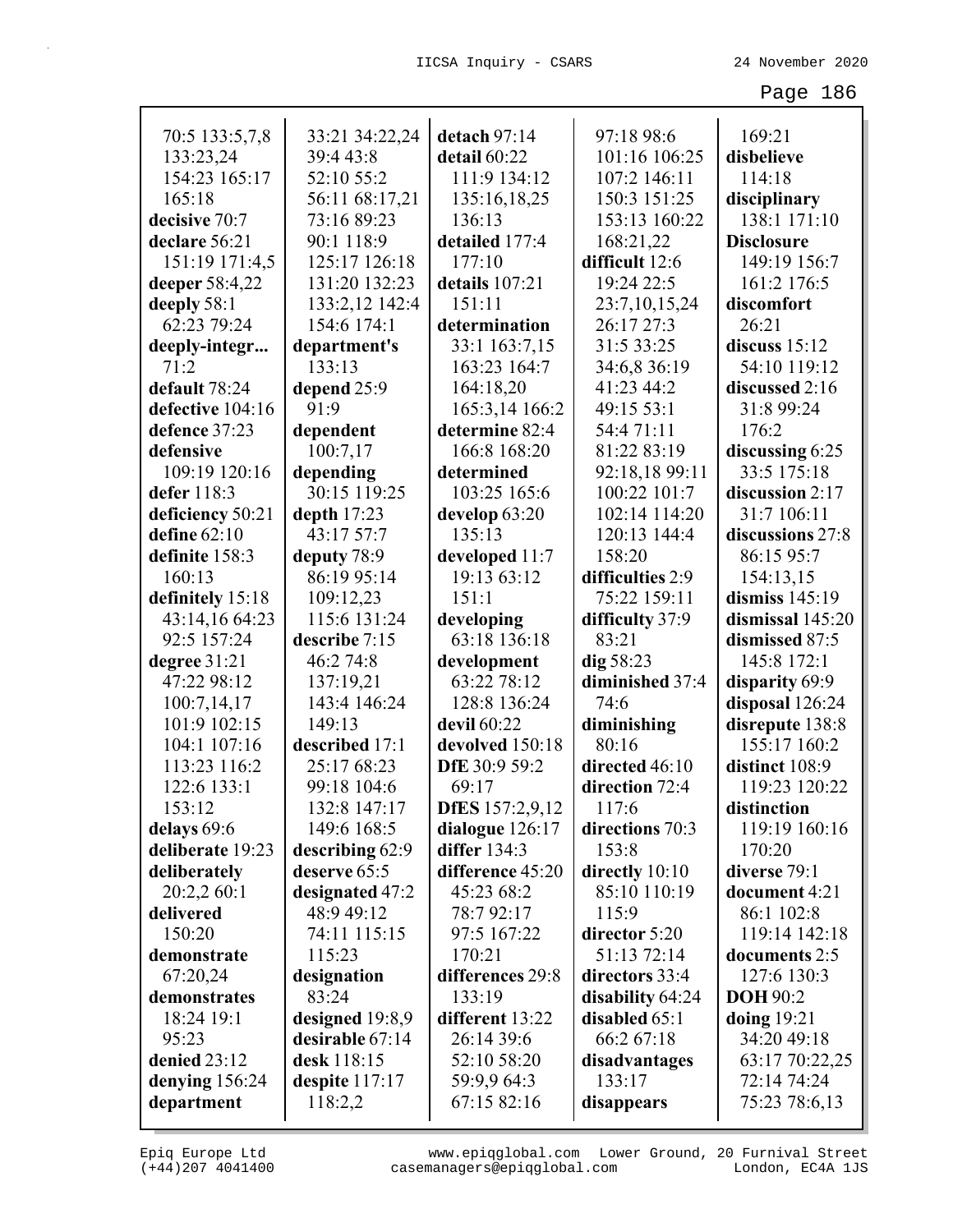70:5 133:5,7,8
133:23,24
154:23 165:17
165:18
**decisive** 70:7
**declare** 56:21
151:19 171:4,5
**deeper** 58:4,22
**deeply** 58:1
62:23 79:24
**deeply-integr...**
71:2
**default** 78:24
**defective** 104:16
**defence** 37:23
**defensive**
109:19 120:16
**defer** 118:3
**deficiency** 50:21
**define** 62:10
**definite** 158:3
160:13
**definitely** 15:18
43:14,16 64:23
92:5 157:24
**degree** 31:21
47:22 98:12
100:7,14,17
101:9 102:15
104:1 107:16
113:23 116:2
122:6 133:1
153:12
**delays** 69:6
**deliberate** 19:23
**deliberately**
20:2,2 60:1
**delivered**
150:20
**demonstrate**
67:20,24
**demonstrates**
18:24 19:1
95:23
**denied** 23:12
**denying** 156:24
**department**
33:21 34:22,24
39:4 43:8
52:10 55:2
56:11 68:17,21
73:16 89:23
90:1 118:9
125:17 126:18
131:20 132:23
133:2,12 142:4
154:6 174:1
**department's**
133:13
**depend** 25:9
91:9
**dependent**
100:7,17
**depending**
30:15 119:25
**depth** 17:23
43:17 57:7
**deputy** 78:9
86:19 95:14
109:12,23
115:6 131:24
**describe** 7:15
46:2 74:8
137:19,21
143:4 146:24
149:13
**described** 17:1
25:17 68:23
99:18 104:6
132:8 147:17
149:6 168:5
**describing** 62:9
**deserve** 65:5
**designated** 47:2
48:9 49:12
74:11 115:15
115:23
**designation**
83:24
**designed** 19:8,9
**desirable** 67:14
**desk** 118:15
**despite** 117:17
118:2,2
**detach** 97:14
**detail** 60:22
111:9 134:12
135:16,18,25
136:13
**detailed** 177:4
177:10
**details** 107:21
151:11
**determination**
33:1 163:7,15
163:23 164:7
164:18,20
165:3,14 166:2
**determine** 82:4
166:8 168:20
**determined**
103:25 165:6
**develop** 63:20
135:13
**developed** 11:7
19:13 63:12
151:1
**developing**
63:18 136:18
**development**
63:22 78:12
128:8 136:24
**devil** 60:22
**devolved** 150:18
**DfE** 30:9 59:2
69:17
**DfES** 157:2,9,12
**dialogue** 126:17
**differ** 134:3
**difference** 45:20
45:23 68:2
78:7 92:17
97:5 167:22
170:21
**differences** 29:8
133:19
**different** 13:22
26:14 39:6
52:10 58:20
59:9,9 64:3
67:15 82:16
97:18 98:6
101:16 106:25
107:2 146:11
150:3 151:25
153:13 160:22
168:21,22
**difficult** 12:6
19:24 22:5
23:7,10,15,24
26:17 27:3
31:5 33:25
34:6,8 36:19
41:23 44:2
49:15 53:1
54:4 71:11
81:22 83:19
92:18,18 99:11
100:22 101:7
102:14 114:20
120:13 144:4
158:20
**difficulties** 2:9
75:22 159:11
**difficulty** 37:9
83:21
**dig** 58:23
**diminished** 37:4
74:6
**diminishing**
80:16
**directed** 46:10
**direction** 72:4
117:6
**directions** 70:3
153:8
**directly** 10:10
85:10 110:19
115:9
**director** 5:20
51:13 72:14
**directors** 33:4
**disability** 64:24
**disabled** 65:1
66:2 67:18
**disadvantages**
133:17
**disappears**
169:21
**disbelieve**
114:18
**disciplinary**
138:1 171:10
**Disclosure**
149:19 156:7
161:2 176:5
**discomfort**
26:21
**discuss** 15:12
54:10 119:12
**discussed** 2:16
31:8 99:24
176:2
**discussing** 6:25
33:5 175:18
**discussion** 2:17
31:7 106:11
**discussions** 27:8
86:15 95:7
154:13,15
**dismiss** 145:19
**dismissal** 145:20
**dismissed** 87:5
145:8 172:1
**disparity** 69:9
**disposal** 126:24
**disrepute** 138:8
155:17 160:2
**distinct** 108:9
119:23 120:22
**distinction**
119:19 160:16
170:20
**diverse** 79:1
**document** 4:21
86:1 102:8
119:14 142:18
**documents** 2:5
127:6 130:3
**DOH** 90:2
**doing** 19:21
34:20 49:18
63:17 70:22,25
72:14 74:24
75:23 78:6,13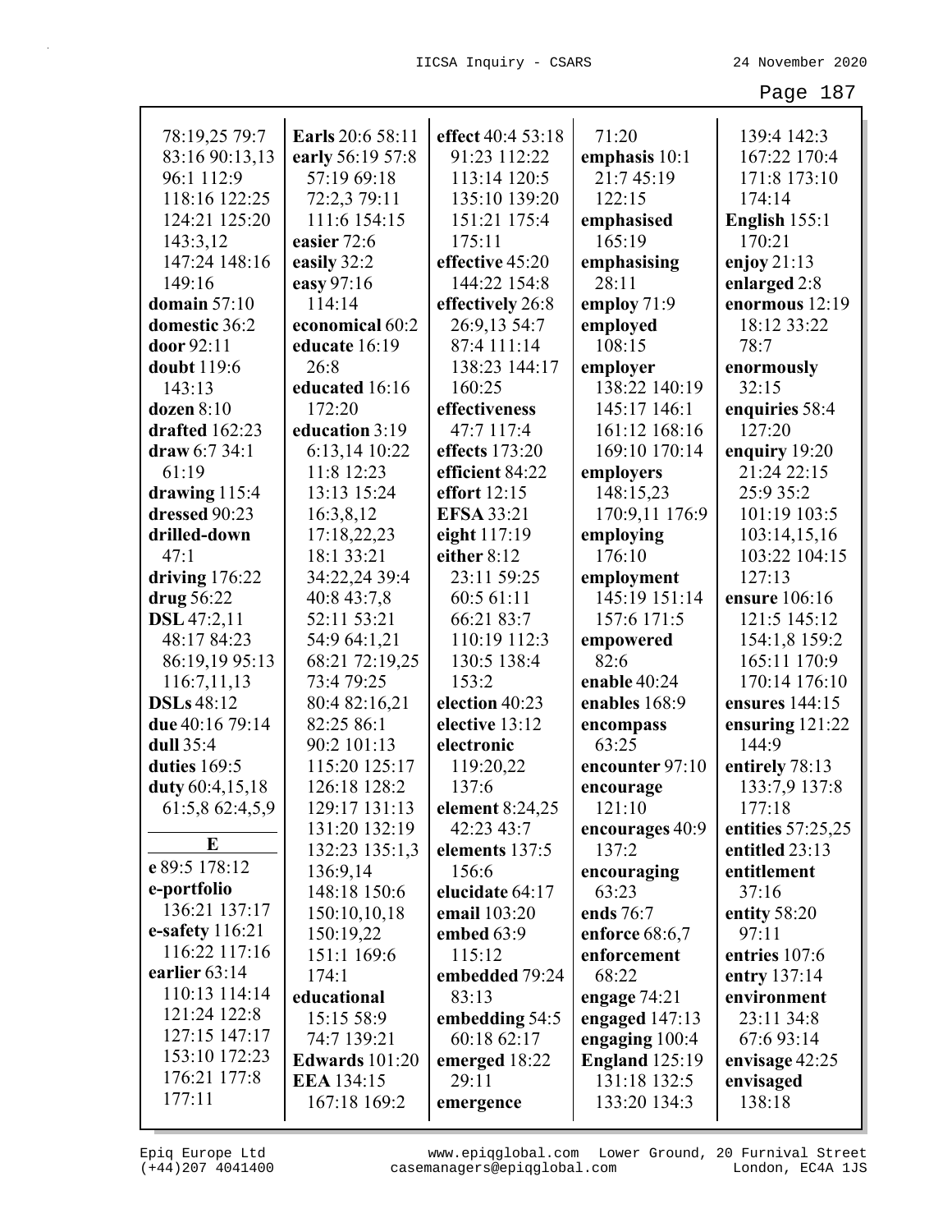78:19,25 79:7 83:16 90:13,13 96:1 112:9 118:16 122:25 124:21 125:20 143:3,12 147:24 148:16 149:16

**domain** 57:10

**domestic** 36:2

**door** 92:11

**doubt** 119:6 143:13

**dozen** 8:10

**drafted** 162:23

**draw** 6:7 34:1 61:19

**drawing** 115:4

**dressed** 90:23

**drilled-down** 47:1

**driving** 176:22

**drug** 56:22

**DSL** 47:2,11 48:17 84:23 86:19,19 95:13 116:7,11,13

**DSLs** 48:12

**due** 40:16 79:14

**dull** 35:4

**duties** 169:5

**duty** 60:4,15,18 61:5,8 62:4,5,9

## E

**e** 89:5 178:12

**e-portfolio** 136:21 137:17

**e-safety** 116:21 116:22 117:16

**earlier** 63:14 110:13 114:14 121:24 122:8 127:15 147:17 153:10 172:23 176:21 177:8 177:11

**Earls** 20:6 58:11

**early** 56:19 57:8 57:19 69:18 72:2,3 79:11 111:6 154:15

**easier** 72:6

**easily** 32:2

**easy** 97:16 114:14

**economical** 60:2

**educate** 16:19 26:8

**educated** 16:16 172:20

**education** 3:19 6:13,14 10:22 11:8 12:23 13:13 15:24 16:3,8,12 17:18,22,23 18:1 33:21 34:22,24 39:4 40:8 43:7,8 52:11 53:21 54:9 64:1,21 68:21 72:19,25 73:4 79:25 80:4 82:16,21 82:25 86:1 90:2 101:13 115:20 125:17 126:18 128:2 129:17 131:13 131:20 132:19 132:23 135:1,3 136:9,14 148:18 150:6 150:10,10,18 150:19,22 151:1 169:6 174:1

**educational** 15:15 58:9 74:7 139:21

**Edwards** 101:20

**EEA** 134:15 167:18 169:2

**effect** 40:4 53:18 91:23 112:22 113:14 120:5 135:10 139:20 151:21 175:4 175:11

**effective** 45:20 144:22 154:8

**effectively** 26:8 26:9,13 54:7 87:4 111:14 138:23 144:17 160:25

**effectiveness** 47:7 117:4

**effects** 173:20

**efficient** 84:22

**effort** 12:15

**EFSA** 33:21

**eight** 117:19

**either** 8:12 23:11 59:25 60:5 61:11 66:21 83:7 110:19 112:3 130:5 138:4 153:2

**election** 40:23

**elective** 13:12

**electronic** 119:20,22 137:6

**element** 8:24,25 42:23 43:7

**elements** 137:5 156:6

**elucidate** 64:17

**email** 103:20

**embed** 63:9 115:12

**embedded** 79:24 83:13

**embedding** 54:5 60:18 62:17

**emerged** 18:22 29:11

**emergence** 71:20

**emphasis** 10:1 21:7 45:19 122:15

**emphasised** 165:19

**emphasising** 28:11

**employ** 71:9

**employed** 108:15

**employer** 138:22 140:19 145:17 146:1 161:12 168:16 169:10 170:14

**employers** 148:15,23 170:9,11 176:9

**employing** 176:10

**employment** 145:19 151:14 157:6 171:5

**empowered** 82:6

**enable** 40:24

**enables** 168:9

**encompass** 63:25

**encounter** 97:10

**encourage** 121:10

**encourages** 40:9 137:2

**encouraging** 63:23

**ends** 76:7

**enforce** 68:6,7

**enforcement** 68:22

**engage** 74:21

**engaged** 147:13

**engaging** 100:4

**England** 125:19 131:18 132:5 133:20 134:3 139:4 142:3 167:22 170:4 171:8 173:10 174:14

**English** 155:1 170:21

**enjoy** 21:13

**enlarged** 2:8

**enormous** 12:19 18:12 33:22 78:7

**enormously** 32:15

**enquiries** 58:4 127:20

**enquiry** 19:20 21:24 22:15 25:9 35:2 101:19 103:5 103:14,15,16 103:22 104:15 127:13

**ensure** 106:16 121:5 145:12 154:1,8 159:2 165:11 170:9 170:14 176:10

**ensures** 144:15

**ensuring** 121:22 144:9

**entirely** 78:13 133:7,9 137:8 177:18

**entities** 57:25,25

**entitled** 23:13

**entitlement** 37:16

**entity** 58:20 97:11

**entries** 107:6

**entry** 137:14

**environment** 23:11 34:8 67:6 93:14

**envisage** 42:25

**envisaged** 138:18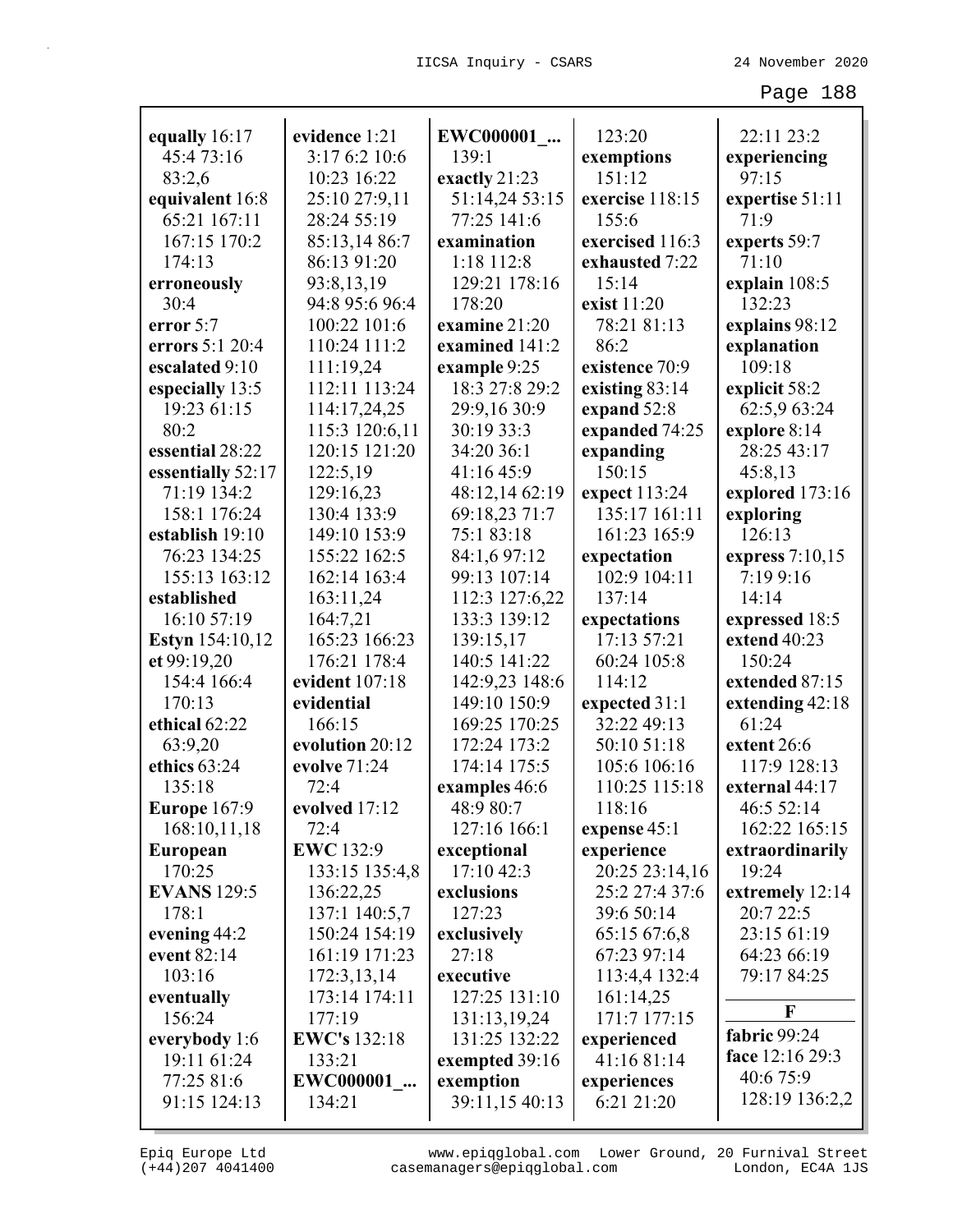**equally** 16:17 45:4 73:16 83:2,6
**equivalent** 16:8 65:21 167:11 167:15 170:2 174:13
**erroneously** 30:4
**error** 5:7
**errors** 5:1 20:4
**escalated** 9:10
**especially** 13:5 19:23 61:15 80:2
**essential** 28:22
**essentially** 52:17 71:19 134:2 158:1 176:24
**establish** 19:10 76:23 134:25 155:13 163:12
**established** 16:10 57:19
**Estyn** 154:10,12
**et** 99:19,20 154:4 166:4 170:13
**ethical** 62:22 63:9,20
**ethics** 63:24 135:18
**Europe** 167:9 168:10,11,18
**European** 170:25
**EVANS** 129:5 178:1
**evening** 44:2
**event** 82:14 103:16
**eventually** 156:24
**everybody** 1:6 19:11 61:24 77:25 81:6 91:15 124:13
**evidence** 1:21 3:17 6:2 10:6 10:23 16:22 25:10 27:9,11 28:24 55:19 85:13,14 86:7 86:13 91:20 93:8,13,19 94:8 95:6 96:4 100:22 101:6 110:24 111:2 111:19,24 112:11 113:24 114:17,24,25 115:3 120:6,11 120:15 121:20 122:5,19 129:16,23 130:4 133:9 149:10 153:9 155:22 162:5 162:14 163:4 163:11,24 164:7,21 165:23 166:23 176:21 178:4
**evident** 107:18
**evidential** 166:15
**evolution** 20:12
**evolve** 71:24 72:4
**evolved** 17:12 72:4
**EWC** 132:9 133:15 135:4,8 136:22,25 137:1 140:5,7 150:24 154:19 161:19 171:23 172:3,13,14 173:14 174:11 177:19
**EWC's** 132:18 133:21
**EWC000001_...** 134:21
**EWC000001_...** 139:1
**exactly** 21:23 51:14,24 53:15 77:25 141:6
**examination** 1:18 112:8 129:21 178:16 178:20
**examine** 21:20
**examined** 141:2
**example** 9:25 18:3 27:8 29:2 29:9,16 30:9 30:19 33:3 34:20 36:1 41:16 45:9 48:12,14 62:19 69:18,23 71:7 75:1 83:18 84:1,6 97:12 99:13 107:14 112:3 127:6,22 133:3 139:12 139:15,17 140:5 141:22 142:9,23 148:6 149:10 150:9 169:25 170:25 172:24 173:2 174:14 175:5
**examples** 46:6 48:9 80:7 127:16 166:1
**exceptional** 17:10 42:3
**exclusions** 127:23
**exclusively** 27:18
**executive** 127:25 131:10 131:13,19,24 131:25 132:22
**exempted** 39:16
**exemption** 39:11,15 40:13 123:20
**exemptions** 151:12
**exercise** 118:15 155:6
**exercised** 116:3
**exhausted** 7:22 15:14
**exist** 11:20 78:21 81:13 86:2
**existence** 70:9
**existing** 83:14
**expand** 52:8
**expanded** 74:25
**expanding** 150:15
**expect** 113:24 135:17 161:11 161:23 165:9
**expectation** 102:9 104:11 137:14
**expectations** 17:13 57:21 60:24 105:8 114:12
**expected** 31:1 32:22 49:13 50:10 51:18 105:6 106:16 110:25 115:18 118:16
**expense** 45:1
**experience** 20:25 23:14,16 25:2 27:4 37:6 39:6 50:14 65:15 67:6,8 67:23 97:14 113:4,4 132:4 161:14,25 171:7 177:15
**experienced** 41:16 81:14
**experiences** 6:21 21:20 22:11 23:2
**experiencing** 97:15
**expertise** 51:11 71:9
**experts** 59:7 71:10
**explain** 108:5 132:23
**explains** 98:12
**explanation** 109:18
**explicit** 58:2 62:5,9 63:24
**explore** 8:14 28:25 43:17 45:8,13
**explored** 173:16
**exploring** 126:13
**express** 7:10,15 7:19 9:16 14:14
**expressed** 18:5
**extend** 40:23 150:24
**extended** 87:15
**extending** 42:18 61:24
**extent** 26:6 117:9 128:13
**external** 44:17 46:5 52:14 162:22 165:15
**extraordinarily** 19:24
**extremely** 12:14 20:7 22:5 23:15 61:19 64:23 66:19 79:17 84:25

**F**

**fabric** 99:24
**face** 12:16 29:3 40:6 75:9 128:19 136:2,2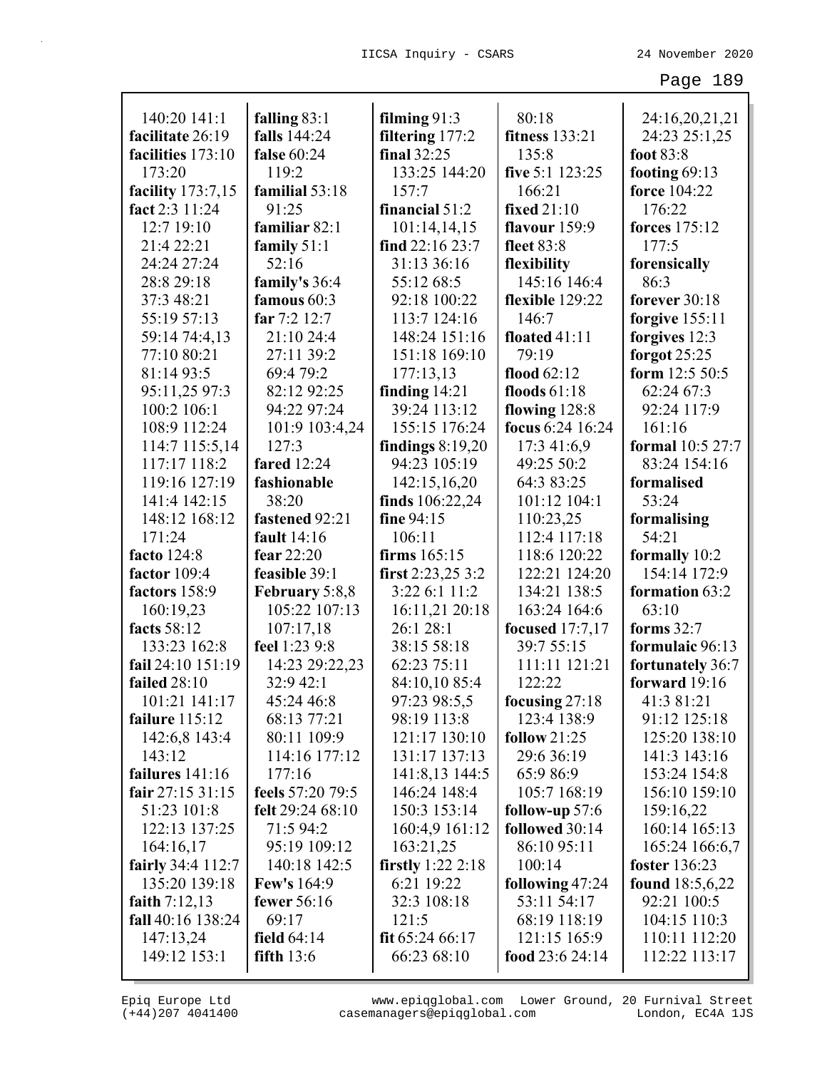140:20 141:1
**facilitate** 26:19
**facilities** 173:10
173:20
**facility** 173:7,15
**fact** 2:3 11:24
12:7 19:10
21:4 22:21
24:24 27:24
28:8 29:18
37:3 48:21
55:19 57:13
59:14 74:4,13
77:10 80:21
81:14 93:5
95:11,25 97:3
100:2 106:1
108:9 112:24
114:7 115:5,14
117:17 118:2
119:16 127:19
141:4 142:15
148:12 168:12
171:24
**facto** 124:8
**factor** 109:4
**factors** 158:9
160:19,23
**facts** 58:12
133:23 162:8
**fail** 24:10 151:19
**failed** 28:10
101:21 141:17
**failure** 115:12
142:6,8 143:4
143:12
**failures** 141:16
**fair** 27:15 31:15
51:23 101:8
122:13 137:25
164:16,17
**fairly** 34:4 112:7
135:20 139:18
**faith** 7:12,13
**fall** 40:16 138:24
147:13,24
149:12 153:1
**falling** 83:1
**falls** 144:24
**false** 60:24
119:2
**familial** 53:18
91:25
**familiar** 82:1
**family** 51:1
52:16
**family's** 36:4
**famous** 60:3
**far** 7:2 12:7
21:10 24:4
27:11 39:2
69:4 79:2
82:12 92:25
94:22 97:24
101:9 103:4,24
127:3
**fared** 12:24
**fashionable**
38:20
**fastened** 92:21
**fault** 14:16
**fear** 22:20
**feasible** 39:1
**February** 5:8,8
105:22 107:13
107:17,18
**feel** 1:23 9:8
14:23 29:22,23
32:9 42:1
45:24 46:8
68:13 77:21
80:11 109:9
114:16 177:12
177:16
**feels** 57:20 79:5
**felt** 29:24 68:10
71:5 94:2
95:19 109:12
140:18 142:5
**Few's** 164:9
**fewer** 56:16
69:17
**field** 64:14
**fifth** 13:6
**filming** 91:3
**filtering** 177:2
**final** 32:25
133:25 144:20
157:7
**financial** 51:2
101:14,14,15
**find** 22:16 23:7
31:13 36:16
55:12 68:5
92:18 100:22
113:7 124:16
148:24 151:16
151:18 169:10
177:13,13
**finding** 14:21
39:24 113:12
155:15 176:24
**findings** 8:19,20
94:23 105:19
142:15,16,20
**finds** 106:22,24
**fine** 94:15
106:11
**firms** 165:15
**first** 2:23,25 3:2
3:22 6:1 11:2
16:11,21 20:18
26:1 28:1
38:15 58:18
62:23 75:11
84:10,10 85:4
97:23 98:5,5
98:19 113:8
121:17 130:10
131:17 137:13
141:8,13 144:5
146:24 148:4
150:3 153:14
160:4,9 161:12
163:21,25
**firstly** 1:22 2:18
6:21 19:22
32:3 108:18
121:5
**fit** 65:24 66:17
66:23 68:10
80:18
**fitness** 133:21
135:8
**five** 5:1 123:25
166:21
**fixed** 21:10
**flavour** 159:9
**fleet** 83:8
**flexibility**
145:16 146:4
**flexible** 129:22
146:7
**floated** 41:11
79:19
**flood** 62:12
**floods** 61:18
**flowing** 128:8
**focus** 6:24 16:24
17:3 41:6,9
49:25 50:2
64:3 83:25
101:12 104:1
110:23,25
112:4 117:18
118:6 120:22
122:21 124:20
134:21 138:5
163:24 164:6
**focused** 17:7,17
39:7 55:15
111:11 121:21
122:22
**focusing** 27:18
123:4 138:9
**follow** 21:25
29:6 36:19
65:9 86:9
105:7 168:19
**follow-up** 57:6
**followed** 30:14
86:10 95:11
100:14
**following** 47:24
53:11 54:17
68:19 118:19
121:15 165:9
**food** 23:6 24:14
24:16,20,21,21
24:23 25:1,25
**foot** 83:8
**footing** 69:13
**force** 104:22
176:22
**forces** 175:12
177:5
**forensically**
86:3
**forever** 30:18
**forgive** 155:11
**forgives** 12:3
**forgot** 25:25
**form** 12:5 50:5
62:24 67:3
92:24 117:9
161:16
**formal** 10:5 27:7
83:24 154:16
**formalised**
53:24
**formalising**
54:21
**formally** 10:2
154:14 172:9
**formation** 63:2
63:10
**forms** 32:7
**formulaic** 96:13
**fortunately** 36:7
**forward** 19:16
41:3 81:21
91:12 125:18
125:20 138:10
141:3 143:16
153:24 154:8
156:10 159:10
159:16,22
160:14 165:13
165:24 166:6,7
**foster** 136:23
**found** 18:5,6,22
92:21 100:5
104:15 110:3
110:11 112:20
112:22 113:17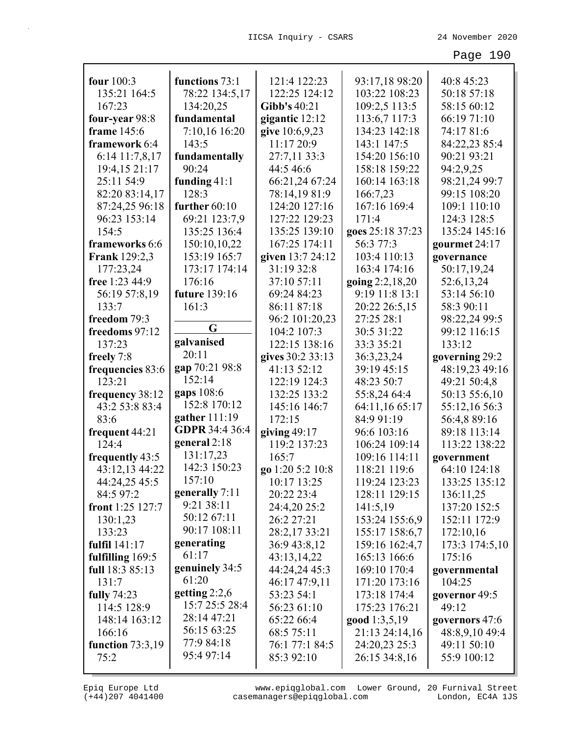**four** 100:3 135:21 164:5 167:23
**four-year** 98:8
**frame** 145:6
**framework** 6:4 6:14 11:7,8,17 19:4,15 21:17 25:11 54:9 82:20 83:14,17 87:24,25 96:18 96:23 153:14 154:5
**frameworks** 6:6
**Frank** 129:2,3 177:23,24
**free** 1:23 44:9 56:19 57:8,19 133:7
**freedom** 79:3
**freedoms** 97:12 137:23
**freely** 7:8
**frequencies** 83:6 123:21
**frequency** 38:12 43:2 53:8 83:4 83:6
**frequent** 44:21 124:4
**frequently** 43:5 43:12,13 44:22 44:24,25 45:5 84:5 97:2
**front** 1:25 127:7 130:1,23 133:23
**fulfil** 141:17
**fulfilling** 169:5
**full** 18:3 85:13 131:7
**fully** 74:23 114:5 128:9 148:14 163:12 166:16
**function** 73:3,19 75:2
**functions** 73:1 78:22 134:5,17 134:20,25
**fundamental** 7:10,16 16:20 143:5
**fundamentally** 90:24
**funding** 41:1 128:3
**further** 60:10 69:21 123:7,9 135:25 136:4 150:10,10,22 153:19 165:7 173:17 174:14 176:16
**future** 139:16 161:3

## G

**galvanised** 20:11
**gap** 70:21 98:8 152:14
**gaps** 108:6 152:8 170:12
**gather** 111:19
**GDPR** 34:4 36:4
**general** 2:18 131:17,23 142:3 150:23 157:10
**generally** 7:11 9:21 38:11 50:12 67:11 90:17 108:11
**generating** 61:17
**genuinely** 34:5 61:20
**getting** 2:2,6 15:7 25:5 28:4 28:14 47:21 56:15 63:25 77:9 84:18 95:4 97:14 121:4 122:23 122:25 124:12
**Gibb's** 40:21
**gigantic** 12:12
**give** 10:6,9,23 11:17 20:9 27:7,11 33:3 44:5 46:6 66:21,24 67:24 78:14,19 81:9 124:20 127:16 127:22 129:23 135:25 139:10 167:25 174:11
**given** 13:7 24:12 31:19 32:8 37:10 57:11 69:24 84:23 86:11 87:18 96:2 101:20,23 104:2 107:3 122:15 138:16
**gives** 30:2 33:13 41:13 52:12 122:19 124:3 132:25 133:2 145:16 146:7 172:15
**giving** 49:17 119:2 137:23 165:7
**go** 1:20 5:2 10:8 10:17 13:25 20:22 23:4 24:4,20 25:2 26:2 27:21 28:2,17 33:21 36:9 43:8,12 43:13,14,22 44:24,24 45:3 46:17 47:9,11 53:23 54:1 56:23 61:10 65:22 66:4 68:5 75:11 76:1 77:1 84:5 85:3 92:10 93:17,18 98:20 103:22 108:23 109:2,5 113:5 113:6,7 117:3 134:23 142:18 143:1 147:5 154:20 156:10 158:18 159:22 160:14 163:18 166:7,23 167:16 169:4 171:4
**goes** 25:18 37:23 56:3 77:3 103:4 110:13 163:4 174:16
**going** 2:2,18,20 9:19 11:8 13:1 20:22 26:5,15 27:25 28:1 30:5 31:22 33:3 35:21 36:3,23,24 39:19 45:15 48:23 50:7 55:8,24 64:4 64:11,16 65:17 84:9 91:19 96:6 103:16 106:24 109:14 109:16 114:11 118:21 119:6 119:24 123:23 128:11 129:15 141:5,19 153:24 155:6,9 155:17 158:6,7 159:16 162:4,7 165:13 166:6 169:10 170:4 171:20 173:16 173:18 174:4 175:23 176:21
**good** 1:3,5,19 21:13 24:14,16 24:20,23 25:3 26:15 34:8,16 40:8 45:23 50:18 57:18 58:15 60:12 66:19 71:10 74:17 81:6 84:22,23 85:4 90:21 93:21 94:2,9,25 98:21,24 99:7 99:15 108:20 109:1 110:10 124:3 128:5 135:24 145:16
**gourmet** 24:17
**governance** 50:17,19,24 52:6,13,24 53:14 56:10 58:3 90:11 98:22,24 99:5 99:12 116:15 133:12
**governing** 29:2 48:19,23 49:16 49:21 50:4,8 50:13 55:6,10 55:12,16 56:3 56:4,8 89:16 89:18 113:14 113:22 138:22
**government** 64:10 124:18 133:25 135:12 136:11,25 137:20 152:5 152:11 172:9 172:10,16 173:3 174:5,10 175:16
**governmental** 104:25
**governor** 49:5 49:12
**governors** 47:6 48:8,9,10 49:4 49:11 50:10 55:9 100:12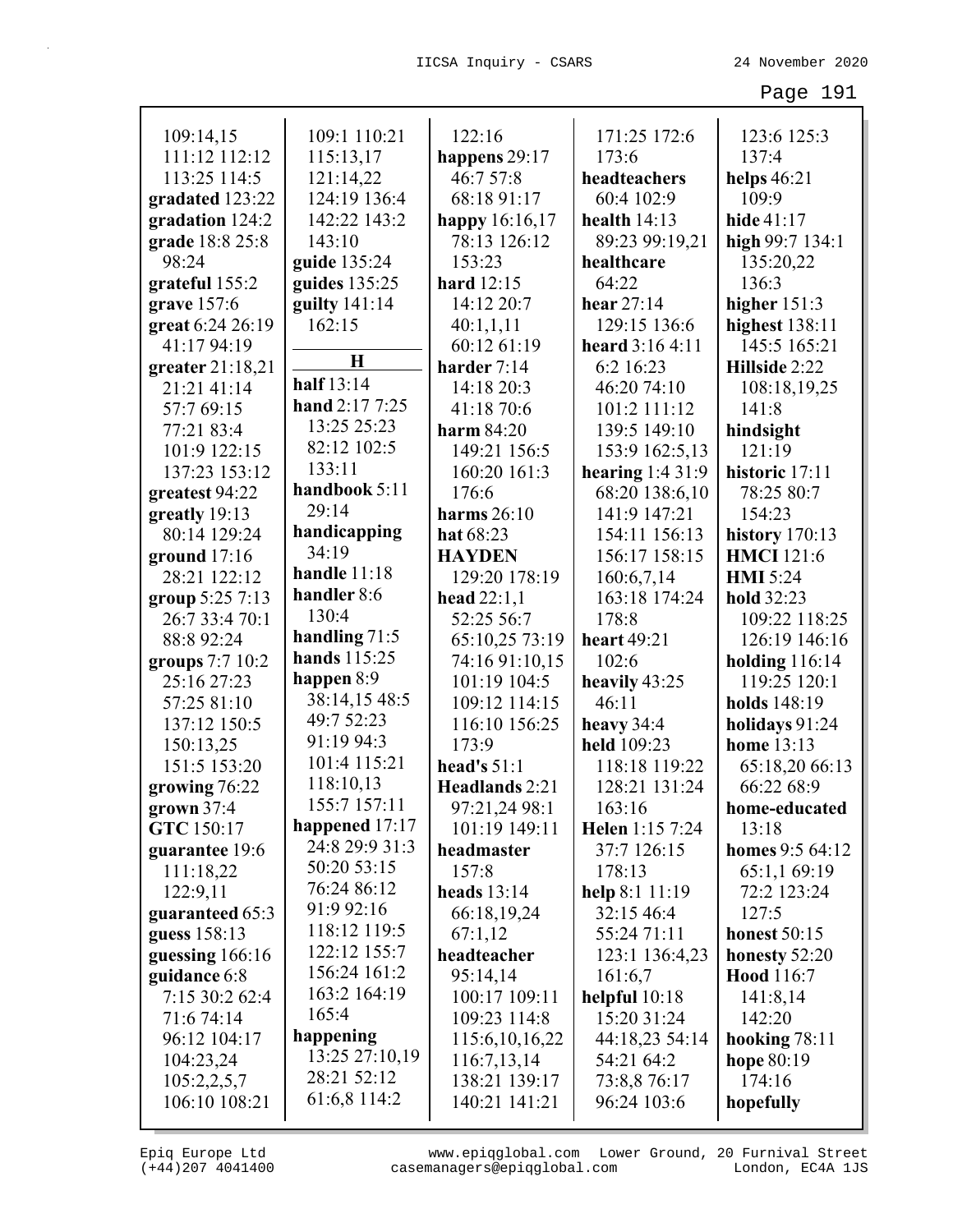109:14,15
111:12 112:12
113:25 114:5
**gradated** 123:22
**gradation** 124:2
**grade** 18:8 25:8
98:24
**grateful** 155:2
**grave** 157:6
**great** 6:24 26:19
41:17 94:19
**greater** 21:18,21
21:21 41:14
57:7 69:15
77:21 83:4
101:9 122:15
137:23 153:12
**greatest** 94:22
**greatly** 19:13
80:14 129:24
**ground** 17:16
28:21 122:12
**group** 5:25 7:13
26:7 33:4 70:1
88:8 92:24
**groups** 7:7 10:2
25:16 27:23
57:25 81:10
137:12 150:5
150:13,25
151:5 153:20
**growing** 76:22
**grown** 37:4
**GTC** 150:17
**guarantee** 19:6
111:18,22
122:9,11
**guaranteed** 65:3
**guess** 158:13
**guessing** 166:16
**guidance** 6:8
7:15 30:2 62:4
71:6 74:14
96:12 104:17
104:23,24
105:2,2,5,7
106:10 108:21
109:1 110:21
115:13,17
121:14,22
124:19 136:4
142:22 143:2
143:10
**guide** 135:24
**guides** 135:25
**guilty** 141:14
162:15

**H**

**half** 13:14
**hand** 2:17 7:25
13:25 25:23
82:12 102:5
133:11
**handbook** 5:11
29:14
**handicapping**
34:19
**handle** 11:18
**handler** 8:6
130:4
**handling** 71:5
**hands** 115:25
**happen** 8:9
38:14,15 48:5
49:7 52:23
91:19 94:3
101:4 115:21
118:10,13
155:7 157:11
**happened** 17:17
24:8 29:9 31:3
50:20 53:15
76:24 86:12
91:9 92:16
118:12 119:5
122:12 155:7
156:24 161:2
163:2 164:19
165:4
**happening**
13:25 27:10,19
28:21 52:12
61:6,8 114:2
122:16
**happens** 29:17
46:7 57:8
68:18 91:17
**happy** 16:16,17
78:13 126:12
153:23
**hard** 12:15
14:12 20:7
40:1,1,11
60:12 61:19
**harder** 7:14
14:18 20:3
41:18 70:6
**harm** 84:20
149:21 156:5
160:20 161:3
176:6
**harms** 26:10
**hat** 68:23
**HAYDEN**
129:20 178:19
**head** 22:1,1
52:25 56:7
65:10,25 73:19
74:16 91:10,15
101:19 104:5
109:12 114:15
116:10 156:25
173:9
**head's** 51:1
**Headlands** 2:21
97:21,24 98:1
101:19 149:11
**headmaster**
157:8
**heads** 13:14
66:18,19,24
67:1,12
**headteacher**
95:14,14
100:17 109:11
109:23 114:8
115:6,10,16,22
116:7,13,14
138:21 139:17
140:21 141:21
171:25 172:6
173:6
**headteachers**
60:4 102:9
**health** 14:13
89:23 99:19,21
**healthcare**
64:22
**hear** 27:14
129:15 136:6
**heard** 3:16 4:11
6:2 16:23
46:20 74:10
101:2 111:12
139:5 149:10
153:9 162:5,13
**hearing** 1:4 31:9
68:20 138:6,10
141:9 147:21
154:11 156:13
156:17 158:15
160:6,7,14
163:18 174:24
178:8
**heart** 49:21
102:6
**heavily** 43:25
46:11
**heavy** 34:4
**held** 109:23
118:18 119:22
128:21 131:24
163:16
**Helen** 1:15 7:24
37:7 126:15
178:13
**help** 8:1 11:19
32:15 46:4
55:24 71:11
123:1 136:4,23
161:6,7
**helpful** 10:18
15:20 31:24
44:18,23 54:14
54:21 64:2
73:8,8 76:17
96:24 103:6
123:6 125:3
137:4
**helps** 46:21
109:9
**hide** 41:17
**high** 99:7 134:1
135:20,22
136:3
**higher** 151:3
**highest** 138:11
145:5 165:21
**Hillside** 2:22
108:18,19,25
141:8
**hindsight**
121:19
**historic** 17:11
78:25 80:7
154:23
**history** 170:13
**HMCI** 121:6
**HMI** 5:24
**hold** 32:23
109:22 118:25
126:19 146:16
**holding** 116:14
119:25 120:1
**holds** 148:19
**holidays** 91:24
**home** 13:13
65:18,20 66:13
66:22 68:9
**home-educated**
13:18
**homes** 9:5 64:12
65:1,1 69:19
72:2 123:24
127:5
**honest** 50:15
**honesty** 52:20
**Hood** 116:7
141:8,14
142:20
**hooking** 78:11
**hope** 80:19
174:16
**hopefully**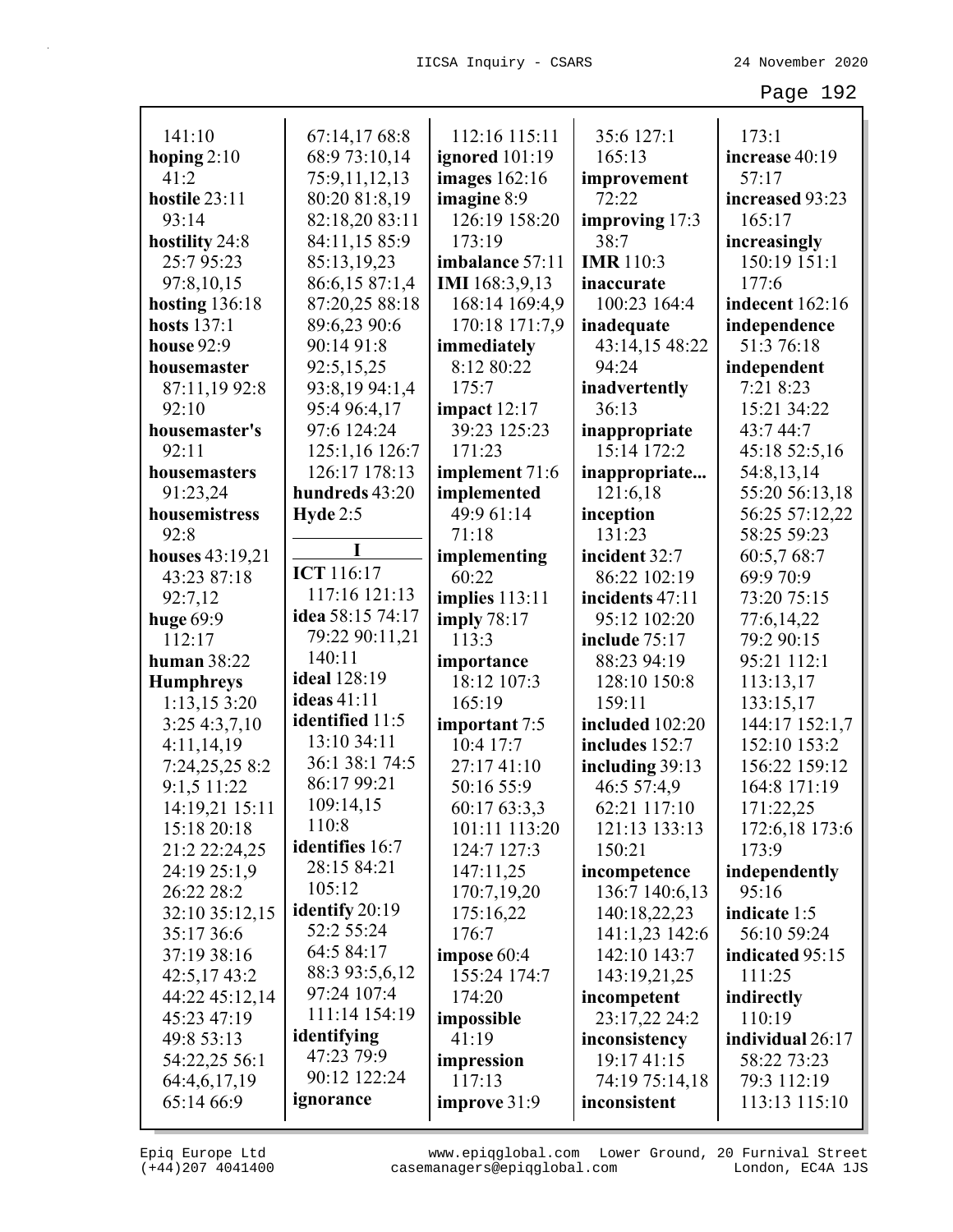141:10
**hoping** 2:10 41:2
**hostile** 23:11 93:14
**hostility** 24:8 25:7 95:23 97:8,10,15
**hosting** 136:18
**hosts** 137:1
**house** 92:9
**housemaster** 87:11,19 92:8 92:10
**housemaster's** 92:11
**housemasters** 91:23,24
**housemistress** 92:8
**houses** 43:19,21 43:23 87:18 92:7,12
**huge** 69:9 112:17
**human** 38:22
**Humphreys** 1:13,15 3:20 3:25 4:3,7,10 4:11,14,19 7:24,25,25 8:2 9:1,5 11:22 14:19,21 15:11 15:18 20:18 21:2 22:24,25 24:19 25:1,9 26:22 28:2 32:10 35:12,15 35:17 36:6 37:19 38:16 42:5,17 43:2 44:22 45:12,14 45:23 47:19 49:8 53:13 54:22,25 56:1 64:4,6,17,19 65:14 66:9 67:14,17 68:8 68:9 73:10,14 75:9,11,12,13 80:20 81:8,19 82:18,20 83:11 84:11,15 85:9 85:13,19,23 86:6,15 87:1,4 87:20,25 88:18 89:6,23 90:6 90:14 91:8 92:5,15,25 93:8,19 94:1,4 95:4 96:4,17 97:6 124:24 125:1,16 126:7 126:17 178:13
**hundreds** 43:20
**Hyde** 2:5

**I**

**ICT** 116:17 117:16 121:13
**idea** 58:15 74:17 79:22 90:11,21 140:11
**ideal** 128:19
**ideas** 41:11
**identified** 11:5 13:10 34:11 36:1 38:1 74:5 86:17 99:21 109:14,15 110:8
**identifies** 16:7 28:15 84:21 105:12
**identify** 20:19 52:2 55:24 64:5 84:17 88:3 93:5,6,12 97:24 107:4 111:14 154:19
**identifying** 47:23 79:9 90:12 122:24
**ignorance** 112:16 115:11
**ignored** 101:19
**images** 162:16
**imagine** 8:9 126:19 158:20 173:19
**imbalance** 57:11
**IMI** 168:3,9,13 168:14 169:4,9 170:18 171:7,9
**immediately** 8:12 80:22 175:7
**impact** 12:17 39:23 125:23 171:23
**implement** 71:6
**implemented** 49:9 61:14 71:18
**implementing** 60:22
**implies** 113:11
**imply** 78:17 113:3
**importance** 18:12 107:3 165:19
**important** 7:5 10:4 17:7 27:17 41:10 50:16 55:9 60:17 63:3,3 101:11 113:20 124:7 127:3 147:11,25 170:7,19,20 175:16,22 176:7
**impose** 60:4 155:24 174:7 174:20
**impossible** 41:19
**impression** 117:13
**improve** 31:9 35:6 127:1 165:13
**improvement** 72:22
**improving** 17:3 38:7
**IMR** 110:3
**inaccurate** 100:23 164:4
**inadequate** 43:14,15 48:22 94:24
**inadvertently** 36:13
**inappropriate** 15:14 172:2
**inappropriate...** 121:6,18
**inception** 131:23
**incident** 32:7 86:22 102:19
**incidents** 47:11 95:12 102:20
**include** 75:17 88:23 94:19 128:10 150:8 159:11
**included** 102:20
**includes** 152:7
**including** 39:13 46:5 57:4,9 62:21 117:10 121:13 133:13 150:21
**incompetence** 136:7 140:6,13 140:18,22,23 141:1,23 142:6 142:10 143:7 143:19,21,25
**incompetent** 23:17,22 24:2
**inconsistency** 19:17 41:15 74:19 75:14,18
**inconsistent** 173:1
**increase** 40:19 57:17
**increased** 93:23 165:17
**increasingly** 150:19 151:1 177:6
**indecent** 162:16
**independence** 51:3 76:18
**independent** 7:21 8:23 15:21 34:22 43:7 44:7 45:18 52:5,16 54:8,13,14 55:20 56:13,18 56:25 57:12,22 58:25 59:23 60:5,7 68:7 69:9 70:9 73:20 75:15 77:6,14,22 79:2 90:15 95:21 112:1 113:13,17 133:15,17 144:17 152:1,7 152:10 153:2 156:22 159:12 164:8 171:19 171:22,25 172:6,18 173:6 173:9
**independently** 95:16
**indicate** 1:5 56:10 59:24
**indicated** 95:15 111:25
**indirectly** 110:19
**individual** 26:17 58:22 73:23 79:3 112:19 113:13 115:10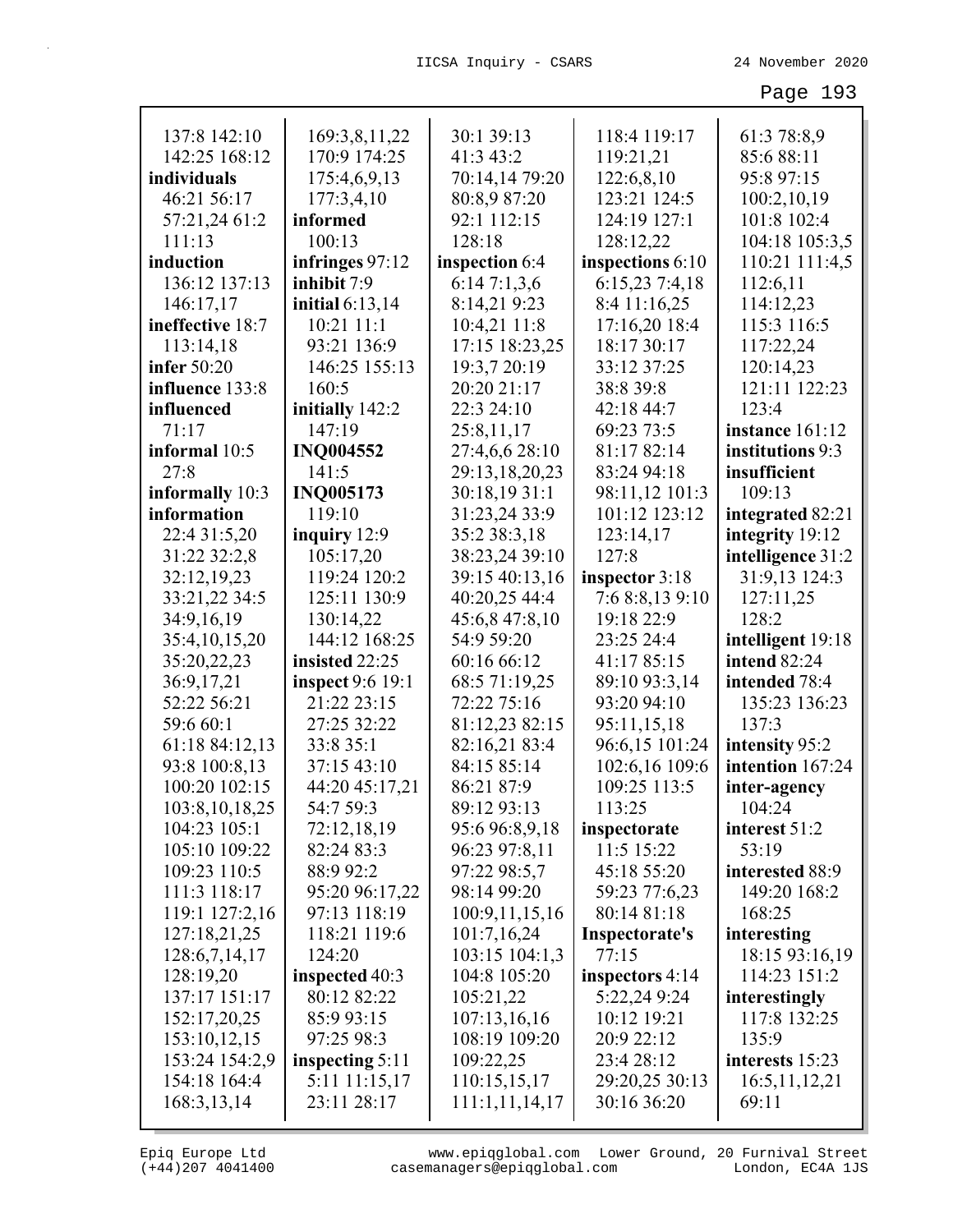137:8 142:10
142:25 168:12
**individuals**
46:21 56:17
57:21,24 61:2
111:13
**induction**
136:12 137:13
146:17,17
**ineffective** 18:7
113:14,18
**infer** 50:20
**influence** 133:8
**influenced**
71:17
**informal** 10:5
27:8
**informally** 10:3
**information**
22:4 31:5,20
31:22 32:2,8
32:12,19,23
33:21,22 34:5
34:9,16,19
35:4,10,15,20
35:20,22,23
36:9,17,21
52:22 56:21
59:6 60:1
61:18 84:12,13
93:8 100:8,13
100:20 102:15
103:8,10,18,25
104:23 105:1
105:10 109:22
109:23 110:5
111:3 118:17
119:1 127:2,16
127:18,21,25
128:6,7,14,17
128:19,20
137:17 151:17
152:17,20,25
153:10,12,15
153:24 154:2,9
154:18 164:4
168:3,13,14
169:3,8,11,22
170:9 174:25
175:4,6,9,13
177:3,4,10
**informed**
100:13
**infringes** 97:12
**inhibit** 7:9
**initial** 6:13,14
10:21 11:1
93:21 136:9
146:25 155:13
160:5
**initially** 142:2
147:19
**INQ004552**
141:5
**INQ005173**
119:10
**inquiry** 12:9
105:17,20
119:24 120:2
125:11 130:9
130:14,22
144:12 168:25
**insisted** 22:25
**inspect** 9:6 19:1
21:22 23:15
27:25 32:22
33:8 35:1
37:15 43:10
44:20 45:17,21
54:7 59:3
72:12,18,19
82:24 83:3
88:9 92:2
95:20 96:17,22
97:13 118:19
118:21 119:6
124:20
**inspected** 40:3
80:12 82:22
85:9 93:15
97:25 98:3
**inspecting** 5:11
5:11 11:15,17
23:11 28:17
30:1 39:13
41:3 43:2
70:14,14 79:20
80:8,9 87:20
92:1 112:15
128:18
**inspection** 6:4
6:14 7:1,3,6
8:14,21 9:23
10:4,21 11:8
17:15 18:23,25
19:3,7 20:19
20:20 21:17
22:3 24:10
25:8,11,17
27:4,6,6 28:10
29:13,18,20,23
30:18,19 31:1
31:23,24 33:9
35:2 38:3,18
38:23,24 39:10
39:15 40:13,16
40:20,25 44:4
45:6,8 47:8,10
54:9 59:20
60:16 66:12
68:5 71:19,25
72:22 75:16
81:12,23 82:15
82:16,21 83:4
84:15 85:14
86:21 87:9
89:12 93:13
95:6 96:8,9,18
96:23 97:8,11
97:22 98:5,7
98:14 99:20
100:9,11,15,16
101:7,16,24
103:15 104:1,3
104:8 105:20
105:21,22
107:13,16,16
108:19 109:20
109:22,25
110:15,15,17
111:1,11,14,17
118:4 119:17
119:21,21
122:6,8,10
123:21 124:5
124:19 127:1
128:12,22
**inspections** 6:10
6:15,23 7:4,18
8:4 11:16,25
17:16,20 18:4
18:17 30:17
33:12 37:25
38:8 39:8
42:18 44:7
69:23 73:5
81:17 82:14
83:24 94:18
98:11,12 101:3
101:12 123:12
123:14,17
127:8
**inspector** 3:18
7:6 8:8,13 9:10
19:18 22:9
23:25 24:4
41:17 85:15
89:10 93:3,14
93:20 94:10
95:11,15,18
96:6,15 101:24
102:6,16 109:6
109:25 113:5
113:25
**inspectorate**
11:5 15:22
45:18 55:20
59:23 77:6,23
80:14 81:18
**Inspectorate's**
77:15
**inspectors** 4:14
5:22,24 9:24
10:12 19:21
20:9 22:12
23:4 28:12
29:20,25 30:13
30:16 36:20
61:3 78:8,9
85:6 88:11
95:8 97:15
100:2,10,19
101:8 102:4
104:18 105:3,5
110:21 111:4,5
112:6,11
114:12,23
115:3 116:5
117:22,24
120:14,23
121:11 122:23
123:4
**instance** 161:12
**institutions** 9:3
**insufficient**
109:13
**integrated** 82:21
**integrity** 19:12
**intelligence** 31:2
31:9,13 124:3
127:11,25
128:2
**intelligent** 19:18
**intend** 82:24
**intended** 78:4
135:23 136:23
137:3
**intensity** 95:2
**intention** 167:24
**inter-agency**
104:24
**interest** 51:2
53:19
**interested** 88:9
149:20 168:2
168:25
**interesting**
18:15 93:16,19
114:23 151:2
**interestingly**
117:8 132:25
135:9
**interests** 15:23
16:5,11,12,21
69:11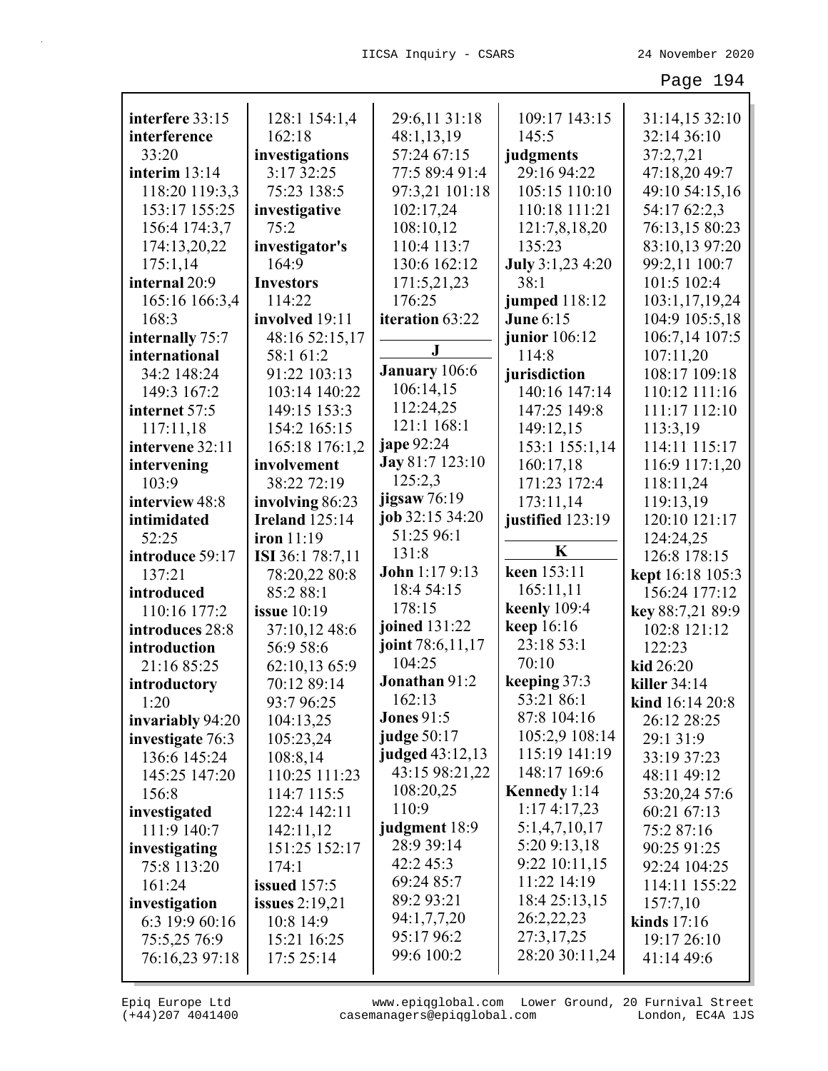**interfere** 33:15
**interference** 33:20
**interim** 13:14 118:20 119:3,3 153:17 155:25 156:4 174:3,7 174:13,20,22 175:1,14
**internal** 20:9 165:16 166:3,4 168:3
**internally** 75:7
**international** 34:2 148:24 149:3 167:2
**internet** 57:5 117:11,18
**intervene** 32:11
**intervening** 103:9
**interview** 48:8
**intimidated** 52:25
**introduce** 59:17 137:21
**introduced** 110:16 177:2
**introduces** 28:8
**introduction** 21:16 85:25
**introductory** 1:20
**invariably** 94:20
**investigate** 76:3 136:6 145:24 145:25 147:20 156:8
**investigated** 111:9 140:7
**investigating** 75:8 113:20 161:24
**investigation** 6:3 19:9 60:16 75:5,25 76:9 76:16,23 97:18 128:1 154:1,4 162:18
**investigations** 3:17 32:25 75:23 138:5
**investigative** 75:2
**investigator's** 164:9
**Investors** 114:22
**involved** 19:11 48:16 52:15,17 58:1 61:2 91:22 103:13 103:14 140:22 149:15 153:3 154:2 165:15 165:18 176:1,2
**involvement** 38:22 72:19
**involving** 86:23
**Ireland** 125:14
**iron** 11:19
**ISI** 36:1 78:7,11 78:20,22 80:8 85:2 88:1
**issue** 10:19 37:10,12 48:6 56:9 58:6 62:10,13 65:9 70:12 89:14 93:7 96:25 104:13,25 105:23,24 108:8,14 110:25 111:23 114:7 115:5 122:4 142:11 142:11,12 151:25 152:17 174:1
**issued** 157:5
**issues** 2:19,21 10:8 14:9 15:21 16:25 17:5 25:14 29:6,11 31:18 48:1,13,19 57:24 67:15 77:5 89:4 91:4 97:3,21 101:18 102:17,24 108:10,12 110:4 113:7 130:6 162:12 171:5,21,23 176:25
**iteration** 63:22

**J**

**January** 106:6 106:14,15 112:24,25 121:1 168:1
**jape** 92:24
**Jay** 81:7 123:10 125:2,3
**jigsaw** 76:19
**job** 32:15 34:20 51:25 96:1 131:8
**John** 1:17 9:13 18:4 54:15 178:15
**joined** 131:22
**joint** 78:6,11,17 104:25
**Jonathan** 91:2 162:13
**Jones** 91:5
**judge** 50:17
**judged** 43:12,13 43:15 98:21,22 108:20,25 110:9
**judgment** 18:9 28:9 39:14 42:2 45:3 69:24 85:7 89:2 93:21 94:1,7,7,20 95:17 96:2 99:6 100:2 109:17 143:15 145:5
**judgments** 29:16 94:22 105:15 110:10 110:18 111:21 121:7,8,18,20 135:23
**July** 3:1,23 4:20 38:1
**jumped** 118:12
**June** 6:15
**junior** 106:12 114:8
**jurisdiction** 140:16 147:14 147:25 149:8 149:12,15 153:1 155:1,14 160:17,18 171:23 172:4 173:11,14
**justified** 123:19

**K**

**keen** 153:11 165:11,11
**keenly** 109:4
**keep** 16:16 23:18 53:1 70:10
**keeping** 37:3 53:21 86:1 87:8 104:16 105:2,9 108:14 115:19 141:19 148:17 169:6
**Kennedy** 1:14 1:17 4:17,23 5:1,4,7,10,17 5:20 9:13,18 9:22 10:11,15 11:22 14:19 18:4 25:13,15 26:2,22,23 27:3,17,25 28:20 30:11,24 31:14,15 32:10 32:14 36:10 37:2,7,21 47:18,20 49:7 49:10 54:15,16 54:17 62:2,3 76:13,15 80:23 83:10,13 97:20 99:2,11 100:7 101:5 102:4 103:1,17,19,24 104:9 105:5,18 106:7,14 107:5 107:11,20 108:17 109:18 110:12 111:16 111:17 112:10 113:3,19 114:11 115:17 116:9 117:1,20 118:11,24 119:13,19 120:10 121:17 124:24,25 126:8 178:15
**kept** 16:18 105:3 156:24 177:12
**key** 88:7,21 89:9 102:8 121:12 122:23
**kid** 26:20
**killer** 34:14
**kind** 16:14 20:8 26:12 28:25 29:1 31:9 33:19 37:23 48:11 49:12 53:20,24 57:6 60:21 67:13 75:2 87:16 90:25 91:25 92:24 104:25 114:11 155:22 157:7,10
**kinds** 17:16 19:17 26:10 41:14 49:6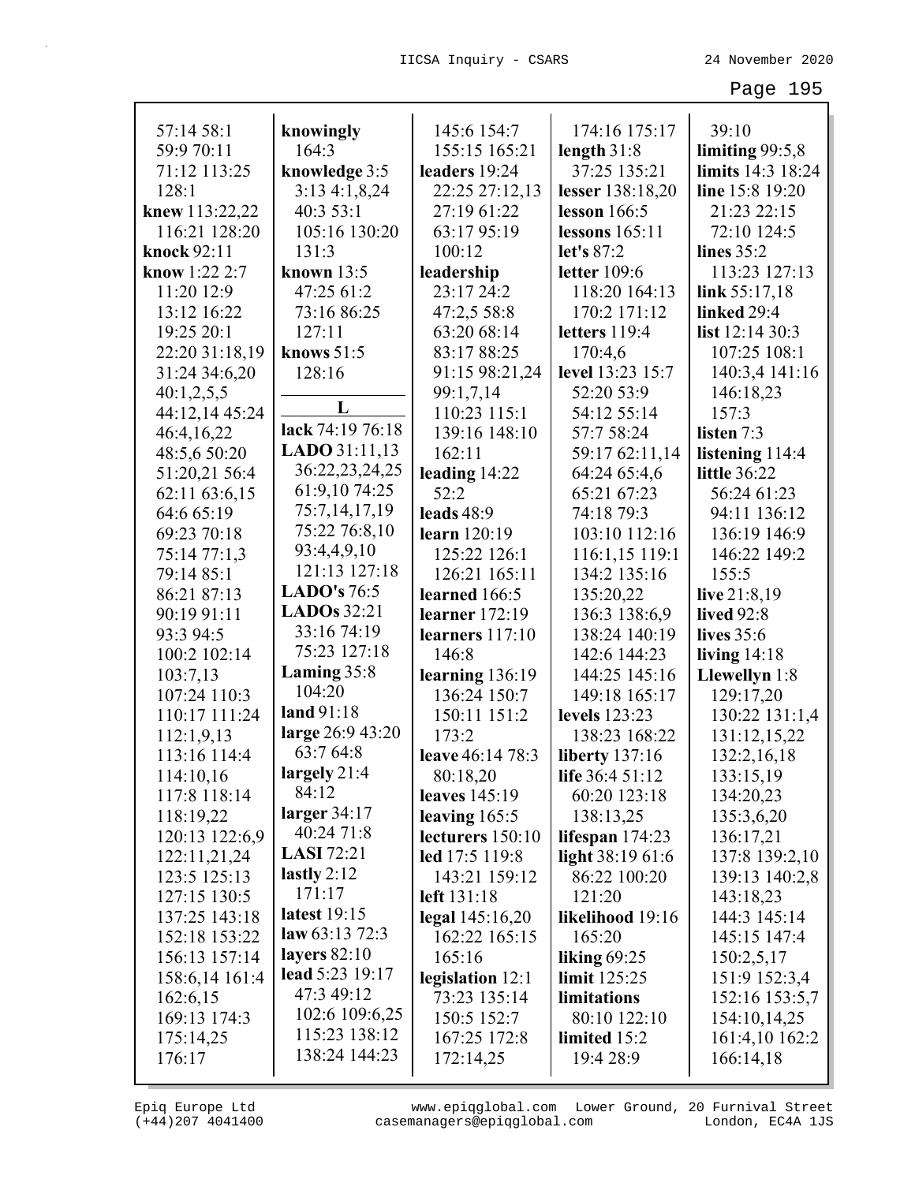57:14 58:1
59:9 70:11
71:12 113:25
128:1
**knew** 113:22,22
116:21 128:20
**knock** 92:11
**know** 1:22 2:7
11:20 12:9
13:12 16:22
19:25 20:1
22:20 31:18,19
31:24 34:6,20
40:1,2,5,5
44:12,14 45:24
46:4,16,22
48:5,6 50:20
51:20,21 56:4
62:11 63:6,15
64:6 65:19
69:23 70:18
75:14 77:1,3
79:14 85:1
86:21 87:13
90:19 91:11
93:3 94:5
100:2 102:14
103:7,13
107:24 110:3
110:17 111:24
112:1,9,13
113:16 114:4
114:10,16
117:8 118:14
118:19,22
120:13 122:6,9
122:11,21,24
123:5 125:13
127:15 130:5
137:25 143:18
152:18 153:22
156:13 157:14
158:6,14 161:4
162:6,15
169:13 174:3
175:14,25
176:17

**knowingly**
164:3
**knowledge** 3:5
3:13 4:1,8,24
40:3 53:1
105:16 130:20
131:3
**known** 13:5
47:25 61:2
73:16 86:25
127:11
**knows** 51:5
128:16

## L

**lack** 74:19 76:18
**LADO** 31:11,13
36:22,23,24,25
61:9,10 74:25
75:7,14,17,19
75:22 76:8,10
93:4,4,9,10
121:13 127:18
**LADO's** 76:5
**LADOs** 32:21
33:16 74:19
75:23 127:18
**Laming** 35:8
104:20
**land** 91:18
**large** 26:9 43:20
63:7 64:8
**largely** 21:4
84:12
**larger** 34:17
40:24 71:8
**LASI** 72:21
**lastly** 2:12
171:17
**latest** 19:15
**law** 63:13 72:3
**layers** 82:10
**lead** 5:23 19:17
47:3 49:12
102:6 109:6,25
115:23 138:12
138:24 144:23

145:6 154:7
155:15 165:21
**leaders** 19:24
22:25 27:12,13
27:19 61:22
63:17 95:19
100:12
**leadership**
23:17 24:2
47:2,5 58:8
63:20 68:14
83:17 88:25
91:15 98:21,24
99:1,7,14
110:23 115:1
139:16 148:10
162:11
**leading** 14:22
52:2
**leads** 48:9
**learn** 120:19
125:22 126:1
126:21 165:11
**learned** 166:5
**learner** 172:19
**learners** 117:10
146:8
**learning** 136:19
136:24 150:7
150:11 151:2
173:2
**leave** 46:14 78:3
80:18,20
**leaves** 145:19
**leaving** 165:5
**lecturers** 150:10
**led** 17:5 119:8
143:21 159:12
**left** 131:18
**legal** 145:16,20
162:22 165:15
165:16
**legislation** 12:1
73:23 135:14
150:5 152:7
167:25 172:8
172:14,25

174:16 175:17
**length** 31:8
37:25 135:21
**lesser** 138:18,20
**lesson** 166:5
**lessons** 165:11
**let's** 87:2
**letter** 109:6
118:20 164:13
170:2 171:12
**letters** 119:4
170:4,6
**level** 13:23 15:7
52:20 53:9
54:12 55:14
57:7 58:24
59:17 62:11,14
64:24 65:4,6
65:21 67:23
74:18 79:3
103:10 112:16
116:1,15 119:1
134:2 135:16
135:20,22
136:3 138:6,9
138:24 140:19
142:6 144:23
144:25 145:16
149:18 165:17
**levels** 123:23
138:23 168:22
**liberty** 137:16
**life** 36:4 51:12
60:20 123:18
138:13,25
**lifespan** 174:23
**light** 38:19 61:6
86:22 100:20
121:20
**likelihood** 19:16
165:20
**liking** 69:25
**limit** 125:25
**limitations**
80:10 122:10
**limited** 15:2
19:4 28:9

39:10
**limiting** 99:5,8
**limits** 14:3 18:24
**line** 15:8 19:20
21:23 22:15
72:10 124:5
**lines** 35:2
113:23 127:13
**link** 55:17,18
**linked** 29:4
**list** 12:14 30:3
107:25 108:1
140:3,4 141:16
146:18,23
157:3
**listen** 7:3
**listening** 114:4
**little** 36:22
56:24 61:23
94:11 136:12
136:19 146:9
146:22 149:2
155:5
**live** 21:8,19
**lived** 92:8
**lives** 35:6
**living** 14:18
**Llewellyn** 1:8
129:17,20
130:22 131:1,4
131:12,15,22
132:2,16,18
133:15,19
134:20,23
135:3,6,20
136:17,21
137:8 139:2,10
139:13 140:2,8
143:18,23
144:3 145:14
145:15 147:4
150:2,5,17
151:9 152:3,4
152:16 153:5,7
154:10,14,25
161:4,10 162:2
166:14,18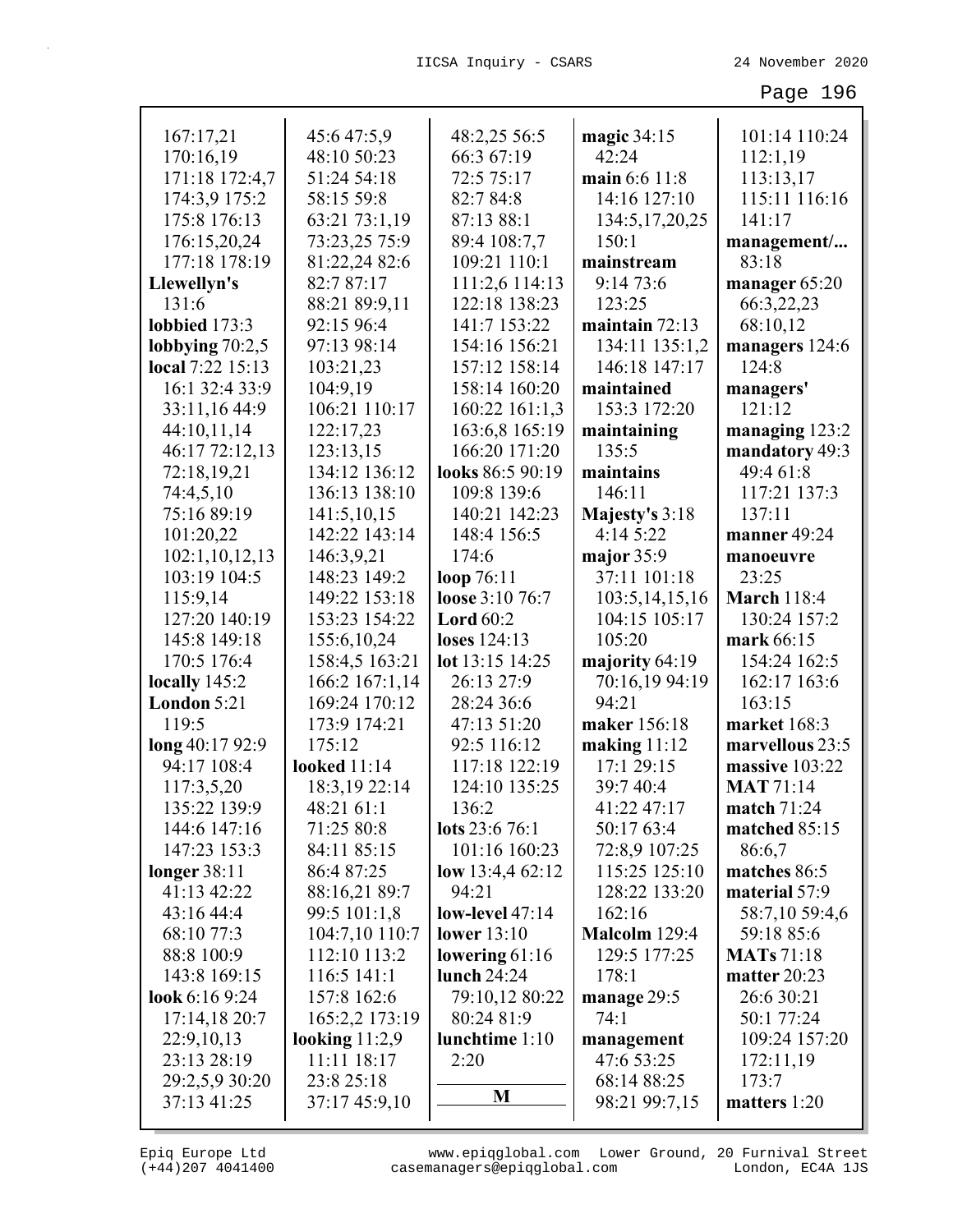167:17,21
170:16,19
171:18 172:4,7
174:3,9 175:2
175:8 176:13
176:15,20,24
177:18 178:19
**Llewellyn's** 131:6
**lobbied** 173:3
**lobbying** 70:2,5
**local** 7:22 15:13 16:1 32:4 33:9 33:11,16 44:9 44:10,11,14 46:17 72:12,13 72:18,19,21 74:4,5,10 75:16 89:19 101:20,22 102:1,10,12,13 103:19 104:5 115:9,14 127:20 140:19 145:8 149:18 170:5 176:4
**locally** 145:2
**London** 5:21 119:5
**long** 40:17 92:9 94:17 108:4 117:3,5,20 135:22 139:9 144:6 147:16 147:23 153:3
**longer** 38:11 41:13 42:22 43:16 44:4 68:10 77:3 88:8 100:9 143:8 169:15
**look** 6:16 9:24 17:14,18 20:7 22:9,10,13 23:13 28:19 29:2,5,9 30:20 37:13 41:25 45:6 47:5,9 48:10 50:23 51:24 54:18 58:15 59:8 63:21 73:1,19 73:23,25 75:9 81:22,24 82:6 82:7 87:17 88:21 89:9,11 92:15 96:4 97:13 98:14 103:21,23 104:9,19 106:21 110:17 122:17,23 123:13,15 134:12 136:12 136:13 138:10 141:5,10,15 142:22 143:14 146:3,9,21 148:23 149:2 149:22 153:18 153:23 154:22 155:6,10,24 158:4,5 163:21 166:2 167:1,14 169:24 170:12 173:9 174:21 175:12
**looked** 11:14 18:3,19 22:14 48:21 61:1 71:25 80:8 84:11 85:15 86:4 87:25 88:16,21 89:7 99:5 101:1,8 104:7,10 110:7 112:10 113:2 116:5 141:1 157:8 162:6 165:2,2 173:19
**looking** 11:2,9 11:11 18:17 23:8 25:18 37:17 45:9,10 48:2,25 56:5 66:3 67:19 72:5 75:17 82:7 84:8 87:13 88:1 89:4 108:7,7 109:21 110:1 111:2,6 114:13 122:18 138:23 141:7 153:22 154:16 156:21 157:12 158:14 158:14 160:20 160:22 161:1,3 163:6,8 165:19 166:20 171:20
**looks** 86:5 90:19 109:8 139:6 140:21 142:23 148:4 156:5 174:6
**loop** 76:11
**loose** 3:10 76:7
**Lord** 60:2
**loses** 124:13
**lot** 13:15 14:25 26:13 27:9 28:24 36:6 47:13 51:20 92:5 116:12 117:18 122:19 124:10 135:25 136:2
**lots** 23:6 76:1 101:16 160:23
**low** 13:4,4 62:12 94:21
**low-level** 47:14
**lower** 13:10
**lowering** 61:16
**lunch** 24:24 79:10,12 80:22 80:24 81:9
**lunchtime** 1:10 2:20

## M

**magic** 34:15 42:24
**main** 6:6 11:8 14:16 127:10 134:5,17,20,25 150:1
**mainstream** 9:14 73:6 123:25
**maintain** 72:13 134:11 135:1,2 146:18 147:17
**maintained** 153:3 172:20
**maintaining** 135:5
**maintains** 146:11
**Majesty's** 3:18 4:14 5:22
**major** 35:9 37:11 101:18 103:5,14,15,16 104:15 105:17 105:20
**majority** 64:19 70:16,19 94:19 94:21
**maker** 156:18
**making** 11:12 17:1 29:15 39:7 40:4 41:22 47:17 50:17 63:4 72:8,9 107:25 115:25 125:10 128:22 133:20 162:16
**Malcolm** 129:4 129:5 177:25 178:1
**manage** 29:5 74:1
**management** 47:6 53:25 68:14 88:25 98:21 99:7,15 101:14 110:24 112:1,19 113:13,17 115:11 116:16 141:17
**management/...** 83:18
**manager** 65:20 66:3,22,23 68:10,12
**managers** 124:6 124:8
**managers'** 121:12
**managing** 123:2
**mandatory** 49:3 49:4 61:8 117:21 137:3 137:11
**manner** 49:24
**manoeuvre** 23:25
**March** 118:4 130:24 157:2
**mark** 66:15 154:24 162:5 162:17 163:6 163:15
**market** 168:3
**marvellous** 23:5
**massive** 103:22
**MAT** 71:14
**match** 71:24
**matched** 85:15 86:6,7
**matches** 86:5
**material** 57:9 58:7,10 59:4,6 59:18 85:6
**MATs** 71:18
**matter** 20:23 26:6 30:21 50:1 77:24 109:24 157:20 172:11,19 173:7
**matters** 1:20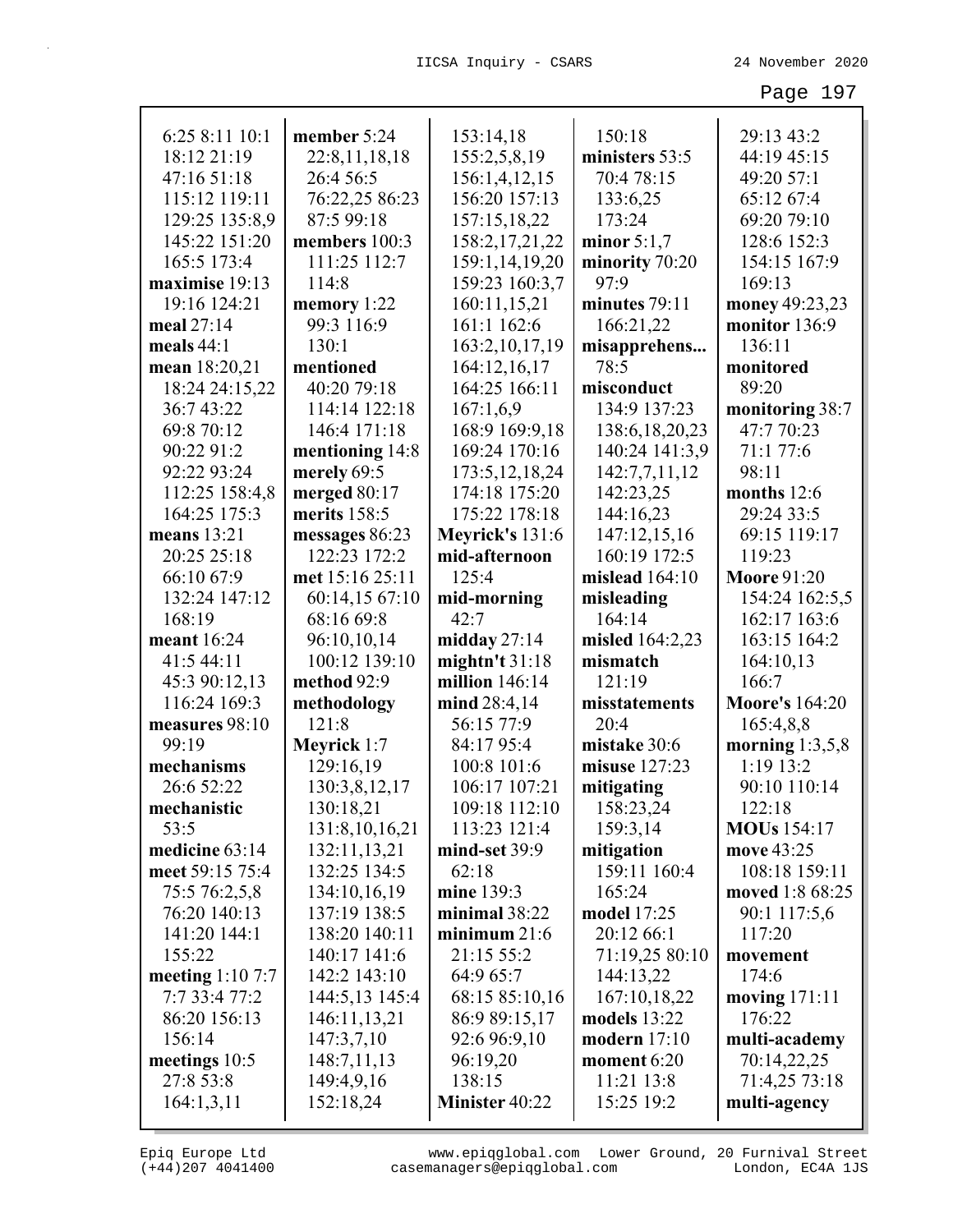6:25 8:11 10:1
18:12 21:19
47:16 51:18
115:12 119:11
129:25 135:8,9
145:22 151:20
165:5 173:4
**maximise** 19:13
19:16 124:21
**meal** 27:14
**meals** 44:1
**mean** 18:20,21
18:24 24:15,22
36:7 43:22
69:8 70:12
90:22 91:2
92:22 93:24
112:25 158:4,8
164:25 175:3
**means** 13:21
20:25 25:18
66:10 67:9
132:24 147:12
168:19
**meant** 16:24
41:5 44:11
45:3 90:12,13
116:24 169:3
**measures** 98:10
99:19
**mechanisms**
26:6 52:22
**mechanistic**
53:5
**medicine** 63:14
**meet** 59:15 75:4
75:5 76:2,5,8
76:20 140:13
141:20 144:1
155:22
**meeting** 1:10 7:7
7:7 33:4 77:2
86:20 156:13
156:14
**meetings** 10:5
27:8 53:8
164:1,3,11

**member** 5:24
22:8,11,18,18
26:4 56:5
76:22,25 86:23
87:5 99:18
**members** 100:3
111:25 112:7
114:8
**memory** 1:22
99:3 116:9
130:1
**mentioned**
40:20 79:18
114:14 122:18
146:4 171:18
**mentioning** 14:8
**merely** 69:5
**merged** 80:17
**merits** 158:5
**messages** 86:23
122:23 172:2
**met** 15:16 25:11
60:14,15 67:10
68:16 69:8
96:10,10,14
100:12 139:10
**method** 92:9
**methodology**
121:8
**Meyrick** 1:7
129:16,19
130:3,8,12,17
130:18,21
131:8,10,16,21
132:11,13,21
132:25 134:5
134:10,16,19
137:19 138:5
138:20 140:11
140:17 141:6
142:2 143:10
144:5,13 145:4
146:11,13,21
147:3,7,10
148:7,11,13
149:4,9,16
152:18,24

153:14,18
155:2,5,8,19
156:1,4,12,15
156:20 157:13
157:15,18,22
158:2,17,21,22
159:1,14,19,20
159:23 160:3,7
160:11,15,21
161:1 162:6
163:2,10,17,19
164:12,16,17
164:25 166:11
167:1,6,9
168:9 169:9,18
169:24 170:16
173:5,12,18,24
174:18 175:20
175:22 178:18
**Meyrick's** 131:6
**mid-afternoon**
125:4
**mid-morning**
42:7
**midday** 27:14
**mightn't** 31:18
**million** 146:14
**mind** 28:4,14
56:15 77:9
84:17 95:4
100:8 101:6
106:17 107:21
109:18 112:10
113:23 121:4
**mind-set** 39:9
62:18
**mine** 139:3
**minimal** 38:22
**minimum** 21:6
21:15 55:2
64:9 65:7
68:15 85:10,16
86:9 89:15,17
92:6 96:9,10
96:19,20
138:15
**Minister** 40:22

150:18
**ministers** 53:5
70:4 78:15
133:6,25
173:24
**minor** 5:1,7
**minority** 70:20
97:9
**minutes** 79:11
166:21,22
**misapprehens...**
78:5
**misconduct**
134:9 137:23
138:6,18,20,23
140:24 141:3,9
142:7,7,11,12
142:23,25
144:16,23
147:12,15,16
160:19 172:5
**mislead** 164:10
**misleading**
164:14
**misled** 164:2,23
**mismatch**
121:19
**misstatements**
20:4
**mistake** 30:6
**misuse** 127:23
**mitigating**
158:23,24
159:3,14
**mitigation**
159:11 160:4
165:24
**model** 17:25
20:12 66:1
71:19,25 80:10
144:13,22
167:10,18,22
**models** 13:22
**modern** 17:10
**moment** 6:20
11:21 13:8
15:25 19:2

29:13 43:2
44:19 45:15
49:20 57:1
65:12 67:4
69:20 79:10
128:6 152:3
154:15 167:9
169:13
**money** 49:23,23
**monitor** 136:9
136:11
**monitored**
89:20
**monitoring** 38:7
47:7 70:23
71:1 77:6
98:11
**months** 12:6
29:24 33:5
69:15 119:17
119:23
**Moore** 91:20
154:24 162:5,5
162:17 163:6
163:15 164:2
164:10,13
166:7
**Moore's** 164:20
165:4,8,8
**morning** 1:3,5,8
1:19 13:2
90:10 110:14
122:18
**MOUs** 154:17
**move** 43:25
108:18 159:11
**moved** 1:8 68:25
90:1 117:5,6
117:20
**movement**
174:6
**moving** 171:11
176:22
**multi-academy**
70:14,22,25
71:4,25 73:18
**multi-agency**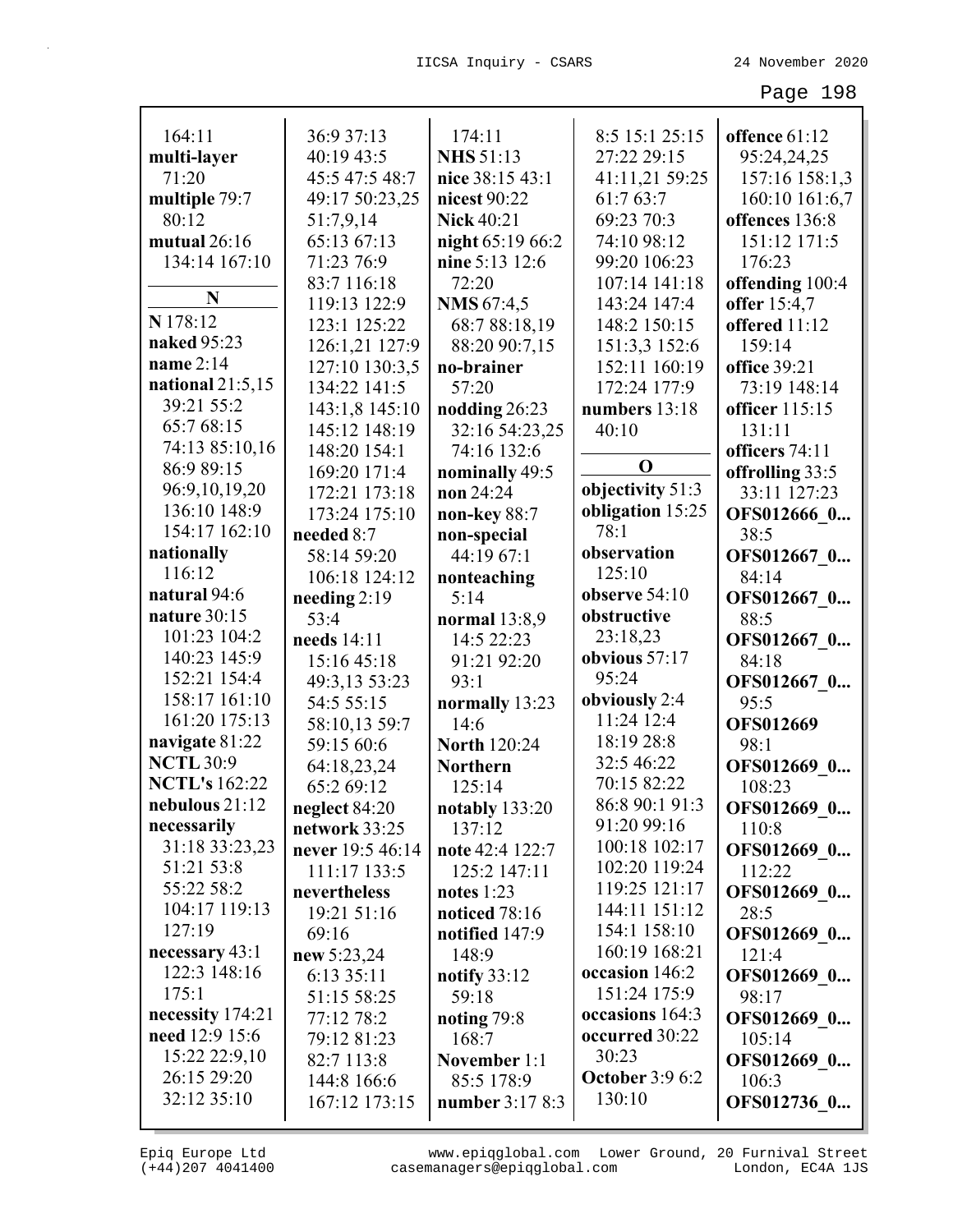164:11
**multi-layer** 71:20
**multiple** 79:7 80:12
**mutual** 26:16 134:14 167:10

## N

**N** 178:12
**naked** 95:23
**name** 2:14
**national** 21:5,15 39:21 55:2 65:7 68:15 74:13 85:10,16 86:9 89:15 96:9,10,19,20 136:10 148:9 154:17 162:10
**nationally** 116:12
**natural** 94:6
**nature** 30:15 101:23 104:2 140:23 145:9 152:21 154:4 158:17 161:10 161:20 175:13
**navigate** 81:22
**NCTL** 30:9
**NCTL's** 162:22
**nebulous** 21:12
**necessarily** 31:18 33:23,23 51:21 53:8 55:22 58:2 104:17 119:13 127:19
**necessary** 43:1 122:3 148:16 175:1
**necessity** 174:21
**need** 12:9 15:6 15:22 22:9,10 26:15 29:20 32:12 35:10 36:9 37:13 40:19 43:5 45:5 47:5 48:7 49:17 50:23,25 51:7,9,14 65:13 67:13 71:23 76:9 83:7 116:18 119:13 122:9 123:1 125:22 126:1,21 127:9 127:10 130:3,5 134:22 141:5 143:1,8 145:10 145:12 148:19 148:20 154:1 169:20 171:4 172:21 173:18 173:24 175:10
**needed** 8:7 58:14 59:20 106:18 124:12
**needing** 2:19 53:4
**needs** 14:11 15:16 45:18 49:3,13 53:23 54:5 55:15 58:10,13 59:7 59:15 60:6 64:18,23,24 65:2 69:12
**neglect** 84:20
**network** 33:25
**never** 19:5 46:14 111:17 133:5
**nevertheless** 19:21 51:16 69:16
**new** 5:23,24 6:13 35:11 51:15 58:25 77:12 78:2 79:12 81:23 82:7 113:8 144:8 166:6 167:12 173:15
174:11
**NHS** 51:13
**nice** 38:15 43:1
**nicest** 90:22
**Nick** 40:21
**night** 65:19 66:2
**nine** 5:13 12:6 72:20
**NMS** 67:4,5 68:7 88:18,19 88:20 90:7,15
**no-brainer** 57:20
**nodding** 26:23 32:16 54:23,25 74:16 132:6
**nominally** 49:5
**non** 24:24
**non-key** 88:7
**non-special** 44:19 67:1
**nonteaching** 5:14
**normal** 13:8,9 14:5 22:23 91:21 92:20 93:1
**normally** 13:23 14:6
**North** 120:24
**Northern** 125:14
**notably** 133:20 137:12
**note** 42:4 122:7 125:2 147:11
**notes** 1:23
**noticed** 78:16
**notified** 147:9 148:9
**notify** 33:12 59:18
**noting** 79:8 168:7
**November** 1:1 85:5 178:9
**number** 3:17 8:3 8:5 15:1 25:15 27:22 29:15 41:11,21 59:25 61:7 63:7 69:23 70:3 74:10 98:12 99:20 106:23 107:14 141:18 143:24 147:4 148:2 150:15 151:3,3 152:6 152:11 160:19 172:24 177:9
**numbers** 13:18 40:10

## O

**objectivity** 51:3
**obligation** 15:25 78:1
**observation** 125:10
**observe** 54:10
**obstructive** 23:18,23
**obvious** 57:17 95:24
**obviously** 2:4 11:24 12:4 18:19 28:8 32:5 46:22 70:15 82:22 86:8 90:1 91:3 91:20 99:16 100:18 102:17 102:20 119:24 119:25 121:17 144:11 151:12 154:1 158:10 160:19 168:21
**occasion** 146:2 151:24 175:9
**occasions** 164:3
**occurred** 30:22 30:23
**October** 3:9 6:2 130:10
**offence** 61:12 95:24,24,25 157:16 158:1,3 160:10 161:6,7
**offences** 136:8 151:12 171:5 176:23
**offending** 100:4
**offer** 15:4,7
**offered** 11:12 159:14
**office** 39:21 73:19 148:14
**officer** 115:15 131:11
**officers** 74:11
**offrolling** 33:5 33:11 127:23
**OFS012666_0...** 38:5
**OFS012667_0...** 84:14
**OFS012667_0...** 88:5
**OFS012667_0...** 84:18
**OFS012667_0...** 95:5
**OFS012669** 98:1
**OFS012669_0...** 108:23
**OFS012669_0...** 110:8
**OFS012669_0...** 112:22
**OFS012669_0...** 28:5
**OFS012669_0...** 121:4
**OFS012669_0...** 98:17
**OFS012669_0...** 105:14
**OFS012669_0...** 106:3
**OFS012736_0...**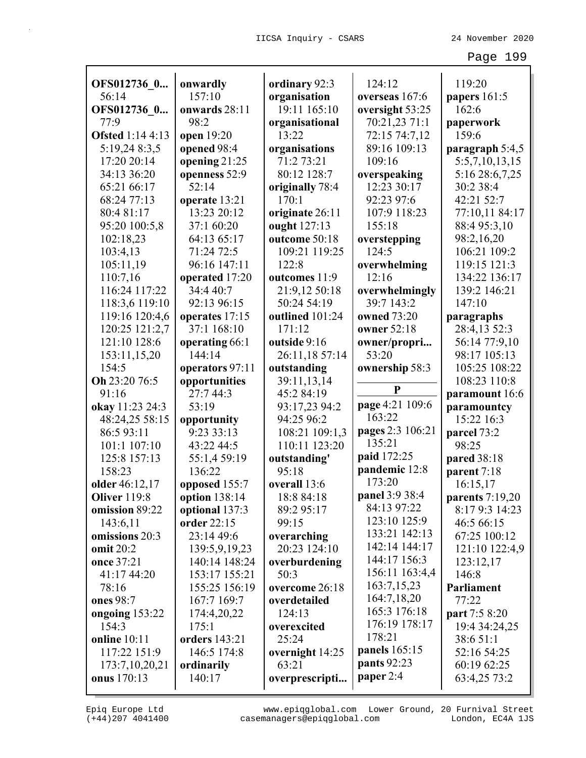**OFS012736_0...** 56:14
**OFS012736_0...** 77:9
**Ofsted** 1:14 4:13 5:19,24 8:3,5 17:20 20:14 34:13 36:20 65:21 66:17 68:24 77:13 80:4 81:17 95:20 100:5,8 102:18,23 103:4,13 105:11,19 110:7,16 116:24 117:22 118:3,6 119:10 119:16 120:4,6 120:25 121:2,7 121:10 128:6 153:11,15,20 154:5
**Oh** 23:20 76:5 91:16
**okay** 11:23 24:3 48:24,25 58:15 86:5 93:11 101:1 107:10 125:8 157:13 158:23
**older** 46:12,17
**Oliver** 119:8
**omission** 89:22 143:6,11
**omissions** 20:3
**omit** 20:2
**once** 37:21 41:17 44:20 78:16
**ones** 98:7
**ongoing** 153:22 154:3
**online** 10:11 117:22 151:9 173:7,10,20,21
**onus** 170:13
**onwardly** 157:10
**onwards** 28:11 98:2
**open** 19:20
**opened** 98:4
**opening** 21:25
**openness** 52:9 52:14
**operate** 13:21 13:23 20:12 37:1 60:20 64:13 65:17 71:24 72:5 96:16 147:11
**operated** 17:20 34:4 40:7 92:13 96:15
**operates** 17:15 37:1 168:10
**operating** 66:1 144:14
**operators** 97:11
**opportunities** 27:7 44:3 53:19
**opportunity** 9:23 33:13 43:22 44:5 55:1,4 59:19 136:22
**opposed** 155:7
**option** 138:14
**optional** 137:3
**order** 22:15 23:14 49:6 139:5,9,19,23 140:14 148:24 153:17 155:21 155:25 156:19 167:7 169:7 174:4,20,22 175:1
**orders** 143:21 146:5 174:8
**ordinarily** 140:17
**ordinary** 92:3
**organisation** 19:11 165:10
**organisational** 13:22
**organisations** 71:2 73:21 80:12 128:7
**originally** 78:4 170:1
**originate** 26:11
**ought** 127:13
**outcome** 50:18 109:21 119:25 122:8
**outcomes** 11:9 21:9,12 50:18 50:24 54:19
**outlined** 101:24 171:12
**outside** 9:16 26:11,18 57:14
**outstanding** 39:11,13,14 45:2 84:19 93:17,23 94:2 94:25 96:2 108:21 109:1,3 110:11 123:20
**outstanding'** 95:18
**overall** 13:6 18:8 84:18 89:2 95:17 99:15
**overarching** 20:23 124:10
**overburdening** 50:3
**overcome** 26:18
**overdetailed** 124:13
**overexcited** 25:24
**overnight** 14:25 63:21
**overprescripti...** 124:12
**overseas** 167:6
**oversight** 53:25 70:21,23 71:1 72:15 74:7,12 89:16 109:13 109:16
**overspeaking** 12:23 30:17 92:23 97:6 107:9 118:23 155:18
**overstepping** 124:5
**overwhelming** 12:16
**overwhelmingly** 39:7 143:2
**owned** 73:20
**owner** 52:18
**owner/propri...** 53:20
**ownership** 58:3

## P

**page** 4:21 109:6 163:22
**pages** 2:3 106:21 135:21
**paid** 172:25
**pandemic** 12:8 173:20
**panel** 3:9 38:4 84:13 97:22 123:10 125:9 133:21 142:13 142:14 144:17 144:17 156:3 156:11 163:4,4 163:7,15,23 164:7,18,20 165:3 176:18 176:19 178:17 178:21
**panels** 165:15
**pants** 92:23
**paper** 2:4 119:20
**papers** 161:5 162:6
**paperwork** 159:6
**paragraph** 5:4,5 5:5,7,10,13,15 5:16 28:6,7,25 30:2 38:4 42:21 52:7 77:10,11 84:17 88:4 95:3,10 98:2,16,20 106:21 109:2 119:15 121:3 134:22 136:17 139:2 146:21 147:10
**paragraphs** 28:4,13 52:3 56:14 77:9,10 98:17 105:13 105:25 108:22 108:23 110:8
**paramount** 16:6
**paramountcy** 15:22 16:3
**parcel** 73:2 98:25
**pared** 38:18
**parent** 7:18 16:15,17
**parents** 7:19,20 8:17 9:3 14:23 46:5 66:15 67:25 100:12 121:10 122:4,9 123:12,17 146:8
**Parliament** 77:22
**part** 7:5 8:20 19:4 34:24,25 38:6 51:1 52:16 54:25 60:19 62:25 63:4,25 73:2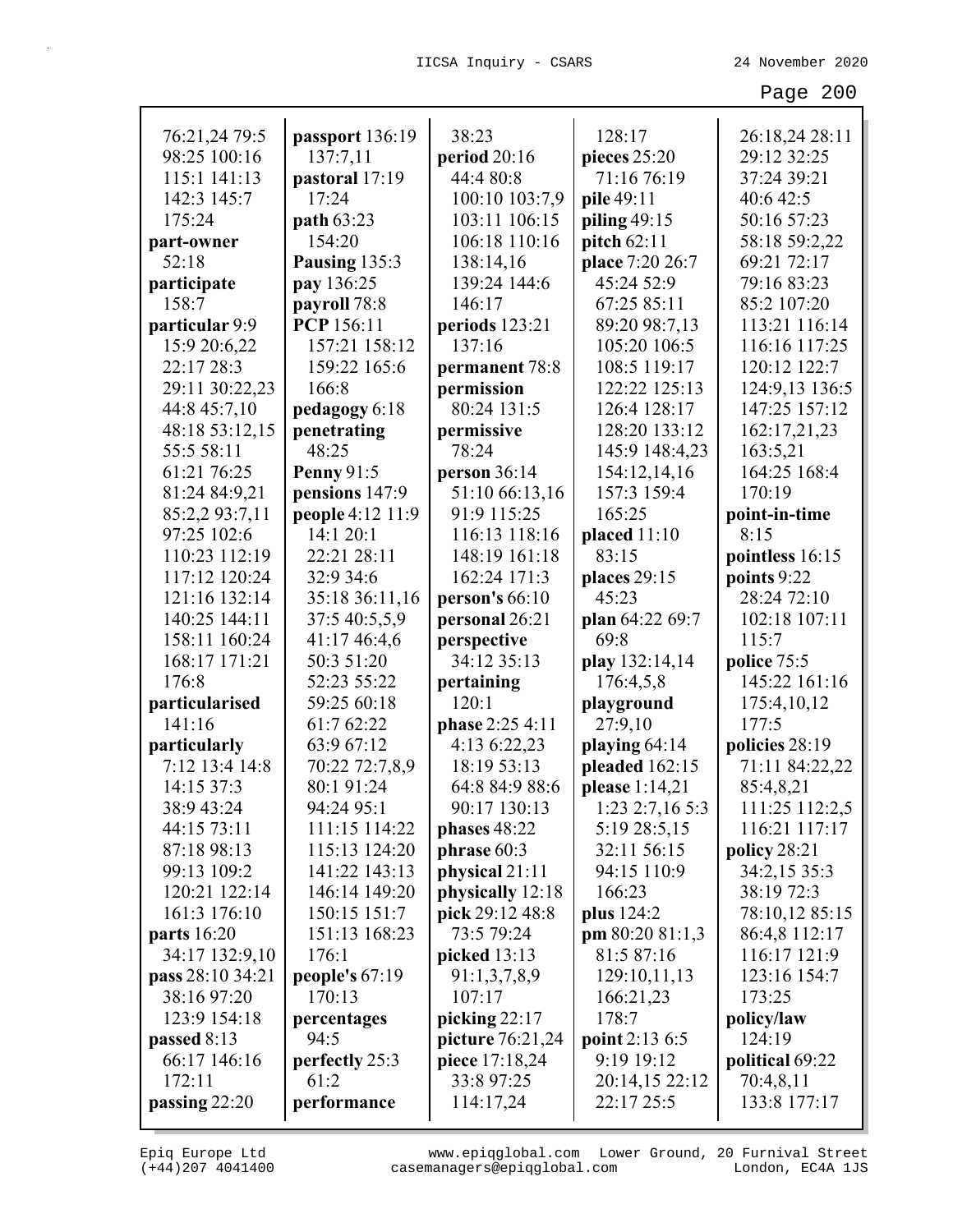76:21,24 79:5
98:25 100:16
115:1 141:13
142:3 145:7
175:24

**part-owner** 52:18

**participate** 158:7

**particular** 9:9
15:9 20:6,22
22:17 28:3
29:11 30:22,23
44:8 45:7,10
48:18 53:12,15
55:5 58:11
61:21 76:25
81:24 84:9,21
85:2,2 93:7,11
97:25 102:6
110:23 112:19
117:12 120:24
121:16 132:14
140:25 144:11
158:11 160:24
168:17 171:21
176:8

**particularised** 141:16

**particularly** 7:12 13:4 14:8
14:15 37:3
38:9 43:24
44:15 73:11
87:18 98:13
99:13 109:2
120:21 122:14
161:3 176:10

**parts** 16:20
34:17 132:9,10

**pass** 28:10 34:21
38:16 97:20
123:9 154:18

**passed** 8:13
66:17 146:16
172:11

**passing** 22:20

**passport** 136:19
137:7,11

**pastoral** 17:19
17:24

**path** 63:23
154:20

**Pausing** 135:3

**pay** 136:25

**payroll** 78:8

**PCP** 156:11
157:21 158:12
159:22 165:6
166:8

**pedagogy** 6:18

**penetrating** 48:25

**Penny** 91:5

**pensions** 147:9

**people** 4:12 11:9
14:1 20:1
22:21 28:11
32:9 34:6
35:18 36:11,16
37:5 40:5,5,9
41:17 46:4,6
50:3 51:20
52:23 55:22
59:25 60:18
61:7 62:22
63:9 67:12
70:22 72:7,8,9
80:1 91:24
94:24 95:1
111:15 114:22
115:13 124:20
141:22 143:13
146:14 149:20
150:15 151:7
151:13 168:23
176:1

**people's** 67:19
170:13

**percentages** 94:5

**perfectly** 25:3
61:2

**performance** 38:23

**period** 20:16
44:4 80:8
100:10 103:7,9
103:11 106:15
106:18 110:16
138:14,16
139:24 144:6
146:17

**periods** 123:21
137:16

**permanent** 78:8

**permission** 80:24 131:5

**permissive** 78:24

**person** 36:14
51:10 66:13,16
91:9 115:25
116:13 118:16
148:19 161:18
162:24 171:3

**person's** 66:10

**personal** 26:21

**perspective** 34:12 35:13

**pertaining** 120:1

**phase** 2:25 4:11
4:13 6:22,23
18:19 53:13
64:8 84:9 88:6
90:17 130:13

**phases** 48:22

**phrase** 60:3

**physical** 21:11

**physically** 12:18

**pick** 29:12 48:8
73:5 79:24

**picked** 13:13
91:1,3,7,8,9
107:17

**picking** 22:17

**picture** 76:21,24

**piece** 17:18,24
33:8 97:25
114:17,24
128:17

**pieces** 25:20
71:16 76:19

**pile** 49:11

**piling** 49:15

**pitch** 62:11

**place** 7:20 26:7
45:24 52:9
67:25 85:11
89:20 98:7,13
105:20 106:5
108:5 119:17
122:22 125:13
126:4 128:17
128:20 133:12
145:9 148:4,23
154:12,14,16
157:3 159:4
165:25

**placed** 11:10
83:15

**places** 29:15
45:23

**plan** 64:22 69:7
69:8

**play** 132:14,14
176:4,5,8

**playground** 27:9,10

**playing** 64:14

**pleaded** 162:15

**please** 1:14,21
1:23 2:7,16 5:3
5:19 28:5,15
32:11 56:15
94:15 110:9
166:23

**plus** 124:2

**pm** 80:20 81:1,3
81:5 87:16
129:10,11,13
166:21,23
178:7

**point** 2:13 6:5
9:19 19:12
20:14,15 22:12
22:17 25:5
26:18,24 28:11
29:12 32:25
37:24 39:21
40:6 42:5
50:16 57:23
58:18 59:2,22
69:21 72:17
79:16 83:23
85:2 107:20
113:21 116:14
116:16 117:25
120:12 122:7
124:9,13 136:5
147:25 157:12
162:17,21,23
163:5,21
164:25 168:4
170:19

**point-in-time** 8:15

**pointless** 16:15

**points** 9:22
28:24 72:10
102:18 107:11
115:7

**police** 75:5
145:22 161:16
175:4,10,12
177:5

**policies** 28:19
71:11 84:22,22
85:4,8,21
111:25 112:2,5
116:21 117:17

**policy** 28:21
34:2,15 35:3
38:19 72:3
78:10,12 85:15
86:4,8 112:17
116:17 121:9
123:16 154:7
173:25

**policy/law** 124:19

**political** 69:22
70:4,8,11
133:8 177:17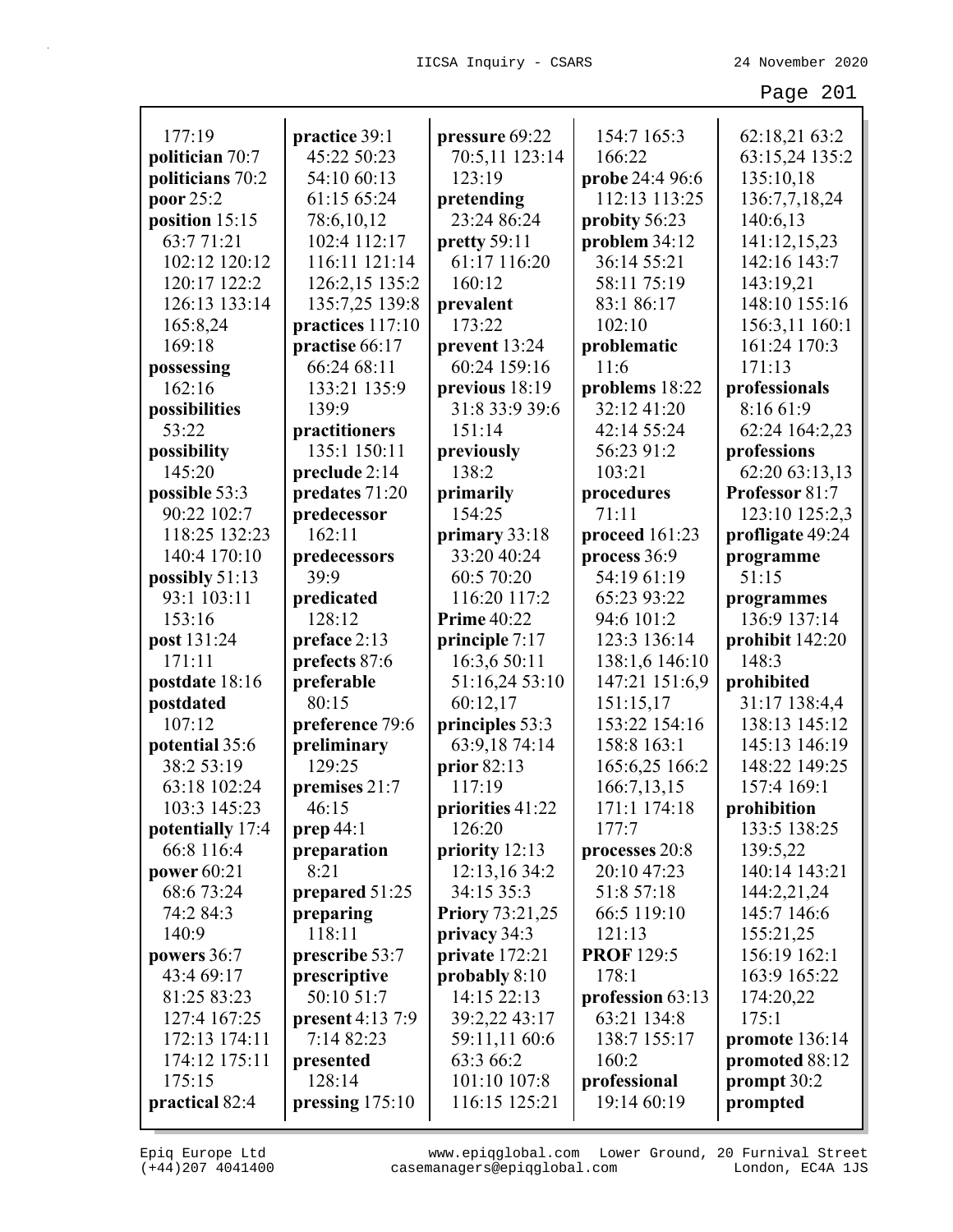177:19
**politician** 70:7
**politicians** 70:2
**poor** 25:2
**position** 15:15 63:7 71:21 102:12 120:12 120:17 122:2 126:13 133:14 165:8,24 169:18
**possessing** 162:16
**possibilities** 53:22
**possibility** 145:20
**possible** 53:3 90:22 102:7 118:25 132:23 140:4 170:10
**possibly** 51:13 93:1 103:11 153:16
**post** 131:24 171:11
**postdate** 18:16
**postdated** 107:12
**potential** 35:6 38:2 53:19 63:18 102:24 103:3 145:23
**potentially** 17:4 66:8 116:4
**power** 60:21 68:6 73:24 74:2 84:3 140:9
**powers** 36:7 43:4 69:17 81:25 83:23 127:4 167:25 172:13 174:11 174:12 175:11 175:15
**practical** 82:4
**practice** 39:1 45:22 50:23 54:10 60:13 61:15 65:24 78:6,10,12 102:4 112:17 116:11 121:14 126:2,15 135:2 135:7,25 139:8
**practices** 117:10
**practise** 66:17 66:24 68:11 133:21 135:9 139:9
**practitioners** 135:1 150:11
**preclude** 2:14
**predates** 71:20
**predecessor** 162:11
**predecessors** 39:9
**predicated** 128:12
**preface** 2:13
**prefects** 87:6
**preferable** 80:15
**preference** 79:6
**preliminary** 129:25
**premises** 21:7 46:15
**prep** 44:1
**preparation** 8:21
**prepared** 51:25
**preparing** 118:11
**prescribe** 53:7
**prescriptive** 50:10 51:7
**present** 4:13 7:9 7:14 82:23
**presented** 128:14
**pressing** 175:10
**pressure** 69:22 70:5,11 123:14 123:19
**pretending** 23:24 86:24
**pretty** 59:11 61:17 116:20 160:12
**prevalent** 173:22
**prevent** 13:24 60:24 159:16
**previous** 18:19 31:8 33:9 39:6 151:14
**previously** 138:2
**primarily** 154:25
**primary** 33:18 33:20 40:24 60:5 70:20 116:20 117:2
**Prime** 40:22
**principle** 7:17 16:3,6 50:11 51:16,24 53:10 60:12,17
**principles** 53:3 63:9,18 74:14
**prior** 82:13 117:19
**priorities** 41:22 126:20
**priority** 12:13 12:13,16 34:2 34:15 35:3
**Priory** 73:21,25
**privacy** 34:3
**private** 172:21
**probably** 8:10 14:15 22:13 39:2,22 43:17 59:11,11 60:6 63:3 66:2 101:10 107:8 116:15 125:21
154:7 165:3 166:22
**probe** 24:4 96:6 112:13 113:25
**probity** 56:23
**problem** 34:12 36:14 55:21 58:11 75:19 83:1 86:17 102:10
**problematic** 11:6
**problems** 18:22 32:12 41:20 42:14 55:24 56:23 91:2 103:21
**procedures** 71:11
**proceed** 161:23
**process** 36:9 54:19 61:19 65:23 93:22 94:6 101:2 123:3 136:14 138:1,6 146:10 147:21 151:6,9 151:15,17 153:22 154:16 158:8 163:1 165:6,25 166:2 166:7,13,15 171:1 174:18 177:7
**processes** 20:8 20:10 47:23 51:8 57:18 66:5 119:10 121:13
**PROF** 129:5 178:1
**profession** 63:13 63:21 134:8 138:7 155:17 160:2
**professional** 19:14 60:19
62:18,21 63:2 63:15,24 135:2 135:10,18 136:7,7,18,24 140:6,13 141:12,15,23 142:16 143:7 143:19,21 148:10 155:16 156:3,11 160:1 161:24 170:3 171:13
**professionals** 8:16 61:9 62:24 164:2,23
**professions** 62:20 63:13,13
**Professor** 81:7 123:10 125:2,3
**profligate** 49:24
**programme** 51:15
**programmes** 136:9 137:14
**prohibit** 142:20 148:3
**prohibited** 31:17 138:4,4 138:13 145:12 145:13 146:19 148:22 149:25 157:4 169:1
**prohibition** 133:5 138:25 139:5,22 140:14 143:21 144:2,21,24 145:7 146:6 155:21,25 156:19 162:1 163:9 165:22 174:20,22 175:1
**promote** 136:14
**promoted** 88:12
**prompt** 30:2
**prompted**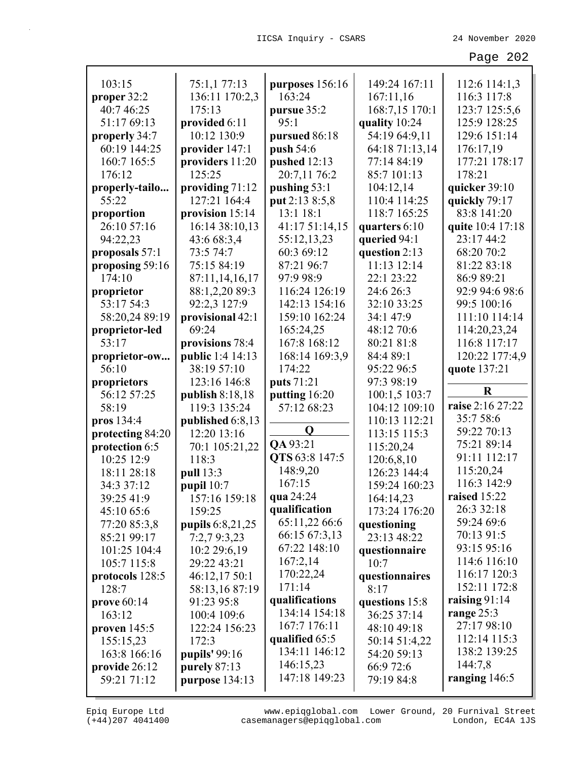103:15
**proper** 32:2 40:7 46:25 51:17 69:13
**properly** 34:7 60:19 144:25 160:7 165:5 176:12
**properly-tailo...** 55:22
**proportion** 26:10 57:16 94:22,23
**proposals** 57:1
**proposing** 59:16 174:10
**proprietor** 53:17 54:3 58:20,24 89:19
**proprietor-led** 53:17
**proprietor-ow...** 56:10
**proprietors** 56:12 57:25 58:19
**pros** 134:4
**protecting** 84:20
**protection** 6:5 10:25 12:9 18:11 28:18 34:3 37:12 39:25 41:9 45:10 65:6 77:20 85:3,8 85:21 99:17 101:25 104:4 105:7 115:8
**protocols** 128:5 128:7
**prove** 60:14 163:12
**proven** 145:5 155:15,23 163:8 166:16
**provide** 26:12 59:21 71:12 75:1,1 77:13 136:11 170:2,3 175:13
**provided** 6:11 10:12 130:9
**provider** 147:1
**providers** 11:20 125:25
**providing** 71:12 127:21 164:4
**provision** 15:14 16:14 38:10,13 43:6 68:3,4 73:5 74:7 75:15 84:19 87:11,14,16,17 88:1,2,20 89:3 92:2,3 127:9
**provisional** 42:1 69:24
**provisions** 78:4
**public** 1:4 14:13 38:19 57:10 123:16 146:8
**publish** 8:18,18 119:3 135:24
**published** 6:8,13 12:20 13:16 70:1 105:21,22 118:3
**pull** 13:3
**pupil** 10:7 157:16 159:18 159:25
**pupils** 6:8,21,25 7:2,7 9:3,23 10:2 29:6,19 29:22 43:21 46:12,17 50:1 58:13,16 87:19 91:23 95:8 100:4 109:6 122:24 156:23 172:3
**pupils'** 99:16
**purely** 87:13
**purpose** 134:13
**purposes** 156:16 163:24
**pursue** 35:2 95:1
**pursued** 86:18
**push** 54:6
**pushed** 12:13 20:7,11 76:2
**pushing** 53:1
**put** 2:13 8:5,8 13:1 18:1 41:17 51:14,15 55:12,13,23 60:3 69:12 87:21 96:7 97:9 98:9 116:24 126:19 142:13 154:16 159:10 162:24 165:24,25 167:8 168:12 168:14 169:3,9 174:22
**puts** 71:21
**putting** 16:20 57:12 68:23

**Q**

**QA** 93:21
**QTS** 63:8 147:5 148:9,20 167:15
**qua** 24:24
**qualification** 65:11,22 66:6 66:15 67:3,13 67:22 148:10 167:2,14 170:22,24 171:14
**qualifications** 134:14 154:18 167:7 176:11
**qualified** 65:5 134:11 146:12 146:15,23 147:18 149:23 149:24 167:11 167:11,16 168:7,15 170:1
**quality** 10:24 54:19 64:9,11 64:18 71:13,14 77:14 84:19 85:7 101:13 104:12,14 110:4 114:25 118:7 165:25
**quarters** 6:10
**queried** 94:1
**question** 2:13 11:13 12:14 22:1 23:22 24:6 26:3 32:10 33:25 34:1 47:9 48:12 70:6 80:21 81:8 84:4 89:1 95:22 96:5 97:3 98:19 100:1,5 103:7 104:12 109:10 110:13 112:21 113:15 115:3 115:20,24 120:6,8,10 126:23 144:4 159:24 160:23 164:14,23 173:24 176:20
**questioning** 23:13 48:22
**questionnaire** 10:7
**questionnaires** 8:17
**questions** 15:8 36:25 37:14 48:10 49:18 50:14 51:4,22 54:20 59:13 66:9 72:6 79:19 84:8 112:6 114:1,3 116:3 117:8 123:7 125:5,6 125:9 128:25 129:6 151:14 176:17,19 177:21 178:17 178:21
**quicker** 39:10
**quickly** 79:17 83:8 141:20
**quite** 10:4 17:18 23:17 44:2 68:20 70:2 81:22 83:18 86:9 89:21 92:9 94:6 98:6 99:5 100:16 111:10 114:14 114:20,23,24 116:8 117:17 120:22 177:4,9
**quote** 137:21

**R**

**raise** 2:16 27:22 35:7 58:6 59:22 70:13 75:21 89:14 91:11 112:17 115:20,24 116:3 142:9
**raised** 15:22 26:3 32:18 59:24 69:6 70:13 91:5 93:15 95:16 114:6 116:10 116:17 120:3 152:11 172:8
**raising** 91:14
**range** 25:3 27:17 98:10 112:14 115:3 138:2 139:25 144:7,8
**ranging** 146:5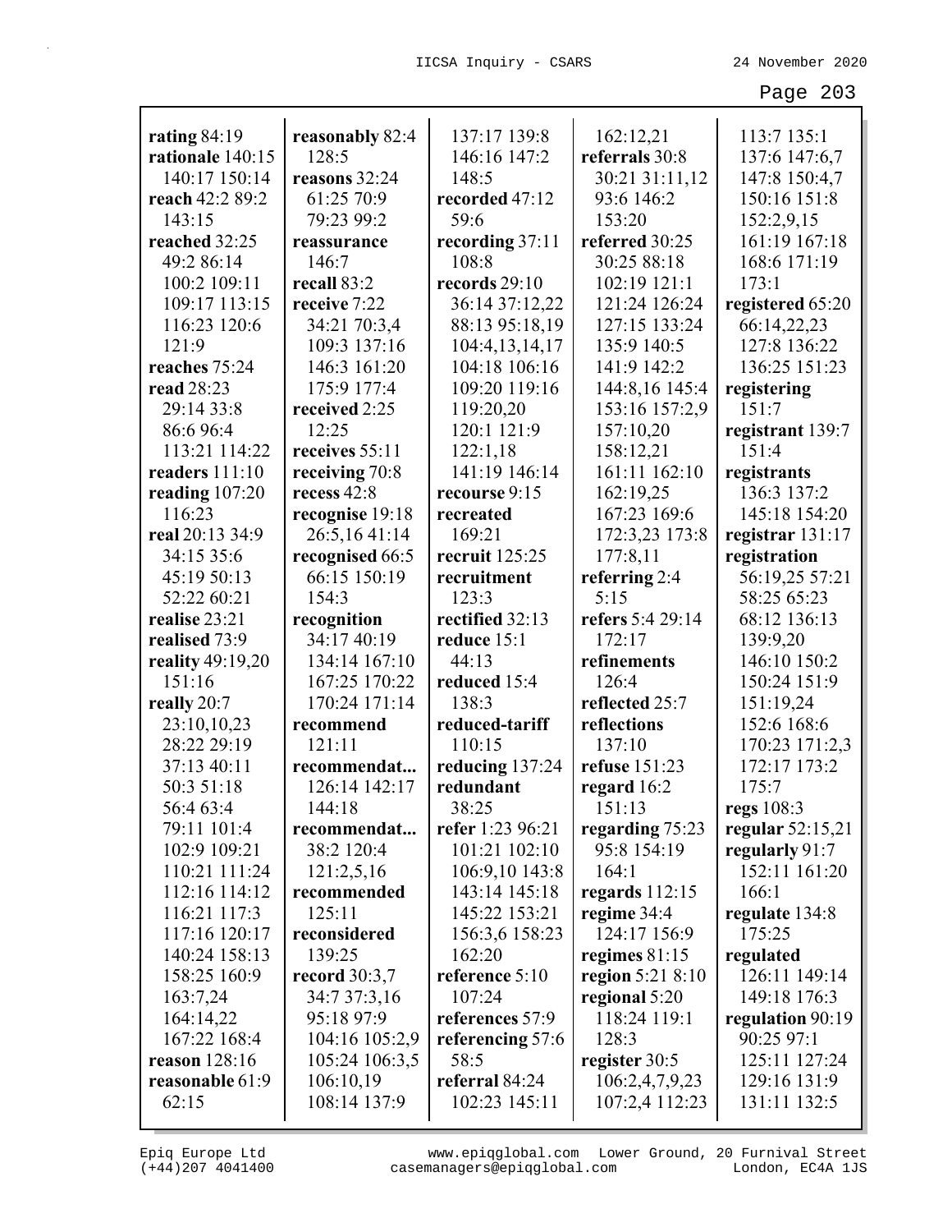**rating** 84:19
**rationale** 140:15 140:17 150:14
**reach** 42:2 89:2 143:15
**reached** 32:25 49:2 86:14 100:2 109:11 109:17 113:15 116:23 120:6 121:9
**reaches** 75:24
**read** 28:23 29:14 33:8 86:6 96:4 113:21 114:22
**readers** 111:10
**reading** 107:20 116:23
**real** 20:13 34:9 34:15 35:6 45:19 50:13 52:22 60:21
**realise** 23:21
**realised** 73:9
**reality** 49:19,20 151:16
**really** 20:7 23:10,10,23 28:22 29:19 37:13 40:11 50:3 51:18 56:4 63:4 79:11 101:4 102:9 109:21 110:21 111:24 112:16 114:12 116:21 117:3 117:16 120:17 140:24 158:13 158:25 160:9 163:7,24 164:14,22 167:22 168:4
**reason** 128:16
**reasonable** 61:9 62:15
**reasonably** 82:4 128:5
**reasons** 32:24 61:25 70:9 79:23 99:2
**reassurance** 146:7
**recall** 83:2
**receive** 7:22 34:21 70:3,4 109:3 137:16 146:3 161:20 175:9 177:4
**received** 2:25 12:25
**receives** 55:11
**receiving** 70:8
**recess** 42:8
**recognise** 19:18 26:5,16 41:14
**recognised** 66:5 66:15 150:19 154:3
**recognition** 34:17 40:19 134:14 167:10 167:25 170:22 170:24 171:14
**recommend** 121:11
**recommendat...** 126:14 142:17 144:18
**recommendat...** 38:2 120:4 121:2,5,16
**recommended** 125:11
**reconsidered** 139:25
**record** 30:3,7 34:7 37:3,16 95:18 97:9 104:16 105:2,9 105:24 106:3,5 106:10,19 108:14 137:9 137:17 139:8 146:16 147:2 148:5
**recorded** 47:12 59:6
**recording** 37:11 108:8
**records** 29:10 36:14 37:12,22 88:13 95:18,19 104:4,13,14,17 104:18 106:16 109:20 119:16 119:20,20 120:1 121:9 122:1,18 141:19 146:14
**recourse** 9:15
**recreated** 169:21
**recruit** 125:25
**recruitment** 123:3
**rectified** 32:13
**reduce** 15:1 44:13
**reduced** 15:4 138:3
**reduced-tariff** 110:15
**reducing** 137:24
**redundant** 38:25
**refer** 1:23 96:21 101:21 102:10 106:9,10 143:8 143:14 145:18 145:22 153:21 156:3,6 158:23 162:20
**reference** 5:10 107:24
**references** 57:9
**referencing** 57:6 58:5
**referral** 84:24 102:23 145:11 162:12,21
**referrals** 30:8 30:21 31:11,12 93:6 146:2 153:20
**referred** 30:25 30:25 88:18 102:19 121:1 121:24 126:24 127:15 133:24 135:9 140:5 141:9 142:2 144:8,16 145:4 153:16 157:2,9 157:10,20 158:12,21 161:11 162:10 162:19,25 167:23 169:6 172:3,23 173:8 177:8,11
**referring** 2:4 5:15
**refers** 5:4 29:14 172:17
**refinements** 126:4
**reflected** 25:7
**reflections** 137:10
**refuse** 151:23
**regard** 16:2 151:13
**regarding** 75:23 95:8 154:19 164:1
**regards** 112:15
**regime** 34:4 124:17 156:9
**regimes** 81:15
**region** 5:21 8:10
**regional** 5:20 118:24 119:1 128:3
**register** 30:5 106:2,4,7,9,23 107:2,4 112:23 113:7 135:1 137:6 147:6,7 147:8 150:4,7 150:16 151:8 152:2,9,15 161:19 167:18 168:6 171:19 173:1
**registered** 65:20 66:14,22,23 127:8 136:22 136:25 151:23
**registering** 151:7
**registrant** 139:7 151:4
**registrants** 136:3 137:2 145:18 154:20
**registrar** 131:17
**registration** 56:19,25 57:21 58:25 65:23 68:12 136:13 139:9,20 146:10 150:2 150:24 151:9 151:19,24 152:6 168:6 170:23 171:2,3 172:17 173:2 175:7
**regs** 108:3
**regular** 52:15,21
**regularly** 91:7 152:11 161:20 166:1
**regulate** 134:8 175:25
**regulated** 126:11 149:14 149:18 176:3
**regulation** 90:19 90:25 97:1 125:11 127:24 129:16 131:9 131:11 132:5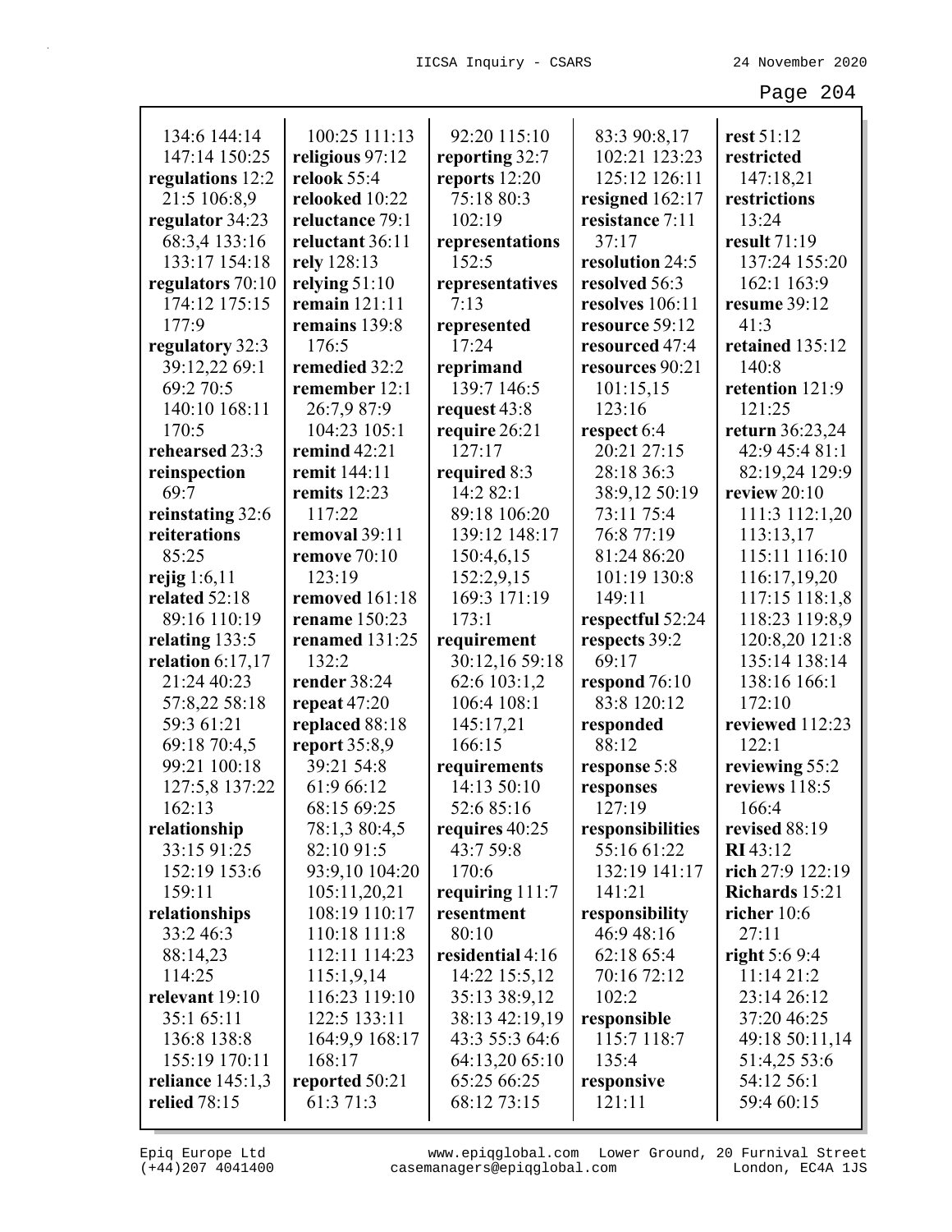134:6 144:14 147:14 150:25
**regulations** 12:2 21:5 106:8,9
**regulator** 34:23 68:3,4 133:16 133:17 154:18
**regulators** 70:10 174:12 175:15 177:9
**regulatory** 32:3 39:12,22 69:1 69:2 70:5 140:10 168:11 170:5
**rehearsed** 23:3
**reinspection** 69:7
**reinstating** 32:6
**reiterations** 85:25
**rejig** 1:6,11
**related** 52:18 89:16 110:19
**relating** 133:5
**relation** 6:17,17 21:24 40:23 57:8,22 58:18 59:3 61:21 69:18 70:4,5 99:21 100:18 127:5,8 137:22 162:13
**relationship** 33:15 91:25 152:19 153:6 159:11
**relationships** 33:2 46:3 88:14,23 114:25
**relevant** 19:10 35:1 65:11 136:8 138:8 155:19 170:11
**reliance** 145:1,3
**relied** 78:15

100:25 111:13
**religious** 97:12
**relook** 55:4
**relooked** 10:22
**reluctance** 79:1
**reluctant** 36:11
**rely** 128:13
**relying** 51:10
**remain** 121:11
**remains** 139:8 176:5
**remedied** 32:2
**remember** 12:1 26:7,9 87:9 104:23 105:1
**remind** 42:21
**remit** 144:11
**remits** 12:23 117:22
**removal** 39:11
**remove** 70:10 123:19
**removed** 161:18
**rename** 150:23
**renamed** 131:25 132:2
**render** 38:24
**repeat** 47:20
**replaced** 88:18
**report** 35:8,9 39:21 54:8 61:9 66:12 68:15 69:25 78:1,3 80:4,5 82:10 91:5 93:9,10 104:20 105:11,20,21 108:19 110:17 110:18 111:8 112:11 114:23 115:1,9,14 116:23 119:10 122:5 133:11 164:9,9 168:17 168:17
**reported** 50:21 61:3 71:3

92:20 115:10
**reporting** 32:7
**reports** 12:20 75:18 80:3 102:19
**representations** 152:5
**representatives** 7:13
**represented** 17:24
**reprimand** 139:7 146:5
**request** 43:8
**require** 26:21 127:17
**required** 8:3 14:2 82:1 89:18 106:20 139:12 148:17 150:4,6,15 152:2,9,15 169:3 171:19 173:1
**requirement** 30:12,16 59:18 62:6 103:1,2 106:4 108:1 145:17,21 166:15
**requirements** 14:13 50:10 52:6 85:16
**requires** 40:25 43:7 59:8 170:6
**requiring** 111:7
**resentment** 80:10
**residential** 4:16 14:22 15:5,12 35:13 38:9,12 38:13 42:19,19 43:3 55:3 64:6 64:13,20 65:10 65:25 66:25 68:12 73:15

83:3 90:8,17 102:21 123:23 125:12 126:11
**resigned** 162:17
**resistance** 7:11 37:17
**resolution** 24:5
**resolved** 56:3
**resolves** 106:11
**resource** 59:12
**resourced** 47:4
**resources** 90:21 101:15,15 123:16
**respect** 6:4 20:21 27:15 28:18 36:3 38:9,12 50:19 73:11 75:4 76:8 77:19 81:24 86:20 101:19 130:8 149:11
**respectful** 52:24
**respects** 39:2 69:17
**respond** 76:10 83:8 120:12
**responded** 88:12
**response** 5:8
**responses** 127:19
**responsibilities** 55:16 61:22 132:19 141:17 141:21
**responsibility** 46:9 48:16 62:18 65:4 70:16 72:12 102:2
**responsible** 115:7 118:7 135:4
**responsive** 121:11

**rest** 51:12
**restricted** 147:18,21
**restrictions** 13:24
**result** 71:19 137:24 155:20 162:1 163:9
**resume** 39:12 41:3
**retained** 135:12 140:8
**retention** 121:9 121:25
**return** 36:23,24 42:9 45:4 81:1 82:19,24 129:9
**review** 20:10 111:3 112:1,20 113:13,17 115:11 116:10 116:17,19,20 117:15 118:1,8 118:23 119:8,9 120:8,20 121:8 135:14 138:14 138:16 166:1 172:10
**reviewed** 112:23 122:1
**reviewing** 55:2
**reviews** 118:5 166:4
**revised** 88:19
**RI** 43:12
**rich** 27:9 122:19
**Richards** 15:21
**richer** 10:6 27:11
**right** 5:6 9:4 11:14 21:2 23:14 26:12 37:20 46:25 49:18 50:11,14 51:4,25 53:6 54:12 56:1 59:4 60:15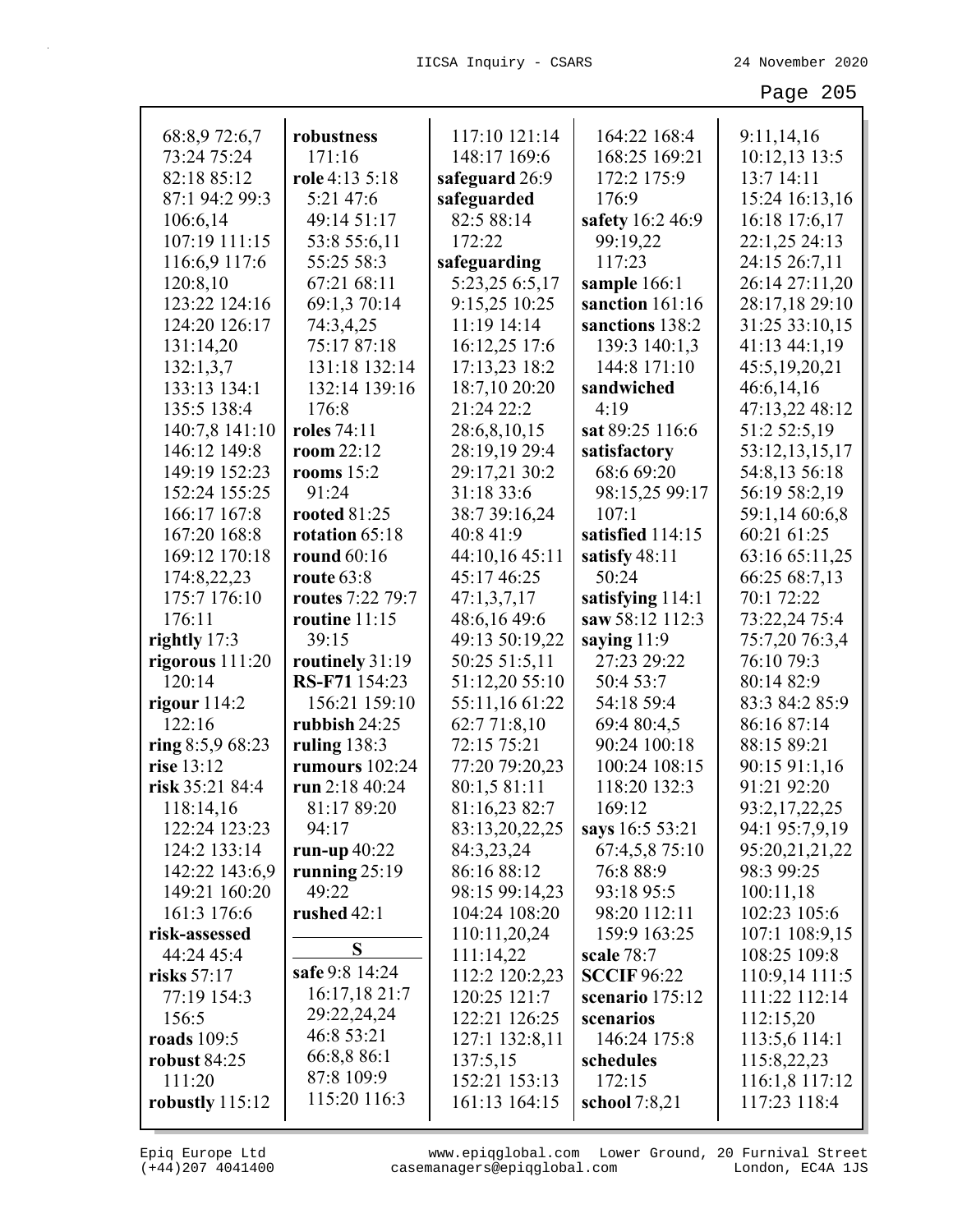68:8,9 72:6,7
73:24 75:24
82:18 85:12
87:1 94:2 99:3
106:6,14
107:19 111:15
116:6,9 117:6
120:8,10
123:22 124:16
124:20 126:17
131:14,20
132:1,3,7
133:13 134:1
135:5 138:4
140:7,8 141:10
146:12 149:8
149:19 152:23
152:24 155:25
166:17 167:8
167:20 168:8
169:12 170:18
174:8,22,23
175:7 176:10
176:11
**rightly** 17:3
**rigorous** 111:20
120:14
**rigour** 114:2
122:16
**ring** 8:5,9 68:23
**rise** 13:12
**risk** 35:21 84:4
118:14,16
122:24 123:23
124:2 133:14
142:22 143:6,9
149:21 160:20
161:3 176:6
**risk-assessed**
44:24 45:4
**risks** 57:17
77:19 154:3
156:5
**roads** 109:5
**robust** 84:25
111:20
**robustly** 115:12
**robustness**
171:16
**role** 4:13 5:18
5:21 47:6
49:14 51:17
53:8 55:6,11
55:25 58:3
67:21 68:11
69:1,3 70:14
74:3,4,25
75:17 87:18
131:18 132:14
132:14 139:16
176:8
**roles** 74:11
**room** 22:12
**rooms** 15:2
91:24
**rooted** 81:25
**rotation** 65:18
**round** 60:16
**route** 63:8
**routes** 7:22 79:7
**routine** 11:15
39:15
**routinely** 31:19
**RS-F71** 154:23
156:21 159:10
**rubbish** 24:25
**ruling** 138:3
**rumours** 102:24
**run** 2:18 40:24
81:17 89:20
94:17
**run-up** 40:22
**running** 25:19
49:22
**rushed** 42:1

**S**

**safe** 9:8 14:24
16:17,18 21:7
29:22,24,24
46:8 53:21
66:8,8 86:1
87:8 109:9
115:20 116:3
117:10 121:14
148:17 169:6
**safeguard** 26:9
**safeguarded**
82:5 88:14
172:22
**safeguarding**
5:23,25 6:5,17
9:15,25 10:25
11:19 14:14
16:12,25 17:6
17:13,23 18:2
18:7,10 20:20
21:24 22:2
28:6,8,10,15
28:19,19 29:4
29:17,21 30:2
31:18 33:6
38:7 39:16,24
40:8 41:9
44:10,16 45:11
45:17 46:25
47:1,3,7,17
48:6,16 49:6
49:13 50:19,22
50:25 51:5,11
51:12,20 55:10
55:11,16 61:22
62:7 71:8,10
72:15 75:21
77:20 79:20,23
80:1,5 81:11
81:16,23 82:7
83:13,20,22,25
84:3,23,24
86:16 88:12
98:15 99:14,23
104:24 108:20
110:11,20,24
111:14,22
112:2 120:2,23
120:25 121:7
122:21 126:25
127:1 132:8,11
137:5,15
152:21 153:13
161:13 164:15
164:22 168:4
168:25 169:21
172:2 175:9
176:9
**safety** 16:2 46:9
99:19,22
117:23
**sample** 166:1
**sanction** 161:16
**sanctions** 138:2
139:3 140:1,3
144:8 171:10
**sandwiched**
4:19
**sat** 89:25 116:6
**satisfactory**
68:6 69:20
98:15,25 99:17
107:1
**satisfied** 114:15
**satisfy** 48:11
50:24
**satisfying** 114:1
**saw** 58:12 112:3
**saying** 11:9
27:23 29:22
50:4 53:7
54:18 59:4
69:4 80:4,5
90:24 100:18
100:24 108:15
118:20 132:3
169:12
**says** 16:5 53:21
67:4,5,8 75:10
76:8 88:9
93:18 95:5
98:20 112:11
159:9 163:25
**scale** 78:7
**SCCIF** 96:22
**scenario** 175:12
**scenarios**
146:24 175:8
**schedules**
172:15
**school** 7:8,21
9:11,14,16
10:12,13 13:5
13:7 14:11
15:24 16:13,16
16:18 17:6,17
22:1,25 24:13
24:15 26:7,11
26:14 27:11,20
28:17,18 29:10
31:25 33:10,15
41:13 44:1,19
45:5,19,20,21
46:6,14,16
47:13,22 48:12
51:2 52:5,19
53:12,13,15,17
54:8,13 56:18
56:19 58:2,19
59:1,14 60:6,8
60:21 61:25
63:16 65:11,25
66:25 68:7,13
70:1 72:22
73:22,24 75:4
75:7,20 76:3,4
76:10 79:3
80:14 82:9
83:3 84:2 85:9
86:16 87:14
88:15 89:21
90:15 91:1,16
91:21 92:20
93:2,17,22,25
94:1 95:7,9,19
95:20,21,21,22
98:3 99:25
100:11,18
102:23 105:6
107:1 108:9,15
108:25 109:8
110:9,14 111:5
111:22 112:14
112:15,20
113:5,6 114:1
115:8,22,23
116:1,8 117:12
117:23 118:4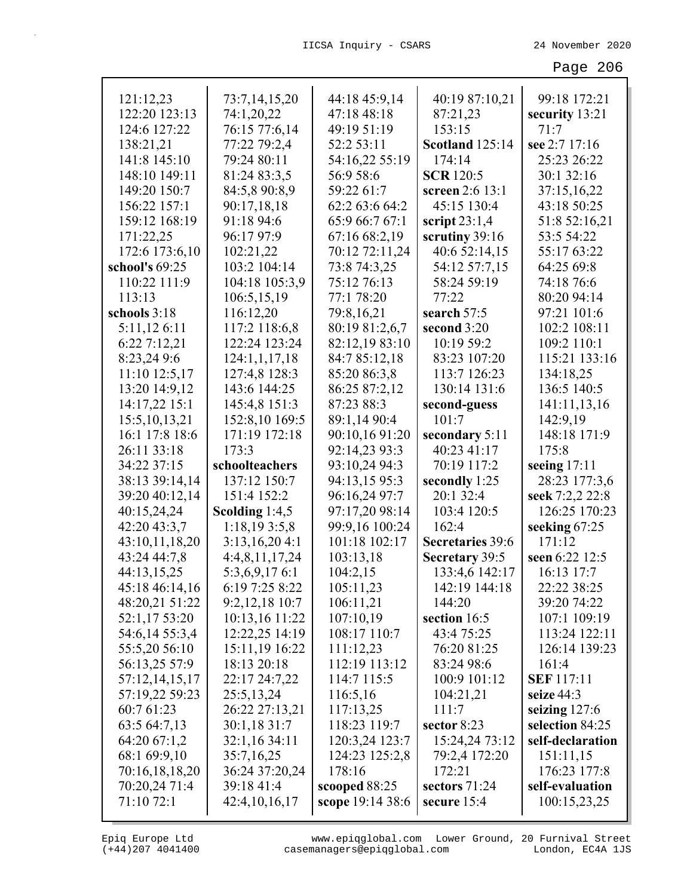121:12,23
122:20 123:13
124:6 127:22
138:21,21
141:8 145:10
148:10 149:11
149:20 150:7
156:22 157:1
159:12 168:19
171:22,25
172:6 173:6,10

**school's** 69:25
110:22 111:9
113:13

**schools** 3:18
5:11,12 6:11
6:22 7:12,21
8:23,24 9:6
11:10 12:5,17
13:20 14:9,12
14:17,22 15:1
15:5,10,13,21
16:1 17:8 18:6
26:11 33:18
34:22 37:15
38:13 39:14,14
39:20 40:12,14
40:15,24,24
42:20 43:3,7
43:10,11,18,20
43:24 44:7,8
44:13,15,25
45:18 46:14,16
48:20,21 51:22
52:1,17 53:20
54:6,14 55:3,4
55:5,20 56:10
56:13,25 57:9
57:12,14,15,17
57:19,22 59:23
60:7 61:23
63:5 64:7,13
64:20 67:1,2
68:1 69:9,10
70:16,18,18,20
70:20,24 71:4
71:10 72:1
73:7,14,15,20
74:1,20,22
76:15 77:6,14
77:22 79:2,4
79:24 80:11
81:24 83:3,5
84:5,8 90:8,9
90:17,18,18
91:18 94:6
96:17 97:9
102:21,22
103:2 104:14
104:18 105:3,9
106:5,15,19
116:12,20
117:2 118:6,8
122:24 123:24
124:1,1,17,18
127:4,8 128:3
143:6 144:25
145:4,8 151:3
152:8,10 169:5
171:19 172:18
173:3

**schoolteachers**
137:12 150:7
151:4 152:2

**Scolding** 1:4,5
1:18,19 3:5,8
3:13,16,20 4:1
4:4,8,11,17,24
5:3,6,9,17 6:1
6:19 7:25 8:22
9:2,12,18 10:7
10:13,16 11:22
12:22,25 14:19
15:11,19 16:22
18:13 20:18
22:17 24:7,22
25:5,13,24
26:22 27:13,21
30:1,18 31:7
32:1,16 34:11
35:7,16,25
36:24 37:20,24
39:18 41:4
42:4,10,16,17
44:18 45:9,14
47:18 48:18
49:19 51:19
52:2 53:11
54:16,22 55:19
56:9 58:6
59:22 61:7
62:2 63:6 64:2
65:9 66:7 67:1
67:16 68:2,19
70:12 72:11,24
73:8 74:3,25
75:12 76:13
77:1 78:20
79:8,16,21
80:19 81:2,6,7
82:12,19 83:10
84:7 85:12,18
85:20 86:3,8
86:25 87:2,12
87:23 88:3
89:1,14 90:4
90:10,16 91:20
92:14,23 93:3
93:10,24 94:3
94:13,15 95:3
96:16,24 97:7
97:17,20 98:14
99:9,16 100:24
101:18 102:17
103:13,18
104:2,15
105:11,23
106:11,21
107:10,19
108:17 110:7
111:12,23
112:19 113:12
114:7 115:5
116:5,16
117:13,25
118:23 119:7
120:3,24 123:7
124:23 125:2,8
178:16

**scooped** 88:25

**scope** 19:14 38:6
40:19 87:10,21
87:21,23
153:15

**Scotland** 125:14
174:14

**SCR** 120:5

**screen** 2:6 13:1
45:15 130:4

**script** 23:1,4

**scrutiny** 39:16
40:6 52:14,15
54:12 57:7,15
58:24 59:19
77:22

**search** 57:5

**second** 3:20
10:19 59:2
83:23 107:20
113:7 126:23
130:14 131:6

**second-guess**
101:7

**secondary** 5:11
40:23 41:17
70:19 117:2

**secondly** 1:25
20:1 32:4
103:4 120:5
162:4

**Secretaries** 39:6

**Secretary** 39:5
133:4,6 142:17
142:19 144:18
144:20

**section** 16:5
43:4 75:25
76:20 81:25
83:24 98:6
100:9 101:12
104:21,21
111:7

**sector** 8:23
15:24,24 73:12
79:2,4 172:20
172:21

**sectors** 71:24

**secure** 15:4
99:18 172:21

**security** 13:21
71:7

**see** 2:7 17:16
25:23 26:22
30:1 32:16
37:15,16,22
43:18 50:25
51:8 52:16,21
53:5 54:22
55:17 63:22
64:25 69:8
74:18 76:6
80:20 94:14
97:21 101:6
102:2 108:11
109:2 110:1
115:21 133:16
134:18,25
136:5 140:5
141:11,13,16
142:9,19
148:18 171:9
175:8

**seeing** 17:11
28:23 177:3,6

**seek** 7:2,2 22:8
126:25 170:23

**seeking** 67:25
171:12

**seen** 6:22 12:5
16:13 17:7
22:22 38:25
39:20 74:22
107:1 109:19
113:24 122:11
126:14 139:23
161:4

**SEF** 117:11

**seize** 44:3

**seizing** 127:6

**selection** 84:25

**self-declaration**
151:11,15
176:23 177:8

**self-evaluation**
100:15,23,25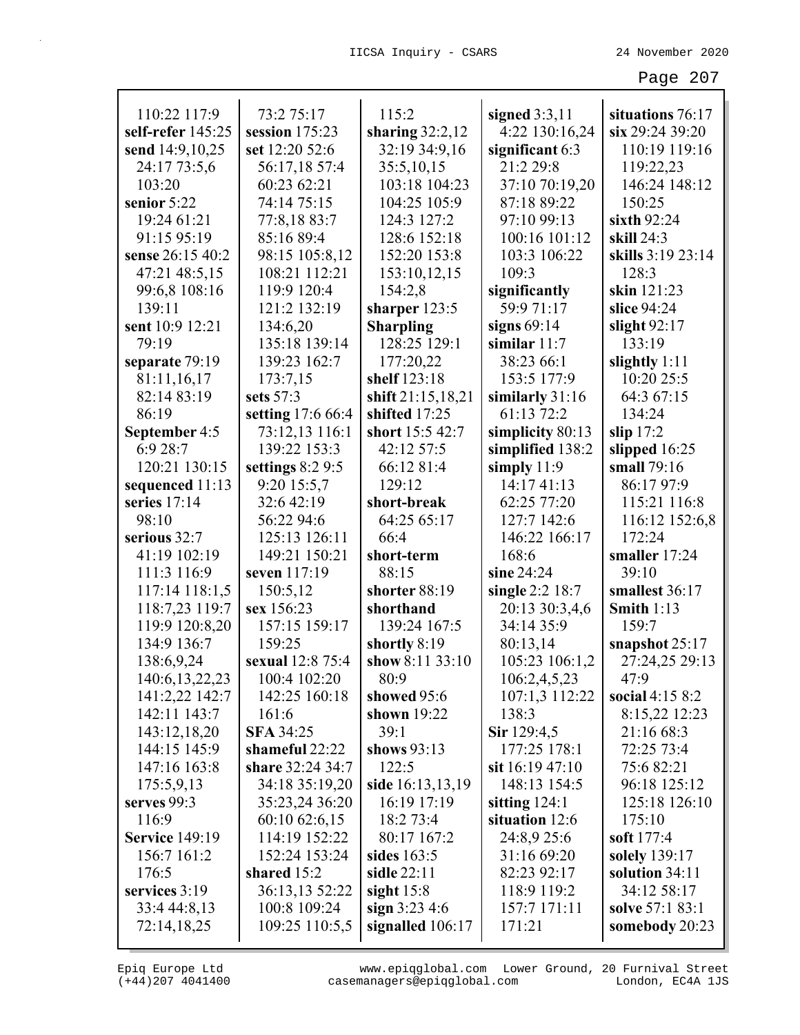110:22 117:9
**self-refer** 145:25
**send** 14:9,10,25 24:17 73:5,6 103:20
**senior** 5:22 19:24 61:21 91:15 95:19
**sense** 26:15 40:2 47:21 48:5,15 99:6,8 108:16 139:11
**sent** 10:9 12:21 79:19
**separate** 79:19 81:11,16,17 82:14 83:19 86:19
**September** 4:5 6:9 28:7 120:21 130:15
**sequenced** 11:13
**series** 17:14 98:10
**serious** 32:7 41:19 102:19 111:3 116:9 117:14 118:1,5 118:7,23 119:7 119:9 120:8,20 134:9 136:7 138:6,9,24 140:6,13,22,23 141:2,22 142:7 142:11 143:7 143:12,18,20 144:15 145:9 147:16 163:8 175:5,9,13
**serves** 99:3 116:9
**Service** 149:19 156:7 161:2 176:5
**services** 3:19 33:4 44:8,13 72:14,18,25

73:2 75:17
**session** 175:23
**set** 12:20 52:6 56:17,18 57:4 60:23 62:21 74:14 75:15 77:8,18 83:7 85:16 89:4 98:15 105:8,12 108:21 112:21 119:9 120:4 121:2 132:19 134:6,20 135:18 139:14 139:23 162:7 173:7,15
**sets** 57:3
**setting** 17:6 66:4 73:12,13 116:1 139:22 153:3
**settings** 8:2 9:5 9:20 15:5,7 32:6 42:19 56:22 94:6 125:13 126:11 149:21 150:21
**seven** 117:19 150:5,12
**sex** 156:23 157:15 159:17 159:25
**sexual** 12:8 75:4 100:4 102:20 142:25 160:18 161:6
**SFA** 34:25
**shameful** 22:22
**share** 32:24 34:7 34:18 35:19,20 35:23,24 36:20 60:10 62:6,15 114:19 152:22 152:24 153:24
**shared** 15:2 36:13,13 52:22 100:8 109:24 109:25 110:5,5

115:2
**sharing** 32:2,12 32:19 34:9,16 35:5,10,15 103:18 104:23 104:25 105:9 124:3 127:2 128:6 152:18 152:20 153:8 153:10,12,15 154:2,8
**sharper** 123:5
**Sharpling** 128:25 129:1 177:20,22
**shelf** 123:18
**shift** 21:15,18,21
**shifted** 17:25
**short** 15:5 42:7 42:12 57:5 66:12 81:4 129:12
**short-break** 64:25 65:17 66:4
**short-term** 88:15
**shorter** 88:19
**shorthand** 139:24 167:5
**shortly** 8:19
**show** 8:11 33:10 80:9
**showed** 95:6
**shown** 19:22 39:1
**shows** 93:13 122:5
**side** 16:13,13,19 16:19 17:19 18:2 73:4 80:17 167:2
**sides** 163:5
**sidle** 22:11
**sight** 15:8
**sign** 3:23 4:6
**signalled** 106:17

**signed** 3:3,11 4:22 130:16,24
**significant** 6:3 21:2 29:8 37:10 70:19,20 87:18 89:22 97:10 99:13 100:16 101:12 103:3 106:22 109:3
**significantly** 59:9 71:17
**signs** 69:14
**similar** 11:7 38:23 66:1 153:5 177:9
**similarly** 31:16 61:13 72:2
**simplicity** 80:13
**simplified** 138:2
**simply** 11:9 14:17 41:13 62:25 77:20 127:7 142:6 146:22 166:17 168:6
**sine** 24:24
**single** 2:2 18:7 20:13 30:3,4,6 34:14 35:9 80:13,14 105:23 106:1,2 106:2,4,5,23 107:1,3 112:22 138:3
**Sir** 129:4,5 177:25 178:1
**sit** 16:19 47:10 148:13 154:5
**sitting** 124:1
**situation** 12:6 24:8,9 25:6 31:16 69:20 82:23 92:17 118:9 119:2 157:7 171:11 171:21

**situations** 76:17
**six** 29:24 39:20 110:19 119:16 119:22,23 146:24 148:12 150:25
**sixth** 92:24
**skill** 24:3
**skills** 3:19 23:14 128:3
**skin** 121:23
**slice** 94:24
**slight** 92:17 133:19
**slightly** 1:11 10:20 25:5 64:3 67:15 134:24
**slip** 17:2
**slipped** 16:25
**small** 79:16 86:17 97:9 115:21 116:8 116:12 152:6,8 172:24
**smaller** 17:24 39:10
**smallest** 36:17
**Smith** 1:13 159:7
**snapshot** 25:17 27:24,25 29:13 47:9
**social** 4:15 8:2 8:15,22 12:23 21:16 68:3 72:25 73:4 75:6 82:21 96:18 125:12 125:18 126:10 175:10
**soft** 177:4
**solely** 139:17
**solution** 34:11 34:12 58:17
**solve** 57:1 83:1
**somebody** 20:23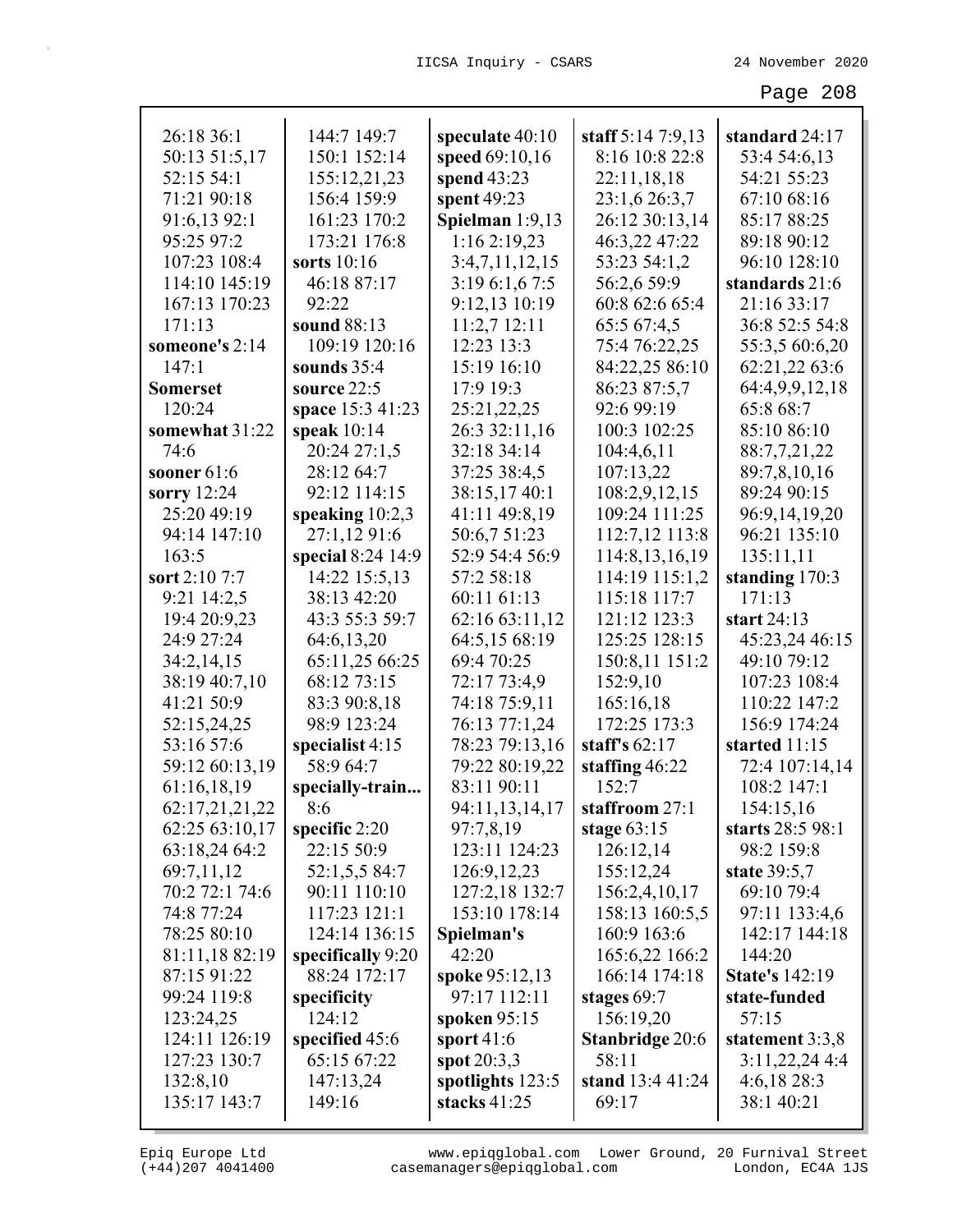26:18 36:1
50:13 51:5,17
52:15 54:1
71:21 90:18
91:6,13 92:1
95:25 97:2
107:23 108:4
114:10 145:19
167:13 170:23
171:13
**someone's** 2:14
147:1
**Somerset**
120:24
**somewhat** 31:22
74:6
**sooner** 61:6
**sorry** 12:24
25:20 49:19
94:14 147:10
163:5
**sort** 2:10 7:7
9:21 14:2,5
19:4 20:9,23
24:9 27:24
34:2,14,15
38:19 40:7,10
41:21 50:9
52:15,24,25
53:16 57:6
59:12 60:13,19
61:16,18,19
62:17,21,21,22
62:25 63:10,17
63:18,24 64:2
69:7,11,12
70:2 72:1 74:6
74:8 77:24
78:25 80:10
81:11,18 82:19
87:15 91:22
99:24 119:8
123:24,25
124:11 126:19
127:23 130:7
132:8,10
135:17 143:7
144:7 149:7
150:1 152:14
155:12,21,23
156:4 159:9
161:23 170:2
173:21 176:8
**sorts** 10:16
46:18 87:17
92:22
**sound** 88:13
109:19 120:16
**sounds** 35:4
**source** 22:5
**space** 15:3 41:23
**speak** 10:14
20:24 27:1,5
28:12 64:7
92:12 114:15
**speaking** 10:2,3
27:1,12 91:6
**special** 8:24 14:9
14:22 15:5,13
38:13 42:20
43:3 55:3 59:7
64:6,13,20
65:11,25 66:25
68:12 73:15
83:3 90:8,18
98:9 123:24
**specialist** 4:15
58:9 64:7
**specially-train...**
8:6
**specific** 2:20
22:15 50:9
52:1,5,5 84:7
90:11 110:10
117:23 121:1
124:14 136:15
**specifically** 9:20
88:24 172:17
**specificity**
124:12
**specified** 45:6
65:15 67:22
147:13,24
149:16
**speculate** 40:10
**speed** 69:10,16
**spend** 43:23
**spent** 49:23
**Spielman** 1:9,13
1:16 2:19,23
3:4,7,11,12,15
3:19 6:1,6 7:5
9:12,13 10:19
11:2,7 12:11
12:23 13:3
15:19 16:10
17:9 19:3
25:21,22,25
26:3 32:11,16
32:18 34:14
37:25 38:4,5
38:15,17 40:1
41:11 49:8,19
50:6,7 51:23
52:9 54:4 56:9
57:2 58:18
60:11 61:13
62:16 63:11,12
64:5,15 68:19
69:4 70:25
72:17 73:4,9
74:18 75:9,11
76:13 77:1,24
78:23 79:13,16
79:22 80:19,22
83:11 90:11
94:11,13,14,17
97:7,8,19
123:11 124:23
126:9,12,23
127:2,18 132:7
153:10 178:14
**Spielman's**
42:20
**spoke** 95:12,13
97:17 112:11
**spoken** 95:15
**sport** 41:6
**spot** 20:3,3
**spotlights** 123:5
**stacks** 41:25
**staff** 5:14 7:9,13
8:16 10:8 22:8
22:11,18,18
23:1,6 26:3,7
26:12 30:13,14
46:3,22 47:22
53:23 54:1,2
56:2,6 59:9
60:8 62:6 65:4
65:5 67:4,5
75:4 76:22,25
84:22,25 86:10
86:23 87:5,7
92:6 99:19
100:3 102:25
104:4,6,11
107:13,22
108:2,9,12,15
109:24 111:25
112:7,12 113:8
114:8,13,16,19
114:19 115:1,2
115:18 117:7
121:12 123:3
125:25 128:15
150:8,11 151:2
152:9,10
165:16,18
172:25 173:3
**staff's** 62:17
**staffing** 46:22
152:7
**staffroom** 27:1
**stage** 63:15
126:12,14
155:12,24
156:2,4,10,17
158:13 160:5,5
160:9 163:6
165:6,22 166:2
166:14 174:18
**stages** 69:7
156:19,20
**Stanbridge** 20:6
58:11
**stand** 13:4 41:24
69:17
**standard** 24:17
53:4 54:6,13
54:21 55:23
67:10 68:16
85:17 88:25
89:18 90:12
96:10 128:10
**standards** 21:6
21:16 33:17
36:8 52:5 54:8
55:3,5 60:6,20
62:21,22 63:6
64:4,9,9,12,18
65:8 68:7
85:10 86:10
88:7,7,21,22
89:7,8,10,16
89:24 90:15
96:9,14,19,20
96:21 135:10
135:11,11
**standing** 170:3
171:13
**start** 24:13
45:23,24 46:15
49:10 79:12
107:23 108:4
110:22 147:2
156:9 174:24
**started** 11:15
72:4 107:14,14
108:2 147:1
154:15,16
**starts** 28:5 98:1
98:2 159:8
**state** 39:5,7
69:10 79:4
97:11 133:4,6
142:17 144:18
144:20
**State's** 142:19
**state-funded**
57:15
**statement** 3:3,8
3:11,22,24 4:4
4:6,18 28:3
38:1 40:21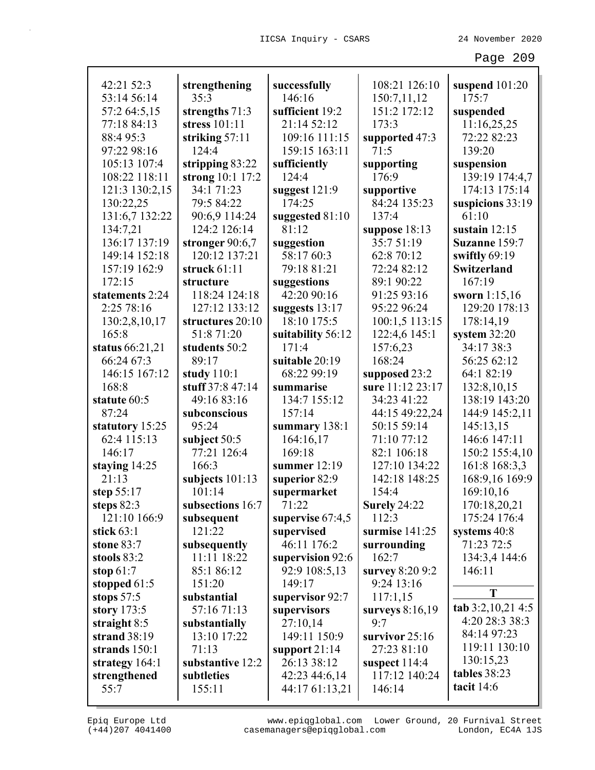42:21 52:3 53:14 56:14 57:2 64:5,15 77:18 84:13 88:4 95:3 97:22 98:16 105:13 107:4 108:22 118:11 121:3 130:2,15 130:22,25 131:6,7 132:22 134:7,21 136:17 137:19 149:14 152:18 157:19 162:9 172:15
**statements** 2:24 2:25 78:16 130:2,8,10,17 165:8
**status** 66:21,21 66:24 67:3 146:15 167:12 168:8
**statute** 60:5 87:24
**statutory** 15:25 62:4 115:13 146:17
**staying** 14:25 21:13
**step** 55:17
**steps** 82:3 121:10 166:9
**stick** 63:1
**stone** 83:7
**stools** 83:2
**stop** 61:7
**stopped** 61:5
**stops** 57:5
**story** 173:5
**straight** 8:5
**strand** 38:19
**strands** 150:1
**strategy** 164:1
**strengthened** 55:7
**strengthening** 35:3
**strengths** 71:3
**stress** 101:11
**striking** 57:11 124:4
**stripping** 83:22
**strong** 10:1 17:2 34:1 71:23 79:5 84:22 90:6,9 114:24 124:2 126:14
**stronger** 90:6,7 120:12 137:21
**struck** 61:11
**structure** 118:24 124:18 127:12 133:12
**structures** 20:10 51:8 71:20
**students** 50:2 89:17
**study** 110:1
**stuff** 37:8 47:14 49:16 83:16
**subconscious** 95:24
**subject** 50:5 77:21 126:4 166:3
**subjects** 101:13 101:14
**subsections** 16:7
**subsequent** 121:22
**subsequently** 11:11 18:22 85:1 86:12 151:20
**substantial** 57:16 71:13
**substantially** 13:10 17:22 71:13
**substantive** 12:2
**subtleties** 155:11
**successfully** 146:16
**sufficient** 19:2 21:14 52:12 109:16 111:15 159:15 163:11
**sufficiently** 124:4
**suggest** 121:9 174:25
**suggested** 81:10 81:12
**suggestion** 58:17 60:3 79:18 81:21
**suggestions** 42:20 90:16
**suggests** 13:17 18:10 175:5
**suitability** 56:12 171:4
**suitable** 20:19 68:22 99:19
**summarise** 134:7 155:12 157:14
**summary** 138:1 164:16,17 169:18
**summer** 12:19
**superior** 82:9
**supermarket** 71:22
**supervise** 67:4,5
**supervised** 46:11 176:2
**supervision** 92:6 92:9 108:5,13 149:17
**supervisor** 92:7
**supervisors** 27:10,14 149:11 150:9
**support** 21:14 26:13 38:12 42:23 44:6,14 44:17 61:13,21 108:21 126:10 150:7,11,12 151:2 172:12 173:3
**supported** 47:3 71:5
**supporting** 176:9
**supportive** 84:24 135:23 137:4
**suppose** 18:13 35:7 51:19 62:8 70:12 72:24 82:12 89:1 90:22 91:25 93:16 95:22 96:24 100:1,5 113:15 122:4,6 145:1 157:6,23 168:24
**supposed** 23:2
**sure** 11:12 23:17 34:23 41:22 44:15 49:22,24 50:15 59:14 71:10 77:12 82:1 106:18 127:10 134:22 142:18 148:25 154:4
**Surely** 24:22 112:3
**surmise** 141:25
**surrounding** 162:7
**survey** 8:20 9:2 9:24 13:16 117:1,15
**surveys** 8:16,19 9:7
**survivor** 25:16 27:23 81:10
**suspect** 114:4 117:12 140:24 146:14
**suspend** 101:20 175:7
**suspended** 11:16,25,25 72:22 82:23 139:20
**suspension** 139:19 174:4,7 174:13 175:14
**suspicions** 33:19 61:10
**sustain** 12:15
**Suzanne** 159:7
**swiftly** 69:19
**Switzerland** 167:19
**sworn** 1:15,16 129:20 178:13 178:14,19
**system** 32:20 34:17 38:3 56:25 62:12 64:1 82:19 132:8,10,15 138:19 143:20 144:9 145:2,11 145:13,15 146:6 147:11 150:2 155:4,10 161:8 168:3,3 168:9,16 169:9 169:10,16 170:18,20,21 175:24 176:4
**systems** 40:8 71:23 72:5 134:3,4 144:6 146:11

**T**

**tab** 3:2,10,21 4:5 4:20 28:3 38:3 84:14 97:23 119:11 130:10 130:15,23
**tables** 38:23
**tacit** 14:6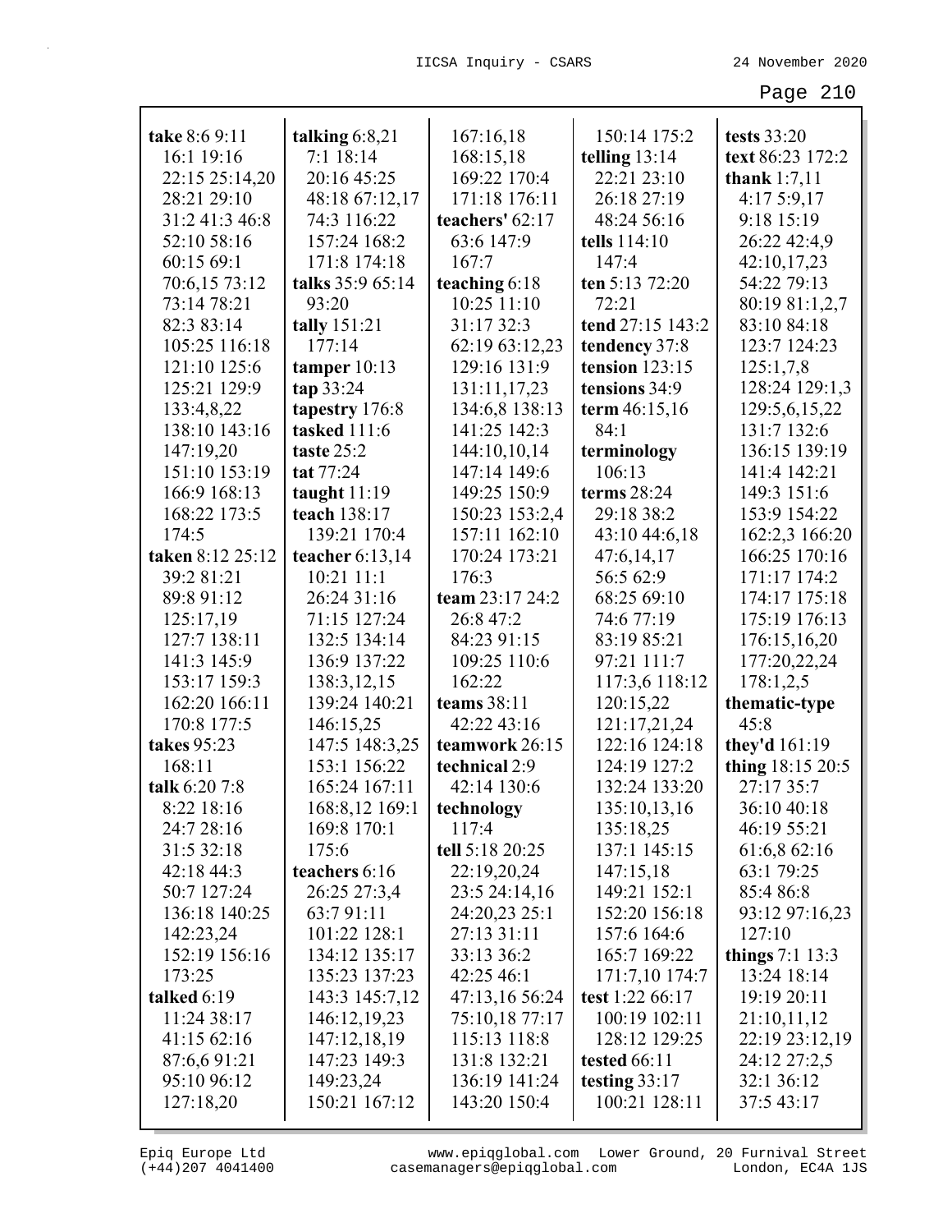**take** 8:6 9:11 16:1 19:16 22:15 25:14,20 28:21 29:10 31:2 41:3 46:8 52:10 58:16 60:15 69:1 70:6,15 73:12 73:14 78:21 82:3 83:14 105:25 116:18 121:10 125:6 125:21 129:9 133:4,8,22 138:10 143:16 147:19,20 151:10 153:19 166:9 168:13 168:22 173:5 174:5

**taken** 8:12 25:12 39:2 81:21 89:8 91:12 125:17,19 127:7 138:11 141:3 145:9 153:17 159:3 162:20 166:11 170:8 177:5

**takes** 95:23 168:11

**talk** 6:20 7:8 8:22 18:16 24:7 28:16 31:5 32:18 42:18 44:3 50:7 127:24 136:18 140:25 142:23,24 152:19 156:16 173:25

**talked** 6:19 11:24 38:17 41:15 62:16 87:6,6 91:21 95:10 96:12 127:18,20

**talking** 6:8,21 7:1 18:14 20:16 45:25 48:18 67:12,17 74:3 116:22 157:24 168:2 171:8 174:18

**talks** 35:9 65:14 93:20

**tally** 151:21 177:14

**tamper** 10:13

**tap** 33:24

**tapestry** 176:8

**tasked** 111:6

**taste** 25:2

**tat** 77:24

**taught** 11:19

**teach** 138:17 139:21 170:4

**teacher** 6:13,14 10:21 11:1 26:24 31:16 71:15 127:24 132:5 134:14 136:9 137:22 138:3,12,15 139:24 140:21 146:15,25 147:5 148:3,25 153:1 156:22 165:24 167:11 168:8,12 169:1 169:8 170:1 175:6

**teachers** 6:16 26:25 27:3,4 63:7 91:11 101:22 128:1 134:12 135:17 135:23 137:23 143:3 145:7,12 146:12,19,23 147:12,18,19 147:23 149:3 149:23,24 150:21 167:12 167:16,18 168:15,18 169:22 170:4 171:18 176:11

**teachers'** 62:17 63:6 147:9 167:7

**teaching** 6:18 10:25 11:10 31:17 32:3 62:19 63:12,23 129:16 131:9 131:11,17,23 134:6,8 138:13 141:25 142:3 144:10,10,14 147:14 149:6 149:25 150:9 150:23 153:2,4 157:11 162:10 170:24 173:21 176:3

**team** 23:17 24:2 26:8 47:2 84:23 91:15 109:25 110:6 162:22

**teams** 38:11 42:22 43:16

**teamwork** 26:15

**technical** 2:9 42:14 130:6

**technology** 117:4

**tell** 5:18 20:25 22:19,20,24 23:5 24:14,16 24:20,23 25:1 27:13 31:11 33:13 36:2 42:25 46:1 47:13,16 56:24 75:10,18 77:17 115:13 118:8 131:8 132:21 136:19 141:24 143:20 150:4 150:14 175:2

**telling** 13:14 22:21 23:10 26:18 27:19 48:24 56:16

**tells** 114:10 147:4

**ten** 5:13 72:20 72:21

**tend** 27:15 143:2

**tendency** 37:8

**tension** 123:15

**tensions** 34:9

**term** 46:15,16 84:1

**terminology** 106:13

**terms** 28:24 29:18 38:2 43:10 44:6,18 47:6,14,17 56:5 62:9 68:25 69:10 74:6 77:19 83:19 85:21 97:21 111:7 117:3,6 118:12 120:15,22 121:17,21,24 122:16 124:18 124:19 127:2 132:24 133:20 135:10,13,16 135:18,25 137:1 145:15 147:15,18 149:21 152:1 152:20 156:18 157:6 164:6 165:7 169:22 171:7,10 174:7

**test** 1:22 66:17 100:19 102:11 128:12 129:25

**tested** 66:11

**testing** 33:17 100:21 128:11

**tests** 33:20

**text** 86:23 172:2

**thank** 1:7,11 4:17 5:9,17 9:18 15:19 26:22 42:4,9 42:10,17,23 54:22 79:13 80:19 81:1,2,7 83:10 84:18 123:7 124:23 125:1,7,8 128:24 129:1,3 129:5,6,15,22 131:7 132:6 136:15 139:19 141:4 142:21 149:3 151:6 153:9 154:22 162:2,3 166:20 166:25 170:16 171:17 174:2 174:17 175:18 175:19 176:13 176:15,16,20 177:20,22,24 178:1,2,5

**thematic-type** 45:8

**they'd** 161:19

**thing** 18:15 20:5 27:17 35:7 36:10 40:18 46:19 55:21 61:6,8 62:16 63:1 79:25 85:4 86:8 93:12 97:16,23 127:10

**things** 7:1 13:3 13:24 18:14 19:19 20:11 21:10,11,12 22:19 23:12,19 24:12 27:2,5 32:1 36:12 37:5 43:17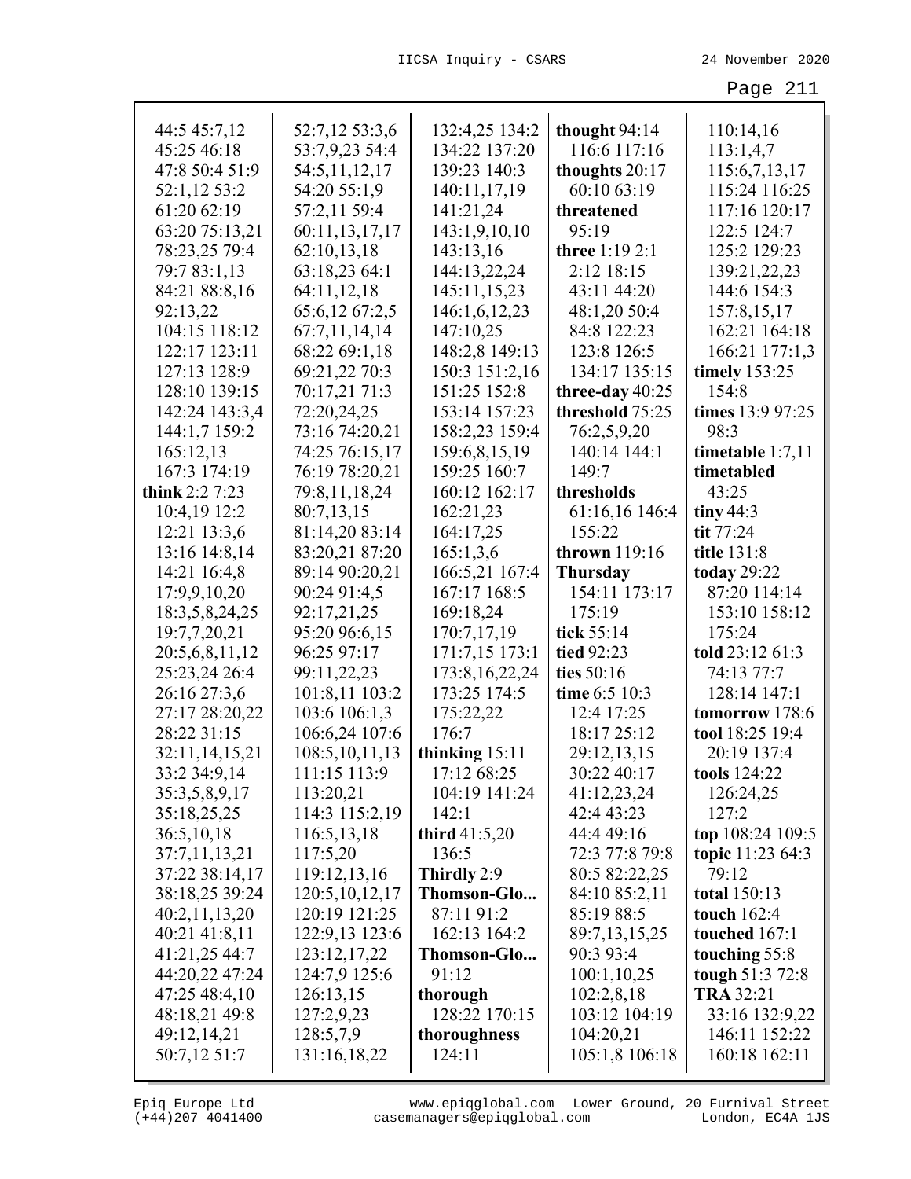44:5 45:7,12
45:25 46:18
47:8 50:4 51:9
52:1,12 53:2
61:20 62:19
63:20 75:13,21
78:23,25 79:4
79:7 83:1,13
84:21 88:8,16
92:13,22
104:15 118:12
122:17 123:11
127:13 128:9
128:10 139:15
142:24 143:3,4
144:1,7 159:2
165:12,13
167:3 174:19

**think** 2:2 7:23
10:4,19 12:2
12:21 13:3,6
13:16 14:8,14
14:21 16:4,8
17:9,9,10,20
18:3,5,8,24,25
19:7,7,20,21
20:5,6,8,11,12
25:23,24 26:4
26:16 27:3,6
27:17 28:20,22
28:22 31:15
32:11,14,15,21
33:2 34:9,14
35:3,5,8,9,17
35:18,25,25
36:5,10,18
37:7,11,13,21
37:22 38:14,17
38:18,25 39:24
40:2,11,13,20
40:21 41:8,11
41:21,25 44:7
44:20,22 47:24
47:25 48:4,10
48:18,21 49:8
49:12,14,21
50:7,12 51:7
52:7,12 53:3,6
53:7,9,23 54:4
54:5,11,12,17
54:20 55:1,9
57:2,11 59:4
60:11,13,17,17
62:10,13,18
63:18,23 64:1
64:11,12,18
65:6,12 67:2,5
67:7,11,14,14
68:22 69:1,18
69:21,22 70:3
70:17,21 71:3
72:20,24,25
73:16 74:20,21
74:25 76:15,17
76:19 78:20,21
79:8,11,18,24
80:7,13,15
81:14,20 83:14
83:20,21 87:20
89:14 90:20,21
90:24 91:4,5
92:17,21,25
95:20 96:6,15
96:25 97:17
99:11,22,23
101:8,11 103:2
103:6 106:1,3
106:6,24 107:6
108:5,10,11,13
111:15 113:9
113:20,21
114:3 115:2,19
116:5,13,18
117:5,20
119:12,13,16
120:5,10,12,17
120:19 121:25
122:9,13 123:6
123:12,17,22
124:7,9 125:6
126:13,15
127:2,9,23
128:5,7,9
131:16,18,22
132:4,25 134:2
134:22 137:20
139:23 140:3
140:11,17,19
141:21,24
143:1,9,10,10
143:13,16
144:13,22,24
145:11,15,23
146:1,6,12,23
147:10,25
148:2,8 149:13
150:3 151:2,16
151:25 152:8
153:14 157:23
158:2,23 159:4
159:6,8,15,19
159:25 160:7
160:12 162:17
162:21,23
164:17,25
165:1,3,6
166:5,21 167:4
167:17 168:5
169:18,24
170:7,17,19
171:7,15 173:1
173:8,16,22,24
173:25 174:5
175:22,22
176:7

**thinking** 15:11
17:12 68:25
104:19 141:24
142:1

**third** 41:5,20
136:5

**Thirdly** 2:9

**Thomson-Glo...**
87:11 91:2
162:13 164:2

**Thomson-Glo...**
91:12

**thorough**
128:22 170:15

**thoroughness**
124:11

**thought** 94:14
116:6 117:16

**thoughts** 20:17
60:10 63:19

**threatened**
95:19

**three** 1:19 2:1
2:12 18:15
43:11 44:20
48:1,20 50:4
84:8 122:23
123:8 126:5
134:17 135:15

**three-day** 40:25

**threshold** 75:25
76:2,5,9,20
140:14 144:1
149:7

**thresholds**
61:16,16 146:4
155:22

**thrown** 119:16

**Thursday**
154:11 173:17
175:19

**tick** 55:14

**tied** 92:23

**ties** 50:16

**time** 6:5 10:3
12:4 17:25
18:17 25:12
29:12,13,15
30:22 40:17
41:12,23,24
42:4 43:23
44:4 49:16
72:3 77:8 79:8
80:5 82:22,25
84:10 85:2,11
85:19 88:5
89:7,13,15,25
90:3 93:4
100:1,10,25
102:2,8,18
103:12 104:19
104:20,21
105:1,8 106:18
110:14,16
113:1,4,7
115:6,7,13,17
115:24 116:25
117:16 120:17
122:5 124:7
125:2 129:23
139:21,22,23
144:6 154:3
157:8,15,17
162:21 164:18
166:21 177:1,3

**timely** 153:25
154:8

**times** 13:9 97:25
98:3

**timetable** 1:7,11

**timetabled**
43:25

**tiny** 44:3

**tit** 77:24

**title** 131:8

**today** 29:22
87:20 114:14
153:10 158:12
175:24

**told** 23:12 61:3
74:13 77:7
128:14 147:1

**tomorrow** 178:6

**tool** 18:25 19:4
20:19 137:4

**tools** 124:22
126:24,25
127:2

**top** 108:24 109:5

**topic** 11:23 64:3
79:12

**total** 150:13

**touch** 162:4

**touched** 167:1

**touching** 55:8

**tough** 51:3 72:8

**TRA** 32:21
33:16 132:9,22
146:11 152:22
160:18 162:11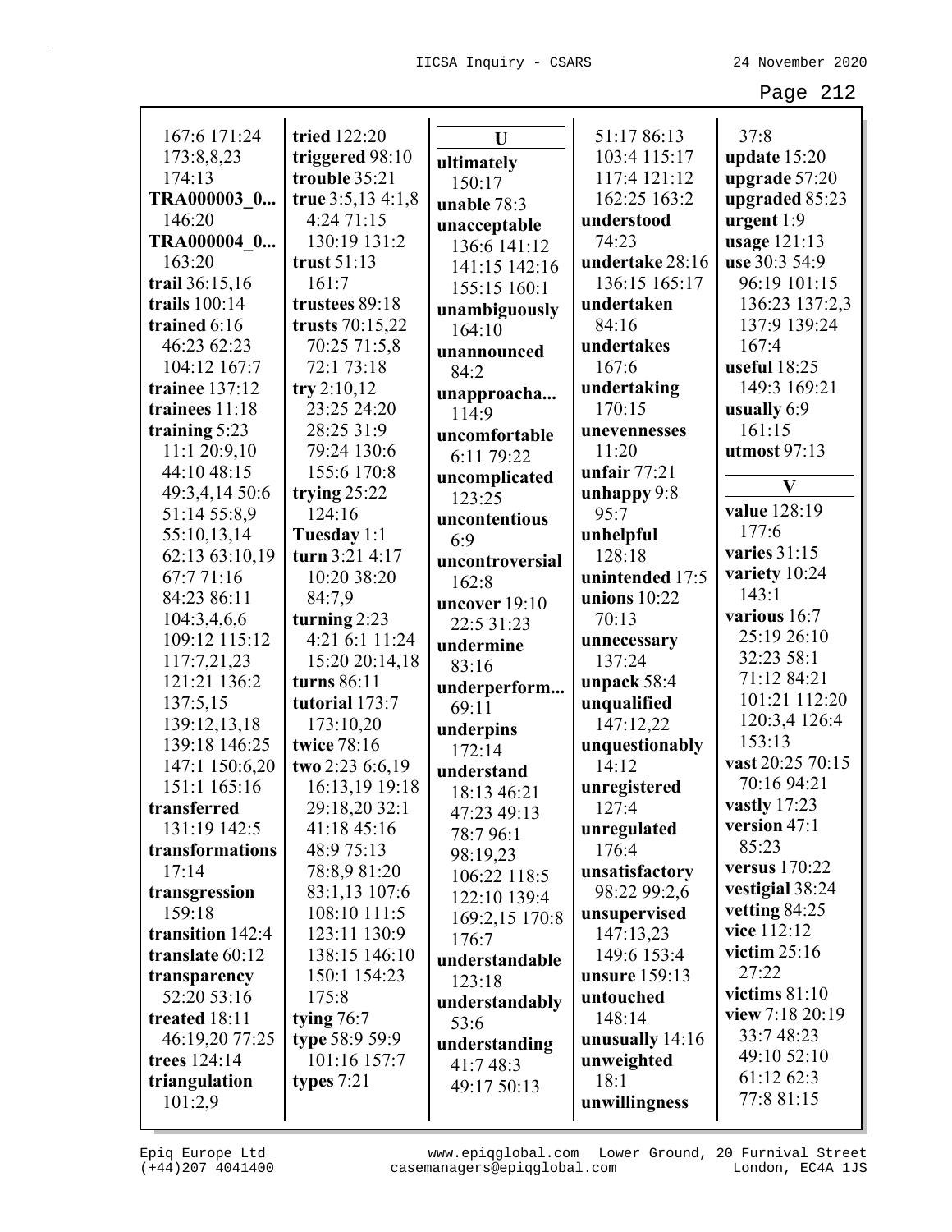167:6 171:24 173:8,8,23 174:13
**TRA000003_0...** 146:20
**TRA000004_0...** 163:20
**trail** 36:15,16
**trails** 100:14
**trained** 6:16 46:23 62:23 104:12 167:7
**trainee** 137:12
**trainees** 11:18
**training** 5:23 11:1 20:9,10 44:10 48:15 49:3,4,14 50:6 51:14 55:8,9 55:10,13,14 62:13 63:10,19 67:7 71:16 84:23 86:11 104:3,4,6,6 109:12 115:12 117:7,21,23 121:21 136:2 137:5,15 139:12,13,18 139:18 146:25 147:1 150:6,20 151:1 165:16
**transferred** 131:19 142:5
**transformations** 17:14
**transgression** 159:18
**transition** 142:4
**translate** 60:12
**transparency** 52:20 53:16
**treated** 18:11 46:19,20 77:25
**trees** 124:14
**triangulation** 101:2,9
**tried** 122:20
**triggered** 98:10
**trouble** 35:21
**true** 3:5,13 4:1,8 4:24 71:15 130:19 131:2
**trust** 51:13 161:7
**trustees** 89:18
**trusts** 70:15,22 70:25 71:5,8 72:1 73:18
**try** 2:10,12 23:25 24:20 28:25 31:9 79:24 130:6 155:6 170:8
**trying** 25:22 124:16
**Tuesday** 1:1
**turn** 3:21 4:17 10:20 38:20 84:7,9
**turning** 2:23 4:21 6:1 11:24 15:20 20:14,18
**turns** 86:11
**tutorial** 173:7 173:10,20
**twice** 78:16
**two** 2:23 6:6,19 16:13,19 19:18 29:18,20 32:1 41:18 45:16 48:9 75:13 78:8,9 81:20 83:1,13 107:6 108:10 111:5 123:11 130:9 138:15 146:10 150:1 154:23 175:8
**tying** 76:7
**type** 58:9 59:9 101:16 157:7
**types** 7:21

**U**

**ultimately** 150:17
**unable** 78:3
**unacceptable** 136:6 141:12 141:15 142:16 155:15 160:1
**unambiguously** 164:10
**unannounced** 84:2
**unapproacha...** 114:9
**uncomfortable** 6:11 79:22
**uncomplicated** 123:25
**uncontentious** 6:9
**uncontroversial** 162:8
**uncover** 19:10 22:5 31:23
**undermine** 83:16
**underperform...** 69:11
**underpins** 172:14
**understand** 18:13 46:21 47:23 49:13 78:7 96:1 98:19,23 106:22 118:5 122:10 139:4 169:2,15 170:8 176:7
**understandable** 123:18
**understandably** 53:6
**understanding** 41:7 48:3 49:17 50:13 51:17 86:13 103:4 115:17 117:4 121:12 162:25 163:2
**understood** 74:23
**undertake** 28:16 136:15 165:17
**undertaken** 84:16
**undertakes** 167:6
**undertaking** 170:15
**unevennesses** 11:20
**unfair** 77:21
**unhappy** 9:8 95:7
**unhelpful** 128:18
**unintended** 17:5
**unions** 10:22 70:13
**unnecessary** 137:24
**unpack** 58:4
**unqualified** 147:12,22
**unquestionably** 14:12
**unregistered** 127:4
**unregulated** 176:4
**unsatisfactory** 98:22 99:2,6
**unsupervised** 147:13,23 149:6 153:4
**unsure** 159:13
**untouched** 148:14
**unusually** 14:16
**unweighted** 18:1
**unwillingness** 37:8
**update** 15:20
**upgrade** 57:20
**upgraded** 85:23
**urgent** 1:9
**usage** 121:13
**use** 30:3 54:9 96:19 101:15 136:23 137:2,3 137:9 139:24 167:4
**useful** 18:25 149:3 169:21
**usually** 6:9 161:15
**utmost** 97:13

**V**

**value** 128:19 177:6
**varies** 31:15
**variety** 10:24 143:1
**various** 16:7 25:19 26:10 32:23 58:1 71:12 84:21 101:21 112:20 120:3,4 126:4 153:13
**vast** 20:25 70:15 70:16 94:21
**vastly** 17:23
**version** 47:1 85:23
**versus** 170:22
**vestigial** 38:24
**vetting** 84:25
**vice** 112:12
**victim** 25:16 27:22
**victims** 81:10
**view** 7:18 20:19 33:7 48:23 49:10 52:10 61:12 62:3 77:8 81:15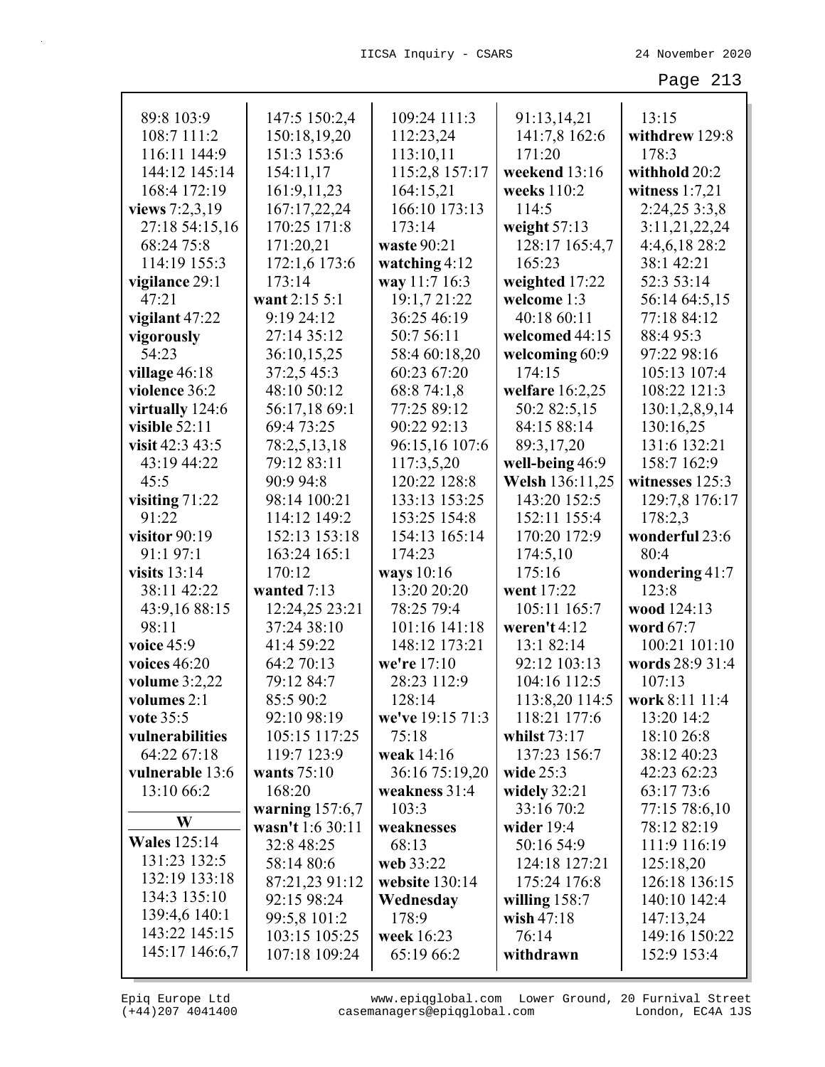89:8 103:9
108:7 111:2
116:11 144:9
144:12 145:14
168:4 172:19

**views** 7:2,3,19
27:18 54:15,16
68:24 75:8
114:19 155:3

**vigilance** 29:1
47:21

**vigilant** 47:22

**vigorously**
54:23

**village** 46:18

**violence** 36:2

**virtually** 124:6

**visible** 52:11

**visit** 42:3 43:5
43:19 44:22
45:5

**visiting** 71:22
91:22

**visitor** 90:19
91:1 97:1

**visits** 13:14
38:11 42:22
43:9,16 88:15
98:11

**voice** 45:9

**voices** 46:20

**volume** 3:2,22

**volumes** 2:1

**vote** 35:5

**vulnerabilities**
64:22 67:18

**vulnerable** 13:6
13:10 66:2

## W

**Wales** 125:14
131:23 132:5
132:19 133:18
134:3 135:10
139:4,6 140:1
143:22 145:15
145:17 146:6,7
147:5 150:2,4
150:18,19,20
151:3 153:6
154:11,17
161:9,11,23
167:17,22,24
170:25 171:8
171:20,21
172:1,6 173:6
173:14

**want** 2:15 5:1
9:19 24:12
27:14 35:12
36:10,15,25
37:2,5 45:3
48:10 50:12
56:17,18 69:1
69:4 73:25
78:2,5,13,18
79:12 83:11
90:9 94:8
98:14 100:21
114:12 149:2
152:13 153:18
163:24 165:1
170:12

**wanted** 7:13
12:24,25 23:21
37:24 38:10
41:4 59:22
64:2 70:13
79:12 84:7
85:5 90:2
92:10 98:19
105:15 117:25
119:7 123:9

**wants** 75:10
168:20

**warning** 157:6,7

**wasn't** 1:6 30:11
32:8 48:25
58:14 80:6
87:21,23 91:12
92:15 98:24
99:5,8 101:2
103:15 105:25
107:18 109:24
109:24 111:3
112:23,24
113:10,11
115:2,8 157:17
164:15,21
166:10 173:13
173:14

**waste** 90:21

**watching** 4:12

**way** 11:7 16:3
19:1,7 21:22
36:25 46:19
50:7 56:11
58:4 60:18,20
60:23 67:20
68:8 74:1,8
77:25 89:12
90:22 92:13
96:15,16 107:6
117:3,5,20
120:22 128:8
133:13 153:25
153:25 154:8
154:13 165:14
174:23

**ways** 10:16
13:20 20:20
78:25 79:4
101:16 141:18
148:12 173:21

**we're** 17:10
28:23 112:9
128:14

**we've** 19:15 71:3
75:18

**weak** 14:16
36:16 75:19,20

**weakness** 31:4
103:3

**weaknesses**
68:13

**web** 33:22

**website** 130:14

**Wednesday**
178:9

**week** 16:23
65:19 66:2
91:13,14,21
141:7,8 162:6
171:20

**weekend** 13:16

**weeks** 110:2
114:5

**weight** 57:13
128:17 165:4,7
165:23

**weighted** 17:22

**welcome** 1:3
40:18 60:11

**welcomed** 44:15

**welcoming** 60:9
174:15

**welfare** 16:2,25
50:2 82:5,15
84:15 88:14
89:3,17,20

**well-being** 46:9

**Welsh** 136:11,25
143:20 152:5
152:11 155:4
170:20 172:9
174:5,10
175:16

**went** 17:22
105:11 165:7

**weren't** 4:12
13:1 82:14
92:12 103:13
104:16 112:5
113:8,20 114:5
118:21 177:6

**whilst** 73:17
137:23 156:7

**wide** 25:3

**widely** 32:21
33:16 70:2

**wider** 19:4
50:16 54:9
124:18 127:21
175:24 176:8

**willing** 158:7

**wish** 47:18
76:14

**withdrawn**
13:15

**withdrew** 129:8
178:3

**withhold** 20:2

**witness** 1:7,21
2:24,25 3:3,8
3:11,21,22,24
4:4,6,18 28:2
38:1 42:21
52:3 53:14
56:14 64:5,15
77:18 84:12
88:4 95:3
97:22 98:16
105:13 107:4
108:22 121:3
130:1,2,8,9,14
130:16,25
131:6 132:21
158:7 162:9

**witnesses** 125:3
129:7,8 176:17
178:2,3

**wonderful** 23:6
80:4

**wondering** 41:7
123:8

**wood** 124:13

**word** 67:7
100:21 101:10

**words** 28:9 31:4
107:13

**work** 8:11 11:4
13:20 14:2
18:10 26:8
38:12 40:23
42:23 62:23
63:17 73:6
77:15 78:6,10
78:12 82:19
111:9 116:19
125:18,20
126:18 136:15
140:10 142:4
147:13,24
149:16 150:22
152:9 153:4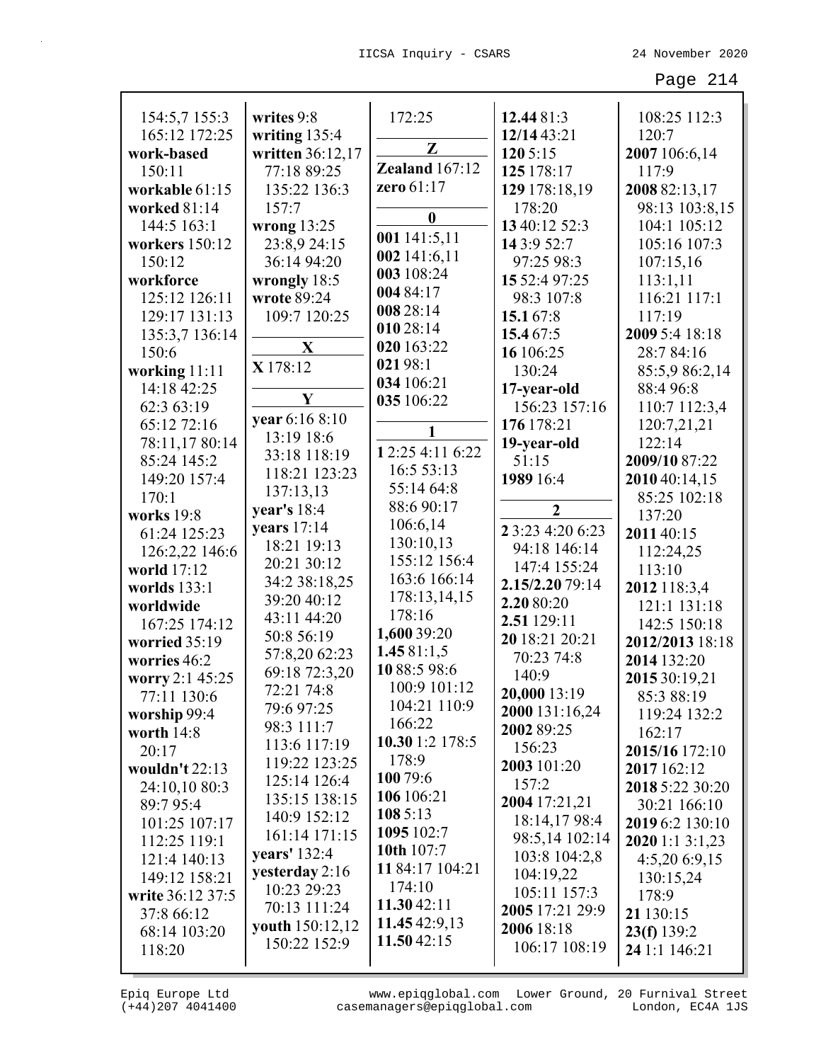154:5,7 155:3
165:12 172:25
**work-based** 150:11
**workable** 61:15
**worked** 81:14 144:5 163:1
**workers** 150:12 150:12
**workforce** 125:12 126:11 129:17 131:13 135:3,7 136:14 150:6
**working** 11:11 14:18 42:25 62:3 63:19 65:12 72:16 78:11,17 80:14 85:24 145:2 149:20 157:4 170:1
**works** 19:8 61:24 125:23 126:2,22 146:6
**world** 17:12
**worlds** 133:1
**worldwide** 167:25 174:12
**worried** 35:19
**worries** 46:2
**worry** 2:1 45:25 77:11 130:6
**worship** 99:4
**worth** 14:8 20:17
**wouldn't** 22:13 24:10,10 80:3 89:7 95:4 101:25 107:17 112:25 119:1 121:4 140:13 149:12 158:21
**write** 36:12 37:5 37:8 66:12 68:14 103:20 118:20
**writes** 9:8
**writing** 135:4
**written** 36:12,17 77:18 89:25 135:22 136:3 157:7
**wrong** 13:25 23:8,9 24:15 36:14 94:20
**wrongly** 18:5
**wrote** 89:24 109:7 120:25

**X**

**X** 178:12

**Y**

**year** 6:16 8:10 13:19 18:6 33:18 118:19 118:21 123:23 137:13,13
**year's** 18:4
**years** 17:14 18:21 19:13 20:21 30:12 34:2 38:18,25 39:20 40:12 43:11 44:20 50:8 56:19 57:8,20 62:23 69:18 72:3,20 72:21 74:8 79:6 97:25 98:3 111:7 113:6 117:19 119:22 123:25 125:14 126:4 135:15 138:15 140:9 152:12 161:14 171:15
**years'** 132:4
**yesterday** 2:16 10:23 29:23 70:13 111:24
**youth** 150:12,12 150:22 152:9
172:25

**Z**

**Zealand** 167:12
**zero** 61:17

**0**

**001** 141:5,11
**002** 141:6,11
**003** 108:24
**004** 84:17
**008** 28:14
**010** 28:14
**020** 163:22
**021** 98:1
**034** 106:21
**035** 106:22

**1**

**1** 2:25 4:11 6:22 16:5 53:13 55:14 64:8 88:6 90:17 106:6,14 130:10,13 155:12 156:4 163:6 166:14 178:13,14,15 178:16
**1,600** 39:20
**1.45** 81:1,5
**10** 88:5 98:6 100:9 101:12 104:21 110:9 166:22
**10.30** 1:2 178:5 178:9
**100** 79:6
**106** 106:21
**108** 5:13
**1095** 102:7
**10th** 107:7
**11** 84:17 104:21 174:10
**11.30** 42:11
**11.45** 42:9,13
**11.50** 42:15
**12.44** 81:3
**12/14** 43:21
**120** 5:15
**125** 178:17
**129** 178:18,19 178:20
**13** 40:12 52:3
**14** 3:9 52:7 97:25 98:3
**15** 52:4 97:25 98:3 107:8
**15.1** 67:8
**15.4** 67:5
**16** 106:25 130:24
**17-year-old** 156:23 157:16
**176** 178:21
**19-year-old** 51:15
**1989** 16:4

**2**

**2** 3:23 4:20 6:23 94:18 146:14 147:4 155:24
**2.15/2.20** 79:14
**2.20** 80:20
**2.51** 129:11
**20** 18:21 20:21 70:23 74:8 140:9
**20,000** 13:19
**2000** 131:16,24
**2002** 89:25 156:23
**2003** 101:20 157:2
**2004** 17:21,21 18:14,17 98:4 98:5,14 102:14 103:8 104:2,8 104:19,22 105:11 157:3
**2005** 17:21 29:9
**2006** 18:18 106:17 108:19 108:25 112:3 120:7
**2007** 106:6,14 117:9
**2008** 82:13,17 98:13 103:8,15 104:1 105:12 105:16 107:3 107:15,16 113:1,11 116:21 117:1 117:19
**2009** 5:4 18:18 28:7 84:16 85:5,9 86:2,14 88:4 96:8 110:7 112:3,4 120:7,21,21 122:14
**2009/10** 87:22
**2010** 40:14,15 85:25 102:18 137:20
**2011** 40:15 112:24,25 113:10
**2012** 118:3,4 121:1 131:18 142:5 150:18
**2012/2013** 18:18
**2014** 132:20
**2015** 30:19,21 85:3 88:19 119:24 132:2 162:17
**2015/16** 172:10
**2017** 162:12
**2018** 5:22 30:20 30:21 166:10
**2019** 6:2 130:10
**2020** 1:1 3:1,23 4:5,20 6:9,15 130:15,24 178:9
**21** 130:15
**23(f)** 139:2
**24** 1:1 146:21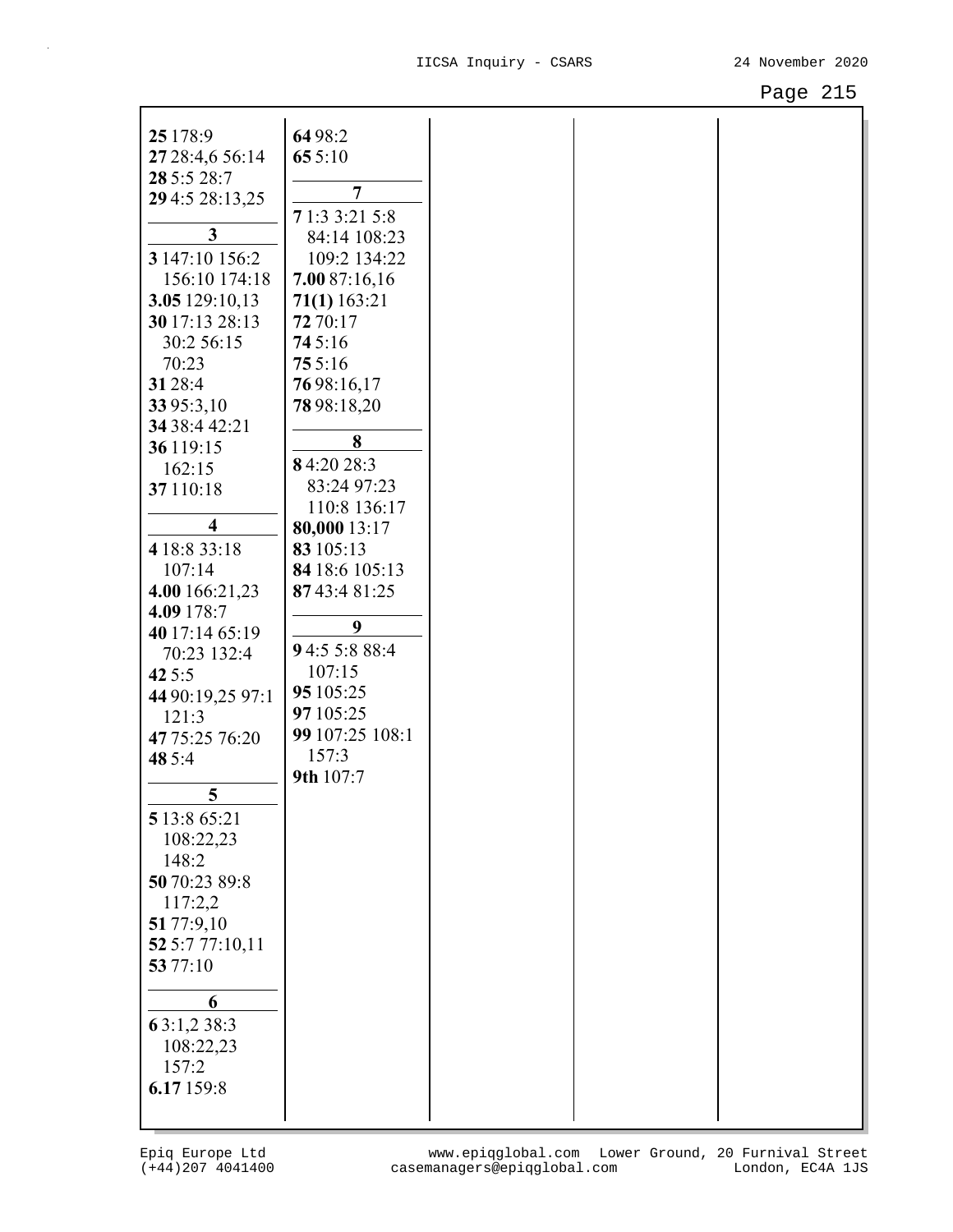**25** 178:9
**27** 28:4,6 56:14
**28** 5:5 28:7
**29** 4:5 28:13,25

**3**

**3** 147:10 156:2 156:10 174:18
**3.05** 129:10,13
**30** 17:13 28:13 30:2 56:15 70:23
**31** 28:4
**33** 95:3,10
**34** 38:4 42:21
**36** 119:15 162:15
**37** 110:18

**4**

**4** 18:8 33:18 107:14
**4.00** 166:21,23
**4.09** 178:7
**40** 17:14 65:19 70:23 132:4
**42** 5:5
**44** 90:19,25 97:1 121:3
**47** 75:25 76:20
**48** 5:4

**5**

**5** 13:8 65:21 108:22,23 148:2
**50** 70:23 89:8 117:2,2
**51** 77:9,10
**52** 5:7 77:10,11
**53** 77:10

**6**

**6** 3:1,2 38:3 108:22,23 157:2
**6.17** 159:8
**64** 98:2
**65** 5:10

**7**

**7** 1:3 3:21 5:8 84:14 108:23 109:2 134:22
**7.00** 87:16,16
**71(1)** 163:21
**72** 70:17
**74** 5:16
**75** 5:16
**76** 98:16,17
**78** 98:18,20

**8**

**8** 4:20 28:3 83:24 97:23 110:8 136:17
**80,000** 13:17
**83** 105:13
**84** 18:6 105:13
**87** 43:4 81:25

**9**

**9** 4:5 5:8 88:4 107:15
**95** 105:25
**97** 105:25
**99** 107:25 108:1 157:3
**9th** 107:7